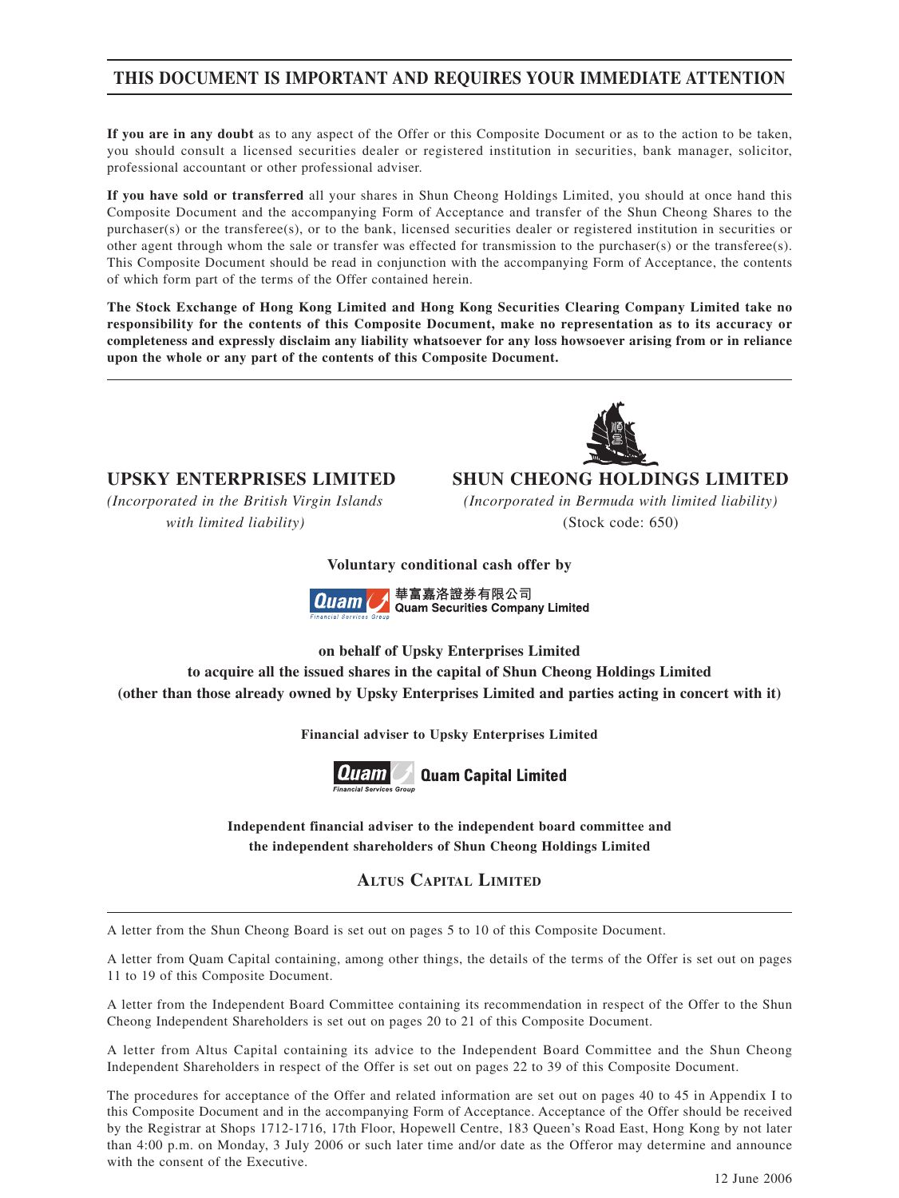# THIS DOCUMENT IS IMPORTANT AND REQUIRES YOUR IMMEDIATE ATTENTION

**If you are in any doubt** as to any aspect of the Offer or this Composite Document or as to the action to be taken, you should consult a licensed securities dealer or registered institution in securities, bank manager, solicitor, professional accountant or other professional adviser.

**If you have sold or transferred** all your shares in Shun Cheong Holdings Limited, you should at once hand this Composite Document and the accompanying Form of Acceptance and transfer of the Shun Cheong Shares to the purchaser(s) or the transferee(s), or to the bank, licensed securities dealer or registered institution in securities or other agent through whom the sale or transfer was effected for transmission to the purchaser(s) or the transferee(s). This Composite Document should be read in conjunction with the accompanying Form of Acceptance, the contents of which form part of the terms of the Offer contained herein.

**The Stock Exchange of Hong Kong Limited and Hong Kong Securities Clearing Company Limited take no responsibility for the contents of this Composite Document, make no representation as to its accuracy or completeness and expressly disclaim any liability whatsoever for any loss howsoever arising from or in reliance upon the whole or any part of the contents of this Composite Document.**

**UPSKY ENTERPRISES LIMITED**
*(Incorporated in the British Virgin Islands with limited liability)*

**SHUN CHEONG HOLDINGS LIMITED**
*(Incorporated in Bermuda with limited liability)*
(Stock code: 650)

**Voluntary conditional cash offer by**

**華富嘉洛證券有限公司**
**Quam Securities Company Limited**

**on behalf of Upsky Enterprises Limited**
**to acquire all the issued shares in the capital of Shun Cheong Holdings Limited**
**(other than those already owned by Upsky Enterprises Limited and parties acting in concert with it)**

**Financial adviser to Upsky Enterprises Limited**

**Quam Capital Limited**

**Independent financial adviser to the independent board committee and the independent shareholders of Shun Cheong Holdings Limited**

**ALTUS CAPITAL LIMITED**

A letter from the Shun Cheong Board is set out on pages 5 to 10 of this Composite Document.

A letter from Quam Capital containing, among other things, the details of the terms of the Offer is set out on pages 11 to 19 of this Composite Document.

A letter from the Independent Board Committee containing its recommendation in respect of the Offer to the Shun Cheong Independent Shareholders is set out on pages 20 to 21 of this Composite Document.

A letter from Altus Capital containing its advice to the Independent Board Committee and the Shun Cheong Independent Shareholders in respect of the Offer is set out on pages 22 to 39 of this Composite Document.

The procedures for acceptance of the Offer and related information are set out on pages 40 to 45 in Appendix I to this Composite Document and in the accompanying Form of Acceptance. Acceptance of the Offer should be received by the Registrar at Shops 1712-1716, 17th Floor, Hopewell Centre, 183 Queen's Road East, Hong Kong by not later than 4:00 p.m. on Monday, 3 July 2006 or such later time and/or date as the Offeror may determine and announce with the consent of the Executive.

12 June 2006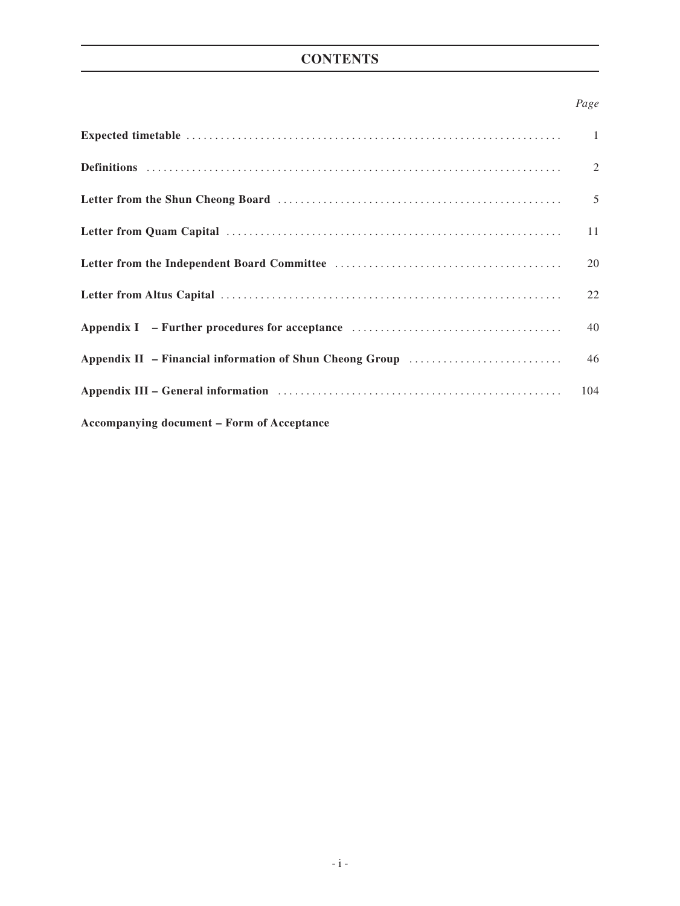# CONTENTS

| | *Page* |
|---|---|
| **Expected timetable** | 1 |
| **Definitions** | 2 |
| **Letter from the Shun Cheong Board** | 5 |
| **Letter from Quam Capital** | 11 |
| **Letter from the Independent Board Committee** | 20 |
| **Letter from Altus Capital** | 22 |
| **Appendix I – Further procedures for acceptance** | 40 |
| **Appendix II – Financial information of Shun Cheong Group** | 46 |
| **Appendix III – General information** | 104 |

**Accompanying document – Form of Acceptance**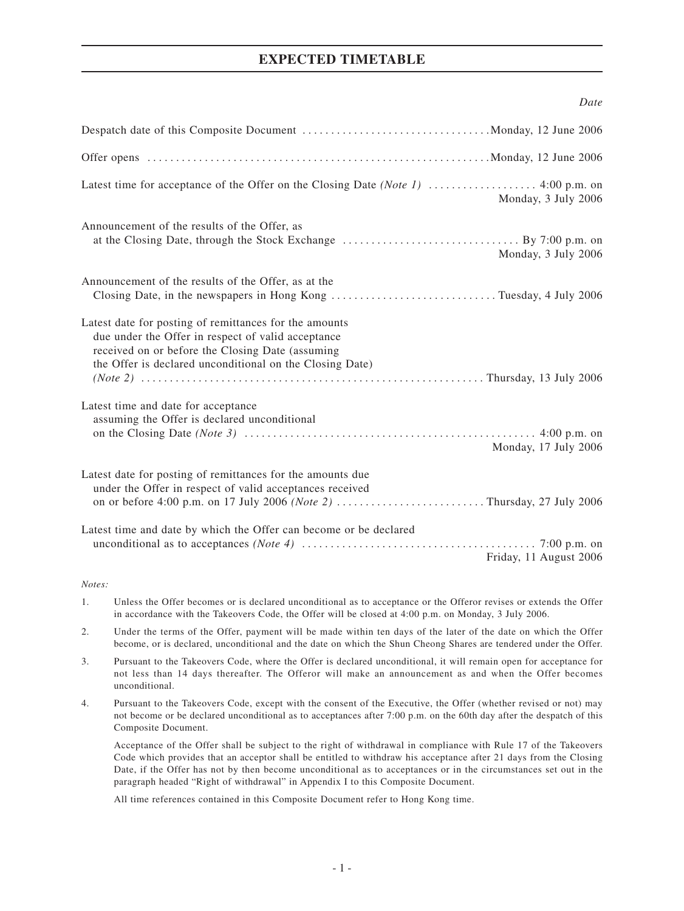# EXPECTED TIMETABLE

| | *Date* |
|---|---|
| Despatch date of this Composite Document | Monday, 12 June 2006 |
| Offer opens | Monday, 12 June 2006 |
| Latest time for acceptance of the Offer on the Closing Date *(Note 1)* | 4:00 p.m. on Monday, 3 July 2006 |
| Announcement of the results of the Offer, as at the Closing Date, through the Stock Exchange | By 7:00 p.m. on Monday, 3 July 2006 |
| Announcement of the results of the Offer, as at the Closing Date, in the newspapers in Hong Kong | Tuesday, 4 July 2006 |
| Latest date for posting of remittances for the amounts due under the Offer in respect of valid acceptance received on or before the Closing Date (assuming the Offer is declared unconditional on the Closing Date) *(Note 2)* | Thursday, 13 July 2006 |
| Latest time and date for acceptance assuming the Offer is declared unconditional on the Closing Date *(Note 3)* | 4:00 p.m. on Monday, 17 July 2006 |
| Latest date for posting of remittances for the amounts due under the Offer in respect of valid acceptances received on or before 4:00 p.m. on 17 July 2006 *(Note 2)* | Thursday, 27 July 2006 |
| Latest time and date by which the Offer can become or be declared unconditional as to acceptances *(Note 4)* | 7:00 p.m. on Friday, 11 August 2006 |

*Notes:*

1. Unless the Offer becomes or is declared unconditional as to acceptance or the Offeror revises or extends the Offer in accordance with the Takeovers Code, the Offer will be closed at 4:00 p.m. on Monday, 3 July 2006.

2. Under the terms of the Offer, payment will be made within ten days of the later of the date on which the Offer become, or is declared, unconditional and the date on which the Shun Cheong Shares are tendered under the Offer.

3. Pursuant to the Takeovers Code, where the Offer is declared unconditional, it will remain open for acceptance for not less than 14 days thereafter. The Offeror will make an announcement as and when the Offer becomes unconditional.

4. Pursuant to the Takeovers Code, except with the consent of the Executive, the Offer (whether revised or not) may not become or be declared unconditional as to acceptances after 7:00 p.m. on the 60th day after the despatch of this Composite Document.

   Acceptance of the Offer shall be subject to the right of withdrawal in compliance with Rule 17 of the Takeovers Code which provides that an acceptor shall be entitled to withdraw his acceptance after 21 days from the Closing Date, if the Offer has not by then become unconditional as to acceptances or in the circumstances set out in the paragraph headed "Right of withdrawal" in Appendix I to this Composite Document.

   All time references contained in this Composite Document refer to Hong Kong time.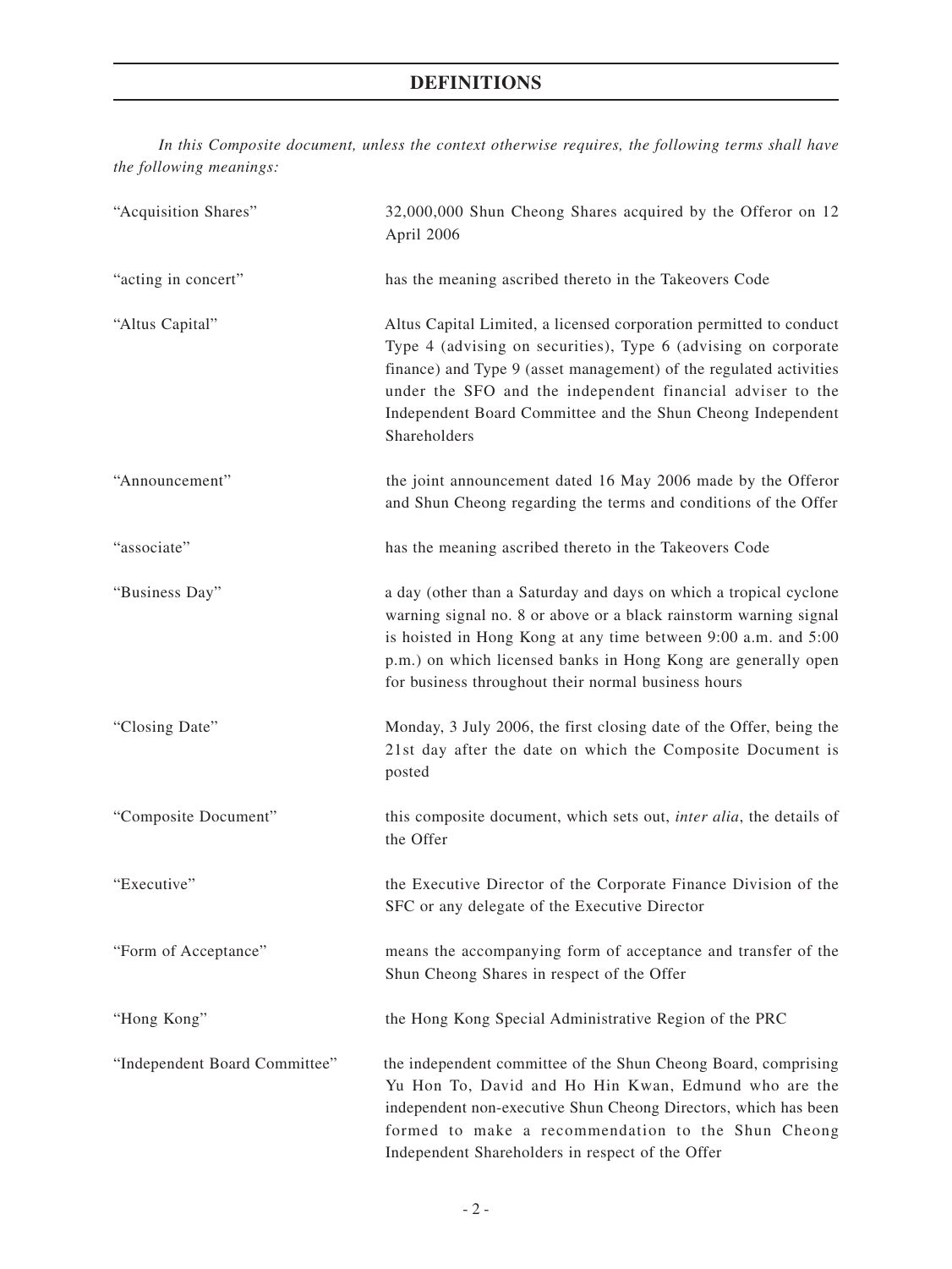# DEFINITIONS

*In this Composite document, unless the context otherwise requires, the following terms shall have the following meanings:*

| | |
|---|---|
| "Acquisition Shares" | 32,000,000 Shun Cheong Shares acquired by the Offeror on 12 April 2006 |
| "acting in concert" | has the meaning ascribed thereto in the Takeovers Code |
| "Altus Capital" | Altus Capital Limited, a licensed corporation permitted to conduct Type 4 (advising on securities), Type 6 (advising on corporate finance) and Type 9 (asset management) of the regulated activities under the SFO and the independent financial adviser to the Independent Board Committee and the Shun Cheong Independent Shareholders |
| "Announcement" | the joint announcement dated 16 May 2006 made by the Offeror and Shun Cheong regarding the terms and conditions of the Offer |
| "associate" | has the meaning ascribed thereto in the Takeovers Code |
| "Business Day" | a day (other than a Saturday and days on which a tropical cyclone warning signal no. 8 or above or a black rainstorm warning signal is hoisted in Hong Kong at any time between 9:00 a.m. and 5:00 p.m.) on which licensed banks in Hong Kong are generally open for business throughout their normal business hours |
| "Closing Date" | Monday, 3 July 2006, the first closing date of the Offer, being the 21st day after the date on which the Composite Document is posted |
| "Composite Document" | this composite document, which sets out, *inter alia*, the details of the Offer |
| "Executive" | the Executive Director of the Corporate Finance Division of the SFC or any delegate of the Executive Director |
| "Form of Acceptance" | means the accompanying form of acceptance and transfer of the Shun Cheong Shares in respect of the Offer |
| "Hong Kong" | the Hong Kong Special Administrative Region of the PRC |
| "Independent Board Committee" | the independent committee of the Shun Cheong Board, comprising Yu Hon To, David and Ho Hin Kwan, Edmund who are the independent non-executive Shun Cheong Directors, which has been formed to make a recommendation to the Shun Cheong Independent Shareholders in respect of the Offer |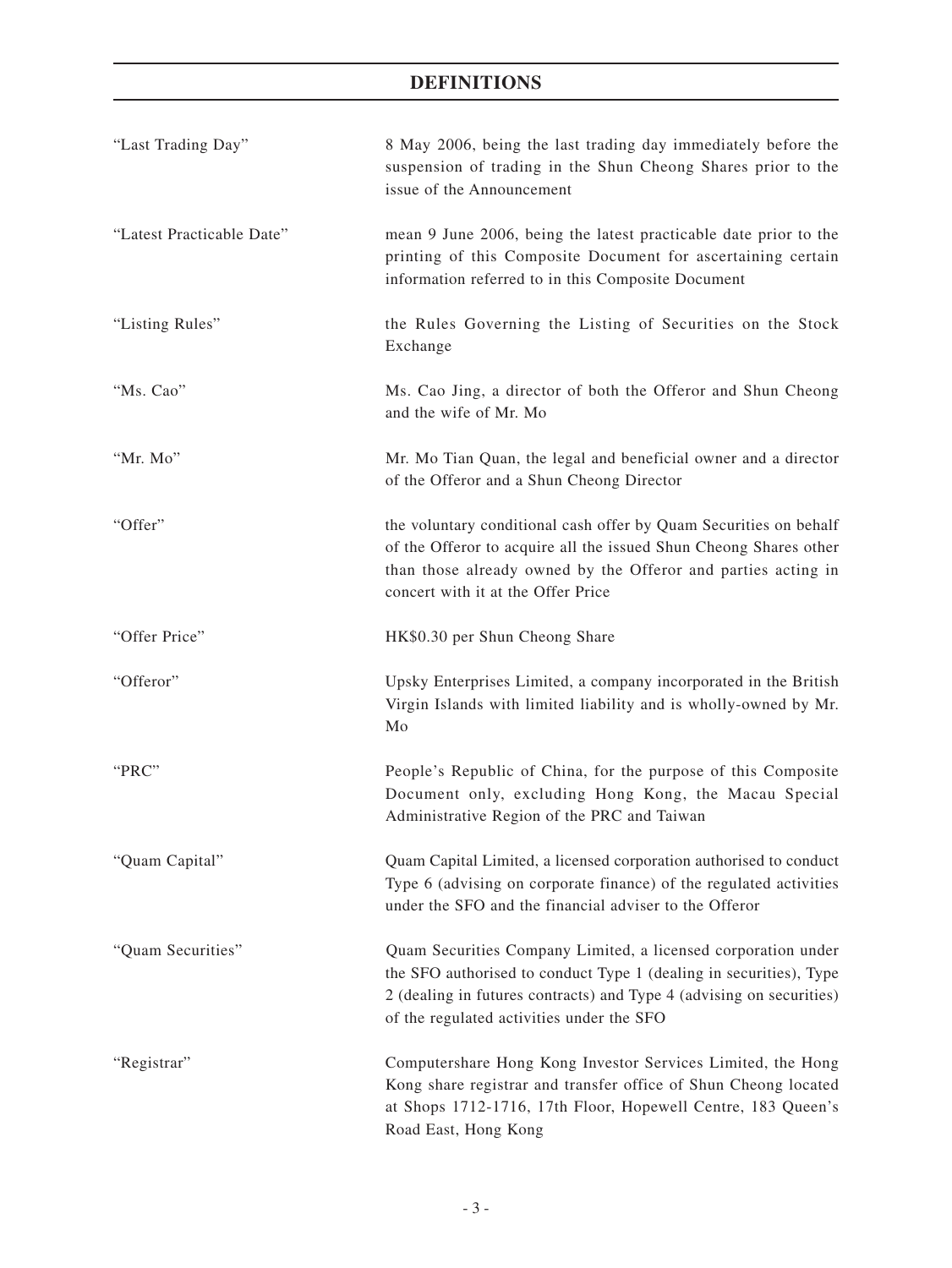# DEFINITIONS

| | |
|---|---|
| "Last Trading Day" | 8 May 2006, being the last trading day immediately before the suspension of trading in the Shun Cheong Shares prior to the issue of the Announcement |
| "Latest Practicable Date" | mean 9 June 2006, being the latest practicable date prior to the printing of this Composite Document for ascertaining certain information referred to in this Composite Document |
| "Listing Rules" | the Rules Governing the Listing of Securities on the Stock Exchange |
| "Ms. Cao" | Ms. Cao Jing, a director of both the Offeror and Shun Cheong and the wife of Mr. Mo |
| "Mr. Mo" | Mr. Mo Tian Quan, the legal and beneficial owner and a director of the Offeror and a Shun Cheong Director |
| "Offer" | the voluntary conditional cash offer by Quam Securities on behalf of the Offeror to acquire all the issued Shun Cheong Shares other than those already owned by the Offeror and parties acting in concert with it at the Offer Price |
| "Offer Price" | HK$0.30 per Shun Cheong Share |
| "Offeror" | Upsky Enterprises Limited, a company incorporated in the British Virgin Islands with limited liability and is wholly-owned by Mr. Mo |
| "PRC" | People's Republic of China, for the purpose of this Composite Document only, excluding Hong Kong, the Macau Special Administrative Region of the PRC and Taiwan |
| "Quam Capital" | Quam Capital Limited, a licensed corporation authorised to conduct Type 6 (advising on corporate finance) of the regulated activities under the SFO and the financial adviser to the Offeror |
| "Quam Securities" | Quam Securities Company Limited, a licensed corporation under the SFO authorised to conduct Type 1 (dealing in securities), Type 2 (dealing in futures contracts) and Type 4 (advising on securities) of the regulated activities under the SFO |
| "Registrar" | Computershare Hong Kong Investor Services Limited, the Hong Kong share registrar and transfer office of Shun Cheong located at Shops 1712-1716, 17th Floor, Hopewell Centre, 183 Queen's Road East, Hong Kong |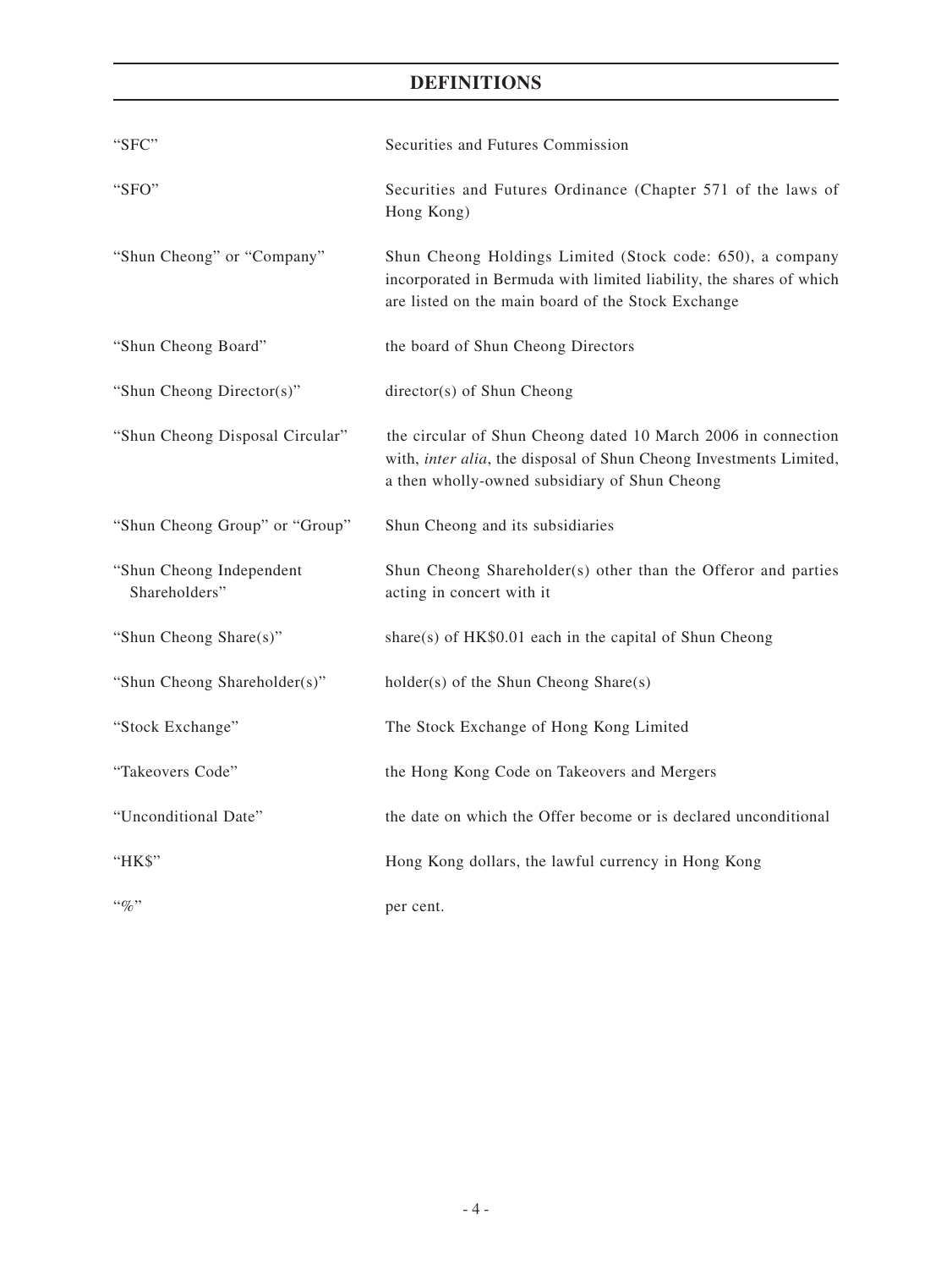## DEFINITIONS

| | |
|---|---|
| "SFC" | Securities and Futures Commission |
| "SFO" | Securities and Futures Ordinance (Chapter 571 of the laws of Hong Kong) |
| "Shun Cheong" or "Company" | Shun Cheong Holdings Limited (Stock code: 650), a company incorporated in Bermuda with limited liability, the shares of which are listed on the main board of the Stock Exchange |
| "Shun Cheong Board" | the board of Shun Cheong Directors |
| "Shun Cheong Director(s)" | director(s) of Shun Cheong |
| "Shun Cheong Disposal Circular" | the circular of Shun Cheong dated 10 March 2006 in connection with, *inter alia*, the disposal of Shun Cheong Investments Limited, a then wholly-owned subsidiary of Shun Cheong |
| "Shun Cheong Group" or "Group" | Shun Cheong and its subsidiaries |
| "Shun Cheong Independent Shareholders" | Shun Cheong Shareholder(s) other than the Offeror and parties acting in concert with it |
| "Shun Cheong Share(s)" | share(s) of HK$0.01 each in the capital of Shun Cheong |
| "Shun Cheong Shareholder(s)" | holder(s) of the Shun Cheong Share(s) |
| "Stock Exchange" | The Stock Exchange of Hong Kong Limited |
| "Takeovers Code" | the Hong Kong Code on Takeovers and Mergers |
| "Unconditional Date" | the date on which the Offer become or is declared unconditional |
| "HK$" | Hong Kong dollars, the lawful currency in Hong Kong |
| "%" | per cent. |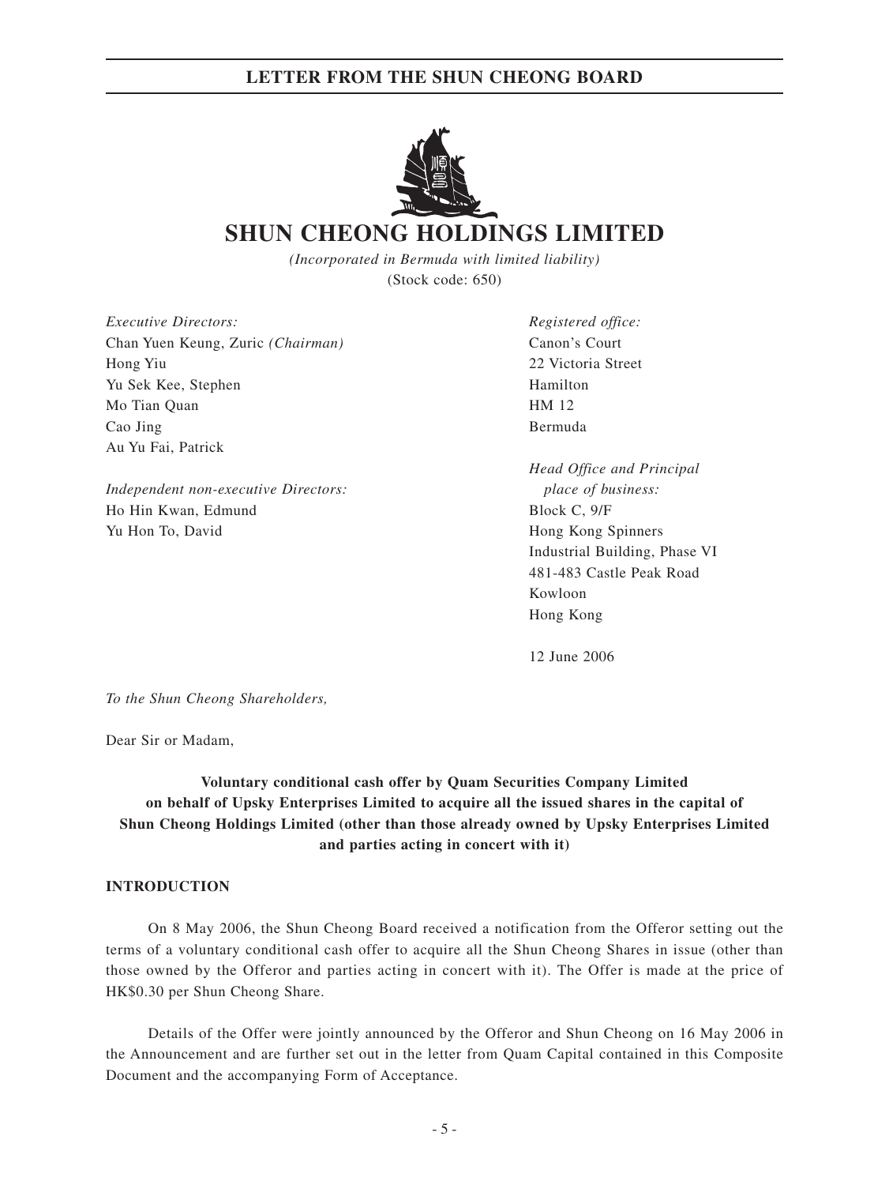# SHUN CHEONG HOLDINGS LIMITED

*(Incorporated in Bermuda with limited liability)*
(Stock code: 650)

*Executive Directors:*
Chan Yuen Keung, Zuric *(Chairman)*
Hong Yiu
Yu Sek Kee, Stephen
Mo Tian Quan
Cao Jing
Au Yu Fai, Patrick

*Independent non-executive Directors:*
Ho Hin Kwan, Edmund
Yu Hon To, David

*Registered office:*
Canon's Court
22 Victoria Street
Hamilton
HM 12
Bermuda

*Head Office and Principal place of business:*
Block C, 9/F
Hong Kong Spinners
Industrial Building, Phase VI
481-483 Castle Peak Road
Kowloon
Hong Kong

12 June 2006

*To the Shun Cheong Shareholders,*

Dear Sir or Madam,

**Voluntary conditional cash offer by Quam Securities Company Limited on behalf of Upsky Enterprises Limited to acquire all the issued shares in the capital of Shun Cheong Holdings Limited (other than those already owned by Upsky Enterprises Limited and parties acting in concert with it)**

## INTRODUCTION

On 8 May 2006, the Shun Cheong Board received a notification from the Offeror setting out the terms of a voluntary conditional cash offer to acquire all the Shun Cheong Shares in issue (other than those owned by the Offeror and parties acting in concert with it). The Offer is made at the price of HK$0.30 per Shun Cheong Share.

Details of the Offer were jointly announced by the Offeror and Shun Cheong on 16 May 2006 in the Announcement and are further set out in the letter from Quam Capital contained in this Composite Document and the accompanying Form of Acceptance.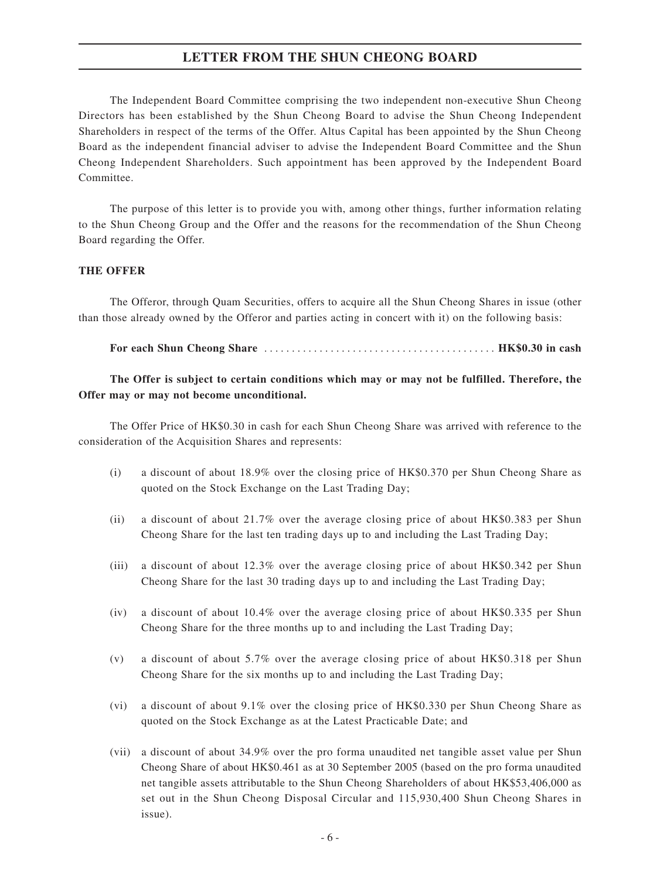The Independent Board Committee comprising the two independent non-executive Shun Cheong Directors has been established by the Shun Cheong Board to advise the Shun Cheong Independent Shareholders in respect of the terms of the Offer. Altus Capital has been appointed by the Shun Cheong Board as the independent financial adviser to advise the Independent Board Committee and the Shun Cheong Independent Shareholders. Such appointment has been approved by the Independent Board Committee.

The purpose of this letter is to provide you with, among other things, further information relating to the Shun Cheong Group and the Offer and the reasons for the recommendation of the Shun Cheong Board regarding the Offer.

**THE OFFER**

The Offeror, through Quam Securities, offers to acquire all the Shun Cheong Shares in issue (other than those already owned by the Offeror and parties acting in concert with it) on the following basis:

**For each Shun Cheong Share** .......................................... **HK$0.30 in cash**

**The Offer is subject to certain conditions which may or may not be fulfilled. Therefore, the Offer may or may not become unconditional.**

The Offer Price of HK$0.30 in cash for each Shun Cheong Share was arrived with reference to the consideration of the Acquisition Shares and represents:

(i) a discount of about 18.9% over the closing price of HK$0.370 per Shun Cheong Share as quoted on the Stock Exchange on the Last Trading Day;

(ii) a discount of about 21.7% over the average closing price of about HK$0.383 per Shun Cheong Share for the last ten trading days up to and including the Last Trading Day;

(iii) a discount of about 12.3% over the average closing price of about HK$0.342 per Shun Cheong Share for the last 30 trading days up to and including the Last Trading Day;

(iv) a discount of about 10.4% over the average closing price of about HK$0.335 per Shun Cheong Share for the three months up to and including the Last Trading Day;

(v) a discount of about 5.7% over the average closing price of about HK$0.318 per Shun Cheong Share for the six months up to and including the Last Trading Day;

(vi) a discount of about 9.1% over the closing price of HK$0.330 per Shun Cheong Share as quoted on the Stock Exchange as at the Latest Practicable Date; and

(vii) a discount of about 34.9% over the pro forma unaudited net tangible asset value per Shun Cheong Share of about HK$0.461 as at 30 September 2005 (based on the pro forma unaudited net tangible assets attributable to the Shun Cheong Shareholders of about HK$53,406,000 as set out in the Shun Cheong Disposal Circular and 115,930,400 Shun Cheong Shares in issue).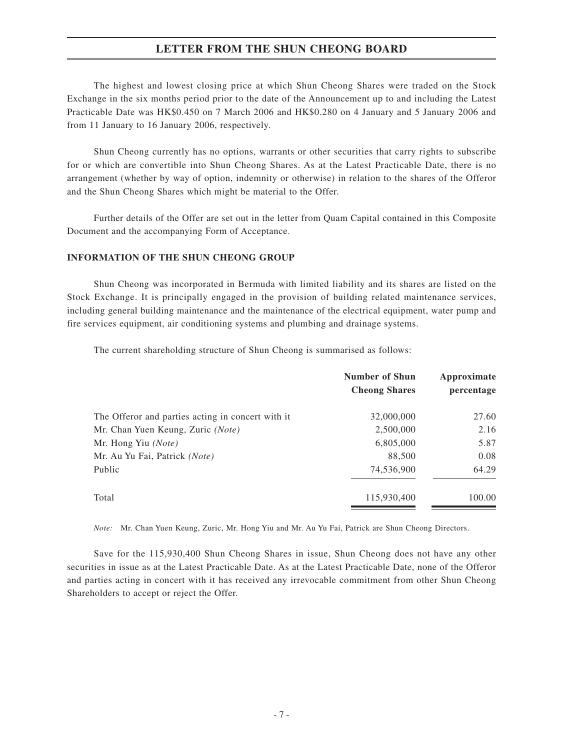## LETTER FROM THE SHUN CHEONG BOARD

The highest and lowest closing price at which Shun Cheong Shares were traded on the Stock Exchange in the six months period prior to the date of the Announcement up to and including the Latest Practicable Date was HK$0.450 on 7 March 2006 and HK$0.280 on 4 January and 5 January 2006 and from 11 January to 16 January 2006, respectively.

Shun Cheong currently has no options, warrants or other securities that carry rights to subscribe for or which are convertible into Shun Cheong Shares. As at the Latest Practicable Date, there is no arrangement (whether by way of option, indemnity or otherwise) in relation to the shares of the Offeror and the Shun Cheong Shares which might be material to the Offer.

Further details of the Offer are set out in the letter from Quam Capital contained in this Composite Document and the accompanying Form of Acceptance.

### INFORMATION OF THE SHUN CHEONG GROUP

Shun Cheong was incorporated in Bermuda with limited liability and its shares are listed on the Stock Exchange. It is principally engaged in the provision of building related maintenance services, including general building maintenance and the maintenance of the electrical equipment, water pump and fire services equipment, air conditioning systems and plumbing and drainage systems.

The current shareholding structure of Shun Cheong is summarised as follows:

| | Number of Shun Cheong Shares | Approximate percentage |
|---|---|---|
| The Offeror and parties acting in concert with it | 32,000,000 | 27.60 |
| Mr. Chan Yuen Keung, Zuric *(Note)* | 2,500,000 | 2.16 |
| Mr. Hong Yiu *(Note)* | 6,805,000 | 5.87 |
| Mr. Au Yu Fai, Patrick *(Note)* | 88,500 | 0.08 |
| Public | 74,536,900 | 64.29 |
| Total | 115,930,400 | 100.00 |

*Note:* Mr. Chan Yuen Keung, Zuric, Mr. Hong Yiu and Mr. Au Yu Fai, Patrick are Shun Cheong Directors.

Save for the 115,930,400 Shun Cheong Shares in issue, Shun Cheong does not have any other securities in issue as at the Latest Practicable Date. As at the Latest Practicable Date, none of the Offeror and parties acting in concert with it has received any irrevocable commitment from other Shun Cheong Shareholders to accept or reject the Offer.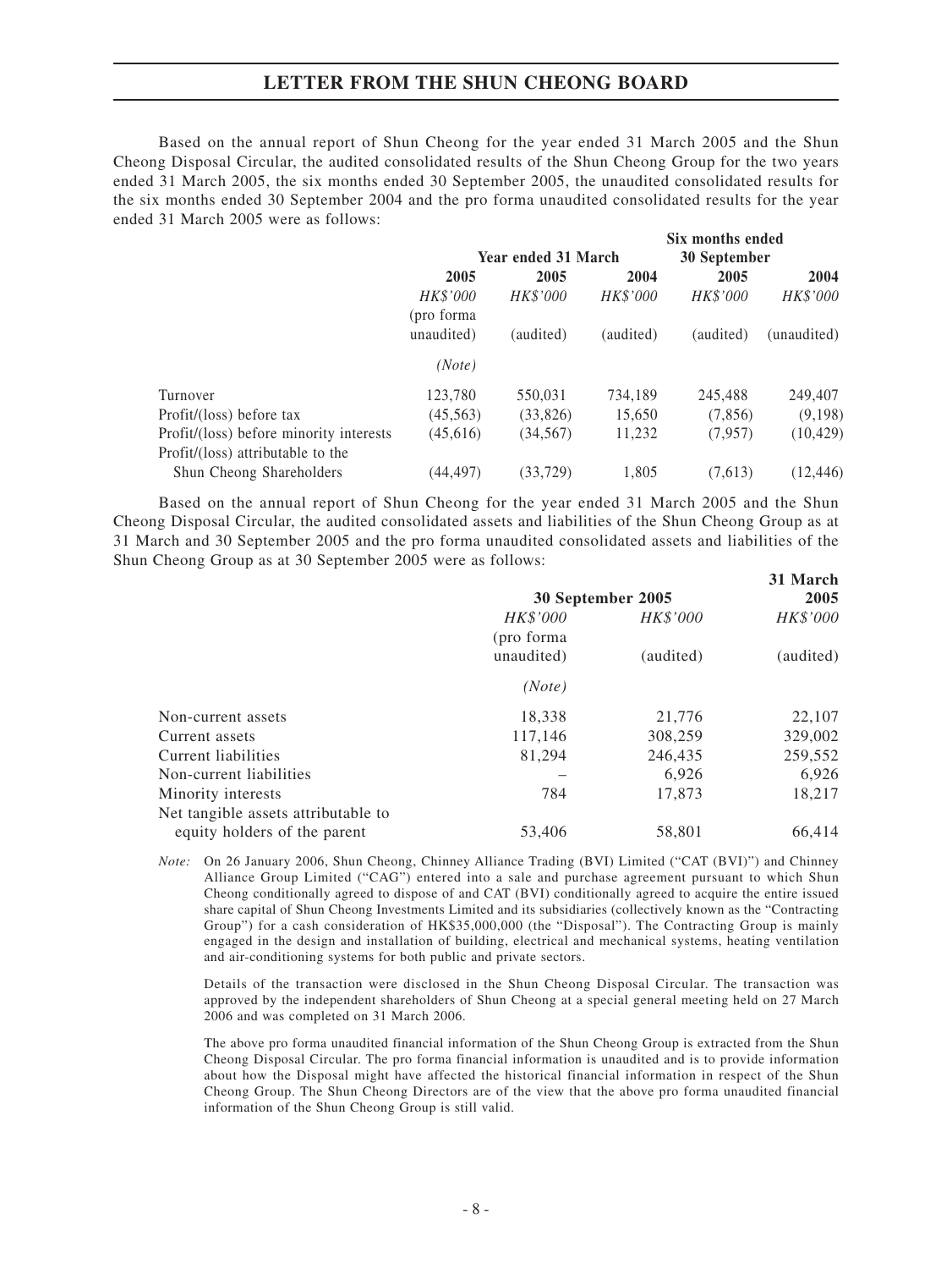# LETTER FROM THE SHUN CHEONG BOARD

Based on the annual report of Shun Cheong for the year ended 31 March 2005 and the Shun Cheong Disposal Circular, the audited consolidated results of the Shun Cheong Group for the two years ended 31 March 2005, the six months ended 30 September 2005, the unaudited consolidated results for the six months ended 30 September 2004 and the pro forma unaudited consolidated results for the year ended 31 March 2005 were as follows:

| | Year ended 31 March | | | Six months ended 30 September | |
|---|---|---|---|---|---|
| | 2005 | 2005 | 2004 | 2005 | 2004 |
| | *HK$'000* | *HK$'000* | *HK$'000* | *HK$'000* | *HK$'000* |
| | (pro forma unaudited) | (audited) | (audited) | (audited) | (unaudited) |
| | *(Note)* | | | | |
| Turnover | 123,780 | 550,031 | 734,189 | 245,488 | 249,407 |
| Profit/(loss) before tax | (45,563) | (33,826) | 15,650 | (7,856) | (9,198) |
| Profit/(loss) before minority interests | (45,616) | (34,567) | 11,232 | (7,957) | (10,429) |
| Profit/(loss) attributable to the Shun Cheong Shareholders | (44,497) | (33,729) | 1,805 | (7,613) | (12,446) |

Based on the annual report of Shun Cheong for the year ended 31 March 2005 and the Shun Cheong Disposal Circular, the audited consolidated assets and liabilities of the Shun Cheong Group as at 31 March and 30 September 2005 and the pro forma unaudited consolidated assets and liabilities of the Shun Cheong Group as at 30 September 2005 were as follows:

| | 30 September 2005 | | 31 March 2005 |
|---|---|---|---|
| | *HK$'000* | *HK$'000* | *HK$'000* |
| | (pro forma unaudited) | (audited) | (audited) |
| | *(Note)* | | |
| Non-current assets | 18,338 | 21,776 | 22,107 |
| Current assets | 117,146 | 308,259 | 329,002 |
| Current liabilities | 81,294 | 246,435 | 259,552 |
| Non-current liabilities | – | 6,926 | 6,926 |
| Minority interests | 784 | 17,873 | 18,217 |
| Net tangible assets attributable to equity holders of the parent | 53,406 | 58,801 | 66,414 |

*Note:* On 26 January 2006, Shun Cheong, Chinney Alliance Trading (BVI) Limited ("CAT (BVI)") and Chinney Alliance Group Limited ("CAG") entered into a sale and purchase agreement pursuant to which Shun Cheong conditionally agreed to dispose of and CAT (BVI) conditionally agreed to acquire the entire issued share capital of Shun Cheong Investments Limited and its subsidiaries (collectively known as the "Contracting Group") for a cash consideration of HK$35,000,000 (the "Disposal"). The Contracting Group is mainly engaged in the design and installation of building, electrical and mechanical systems, heating ventilation and air-conditioning systems for both public and private sectors.

Details of the transaction were disclosed in the Shun Cheong Disposal Circular. The transaction was approved by the independent shareholders of Shun Cheong at a special general meeting held on 27 March 2006 and was completed on 31 March 2006.

The above pro forma unaudited financial information of the Shun Cheong Group is extracted from the Shun Cheong Disposal Circular. The pro forma financial information is unaudited and is to provide information about how the Disposal might have affected the historical financial information in respect of the Shun Cheong Group. The Shun Cheong Directors are of the view that the above pro forma unaudited financial information of the Shun Cheong Group is still valid.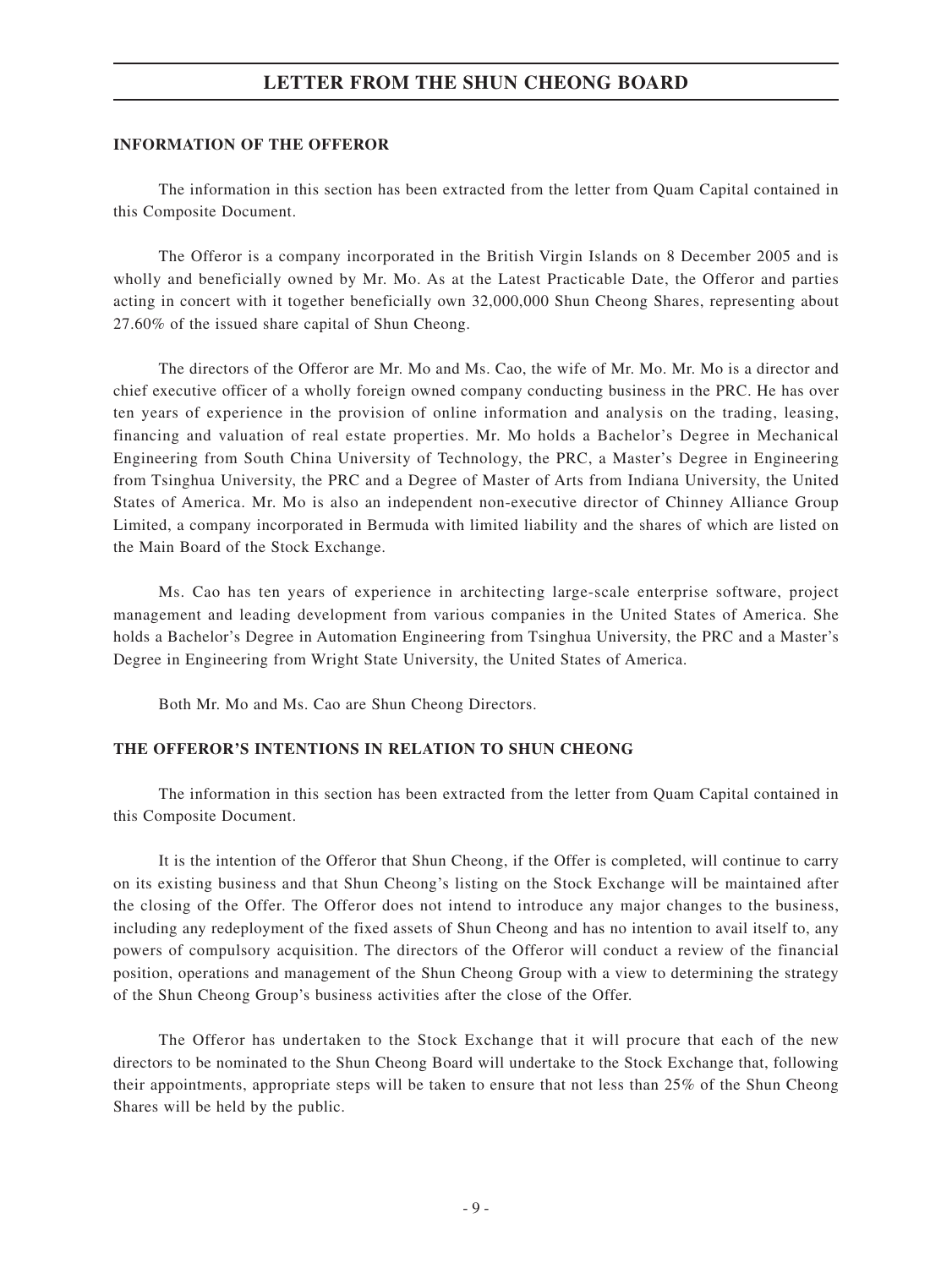# LETTER FROM THE SHUN CHEONG BOARD

**INFORMATION OF THE OFFEROR**

The information in this section has been extracted from the letter from Quam Capital contained in this Composite Document.

The Offeror is a company incorporated in the British Virgin Islands on 8 December 2005 and is wholly and beneficially owned by Mr. Mo. As at the Latest Practicable Date, the Offeror and parties acting in concert with it together beneficially own 32,000,000 Shun Cheong Shares, representing about 27.60% of the issued share capital of Shun Cheong.

The directors of the Offeror are Mr. Mo and Ms. Cao, the wife of Mr. Mo. Mr. Mo is a director and chief executive officer of a wholly foreign owned company conducting business in the PRC. He has over ten years of experience in the provision of online information and analysis on the trading, leasing, financing and valuation of real estate properties. Mr. Mo holds a Bachelor's Degree in Mechanical Engineering from South China University of Technology, the PRC, a Master's Degree in Engineering from Tsinghua University, the PRC and a Degree of Master of Arts from Indiana University, the United States of America. Mr. Mo is also an independent non-executive director of Chinney Alliance Group Limited, a company incorporated in Bermuda with limited liability and the shares of which are listed on the Main Board of the Stock Exchange.

Ms. Cao has ten years of experience in architecting large-scale enterprise software, project management and leading development from various companies in the United States of America. She holds a Bachelor's Degree in Automation Engineering from Tsinghua University, the PRC and a Master's Degree in Engineering from Wright State University, the United States of America.

Both Mr. Mo and Ms. Cao are Shun Cheong Directors.

**THE OFFEROR'S INTENTIONS IN RELATION TO SHUN CHEONG**

The information in this section has been extracted from the letter from Quam Capital contained in this Composite Document.

It is the intention of the Offeror that Shun Cheong, if the Offer is completed, will continue to carry on its existing business and that Shun Cheong's listing on the Stock Exchange will be maintained after the closing of the Offer. The Offeror does not intend to introduce any major changes to the business, including any redeployment of the fixed assets of Shun Cheong and has no intention to avail itself to, any powers of compulsory acquisition. The directors of the Offeror will conduct a review of the financial position, operations and management of the Shun Cheong Group with a view to determining the strategy of the Shun Cheong Group's business activities after the close of the Offer.

The Offeror has undertaken to the Stock Exchange that it will procure that each of the new directors to be nominated to the Shun Cheong Board will undertake to the Stock Exchange that, following their appointments, appropriate steps will be taken to ensure that not less than 25% of the Shun Cheong Shares will be held by the public.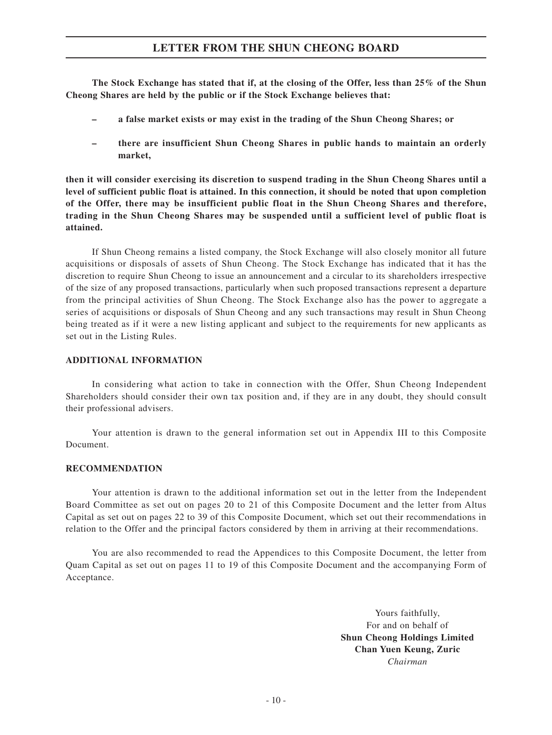**The Stock Exchange has stated that if, at the closing of the Offer, less than 25% of the Shun Cheong Shares are held by the public or if the Stock Exchange believes that:**

- **a false market exists or may exist in the trading of the Shun Cheong Shares; or**
- **there are insufficient Shun Cheong Shares in public hands to maintain an orderly market,**

**then it will consider exercising its discretion to suspend trading in the Shun Cheong Shares until a level of sufficient public float is attained. In this connection, it should be noted that upon completion of the Offer, there may be insufficient public float in the Shun Cheong Shares and therefore, trading in the Shun Cheong Shares may be suspended until a sufficient level of public float is attained.**

If Shun Cheong remains a listed company, the Stock Exchange will also closely monitor all future acquisitions or disposals of assets of Shun Cheong. The Stock Exchange has indicated that it has the discretion to require Shun Cheong to issue an announcement and a circular to its shareholders irrespective of the size of any proposed transactions, particularly when such proposed transactions represent a departure from the principal activities of Shun Cheong. The Stock Exchange also has the power to aggregate a series of acquisitions or disposals of Shun Cheong and any such transactions may result in Shun Cheong being treated as if it were a new listing applicant and subject to the requirements for new applicants as set out in the Listing Rules.

**ADDITIONAL INFORMATION**

In considering what action to take in connection with the Offer, Shun Cheong Independent Shareholders should consider their own tax position and, if they are in any doubt, they should consult their professional advisers.

Your attention is drawn to the general information set out in Appendix III to this Composite Document.

**RECOMMENDATION**

Your attention is drawn to the additional information set out in the letter from the Independent Board Committee as set out on pages 20 to 21 of this Composite Document and the letter from Altus Capital as set out on pages 22 to 39 of this Composite Document, which set out their recommendations in relation to the Offer and the principal factors considered by them in arriving at their recommendations.

You are also recommended to read the Appendices to this Composite Document, the letter from Quam Capital as set out on pages 11 to 19 of this Composite Document and the accompanying Form of Acceptance.

Yours faithfully,
For and on behalf of
**Shun Cheong Holdings Limited**
**Chan Yuen Keung, Zuric**
*Chairman*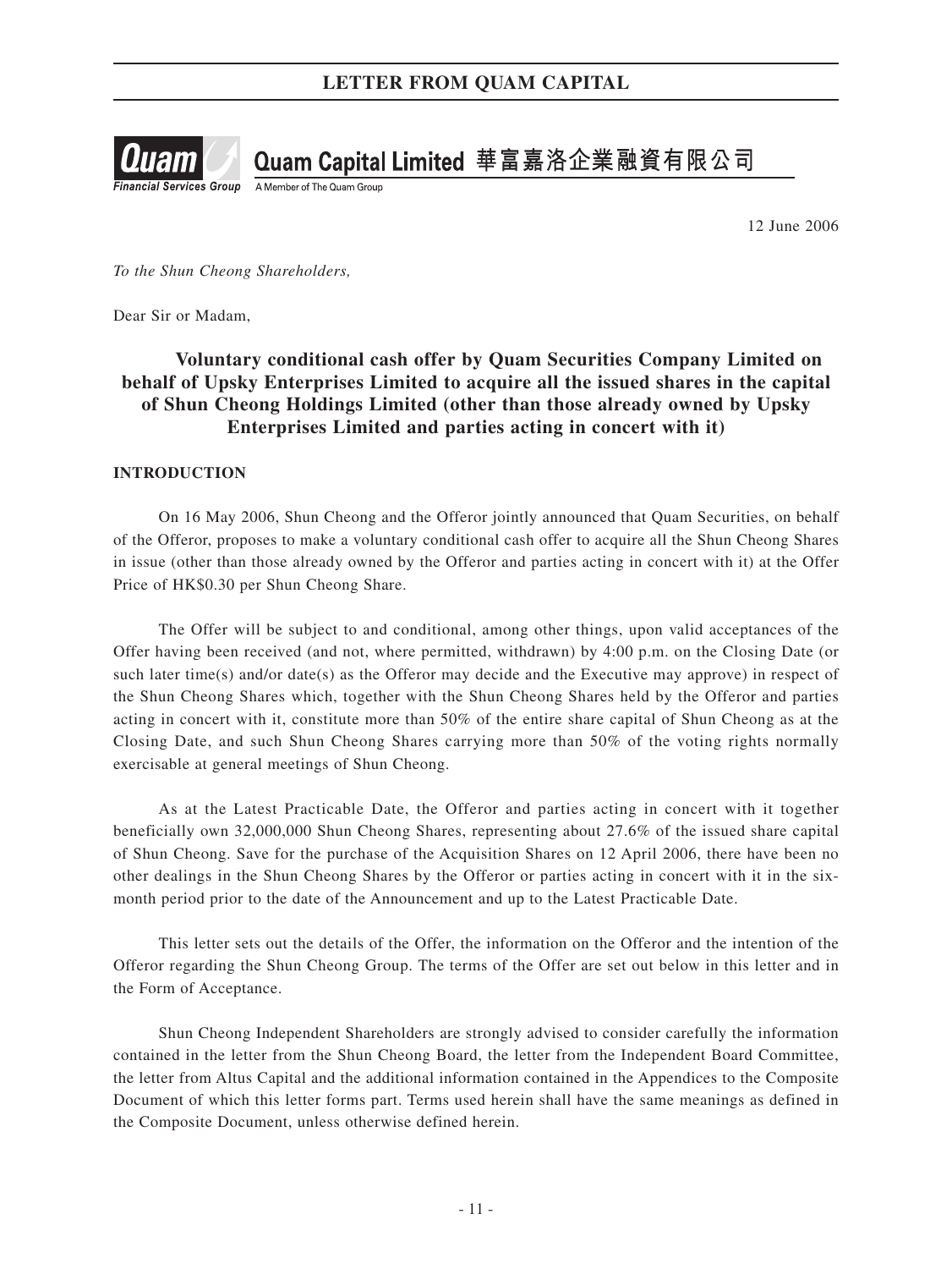# LETTER FROM QUAM CAPITAL

**Quam Capital Limited 華富嘉洛企業融資有限公司**

A Member of The Quam Group

12 June 2006

*To the Shun Cheong Shareholders,*

Dear Sir or Madam,

## Voluntary conditional cash offer by Quam Securities Company Limited on behalf of Upsky Enterprises Limited to acquire all the issued shares in the capital of Shun Cheong Holdings Limited (other than those already owned by Upsky Enterprises Limited and parties acting in concert with it)

### INTRODUCTION

On 16 May 2006, Shun Cheong and the Offeror jointly announced that Quam Securities, on behalf of the Offeror, proposes to make a voluntary conditional cash offer to acquire all the Shun Cheong Shares in issue (other than those already owned by the Offeror and parties acting in concert with it) at the Offer Price of HK$0.30 per Shun Cheong Share.

The Offer will be subject to and conditional, among other things, upon valid acceptances of the Offer having been received (and not, where permitted, withdrawn) by 4:00 p.m. on the Closing Date (or such later time(s) and/or date(s) as the Offeror may decide and the Executive may approve) in respect of the Shun Cheong Shares which, together with the Shun Cheong Shares held by the Offeror and parties acting in concert with it, constitute more than 50% of the entire share capital of Shun Cheong as at the Closing Date, and such Shun Cheong Shares carrying more than 50% of the voting rights normally exercisable at general meetings of Shun Cheong.

As at the Latest Practicable Date, the Offeror and parties acting in concert with it together beneficially own 32,000,000 Shun Cheong Shares, representing about 27.6% of the issued share capital of Shun Cheong. Save for the purchase of the Acquisition Shares on 12 April 2006, there have been no other dealings in the Shun Cheong Shares by the Offeror or parties acting in concert with it in the six-month period prior to the date of the Announcement and up to the Latest Practicable Date.

This letter sets out the details of the Offer, the information on the Offeror and the intention of the Offeror regarding the Shun Cheong Group. The terms of the Offer are set out below in this letter and in the Form of Acceptance.

Shun Cheong Independent Shareholders are strongly advised to consider carefully the information contained in the letter from the Shun Cheong Board, the letter from the Independent Board Committee, the letter from Altus Capital and the additional information contained in the Appendices to the Composite Document of which this letter forms part. Terms used herein shall have the same meanings as defined in the Composite Document, unless otherwise defined herein.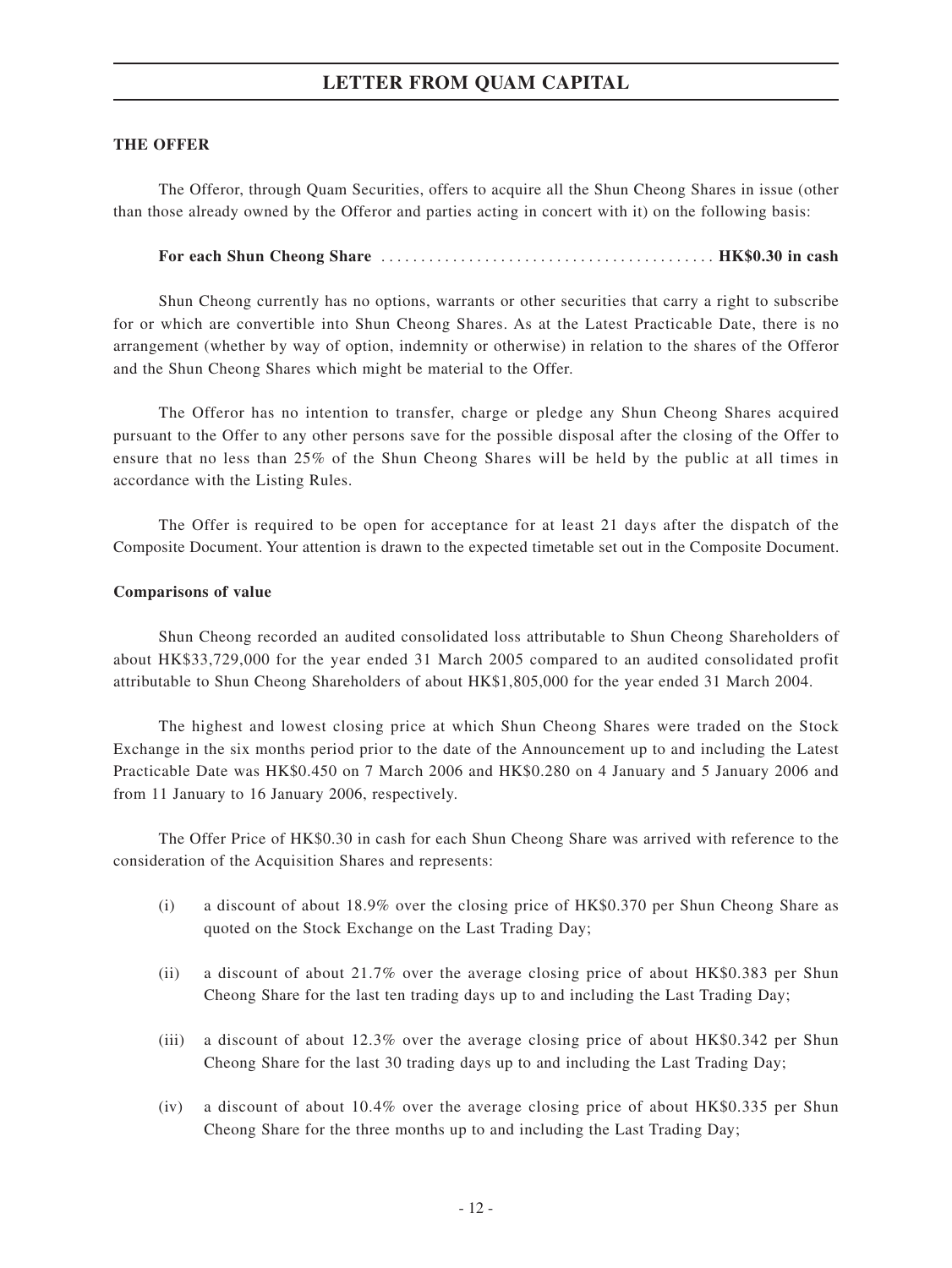## THE OFFER

The Offeror, through Quam Securities, offers to acquire all the Shun Cheong Shares in issue (other than those already owned by the Offeror and parties acting in concert with it) on the following basis:

**For each Shun Cheong Share** .......................................... **HK$0.30 in cash**

Shun Cheong currently has no options, warrants or other securities that carry a right to subscribe for or which are convertible into Shun Cheong Shares. As at the Latest Practicable Date, there is no arrangement (whether by way of option, indemnity or otherwise) in relation to the shares of the Offeror and the Shun Cheong Shares which might be material to the Offer.

The Offeror has no intention to transfer, charge or pledge any Shun Cheong Shares acquired pursuant to the Offer to any other persons save for the possible disposal after the closing of the Offer to ensure that no less than 25% of the Shun Cheong Shares will be held by the public at all times in accordance with the Listing Rules.

The Offer is required to be open for acceptance for at least 21 days after the dispatch of the Composite Document. Your attention is drawn to the expected timetable set out in the Composite Document.

### Comparisons of value

Shun Cheong recorded an audited consolidated loss attributable to Shun Cheong Shareholders of about HK$33,729,000 for the year ended 31 March 2005 compared to an audited consolidated profit attributable to Shun Cheong Shareholders of about HK$1,805,000 for the year ended 31 March 2004.

The highest and lowest closing price at which Shun Cheong Shares were traded on the Stock Exchange in the six months period prior to the date of the Announcement up to and including the Latest Practicable Date was HK$0.450 on 7 March 2006 and HK$0.280 on 4 January and 5 January 2006 and from 11 January to 16 January 2006, respectively.

The Offer Price of HK$0.30 in cash for each Shun Cheong Share was arrived with reference to the consideration of the Acquisition Shares and represents:

(i) a discount of about 18.9% over the closing price of HK$0.370 per Shun Cheong Share as quoted on the Stock Exchange on the Last Trading Day;

(ii) a discount of about 21.7% over the average closing price of about HK$0.383 per Shun Cheong Share for the last ten trading days up to and including the Last Trading Day;

(iii) a discount of about 12.3% over the average closing price of about HK$0.342 per Shun Cheong Share for the last 30 trading days up to and including the Last Trading Day;

(iv) a discount of about 10.4% over the average closing price of about HK$0.335 per Shun Cheong Share for the three months up to and including the Last Trading Day;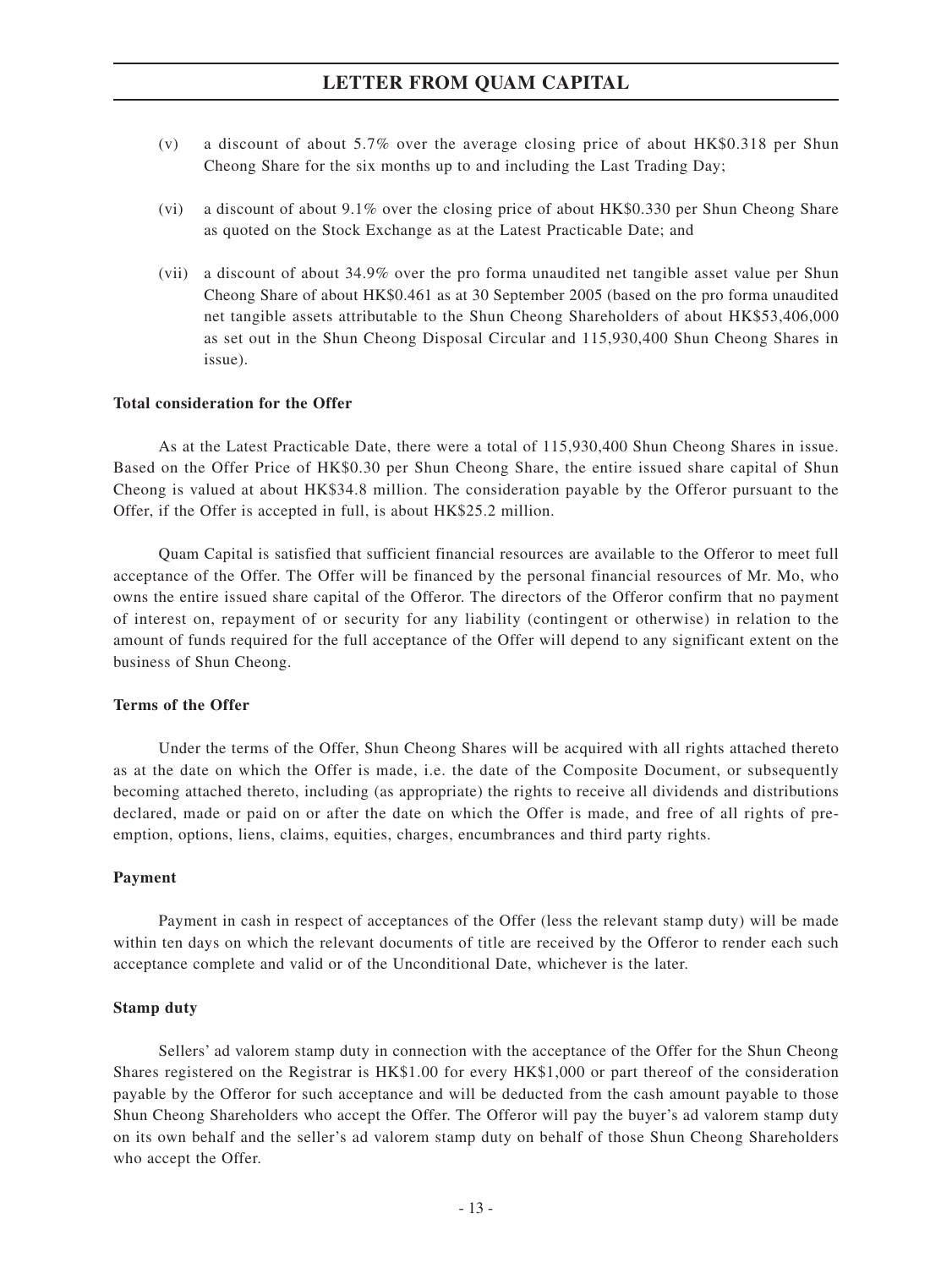(v) a discount of about 5.7% over the average closing price of about HK$0.318 per Shun Cheong Share for the six months up to and including the Last Trading Day;

(vi) a discount of about 9.1% over the closing price of about HK$0.330 per Shun Cheong Share as quoted on the Stock Exchange as at the Latest Practicable Date; and

(vii) a discount of about 34.9% over the pro forma unaudited net tangible asset value per Shun Cheong Share of about HK$0.461 as at 30 September 2005 (based on the pro forma unaudited net tangible assets attributable to the Shun Cheong Shareholders of about HK$53,406,000 as set out in the Shun Cheong Disposal Circular and 115,930,400 Shun Cheong Shares in issue).

**Total consideration for the Offer**

As at the Latest Practicable Date, there were a total of 115,930,400 Shun Cheong Shares in issue. Based on the Offer Price of HK$0.30 per Shun Cheong Share, the entire issued share capital of Shun Cheong is valued at about HK$34.8 million. The consideration payable by the Offeror pursuant to the Offer, if the Offer is accepted in full, is about HK$25.2 million.

Quam Capital is satisfied that sufficient financial resources are available to the Offeror to meet full acceptance of the Offer. The Offer will be financed by the personal financial resources of Mr. Mo, who owns the entire issued share capital of the Offeror. The directors of the Offeror confirm that no payment of interest on, repayment of or security for any liability (contingent or otherwise) in relation to the amount of funds required for the full acceptance of the Offer will depend to any significant extent on the business of Shun Cheong.

**Terms of the Offer**

Under the terms of the Offer, Shun Cheong Shares will be acquired with all rights attached thereto as at the date on which the Offer is made, i.e. the date of the Composite Document, or subsequently becoming attached thereto, including (as appropriate) the rights to receive all dividends and distributions declared, made or paid on or after the date on which the Offer is made, and free of all rights of pre-emption, options, liens, claims, equities, charges, encumbrances and third party rights.

**Payment**

Payment in cash in respect of acceptances of the Offer (less the relevant stamp duty) will be made within ten days on which the relevant documents of title are received by the Offeror to render each such acceptance complete and valid or of the Unconditional Date, whichever is the later.

**Stamp duty**

Sellers' ad valorem stamp duty in connection with the acceptance of the Offer for the Shun Cheong Shares registered on the Registrar is HK$1.00 for every HK$1,000 or part thereof of the consideration payable by the Offeror for such acceptance and will be deducted from the cash amount payable to those Shun Cheong Shareholders who accept the Offer. The Offeror will pay the buyer's ad valorem stamp duty on its own behalf and the seller's ad valorem stamp duty on behalf of those Shun Cheong Shareholders who accept the Offer.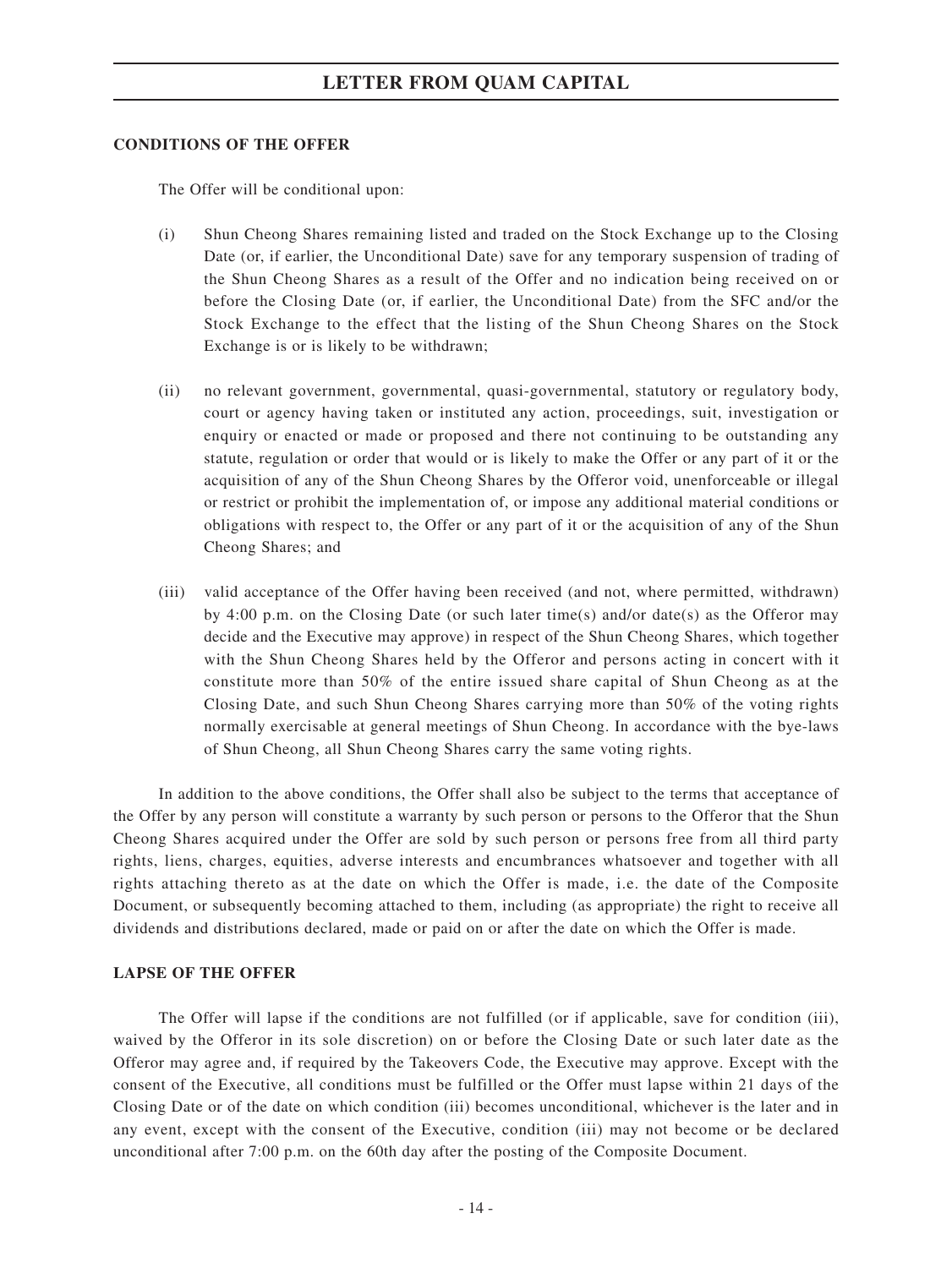#### CONDITIONS OF THE OFFER

The Offer will be conditional upon:

(i) Shun Cheong Shares remaining listed and traded on the Stock Exchange up to the Closing Date (or, if earlier, the Unconditional Date) save for any temporary suspension of trading of the Shun Cheong Shares as a result of the Offer and no indication being received on or before the Closing Date (or, if earlier, the Unconditional Date) from the SFC and/or the Stock Exchange to the effect that the listing of the Shun Cheong Shares on the Stock Exchange is or is likely to be withdrawn;

(ii) no relevant government, governmental, quasi-governmental, statutory or regulatory body, court or agency having taken or instituted any action, proceedings, suit, investigation or enquiry or enacted or made or proposed and there not continuing to be outstanding any statute, regulation or order that would or is likely to make the Offer or any part of it or the acquisition of any of the Shun Cheong Shares by the Offeror void, unenforceable or illegal or restrict or prohibit the implementation of, or impose any additional material conditions or obligations with respect to, the Offer or any part of it or the acquisition of any of the Shun Cheong Shares; and

(iii) valid acceptance of the Offer having been received (and not, where permitted, withdrawn) by 4:00 p.m. on the Closing Date (or such later time(s) and/or date(s) as the Offeror may decide and the Executive may approve) in respect of the Shun Cheong Shares, which together with the Shun Cheong Shares held by the Offeror and persons acting in concert with it constitute more than 50% of the entire issued share capital of Shun Cheong as at the Closing Date, and such Shun Cheong Shares carrying more than 50% of the voting rights normally exercisable at general meetings of Shun Cheong. In accordance with the bye-laws of Shun Cheong, all Shun Cheong Shares carry the same voting rights.

In addition to the above conditions, the Offer shall also be subject to the terms that acceptance of the Offer by any person will constitute a warranty by such person or persons to the Offeror that the Shun Cheong Shares acquired under the Offer are sold by such person or persons free from all third party rights, liens, charges, equities, adverse interests and encumbrances whatsoever and together with all rights attaching thereto as at the date on which the Offer is made, i.e. the date of the Composite Document, or subsequently becoming attached to them, including (as appropriate) the right to receive all dividends and distributions declared, made or paid on or after the date on which the Offer is made.

#### LAPSE OF THE OFFER

The Offer will lapse if the conditions are not fulfilled (or if applicable, save for condition (iii), waived by the Offeror in its sole discretion) on or before the Closing Date or such later date as the Offeror may agree and, if required by the Takeovers Code, the Executive may approve. Except with the consent of the Executive, all conditions must be fulfilled or the Offer must lapse within 21 days of the Closing Date or of the date on which condition (iii) becomes unconditional, whichever is the later and in any event, except with the consent of the Executive, condition (iii) may not become or be declared unconditional after 7:00 p.m. on the 60th day after the posting of the Composite Document.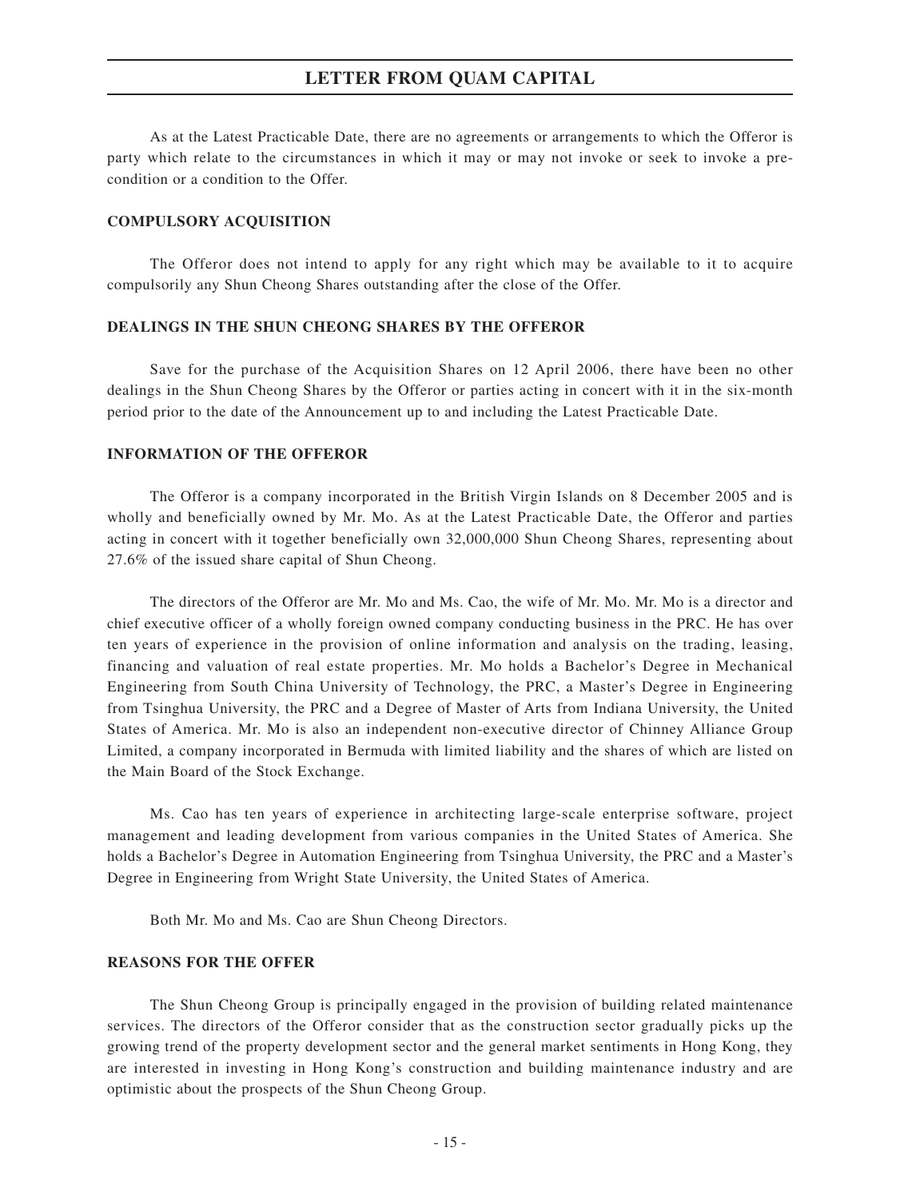As at the Latest Practicable Date, there are no agreements or arrangements to which the Offeror is party which relate to the circumstances in which it may or may not invoke or seek to invoke a pre-condition or a condition to the Offer.

**COMPULSORY ACQUISITION**

The Offeror does not intend to apply for any right which may be available to it to acquire compulsorily any Shun Cheong Shares outstanding after the close of the Offer.

**DEALINGS IN THE SHUN CHEONG SHARES BY THE OFFEROR**

Save for the purchase of the Acquisition Shares on 12 April 2006, there have been no other dealings in the Shun Cheong Shares by the Offeror or parties acting in concert with it in the six-month period prior to the date of the Announcement up to and including the Latest Practicable Date.

**INFORMATION OF THE OFFEROR**

The Offeror is a company incorporated in the British Virgin Islands on 8 December 2005 and is wholly and beneficially owned by Mr. Mo. As at the Latest Practicable Date, the Offeror and parties acting in concert with it together beneficially own 32,000,000 Shun Cheong Shares, representing about 27.6% of the issued share capital of Shun Cheong.

The directors of the Offeror are Mr. Mo and Ms. Cao, the wife of Mr. Mo. Mr. Mo is a director and chief executive officer of a wholly foreign owned company conducting business in the PRC. He has over ten years of experience in the provision of online information and analysis on the trading, leasing, financing and valuation of real estate properties. Mr. Mo holds a Bachelor's Degree in Mechanical Engineering from South China University of Technology, the PRC, a Master's Degree in Engineering from Tsinghua University, the PRC and a Degree of Master of Arts from Indiana University, the United States of America. Mr. Mo is also an independent non-executive director of Chinney Alliance Group Limited, a company incorporated in Bermuda with limited liability and the shares of which are listed on the Main Board of the Stock Exchange.

Ms. Cao has ten years of experience in architecting large-scale enterprise software, project management and leading development from various companies in the United States of America. She holds a Bachelor's Degree in Automation Engineering from Tsinghua University, the PRC and a Master's Degree in Engineering from Wright State University, the United States of America.

Both Mr. Mo and Ms. Cao are Shun Cheong Directors.

**REASONS FOR THE OFFER**

The Shun Cheong Group is principally engaged in the provision of building related maintenance services. The directors of the Offeror consider that as the construction sector gradually picks up the growing trend of the property development sector and the general market sentiments in Hong Kong, they are interested in investing in Hong Kong's construction and building maintenance industry and are optimistic about the prospects of the Shun Cheong Group.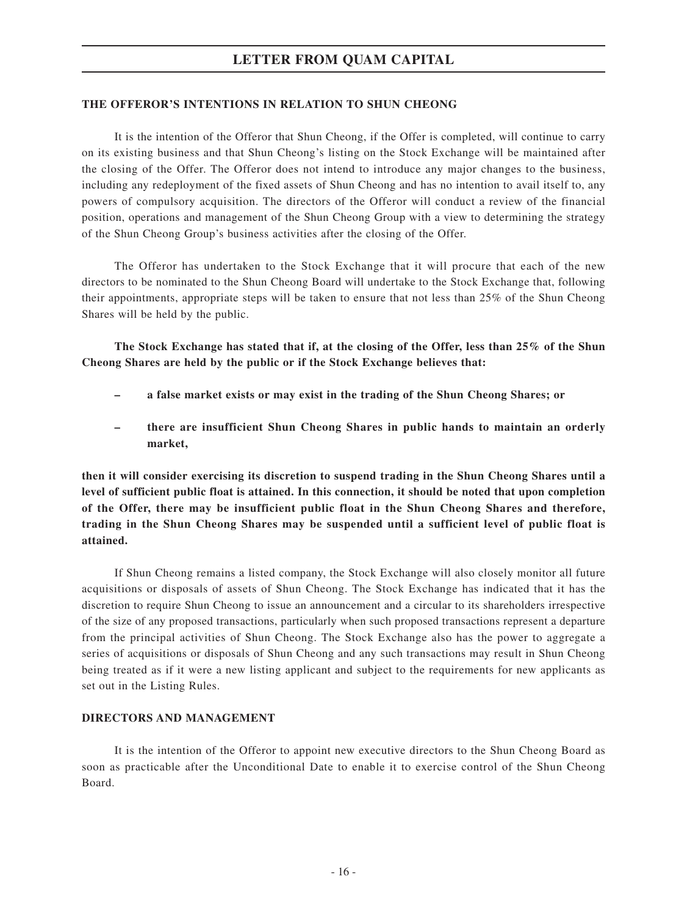## THE OFFEROR'S INTENTIONS IN RELATION TO SHUN CHEONG

It is the intention of the Offeror that Shun Cheong, if the Offer is completed, will continue to carry on its existing business and that Shun Cheong's listing on the Stock Exchange will be maintained after the closing of the Offer. The Offeror does not intend to introduce any major changes to the business, including any redeployment of the fixed assets of Shun Cheong and has no intention to avail itself to, any powers of compulsory acquisition. The directors of the Offeror will conduct a review of the financial position, operations and management of the Shun Cheong Group with a view to determining the strategy of the Shun Cheong Group's business activities after the closing of the Offer.

The Offeror has undertaken to the Stock Exchange that it will procure that each of the new directors to be nominated to the Shun Cheong Board will undertake to the Stock Exchange that, following their appointments, appropriate steps will be taken to ensure that not less than 25% of the Shun Cheong Shares will be held by the public.

**The Stock Exchange has stated that if, at the closing of the Offer, less than 25% of the Shun Cheong Shares are held by the public or if the Stock Exchange believes that:**

- **a false market exists or may exist in the trading of the Shun Cheong Shares; or**
- **there are insufficient Shun Cheong Shares in public hands to maintain an orderly market,**

**then it will consider exercising its discretion to suspend trading in the Shun Cheong Shares until a level of sufficient public float is attained. In this connection, it should be noted that upon completion of the Offer, there may be insufficient public float in the Shun Cheong Shares and therefore, trading in the Shun Cheong Shares may be suspended until a sufficient level of public float is attained.**

If Shun Cheong remains a listed company, the Stock Exchange will also closely monitor all future acquisitions or disposals of assets of Shun Cheong. The Stock Exchange has indicated that it has the discretion to require Shun Cheong to issue an announcement and a circular to its shareholders irrespective of the size of any proposed transactions, particularly when such proposed transactions represent a departure from the principal activities of Shun Cheong. The Stock Exchange also has the power to aggregate a series of acquisitions or disposals of Shun Cheong and any such transactions may result in Shun Cheong being treated as if it were a new listing applicant and subject to the requirements for new applicants as set out in the Listing Rules.

## DIRECTORS AND MANAGEMENT

It is the intention of the Offeror to appoint new executive directors to the Shun Cheong Board as soon as practicable after the Unconditional Date to enable it to exercise control of the Shun Cheong Board.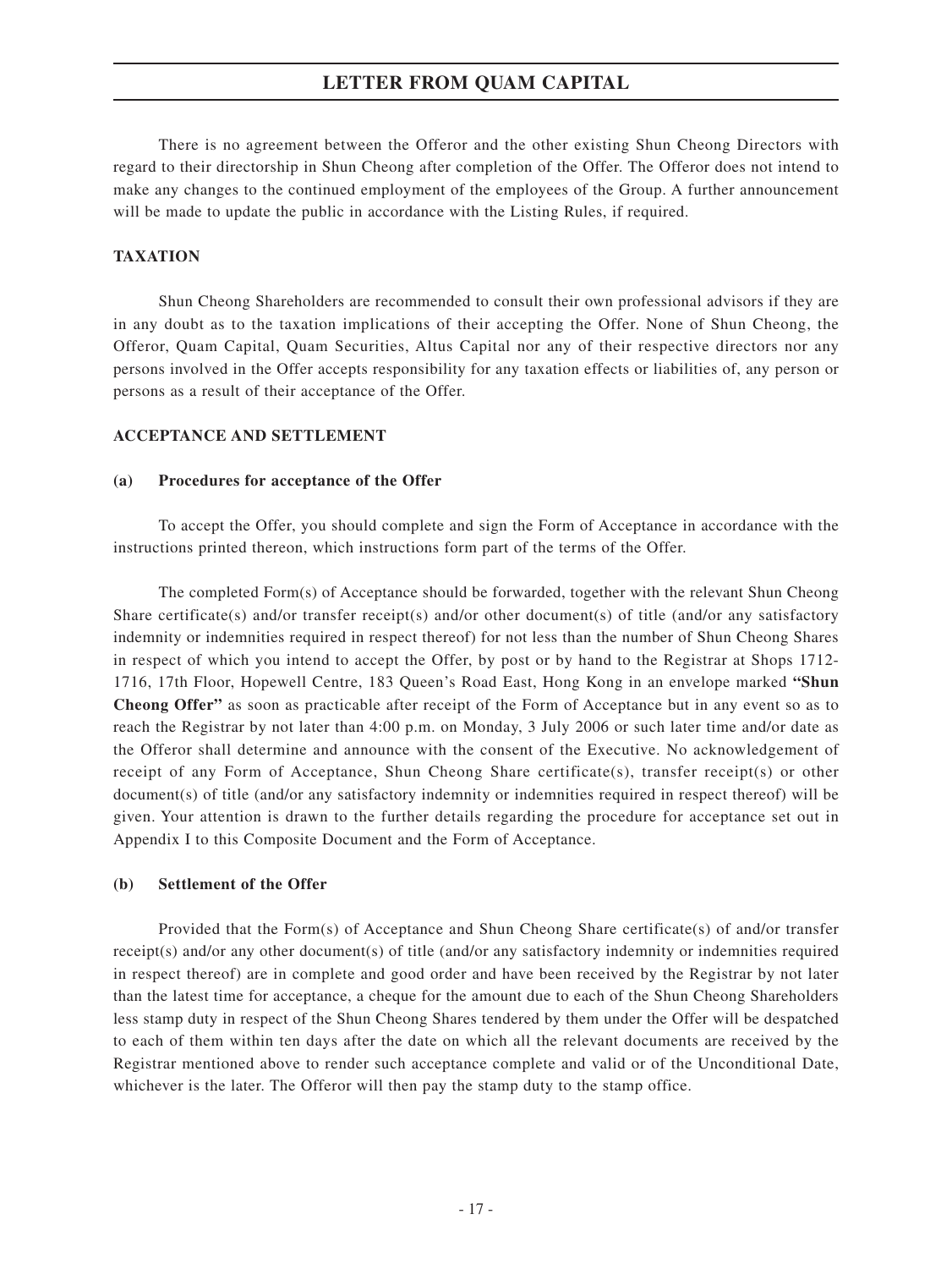There is no agreement between the Offeror and the other existing Shun Cheong Directors with regard to their directorship in Shun Cheong after completion of the Offer. The Offeror does not intend to make any changes to the continued employment of the employees of the Group. A further announcement will be made to update the public in accordance with the Listing Rules, if required.

## TAXATION

Shun Cheong Shareholders are recommended to consult their own professional advisors if they are in any doubt as to the taxation implications of their accepting the Offer. None of Shun Cheong, the Offeror, Quam Capital, Quam Securities, Altus Capital nor any of their respective directors nor any persons involved in the Offer accepts responsibility for any taxation effects or liabilities of, any person or persons as a result of their acceptance of the Offer.

## ACCEPTANCE AND SETTLEMENT

### (a) Procedures for acceptance of the Offer

To accept the Offer, you should complete and sign the Form of Acceptance in accordance with the instructions printed thereon, which instructions form part of the terms of the Offer.

The completed Form(s) of Acceptance should be forwarded, together with the relevant Shun Cheong Share certificate(s) and/or transfer receipt(s) and/or other document(s) of title (and/or any satisfactory indemnity or indemnities required in respect thereof) for not less than the number of Shun Cheong Shares in respect of which you intend to accept the Offer, by post or by hand to the Registrar at Shops 1712-1716, 17th Floor, Hopewell Centre, 183 Queen's Road East, Hong Kong in an envelope marked **"Shun Cheong Offer"** as soon as practicable after receipt of the Form of Acceptance but in any event so as to reach the Registrar by not later than 4:00 p.m. on Monday, 3 July 2006 or such later time and/or date as the Offeror shall determine and announce with the consent of the Executive. No acknowledgement of receipt of any Form of Acceptance, Shun Cheong Share certificate(s), transfer receipt(s) or other document(s) of title (and/or any satisfactory indemnity or indemnities required in respect thereof) will be given. Your attention is drawn to the further details regarding the procedure for acceptance set out in Appendix I to this Composite Document and the Form of Acceptance.

### (b) Settlement of the Offer

Provided that the Form(s) of Acceptance and Shun Cheong Share certificate(s) of and/or transfer receipt(s) and/or any other document(s) of title (and/or any satisfactory indemnity or indemnities required in respect thereof) are in complete and good order and have been received by the Registrar by not later than the latest time for acceptance, a cheque for the amount due to each of the Shun Cheong Shareholders less stamp duty in respect of the Shun Cheong Shares tendered by them under the Offer will be despatched to each of them within ten days after the date on which all the relevant documents are received by the Registrar mentioned above to render such acceptance complete and valid or of the Unconditional Date, whichever is the later. The Offeror will then pay the stamp duty to the stamp office.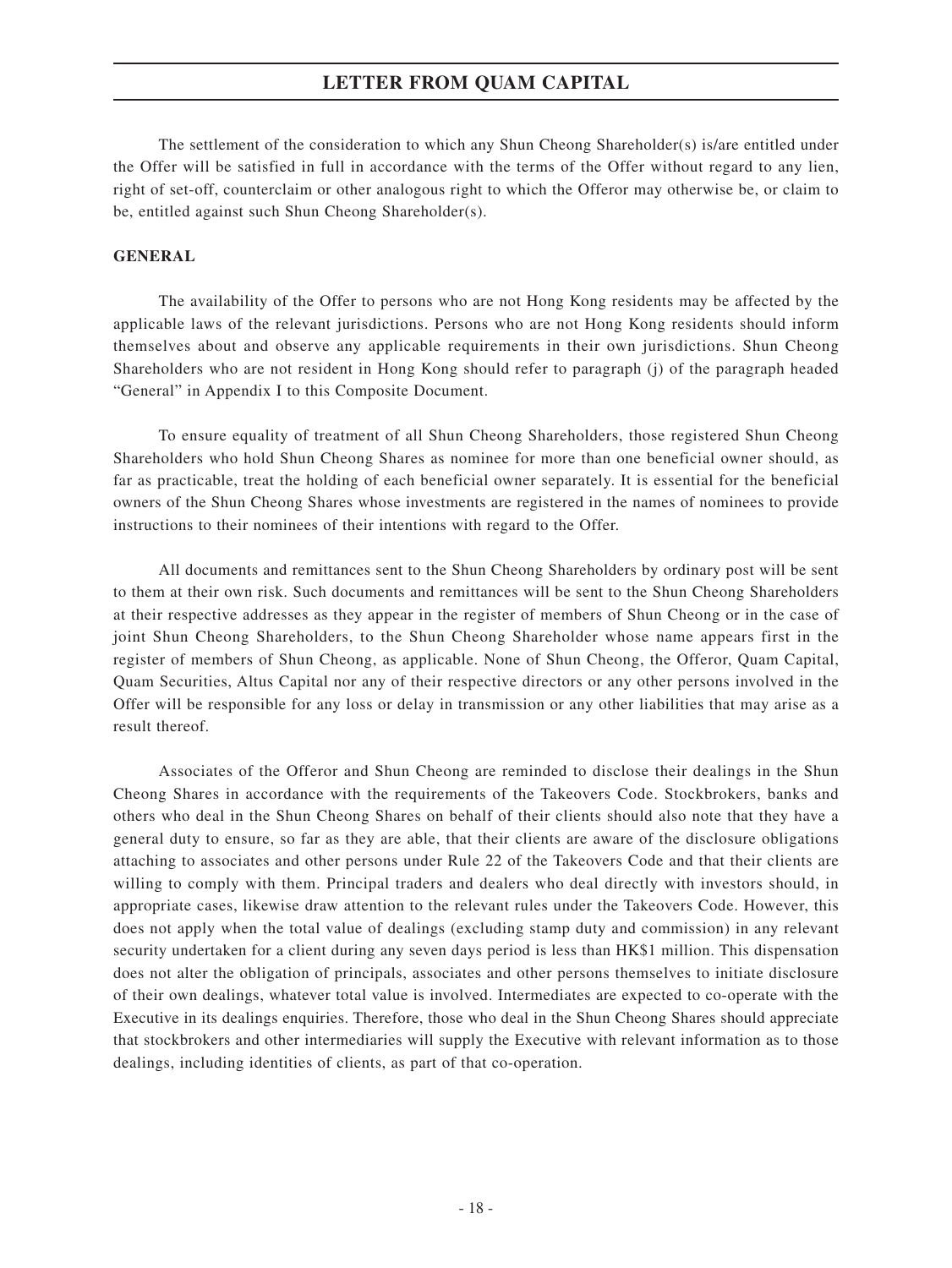The settlement of the consideration to which any Shun Cheong Shareholder(s) is/are entitled under the Offer will be satisfied in full in accordance with the terms of the Offer without regard to any lien, right of set-off, counterclaim or other analogous right to which the Offeror may otherwise be, or claim to be, entitled against such Shun Cheong Shareholder(s).

**GENERAL**

The availability of the Offer to persons who are not Hong Kong residents may be affected by the applicable laws of the relevant jurisdictions. Persons who are not Hong Kong residents should inform themselves about and observe any applicable requirements in their own jurisdictions. Shun Cheong Shareholders who are not resident in Hong Kong should refer to paragraph (j) of the paragraph headed "General" in Appendix I to this Composite Document.

To ensure equality of treatment of all Shun Cheong Shareholders, those registered Shun Cheong Shareholders who hold Shun Cheong Shares as nominee for more than one beneficial owner should, as far as practicable, treat the holding of each beneficial owner separately. It is essential for the beneficial owners of the Shun Cheong Shares whose investments are registered in the names of nominees to provide instructions to their nominees of their intentions with regard to the Offer.

All documents and remittances sent to the Shun Cheong Shareholders by ordinary post will be sent to them at their own risk. Such documents and remittances will be sent to the Shun Cheong Shareholders at their respective addresses as they appear in the register of members of Shun Cheong or in the case of joint Shun Cheong Shareholders, to the Shun Cheong Shareholder whose name appears first in the register of members of Shun Cheong, as applicable. None of Shun Cheong, the Offeror, Quam Capital, Quam Securities, Altus Capital nor any of their respective directors or any other persons involved in the Offer will be responsible for any loss or delay in transmission or any other liabilities that may arise as a result thereof.

Associates of the Offeror and Shun Cheong are reminded to disclose their dealings in the Shun Cheong Shares in accordance with the requirements of the Takeovers Code. Stockbrokers, banks and others who deal in the Shun Cheong Shares on behalf of their clients should also note that they have a general duty to ensure, so far as they are able, that their clients are aware of the disclosure obligations attaching to associates and other persons under Rule 22 of the Takeovers Code and that their clients are willing to comply with them. Principal traders and dealers who deal directly with investors should, in appropriate cases, likewise draw attention to the relevant rules under the Takeovers Code. However, this does not apply when the total value of dealings (excluding stamp duty and commission) in any relevant security undertaken for a client during any seven days period is less than HK$1 million. This dispensation does not alter the obligation of principals, associates and other persons themselves to initiate disclosure of their own dealings, whatever total value is involved. Intermediates are expected to co-operate with the Executive in its dealings enquiries. Therefore, those who deal in the Shun Cheong Shares should appreciate that stockbrokers and other intermediaries will supply the Executive with relevant information as to those dealings, including identities of clients, as part of that co-operation.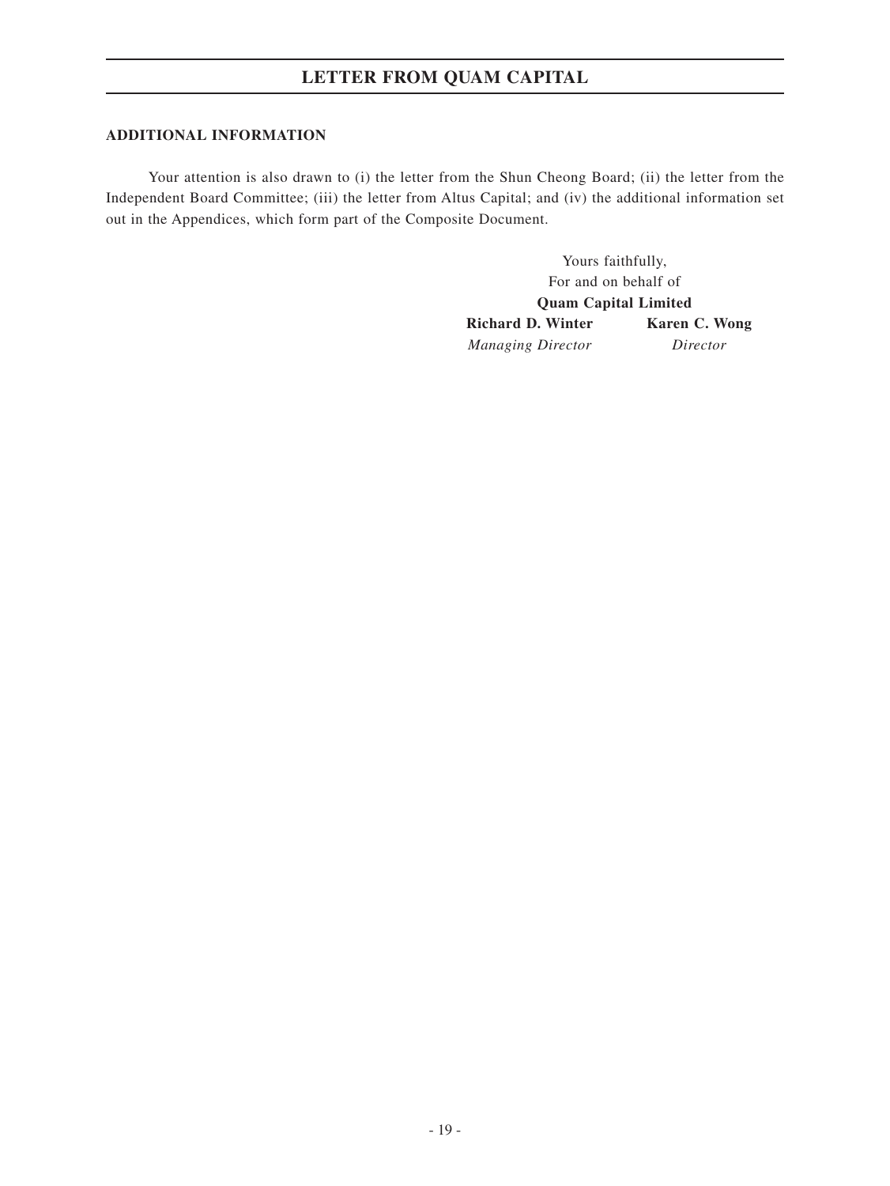## ADDITIONAL INFORMATION

Your attention is also drawn to (i) the letter from the Shun Cheong Board; (ii) the letter from the Independent Board Committee; (iii) the letter from Altus Capital; and (iv) the additional information set out in the Appendices, which form part of the Composite Document.

Yours faithfully,
For and on behalf of
**Quam Capital Limited**

**Richard D. Winter**
*Managing Director*

**Karen C. Wong**
*Director*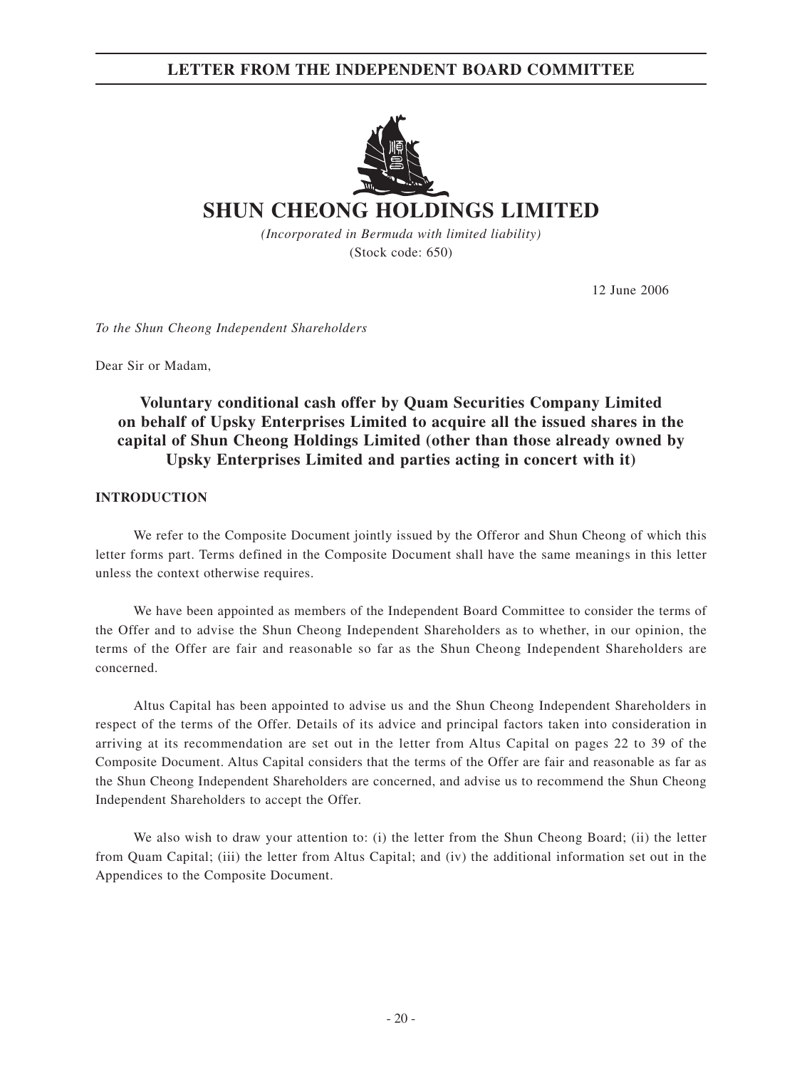# LETTER FROM THE INDEPENDENT BOARD COMMITTEE

# SHUN CHEONG HOLDINGS LIMITED

*(Incorporated in Bermuda with limited liability)*
(Stock code: 650)

12 June 2006

*To the Shun Cheong Independent Shareholders*

Dear Sir or Madam,

## Voluntary conditional cash offer by Quam Securities Company Limited on behalf of Upsky Enterprises Limited to acquire all the issued shares in the capital of Shun Cheong Holdings Limited (other than those already owned by Upsky Enterprises Limited and parties acting in concert with it)

### INTRODUCTION

We refer to the Composite Document jointly issued by the Offeror and Shun Cheong of which this letter forms part. Terms defined in the Composite Document shall have the same meanings in this letter unless the context otherwise requires.

We have been appointed as members of the Independent Board Committee to consider the terms of the Offer and to advise the Shun Cheong Independent Shareholders as to whether, in our opinion, the terms of the Offer are fair and reasonable so far as the Shun Cheong Independent Shareholders are concerned.

Altus Capital has been appointed to advise us and the Shun Cheong Independent Shareholders in respect of the terms of the Offer. Details of its advice and principal factors taken into consideration in arriving at its recommendation are set out in the letter from Altus Capital on pages 22 to 39 of the Composite Document. Altus Capital considers that the terms of the Offer are fair and reasonable as far as the Shun Cheong Independent Shareholders are concerned, and advise us to recommend the Shun Cheong Independent Shareholders to accept the Offer.

We also wish to draw your attention to: (i) the letter from the Shun Cheong Board; (ii) the letter from Quam Capital; (iii) the letter from Altus Capital; and (iv) the additional information set out in the Appendices to the Composite Document.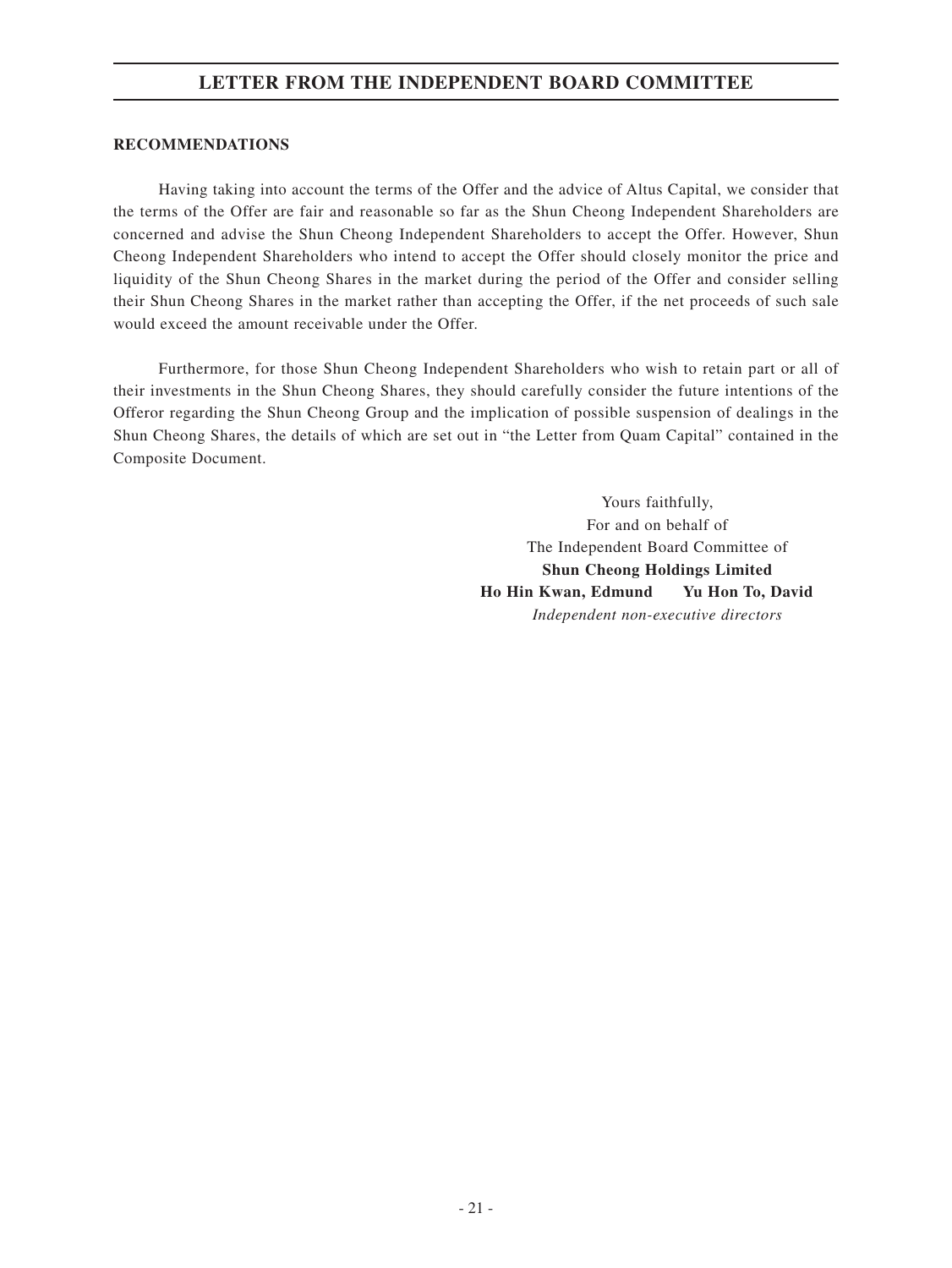**RECOMMENDATIONS**

Having taking into account the terms of the Offer and the advice of Altus Capital, we consider that the terms of the Offer are fair and reasonable so far as the Shun Cheong Independent Shareholders are concerned and advise the Shun Cheong Independent Shareholders to accept the Offer. However, Shun Cheong Independent Shareholders who intend to accept the Offer should closely monitor the price and liquidity of the Shun Cheong Shares in the market during the period of the Offer and consider selling their Shun Cheong Shares in the market rather than accepting the Offer, if the net proceeds of such sale would exceed the amount receivable under the Offer.

Furthermore, for those Shun Cheong Independent Shareholders who wish to retain part or all of their investments in the Shun Cheong Shares, they should carefully consider the future intentions of the Offeror regarding the Shun Cheong Group and the implication of possible suspension of dealings in the Shun Cheong Shares, the details of which are set out in "the Letter from Quam Capital" contained in the Composite Document.

Yours faithfully,
For and on behalf of
The Independent Board Committee of
**Shun Cheong Holdings Limited**
**Ho Hin Kwan, Edmund** **Yu Hon To, David**
*Independent non-executive directors*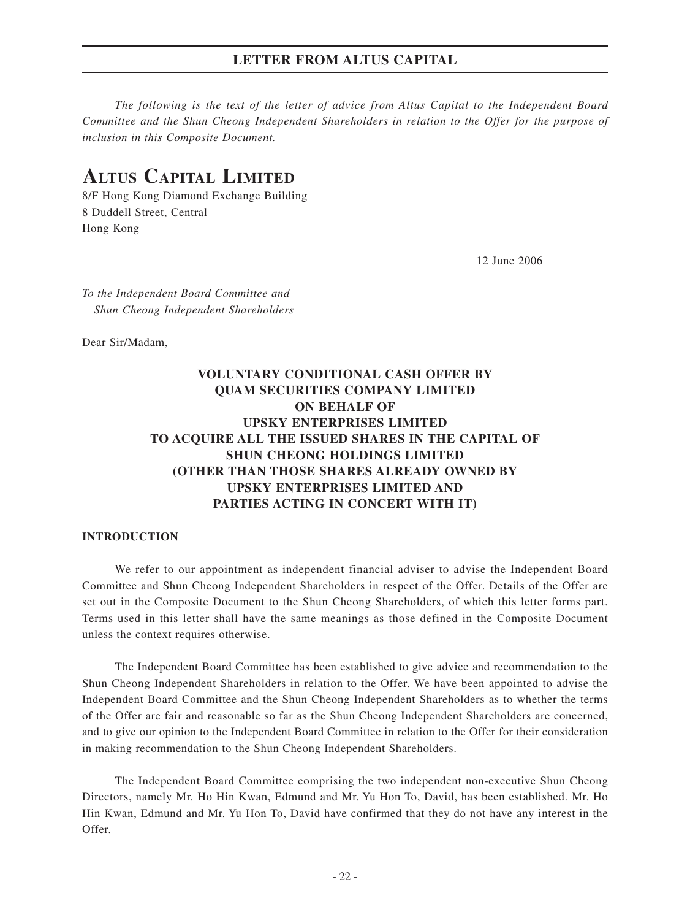*The following is the text of the letter of advice from Altus Capital to the Independent Board Committee and the Shun Cheong Independent Shareholders in relation to the Offer for the purpose of inclusion in this Composite Document.*

# ALTUS CAPITAL LIMITED

8/F Hong Kong Diamond Exchange Building
8 Duddell Street, Central
Hong Kong

12 June 2006

*To the Independent Board Committee and Shun Cheong Independent Shareholders*

Dear Sir/Madam,

**VOLUNTARY CONDITIONAL CASH OFFER BY QUAM SECURITIES COMPANY LIMITED ON BEHALF OF UPSKY ENTERPRISES LIMITED TO ACQUIRE ALL THE ISSUED SHARES IN THE CAPITAL OF SHUN CHEONG HOLDINGS LIMITED (OTHER THAN THOSE SHARES ALREADY OWNED BY UPSKY ENTERPRISES LIMITED AND PARTIES ACTING IN CONCERT WITH IT)**

## INTRODUCTION

We refer to our appointment as independent financial adviser to advise the Independent Board Committee and Shun Cheong Independent Shareholders in respect of the Offer. Details of the Offer are set out in the Composite Document to the Shun Cheong Shareholders, of which this letter forms part. Terms used in this letter shall have the same meanings as those defined in the Composite Document unless the context requires otherwise.

The Independent Board Committee has been established to give advice and recommendation to the Shun Cheong Independent Shareholders in relation to the Offer. We have been appointed to advise the Independent Board Committee and the Shun Cheong Independent Shareholders as to whether the terms of the Offer are fair and reasonable so far as the Shun Cheong Independent Shareholders are concerned, and to give our opinion to the Independent Board Committee in relation to the Offer for their consideration in making recommendation to the Shun Cheong Independent Shareholders.

The Independent Board Committee comprising the two independent non-executive Shun Cheong Directors, namely Mr. Ho Hin Kwan, Edmund and Mr. Yu Hon To, David, has been established. Mr. Ho Hin Kwan, Edmund and Mr. Yu Hon To, David have confirmed that they do not have any interest in the Offer.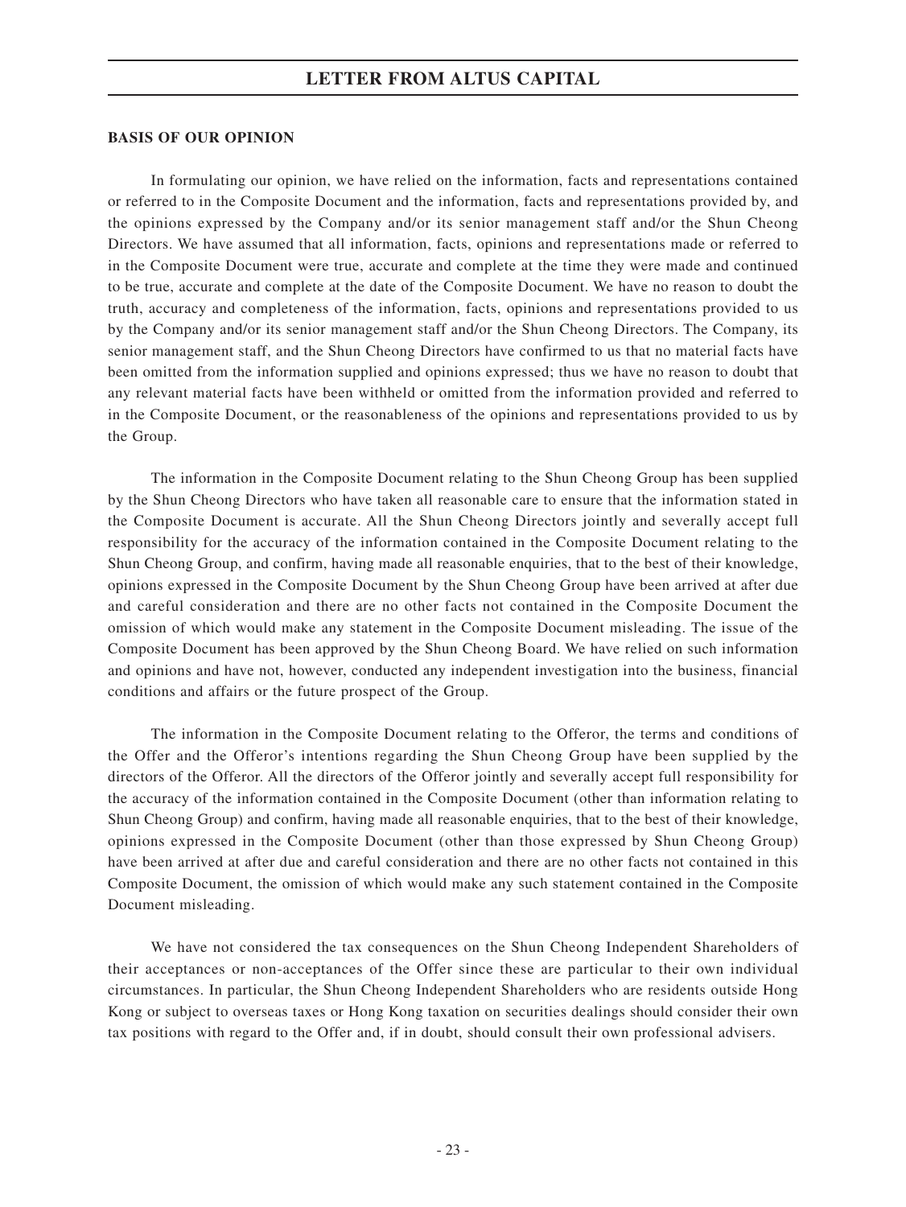## BASIS OF OUR OPINION

In formulating our opinion, we have relied on the information, facts and representations contained or referred to in the Composite Document and the information, facts and representations provided by, and the opinions expressed by the Company and/or its senior management staff and/or the Shun Cheong Directors. We have assumed that all information, facts, opinions and representations made or referred to in the Composite Document were true, accurate and complete at the time they were made and continued to be true, accurate and complete at the date of the Composite Document. We have no reason to doubt the truth, accuracy and completeness of the information, facts, opinions and representations provided to us by the Company and/or its senior management staff and/or the Shun Cheong Directors. The Company, its senior management staff, and the Shun Cheong Directors have confirmed to us that no material facts have been omitted from the information supplied and opinions expressed; thus we have no reason to doubt that any relevant material facts have been withheld or omitted from the information provided and referred to in the Composite Document, or the reasonableness of the opinions and representations provided to us by the Group.

The information in the Composite Document relating to the Shun Cheong Group has been supplied by the Shun Cheong Directors who have taken all reasonable care to ensure that the information stated in the Composite Document is accurate. All the Shun Cheong Directors jointly and severally accept full responsibility for the accuracy of the information contained in the Composite Document relating to the Shun Cheong Group, and confirm, having made all reasonable enquiries, that to the best of their knowledge, opinions expressed in the Composite Document by the Shun Cheong Group have been arrived at after due and careful consideration and there are no other facts not contained in the Composite Document the omission of which would make any statement in the Composite Document misleading. The issue of the Composite Document has been approved by the Shun Cheong Board. We have relied on such information and opinions and have not, however, conducted any independent investigation into the business, financial conditions and affairs or the future prospect of the Group.

The information in the Composite Document relating to the Offeror, the terms and conditions of the Offer and the Offeror's intentions regarding the Shun Cheong Group have been supplied by the directors of the Offeror. All the directors of the Offeror jointly and severally accept full responsibility for the accuracy of the information contained in the Composite Document (other than information relating to Shun Cheong Group) and confirm, having made all reasonable enquiries, that to the best of their knowledge, opinions expressed in the Composite Document (other than those expressed by Shun Cheong Group) have been arrived at after due and careful consideration and there are no other facts not contained in this Composite Document, the omission of which would make any such statement contained in the Composite Document misleading.

We have not considered the tax consequences on the Shun Cheong Independent Shareholders of their acceptances or non-acceptances of the Offer since these are particular to their own individual circumstances. In particular, the Shun Cheong Independent Shareholders who are residents outside Hong Kong or subject to overseas taxes or Hong Kong taxation on securities dealings should consider their own tax positions with regard to the Offer and, if in doubt, should consult their own professional advisers.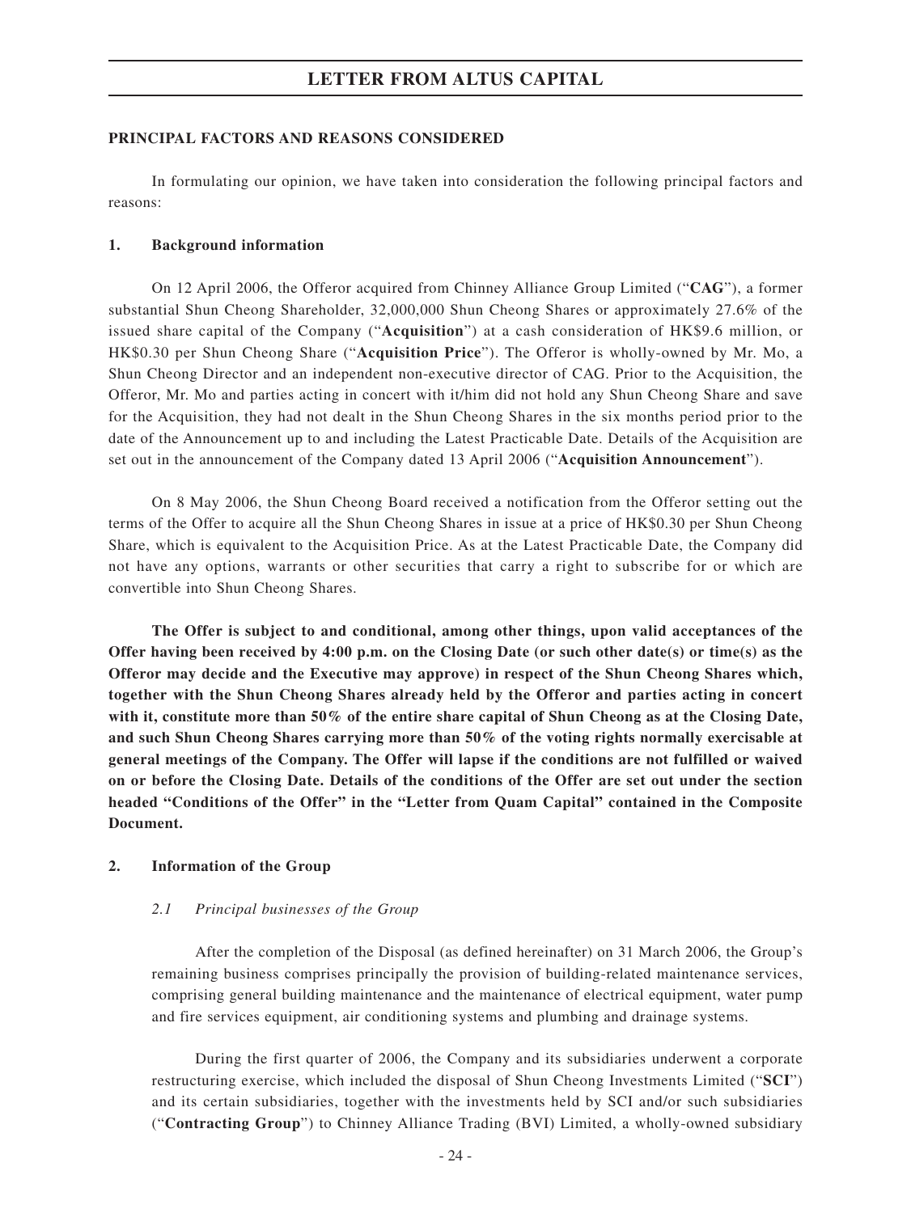## PRINCIPAL FACTORS AND REASONS CONSIDERED

In formulating our opinion, we have taken into consideration the following principal factors and reasons:

### 1. Background information

On 12 April 2006, the Offeror acquired from Chinney Alliance Group Limited ("**CAG**"), a former substantial Shun Cheong Shareholder, 32,000,000 Shun Cheong Shares or approximately 27.6% of the issued share capital of the Company ("**Acquisition**") at a cash consideration of HK$9.6 million, or HK$0.30 per Shun Cheong Share ("**Acquisition Price**"). The Offeror is wholly-owned by Mr. Mo, a Shun Cheong Director and an independent non-executive director of CAG. Prior to the Acquisition, the Offeror, Mr. Mo and parties acting in concert with it/him did not hold any Shun Cheong Share and save for the Acquisition, they had not dealt in the Shun Cheong Shares in the six months period prior to the date of the Announcement up to and including the Latest Practicable Date. Details of the Acquisition are set out in the announcement of the Company dated 13 April 2006 ("**Acquisition Announcement**").

On 8 May 2006, the Shun Cheong Board received a notification from the Offeror setting out the terms of the Offer to acquire all the Shun Cheong Shares in issue at a price of HK$0.30 per Shun Cheong Share, which is equivalent to the Acquisition Price. As at the Latest Practicable Date, the Company did not have any options, warrants or other securities that carry a right to subscribe for or which are convertible into Shun Cheong Shares.

**The Offer is subject to and conditional, among other things, upon valid acceptances of the Offer having been received by 4:00 p.m. on the Closing Date (or such other date(s) or time(s) as the Offeror may decide and the Executive may approve) in respect of the Shun Cheong Shares which, together with the Shun Cheong Shares already held by the Offeror and parties acting in concert with it, constitute more than 50% of the entire share capital of Shun Cheong as at the Closing Date, and such Shun Cheong Shares carrying more than 50% of the voting rights normally exercisable at general meetings of the Company. The Offer will lapse if the conditions are not fulfilled or waived on or before the Closing Date. Details of the conditions of the Offer are set out under the section headed "Conditions of the Offer" in the "Letter from Quam Capital" contained in the Composite Document.**

### 2. Information of the Group

#### *2.1 Principal businesses of the Group*

After the completion of the Disposal (as defined hereinafter) on 31 March 2006, the Group's remaining business comprises principally the provision of building-related maintenance services, comprising general building maintenance and the maintenance of electrical equipment, water pump and fire services equipment, air conditioning systems and plumbing and drainage systems.

During the first quarter of 2006, the Company and its subsidiaries underwent a corporate restructuring exercise, which included the disposal of Shun Cheong Investments Limited ("**SCI**") and its certain subsidiaries, together with the investments held by SCI and/or such subsidiaries ("**Contracting Group**") to Chinney Alliance Trading (BVI) Limited, a wholly-owned subsidiary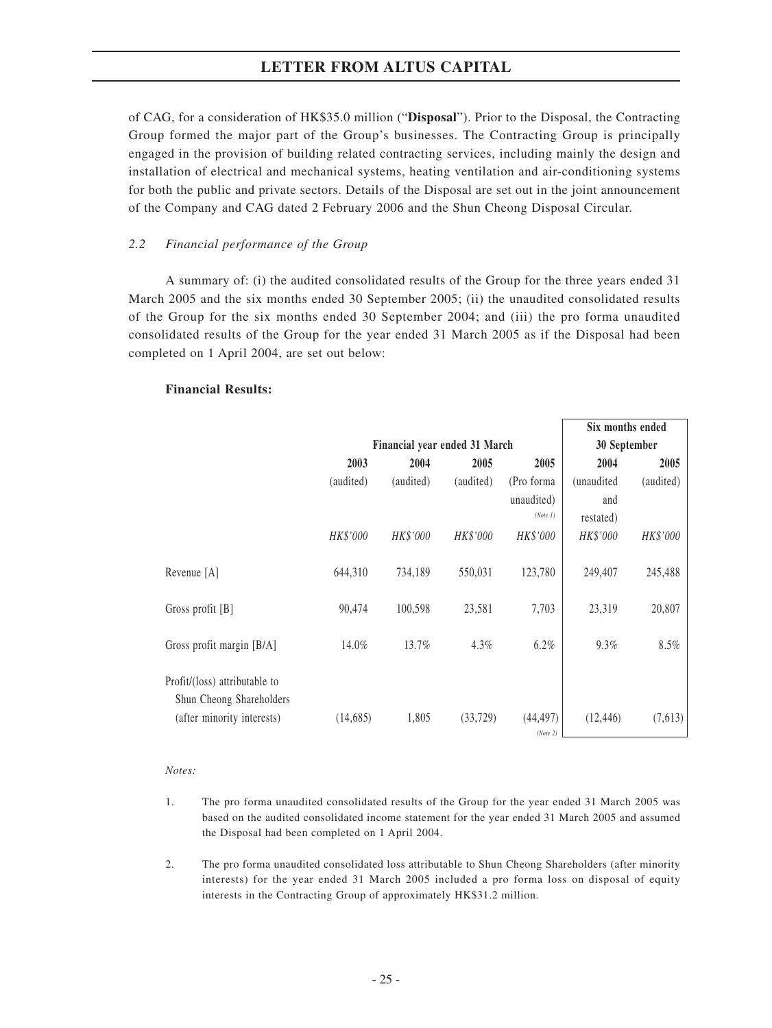of CAG, for a consideration of HK$35.0 million ("**Disposal**"). Prior to the Disposal, the Contracting Group formed the major part of the Group's businesses. The Contracting Group is principally engaged in the provision of building related contracting services, including mainly the design and installation of electrical and mechanical systems, heating ventilation and air-conditioning systems for both the public and private sectors. Details of the Disposal are set out in the joint announcement of the Company and CAG dated 2 February 2006 and the Shun Cheong Disposal Circular.

### *2.2 Financial performance of the Group*

A summary of: (i) the audited consolidated results of the Group for the three years ended 31 March 2005 and the six months ended 30 September 2005; (ii) the unaudited consolidated results of the Group for the six months ended 30 September 2004; and (iii) the pro forma unaudited consolidated results of the Group for the year ended 31 March 2005 as if the Disposal had been completed on 1 April 2004, are set out below:

**Financial Results:**

| | Financial year ended 31 March | | | | Six months ended 30 September | |
|---|---|---|---|---|---|---|
| | **2003** | **2004** | **2005** | **2005** | **2004** | **2005** |
| | (audited) | (audited) | (audited) | (Pro forma unaudited) *(Note 1)* | (unaudited and restated) | (audited) |
| | *HK$'000* | *HK$'000* | *HK$'000* | *HK$'000* | *HK$'000* | *HK$'000* |
| Revenue [A] | 644,310 | 734,189 | 550,031 | 123,780 | 249,407 | 245,488 |
| Gross profit [B] | 90,474 | 100,598 | 23,581 | 7,703 | 23,319 | 20,807 |
| Gross profit margin [B/A] | 14.0% | 13.7% | 4.3% | 6.2% | 9.3% | 8.5% |
| Profit/(loss) attributable to Shun Cheong Shareholders (after minority interests) | (14,685) | 1,805 | (33,729) | (44,497) *(Note 2)* | (12,446) | (7,613) |

*Notes:*

1. The pro forma unaudited consolidated results of the Group for the year ended 31 March 2005 was based on the audited consolidated income statement for the year ended 31 March 2005 and assumed the Disposal had been completed on 1 April 2004.

2. The pro forma unaudited consolidated loss attributable to Shun Cheong Shareholders (after minority interests) for the year ended 31 March 2005 included a pro forma loss on disposal of equity interests in the Contracting Group of approximately HK$31.2 million.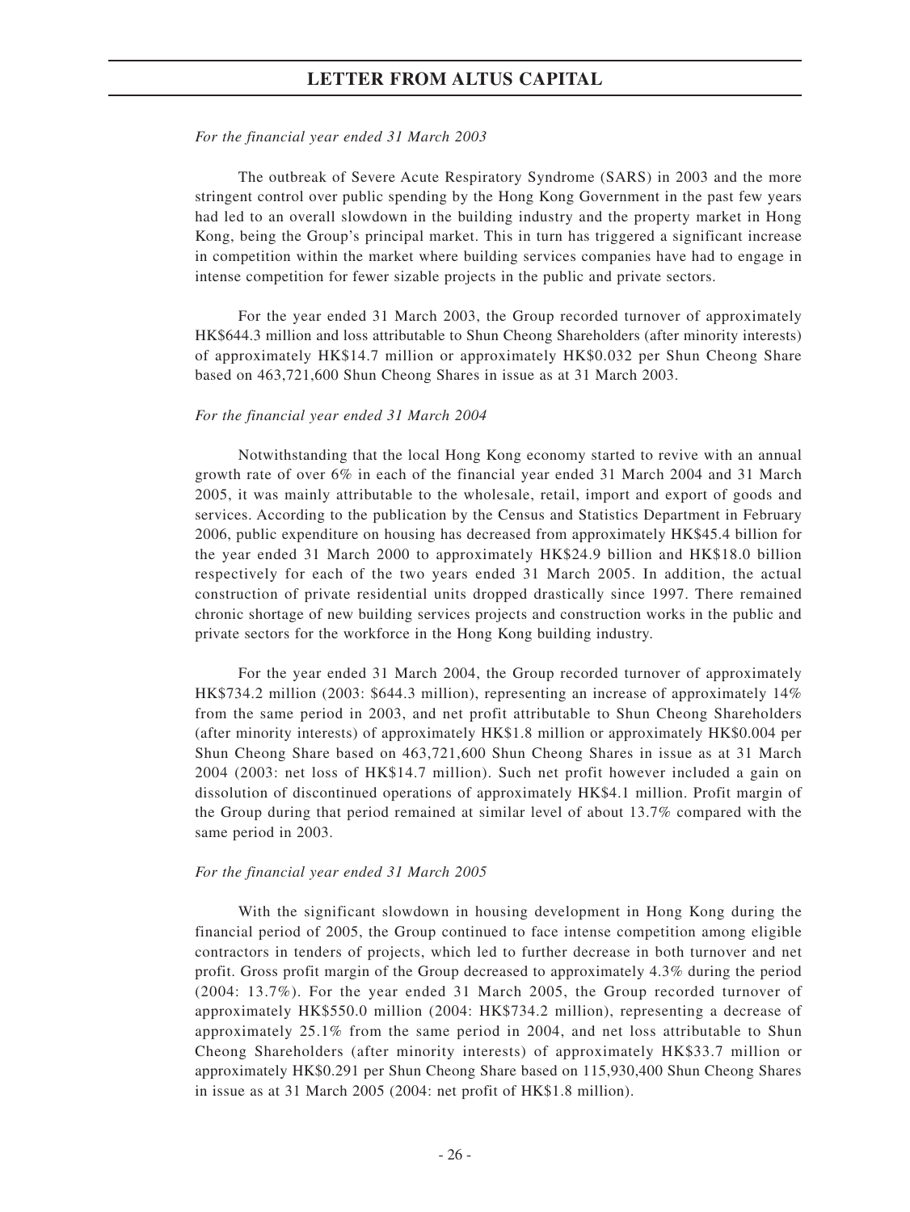*For the financial year ended 31 March 2003*

The outbreak of Severe Acute Respiratory Syndrome (SARS) in 2003 and the more stringent control over public spending by the Hong Kong Government in the past few years had led to an overall slowdown in the building industry and the property market in Hong Kong, being the Group's principal market. This in turn has triggered a significant increase in competition within the market where building services companies have had to engage in intense competition for fewer sizable projects in the public and private sectors.

For the year ended 31 March 2003, the Group recorded turnover of approximately HK$644.3 million and loss attributable to Shun Cheong Shareholders (after minority interests) of approximately HK$14.7 million or approximately HK$0.032 per Shun Cheong Share based on 463,721,600 Shun Cheong Shares in issue as at 31 March 2003.

*For the financial year ended 31 March 2004*

Notwithstanding that the local Hong Kong economy started to revive with an annual growth rate of over 6% in each of the financial year ended 31 March 2004 and 31 March 2005, it was mainly attributable to the wholesale, retail, import and export of goods and services. According to the publication by the Census and Statistics Department in February 2006, public expenditure on housing has decreased from approximately HK$45.4 billion for the year ended 31 March 2000 to approximately HK$24.9 billion and HK$18.0 billion respectively for each of the two years ended 31 March 2005. In addition, the actual construction of private residential units dropped drastically since 1997. There remained chronic shortage of new building services projects and construction works in the public and private sectors for the workforce in the Hong Kong building industry.

For the year ended 31 March 2004, the Group recorded turnover of approximately HK$734.2 million (2003: $644.3 million), representing an increase of approximately 14% from the same period in 2003, and net profit attributable to Shun Cheong Shareholders (after minority interests) of approximately HK$1.8 million or approximately HK$0.004 per Shun Cheong Share based on 463,721,600 Shun Cheong Shares in issue as at 31 March 2004 (2003: net loss of HK$14.7 million). Such net profit however included a gain on dissolution of discontinued operations of approximately HK$4.1 million. Profit margin of the Group during that period remained at similar level of about 13.7% compared with the same period in 2003.

*For the financial year ended 31 March 2005*

With the significant slowdown in housing development in Hong Kong during the financial period of 2005, the Group continued to face intense competition among eligible contractors in tenders of projects, which led to further decrease in both turnover and net profit. Gross profit margin of the Group decreased to approximately 4.3% during the period (2004: 13.7%). For the year ended 31 March 2005, the Group recorded turnover of approximately HK$550.0 million (2004: HK$734.2 million), representing a decrease of approximately 25.1% from the same period in 2004, and net loss attributable to Shun Cheong Shareholders (after minority interests) of approximately HK$33.7 million or approximately HK$0.291 per Shun Cheong Share based on 115,930,400 Shun Cheong Shares in issue as at 31 March 2005 (2004: net profit of HK$1.8 million).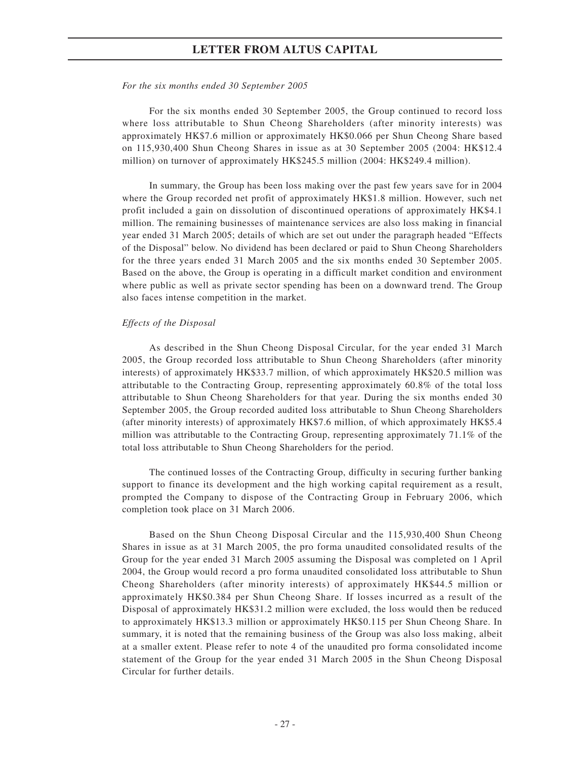*For the six months ended 30 September 2005*

For the six months ended 30 September 2005, the Group continued to record loss where loss attributable to Shun Cheong Shareholders (after minority interests) was approximately HK$7.6 million or approximately HK$0.066 per Shun Cheong Share based on 115,930,400 Shun Cheong Shares in issue as at 30 September 2005 (2004: HK$12.4 million) on turnover of approximately HK$245.5 million (2004: HK$249.4 million).

In summary, the Group has been loss making over the past few years save for in 2004 where the Group recorded net profit of approximately HK$1.8 million. However, such net profit included a gain on dissolution of discontinued operations of approximately HK$4.1 million. The remaining businesses of maintenance services are also loss making in financial year ended 31 March 2005; details of which are set out under the paragraph headed "Effects of the Disposal" below. No dividend has been declared or paid to Shun Cheong Shareholders for the three years ended 31 March 2005 and the six months ended 30 September 2005. Based on the above, the Group is operating in a difficult market condition and environment where public as well as private sector spending has been on a downward trend. The Group also faces intense competition in the market.

*Effects of the Disposal*

As described in the Shun Cheong Disposal Circular, for the year ended 31 March 2005, the Group recorded loss attributable to Shun Cheong Shareholders (after minority interests) of approximately HK$33.7 million, of which approximately HK$20.5 million was attributable to the Contracting Group, representing approximately 60.8% of the total loss attributable to Shun Cheong Shareholders for that year. During the six months ended 30 September 2005, the Group recorded audited loss attributable to Shun Cheong Shareholders (after minority interests) of approximately HK$7.6 million, of which approximately HK$5.4 million was attributable to the Contracting Group, representing approximately 71.1% of the total loss attributable to Shun Cheong Shareholders for the period.

The continued losses of the Contracting Group, difficulty in securing further banking support to finance its development and the high working capital requirement as a result, prompted the Company to dispose of the Contracting Group in February 2006, which completion took place on 31 March 2006.

Based on the Shun Cheong Disposal Circular and the 115,930,400 Shun Cheong Shares in issue as at 31 March 2005, the pro forma unaudited consolidated results of the Group for the year ended 31 March 2005 assuming the Disposal was completed on 1 April 2004, the Group would record a pro forma unaudited consolidated loss attributable to Shun Cheong Shareholders (after minority interests) of approximately HK$44.5 million or approximately HK$0.384 per Shun Cheong Share. If losses incurred as a result of the Disposal of approximately HK$31.2 million were excluded, the loss would then be reduced to approximately HK$13.3 million or approximately HK$0.115 per Shun Cheong Share. In summary, it is noted that the remaining business of the Group was also loss making, albeit at a smaller extent. Please refer to note 4 of the unaudited pro forma consolidated income statement of the Group for the year ended 31 March 2005 in the Shun Cheong Disposal Circular for further details.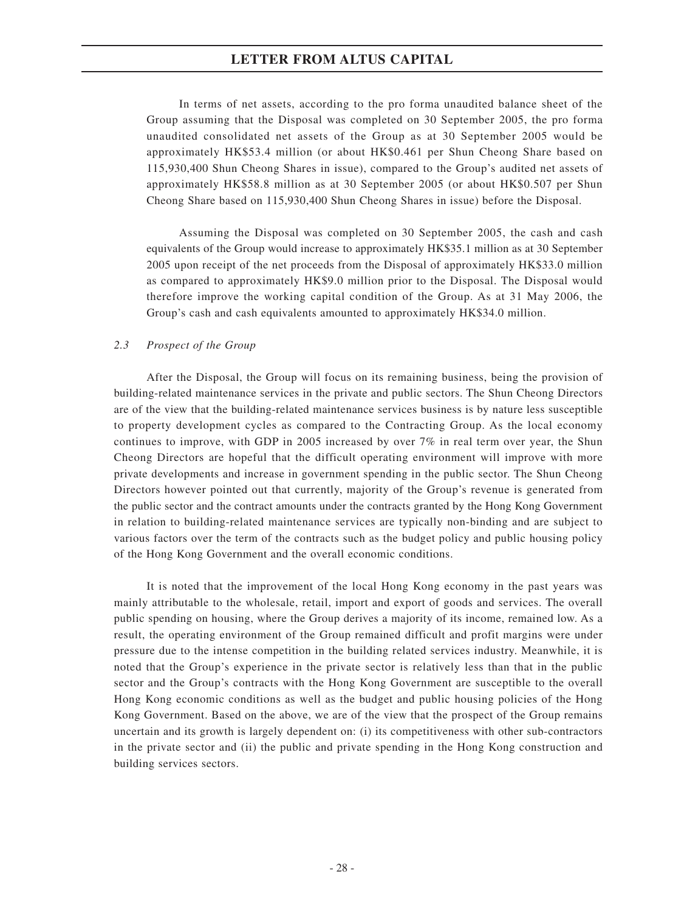In terms of net assets, according to the pro forma unaudited balance sheet of the Group assuming that the Disposal was completed on 30 September 2005, the pro forma unaudited consolidated net assets of the Group as at 30 September 2005 would be approximately HK$53.4 million (or about HK$0.461 per Shun Cheong Share based on 115,930,400 Shun Cheong Shares in issue), compared to the Group's audited net assets of approximately HK$58.8 million as at 30 September 2005 (or about HK$0.507 per Shun Cheong Share based on 115,930,400 Shun Cheong Shares in issue) before the Disposal.

Assuming the Disposal was completed on 30 September 2005, the cash and cash equivalents of the Group would increase to approximately HK$35.1 million as at 30 September 2005 upon receipt of the net proceeds from the Disposal of approximately HK$33.0 million as compared to approximately HK$9.0 million prior to the Disposal. The Disposal would therefore improve the working capital condition of the Group. As at 31 May 2006, the Group's cash and cash equivalents amounted to approximately HK$34.0 million.

### *2.3 Prospect of the Group*

After the Disposal, the Group will focus on its remaining business, being the provision of building-related maintenance services in the private and public sectors. The Shun Cheong Directors are of the view that the building-related maintenance services business is by nature less susceptible to property development cycles as compared to the Contracting Group. As the local economy continues to improve, with GDP in 2005 increased by over 7% in real term over year, the Shun Cheong Directors are hopeful that the difficult operating environment will improve with more private developments and increase in government spending in the public sector. The Shun Cheong Directors however pointed out that currently, majority of the Group's revenue is generated from the public sector and the contract amounts under the contracts granted by the Hong Kong Government in relation to building-related maintenance services are typically non-binding and are subject to various factors over the term of the contracts such as the budget policy and public housing policy of the Hong Kong Government and the overall economic conditions.

It is noted that the improvement of the local Hong Kong economy in the past years was mainly attributable to the wholesale, retail, import and export of goods and services. The overall public spending on housing, where the Group derives a majority of its income, remained low. As a result, the operating environment of the Group remained difficult and profit margins were under pressure due to the intense competition in the building related services industry. Meanwhile, it is noted that the Group's experience in the private sector is relatively less than that in the public sector and the Group's contracts with the Hong Kong Government are susceptible to the overall Hong Kong economic conditions as well as the budget and public housing policies of the Hong Kong Government. Based on the above, we are of the view that the prospect of the Group remains uncertain and its growth is largely dependent on: (i) its competitiveness with other sub-contractors in the private sector and (ii) the public and private spending in the Hong Kong construction and building services sectors.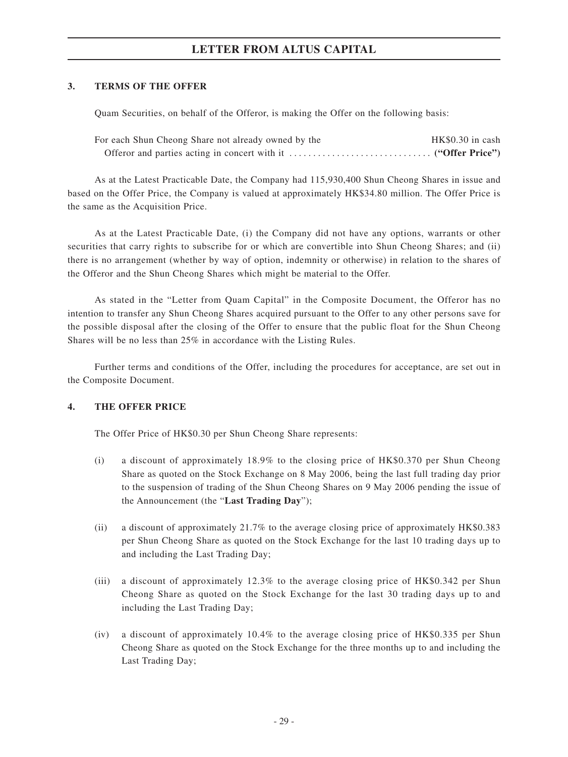## 3. TERMS OF THE OFFER

Quam Securities, on behalf of the Offeror, is making the Offer on the following basis:

For each Shun Cheong Share not already owned by the Offeror and parties acting in concert with it .............................. HK$0.30 in cash **("Offer Price")**

As at the Latest Practicable Date, the Company had 115,930,400 Shun Cheong Shares in issue and based on the Offer Price, the Company is valued at approximately HK$34.80 million. The Offer Price is the same as the Acquisition Price.

As at the Latest Practicable Date, (i) the Company did not have any options, warrants or other securities that carry rights to subscribe for or which are convertible into Shun Cheong Shares; and (ii) there is no arrangement (whether by way of option, indemnity or otherwise) in relation to the shares of the Offeror and the Shun Cheong Shares which might be material to the Offer.

As stated in the "Letter from Quam Capital" in the Composite Document, the Offeror has no intention to transfer any Shun Cheong Shares acquired pursuant to the Offer to any other persons save for the possible disposal after the closing of the Offer to ensure that the public float for the Shun Cheong Shares will be no less than 25% in accordance with the Listing Rules.

Further terms and conditions of the Offer, including the procedures for acceptance, are set out in the Composite Document.

## 4. THE OFFER PRICE

The Offer Price of HK$0.30 per Shun Cheong Share represents:

(i) a discount of approximately 18.9% to the closing price of HK$0.370 per Shun Cheong Share as quoted on the Stock Exchange on 8 May 2006, being the last full trading day prior to the suspension of trading of the Shun Cheong Shares on 9 May 2006 pending the issue of the Announcement (the "**Last Trading Day**");

(ii) a discount of approximately 21.7% to the average closing price of approximately HK$0.383 per Shun Cheong Share as quoted on the Stock Exchange for the last 10 trading days up to and including the Last Trading Day;

(iii) a discount of approximately 12.3% to the average closing price of HK$0.342 per Shun Cheong Share as quoted on the Stock Exchange for the last 30 trading days up to and including the Last Trading Day;

(iv) a discount of approximately 10.4% to the average closing price of HK$0.335 per Shun Cheong Share as quoted on the Stock Exchange for the three months up to and including the Last Trading Day;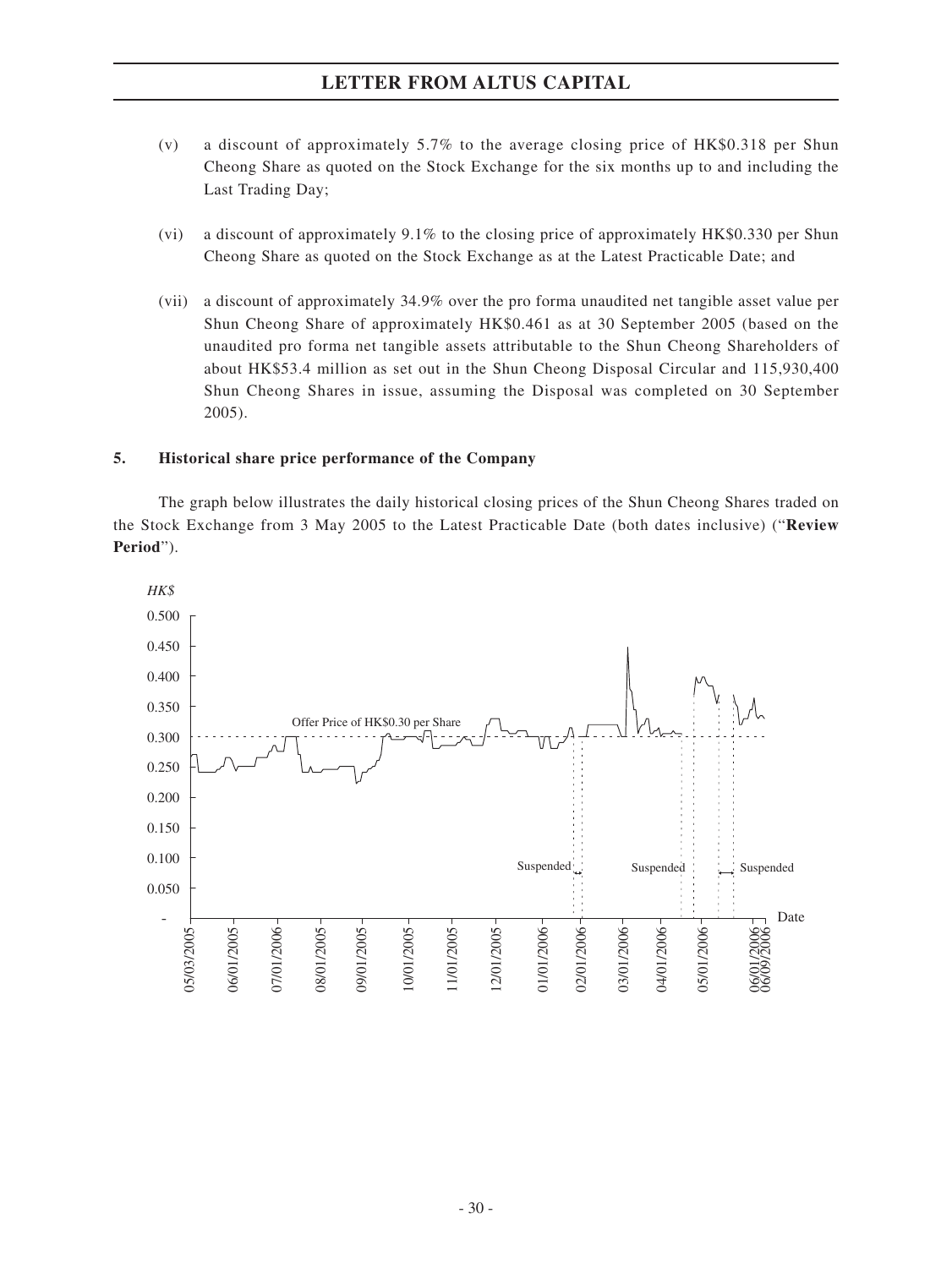(v) a discount of approximately 5.7% to the average closing price of HK$0.318 per Shun Cheong Share as quoted on the Stock Exchange for the six months up to and including the Last Trading Day;

(vi) a discount of approximately 9.1% to the closing price of approximately HK$0.330 per Shun Cheong Share as quoted on the Stock Exchange as at the Latest Practicable Date; and

(vii) a discount of approximately 34.9% over the pro forma unaudited net tangible asset value per Shun Cheong Share of approximately HK$0.461 as at 30 September 2005 (based on the unaudited pro forma net tangible assets attributable to the Shun Cheong Shareholders of about HK$53.4 million as set out in the Shun Cheong Disposal Circular and 115,930,400 Shun Cheong Shares in issue, assuming the Disposal was completed on 30 September 2005).

### 5. Historical share price performance of the Company

The graph below illustrates the daily historical closing prices of the Shun Cheong Shares traded on the Stock Exchange from 3 May 2005 to the Latest Practicable Date (both dates inclusive) ("**Review Period**").

HK$

0.500
0.450
0.400
0.350
0.300
0.250
0.200
0.150
0.100
0.050
-

Offer Price of HK$0.30 per Share

Suspended

Suspended

Suspended

Date

05/03/2005 06/01/2005 07/01/2006 08/01/2005 09/01/2005 10/01/2005 11/01/2005 12/01/2005 01/01/2006 02/01/2006 03/01/2006 04/01/2006 05/01/2006 06/01/2006 06/09/2006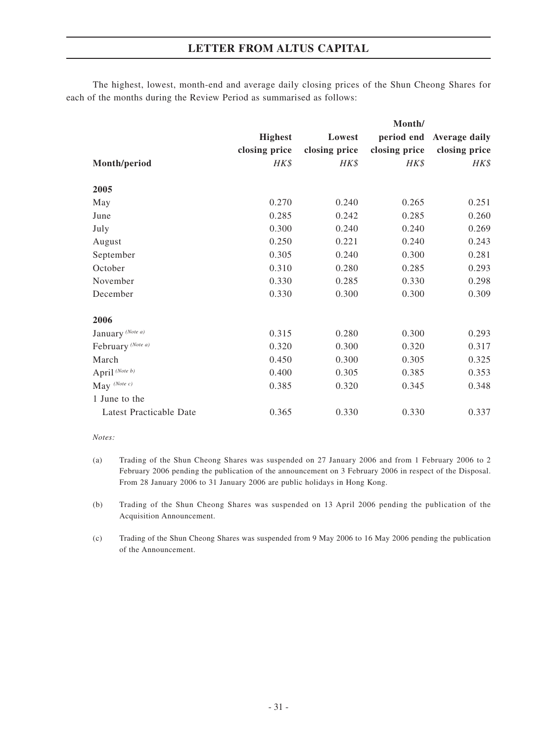The highest, lowest, month-end and average daily closing prices of the Shun Cheong Shares for each of the months during the Review Period as summarised as follows:

| Month/period | Highest closing price HK$ | Lowest closing price HK$ | Month/ period end closing price HK$ | Average daily closing price HK$ |
|---|---|---|---|---|
| **2005** | | | | |
| May | 0.270 | 0.240 | 0.265 | 0.251 |
| June | 0.285 | 0.242 | 0.285 | 0.260 |
| July | 0.300 | 0.240 | 0.240 | 0.269 |
| August | 0.250 | 0.221 | 0.240 | 0.243 |
| September | 0.305 | 0.240 | 0.300 | 0.281 |
| October | 0.310 | 0.280 | 0.285 | 0.293 |
| November | 0.330 | 0.285 | 0.330 | 0.298 |
| December | 0.330 | 0.300 | 0.300 | 0.309 |
| **2006** | | | | |
| January *(Note a)* | 0.315 | 0.280 | 0.300 | 0.293 |
| February *(Note a)* | 0.320 | 0.300 | 0.320 | 0.317 |
| March | 0.450 | 0.300 | 0.305 | 0.325 |
| April *(Note b)* | 0.400 | 0.305 | 0.385 | 0.353 |
| May *(Note c)* | 0.385 | 0.320 | 0.345 | 0.348 |
| 1 June to the Latest Practicable Date | 0.365 | 0.330 | 0.330 | 0.337 |

*Notes:*

(a) Trading of the Shun Cheong Shares was suspended on 27 January 2006 and from 1 February 2006 to 2 February 2006 pending the publication of the announcement on 3 February 2006 in respect of the Disposal. From 28 January 2006 to 31 January 2006 are public holidays in Hong Kong.

(b) Trading of the Shun Cheong Shares was suspended on 13 April 2006 pending the publication of the Acquisition Announcement.

(c) Trading of the Shun Cheong Shares was suspended from 9 May 2006 to 16 May 2006 pending the publication of the Announcement.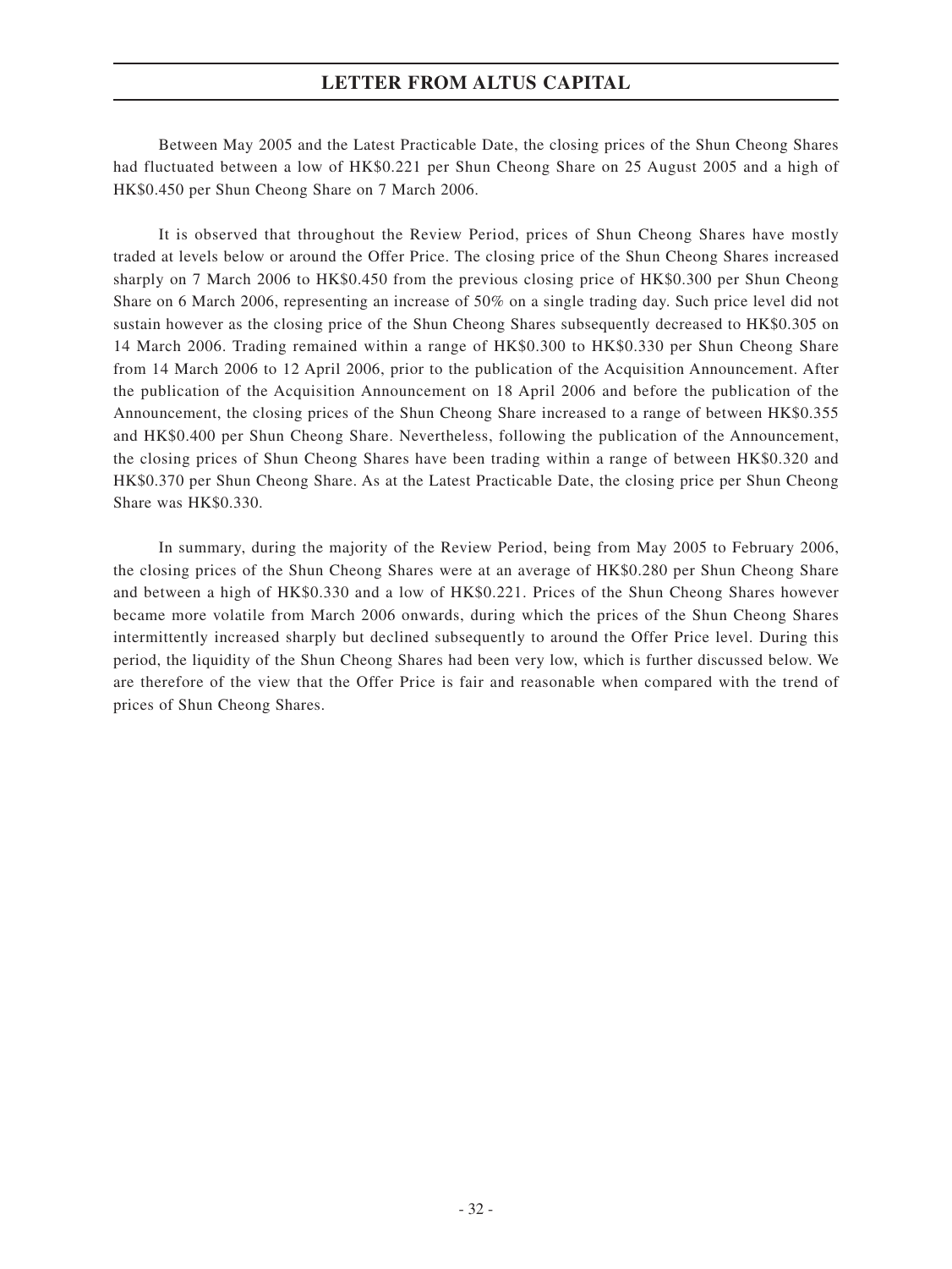Between May 2005 and the Latest Practicable Date, the closing prices of the Shun Cheong Shares had fluctuated between a low of HK$0.221 per Shun Cheong Share on 25 August 2005 and a high of HK$0.450 per Shun Cheong Share on 7 March 2006.

It is observed that throughout the Review Period, prices of Shun Cheong Shares have mostly traded at levels below or around the Offer Price. The closing price of the Shun Cheong Shares increased sharply on 7 March 2006 to HK$0.450 from the previous closing price of HK$0.300 per Shun Cheong Share on 6 March 2006, representing an increase of 50% on a single trading day. Such price level did not sustain however as the closing price of the Shun Cheong Shares subsequently decreased to HK$0.305 on 14 March 2006. Trading remained within a range of HK$0.300 to HK$0.330 per Shun Cheong Share from 14 March 2006 to 12 April 2006, prior to the publication of the Acquisition Announcement. After the publication of the Acquisition Announcement on 18 April 2006 and before the publication of the Announcement, the closing prices of the Shun Cheong Share increased to a range of between HK$0.355 and HK$0.400 per Shun Cheong Share. Nevertheless, following the publication of the Announcement, the closing prices of Shun Cheong Shares have been trading within a range of between HK$0.320 and HK$0.370 per Shun Cheong Share. As at the Latest Practicable Date, the closing price per Shun Cheong Share was HK$0.330.

In summary, during the majority of the Review Period, being from May 2005 to February 2006, the closing prices of the Shun Cheong Shares were at an average of HK$0.280 per Shun Cheong Share and between a high of HK$0.330 and a low of HK$0.221. Prices of the Shun Cheong Shares however became more volatile from March 2006 onwards, during which the prices of the Shun Cheong Shares intermittently increased sharply but declined subsequently to around the Offer Price level. During this period, the liquidity of the Shun Cheong Shares had been very low, which is further discussed below. We are therefore of the view that the Offer Price is fair and reasonable when compared with the trend of prices of Shun Cheong Shares.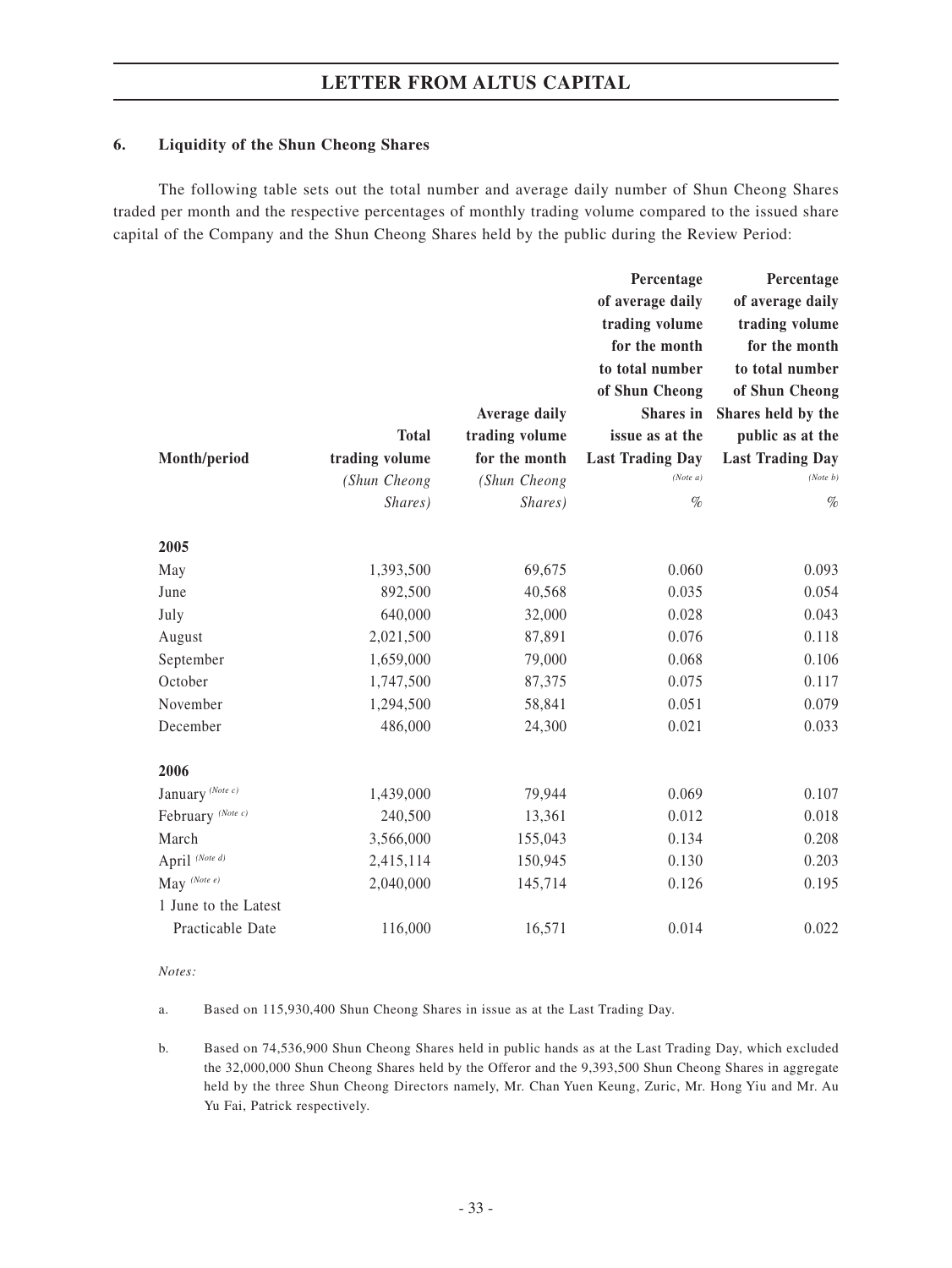## 6. Liquidity of the Shun Cheong Shares

The following table sets out the total number and average daily number of Shun Cheong Shares traded per month and the respective percentages of monthly trading volume compared to the issued share capital of the Company and the Shun Cheong Shares held by the public during the Review Period:

| Month/period | Total trading volume *(Shun Cheong Shares)* | Average daily trading volume for the month *(Shun Cheong Shares)* | Percentage of average daily trading volume for the month to total number of Shun Cheong Shares in issue as at the Last Trading Day *(Note a)* % | Percentage of average daily trading volume for the month to total number of Shun Cheong Shares held by the public as at the Last Trading Day *(Note b)* % |
|---|---|---|---|---|
| **2005** | | | | |
| May | 1,393,500 | 69,675 | 0.060 | 0.093 |
| June | 892,500 | 40,568 | 0.035 | 0.054 |
| July | 640,000 | 32,000 | 0.028 | 0.043 |
| August | 2,021,500 | 87,891 | 0.076 | 0.118 |
| September | 1,659,000 | 79,000 | 0.068 | 0.106 |
| October | 1,747,500 | 87,375 | 0.075 | 0.117 |
| November | 1,294,500 | 58,841 | 0.051 | 0.079 |
| December | 486,000 | 24,300 | 0.021 | 0.033 |
| **2006** | | | | |
| January *(Note c)* | 1,439,000 | 79,944 | 0.069 | 0.107 |
| February *(Note c)* | 240,500 | 13,361 | 0.012 | 0.018 |
| March | 3,566,000 | 155,043 | 0.134 | 0.208 |
| April *(Note d)* | 2,415,114 | 150,945 | 0.130 | 0.203 |
| May *(Note e)* | 2,040,000 | 145,714 | 0.126 | 0.195 |
| 1 June to the Latest Practicable Date | 116,000 | 16,571 | 0.014 | 0.022 |

*Notes:*

a. Based on 115,930,400 Shun Cheong Shares in issue as at the Last Trading Day.

b. Based on 74,536,900 Shun Cheong Shares held in public hands as at the Last Trading Day, which excluded the 32,000,000 Shun Cheong Shares held by the Offeror and the 9,393,500 Shun Cheong Shares in aggregate held by the three Shun Cheong Directors namely, Mr. Chan Yuen Keung, Zuric, Mr. Hong Yiu and Mr. Au Yu Fai, Patrick respectively.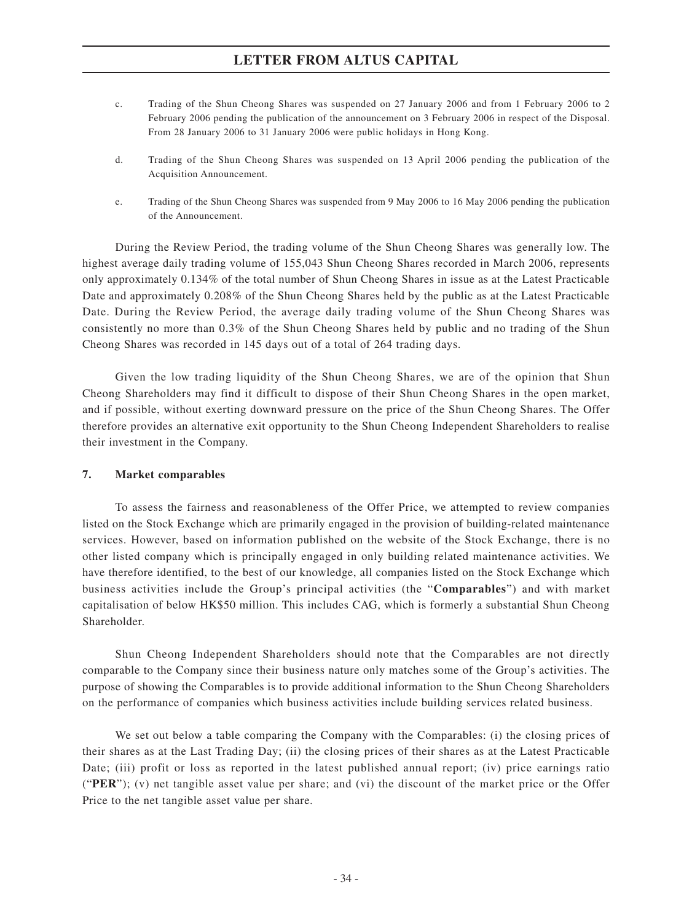c. Trading of the Shun Cheong Shares was suspended on 27 January 2006 and from 1 February 2006 to 2 February 2006 pending the publication of the announcement on 3 February 2006 in respect of the Disposal. From 28 January 2006 to 31 January 2006 were public holidays in Hong Kong.

d. Trading of the Shun Cheong Shares was suspended on 13 April 2006 pending the publication of the Acquisition Announcement.

e. Trading of the Shun Cheong Shares was suspended from 9 May 2006 to 16 May 2006 pending the publication of the Announcement.

During the Review Period, the trading volume of the Shun Cheong Shares was generally low. The highest average daily trading volume of 155,043 Shun Cheong Shares recorded in March 2006, represents only approximately 0.134% of the total number of Shun Cheong Shares in issue as at the Latest Practicable Date and approximately 0.208% of the Shun Cheong Shares held by the public as at the Latest Practicable Date. During the Review Period, the average daily trading volume of the Shun Cheong Shares was consistently no more than 0.3% of the Shun Cheong Shares held by public and no trading of the Shun Cheong Shares was recorded in 145 days out of a total of 264 trading days.

Given the low trading liquidity of the Shun Cheong Shares, we are of the opinion that Shun Cheong Shareholders may find it difficult to dispose of their Shun Cheong Shares in the open market, and if possible, without exerting downward pressure on the price of the Shun Cheong Shares. The Offer therefore provides an alternative exit opportunity to the Shun Cheong Independent Shareholders to realise their investment in the Company.

## 7. Market comparables

To assess the fairness and reasonableness of the Offer Price, we attempted to review companies listed on the Stock Exchange which are primarily engaged in the provision of building-related maintenance services. However, based on information published on the website of the Stock Exchange, there is no other listed company which is principally engaged in only building related maintenance activities. We have therefore identified, to the best of our knowledge, all companies listed on the Stock Exchange which business activities include the Group's principal activities (the "**Comparables**") and with market capitalisation of below HK$50 million. This includes CAG, which is formerly a substantial Shun Cheong Shareholder.

Shun Cheong Independent Shareholders should note that the Comparables are not directly comparable to the Company since their business nature only matches some of the Group's activities. The purpose of showing the Comparables is to provide additional information to the Shun Cheong Shareholders on the performance of companies which business activities include building services related business.

We set out below a table comparing the Company with the Comparables: (i) the closing prices of their shares as at the Last Trading Day; (ii) the closing prices of their shares as at the Latest Practicable Date; (iii) profit or loss as reported in the latest published annual report; (iv) price earnings ratio ("**PER**"); (v) net tangible asset value per share; and (vi) the discount of the market price or the Offer Price to the net tangible asset value per share.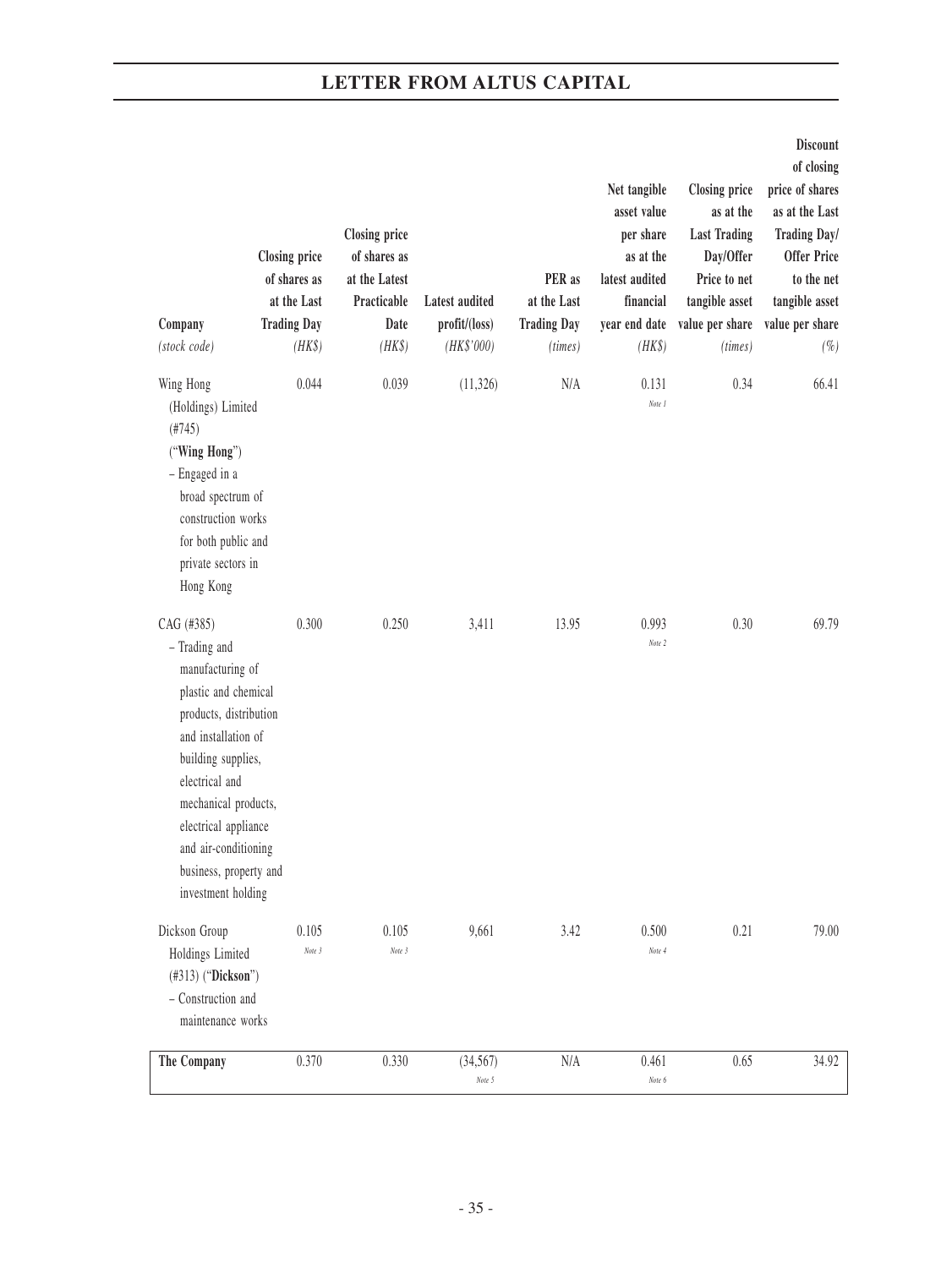| Company (stock code) | Closing price of shares as at the Last Trading Day (HK$) | Closing price of shares as at the Latest Practicable Date (HK$) | Latest audited profit/(loss) (HK$'000) | PER as at the Last Trading Day (times) | Net tangible asset value per share as at the latest audited financial year end date (HK$) | Closing price as at the Last Trading Day/Offer Price to net tangible asset value per share (times) | Discount of closing price of shares as at the Last Trading Day/Offer Price to the net tangible asset value per share (%) |
|---|---|---|---|---|---|---|---|
| Wing Hong (Holdings) Limited (#745) ("**Wing Hong**") – Engaged in a broad spectrum of construction works for both public and private sectors in Hong Kong | 0.044 | 0.039 | (11,326) | N/A | 0.131 Note 1 | 0.34 | 66.41 |
| CAG (#385) – Trading and manufacturing of plastic and chemical products, distribution and installation of building supplies, electrical and mechanical products, electrical appliance and air-conditioning business, property and investment holding | 0.300 | 0.250 | 3,411 | 13.95 | 0.993 Note 2 | 0.30 | 69.79 |
| Dickson Group Holdings Limited (#313) ("**Dickson**") – Construction and maintenance works | 0.105 Note 3 | 0.105 Note 3 | 9,661 | 3.42 | 0.500 Note 4 | 0.21 | 79.00 |
| **The Company** | 0.370 | 0.330 | (34,567) Note 5 | N/A | 0.461 Note 6 | 0.65 | 34.92 |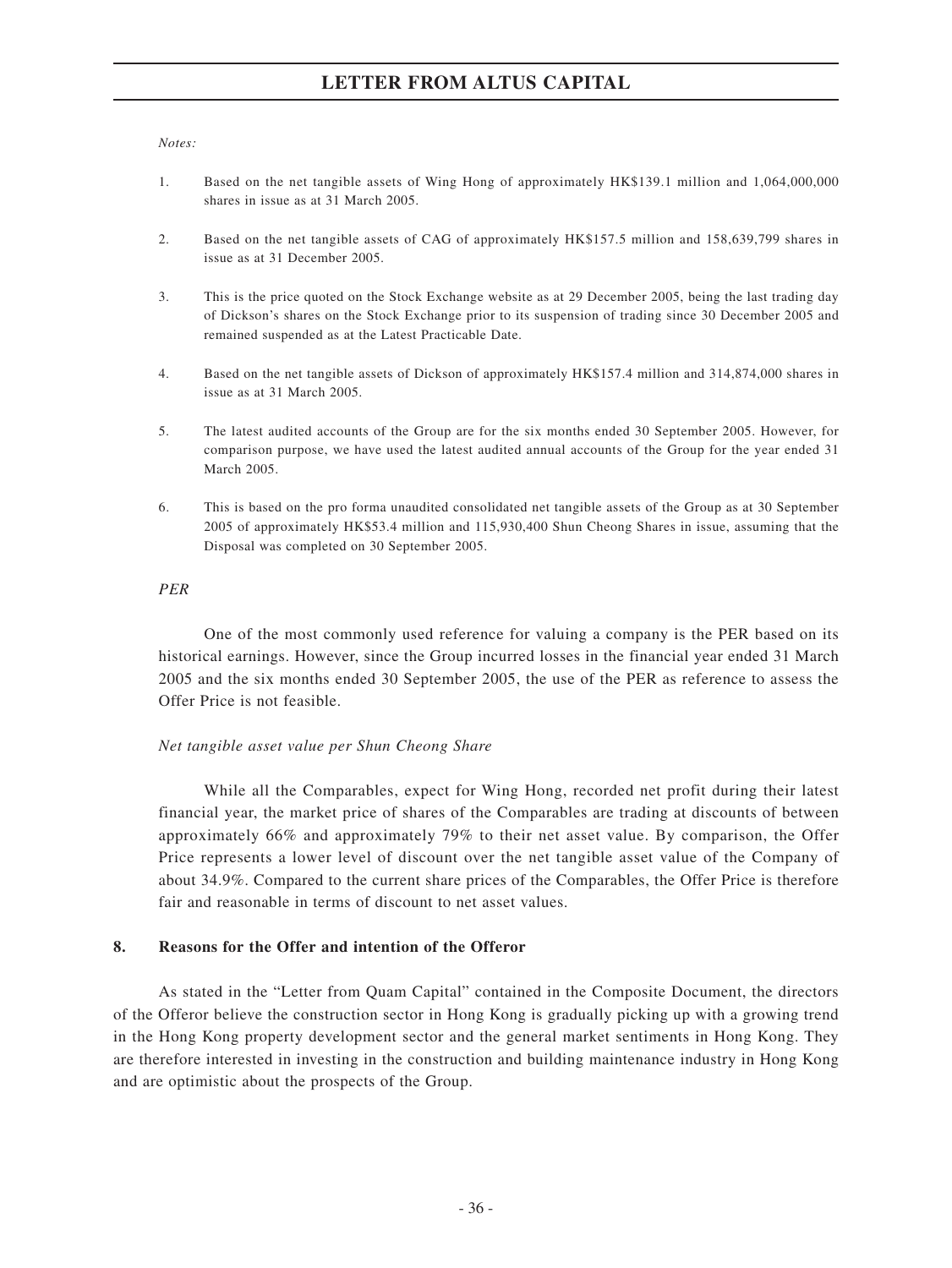*Notes:*

1. Based on the net tangible assets of Wing Hong of approximately HK$139.1 million and 1,064,000,000 shares in issue as at 31 March 2005.

2. Based on the net tangible assets of CAG of approximately HK$157.5 million and 158,639,799 shares in issue as at 31 December 2005.

3. This is the price quoted on the Stock Exchange website as at 29 December 2005, being the last trading day of Dickson's shares on the Stock Exchange prior to its suspension of trading since 30 December 2005 and remained suspended as at the Latest Practicable Date.

4. Based on the net tangible assets of Dickson of approximately HK$157.4 million and 314,874,000 shares in issue as at 31 March 2005.

5. The latest audited accounts of the Group are for the six months ended 30 September 2005. However, for comparison purpose, we have used the latest audited annual accounts of the Group for the year ended 31 March 2005.

6. This is based on the pro forma unaudited consolidated net tangible assets of the Group as at 30 September 2005 of approximately HK$53.4 million and 115,930,400 Shun Cheong Shares in issue, assuming that the Disposal was completed on 30 September 2005.

*PER*

One of the most commonly used reference for valuing a company is the PER based on its historical earnings. However, since the Group incurred losses in the financial year ended 31 March 2005 and the six months ended 30 September 2005, the use of the PER as reference to assess the Offer Price is not feasible.

*Net tangible asset value per Shun Cheong Share*

While all the Comparables, expect for Wing Hong, recorded net profit during their latest financial year, the market price of shares of the Comparables are trading at discounts of between approximately 66% and approximately 79% to their net asset value. By comparison, the Offer Price represents a lower level of discount over the net tangible asset value of the Company of about 34.9%. Compared to the current share prices of the Comparables, the Offer Price is therefore fair and reasonable in terms of discount to net asset values.

**8. Reasons for the Offer and intention of the Offeror**

As stated in the "Letter from Quam Capital" contained in the Composite Document, the directors of the Offeror believe the construction sector in Hong Kong is gradually picking up with a growing trend in the Hong Kong property development sector and the general market sentiments in Hong Kong. They are therefore interested in investing in the construction and building maintenance industry in Hong Kong and are optimistic about the prospects of the Group.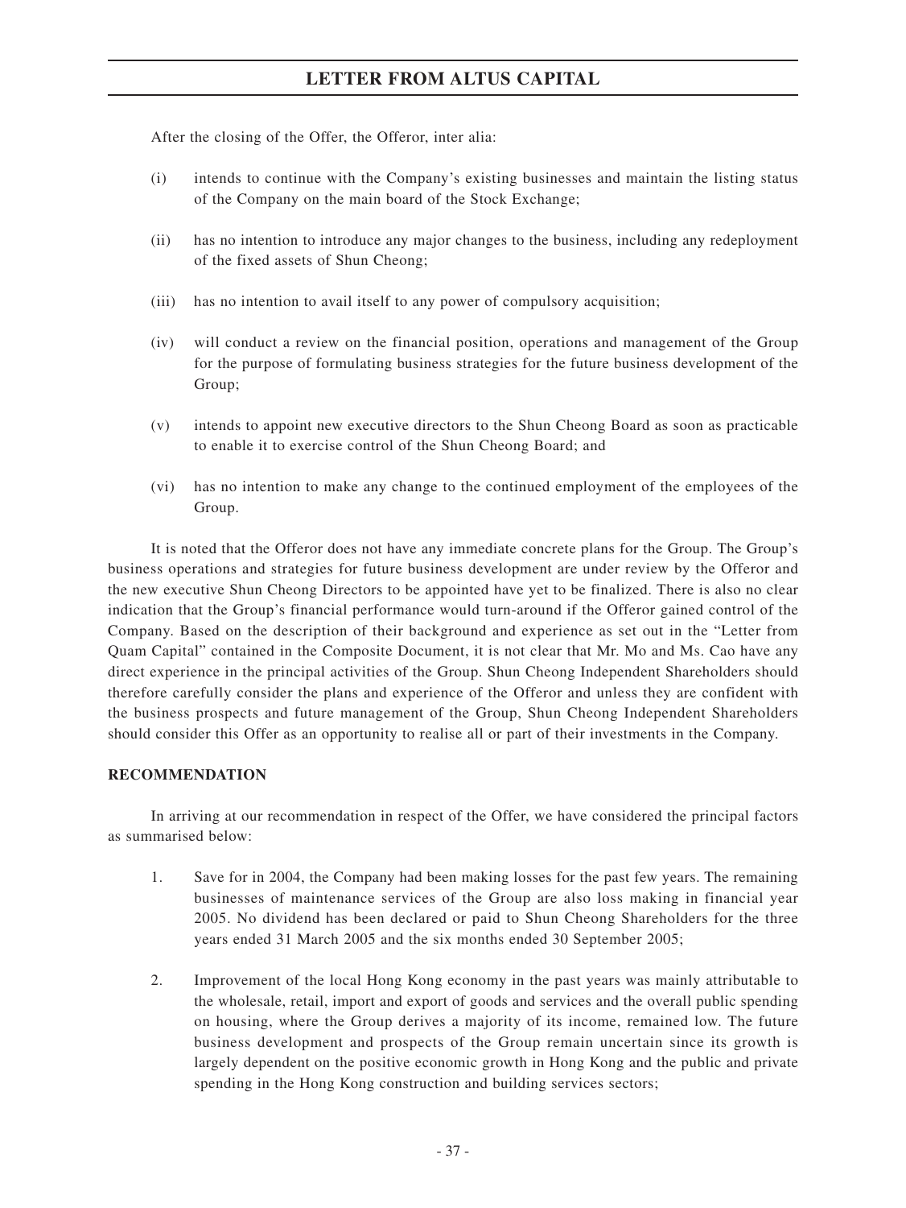After the closing of the Offer, the Offeror, inter alia:

(i) intends to continue with the Company's existing businesses and maintain the listing status of the Company on the main board of the Stock Exchange;

(ii) has no intention to introduce any major changes to the business, including any redeployment of the fixed assets of Shun Cheong;

(iii) has no intention to avail itself to any power of compulsory acquisition;

(iv) will conduct a review on the financial position, operations and management of the Group for the purpose of formulating business strategies for the future business development of the Group;

(v) intends to appoint new executive directors to the Shun Cheong Board as soon as practicable to enable it to exercise control of the Shun Cheong Board; and

(vi) has no intention to make any change to the continued employment of the employees of the Group.

It is noted that the Offeror does not have any immediate concrete plans for the Group. The Group's business operations and strategies for future business development are under review by the Offeror and the new executive Shun Cheong Directors to be appointed have yet to be finalized. There is also no clear indication that the Group's financial performance would turn-around if the Offeror gained control of the Company. Based on the description of their background and experience as set out in the "Letter from Quam Capital" contained in the Composite Document, it is not clear that Mr. Mo and Ms. Cao have any direct experience in the principal activities of the Group. Shun Cheong Independent Shareholders should therefore carefully consider the plans and experience of the Offeror and unless they are confident with the business prospects and future management of the Group, Shun Cheong Independent Shareholders should consider this Offer as an opportunity to realise all or part of their investments in the Company.

**RECOMMENDATION**

In arriving at our recommendation in respect of the Offer, we have considered the principal factors as summarised below:

1. Save for in 2004, the Company had been making losses for the past few years. The remaining businesses of maintenance services of the Group are also loss making in financial year 2005. No dividend has been declared or paid to Shun Cheong Shareholders for the three years ended 31 March 2005 and the six months ended 30 September 2005;

2. Improvement of the local Hong Kong economy in the past years was mainly attributable to the wholesale, retail, import and export of goods and services and the overall public spending on housing, where the Group derives a majority of its income, remained low. The future business development and prospects of the Group remain uncertain since its growth is largely dependent on the positive economic growth in Hong Kong and the public and private spending in the Hong Kong construction and building services sectors;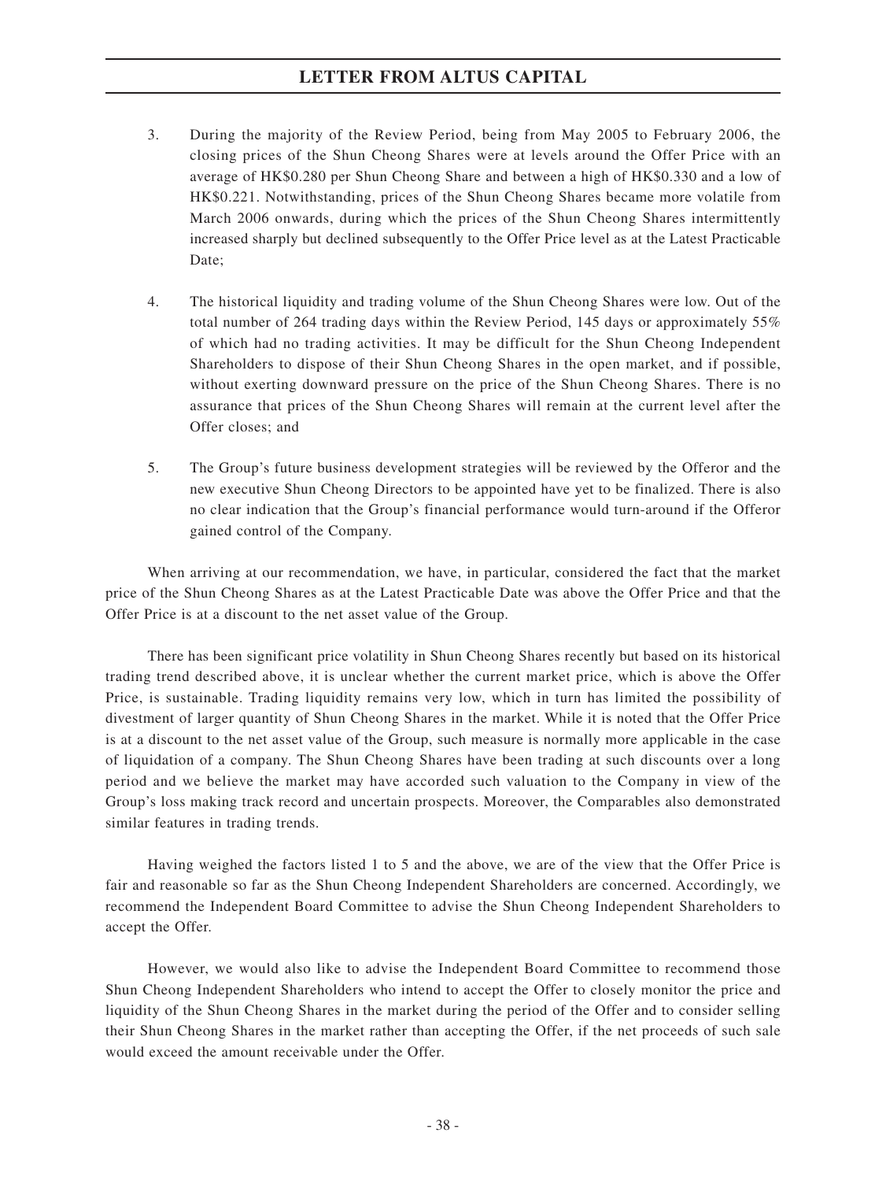3. During the majority of the Review Period, being from May 2005 to February 2006, the closing prices of the Shun Cheong Shares were at levels around the Offer Price with an average of HK$0.280 per Shun Cheong Share and between a high of HK$0.330 and a low of HK$0.221. Notwithstanding, prices of the Shun Cheong Shares became more volatile from March 2006 onwards, during which the prices of the Shun Cheong Shares intermittently increased sharply but declined subsequently to the Offer Price level as at the Latest Practicable Date;

4. The historical liquidity and trading volume of the Shun Cheong Shares were low. Out of the total number of 264 trading days within the Review Period, 145 days or approximately 55% of which had no trading activities. It may be difficult for the Shun Cheong Independent Shareholders to dispose of their Shun Cheong Shares in the open market, and if possible, without exerting downward pressure on the price of the Shun Cheong Shares. There is no assurance that prices of the Shun Cheong Shares will remain at the current level after the Offer closes; and

5. The Group's future business development strategies will be reviewed by the Offeror and the new executive Shun Cheong Directors to be appointed have yet to be finalized. There is also no clear indication that the Group's financial performance would turn-around if the Offeror gained control of the Company.

When arriving at our recommendation, we have, in particular, considered the fact that the market price of the Shun Cheong Shares as at the Latest Practicable Date was above the Offer Price and that the Offer Price is at a discount to the net asset value of the Group.

There has been significant price volatility in Shun Cheong Shares recently but based on its historical trading trend described above, it is unclear whether the current market price, which is above the Offer Price, is sustainable. Trading liquidity remains very low, which in turn has limited the possibility of divestment of larger quantity of Shun Cheong Shares in the market. While it is noted that the Offer Price is at a discount to the net asset value of the Group, such measure is normally more applicable in the case of liquidation of a company. The Shun Cheong Shares have been trading at such discounts over a long period and we believe the market may have accorded such valuation to the Company in view of the Group's loss making track record and uncertain prospects. Moreover, the Comparables also demonstrated similar features in trading trends.

Having weighed the factors listed 1 to 5 and the above, we are of the view that the Offer Price is fair and reasonable so far as the Shun Cheong Independent Shareholders are concerned. Accordingly, we recommend the Independent Board Committee to advise the Shun Cheong Independent Shareholders to accept the Offer.

However, we would also like to advise the Independent Board Committee to recommend those Shun Cheong Independent Shareholders who intend to accept the Offer to closely monitor the price and liquidity of the Shun Cheong Shares in the market during the period of the Offer and to consider selling their Shun Cheong Shares in the market rather than accepting the Offer, if the net proceeds of such sale would exceed the amount receivable under the Offer.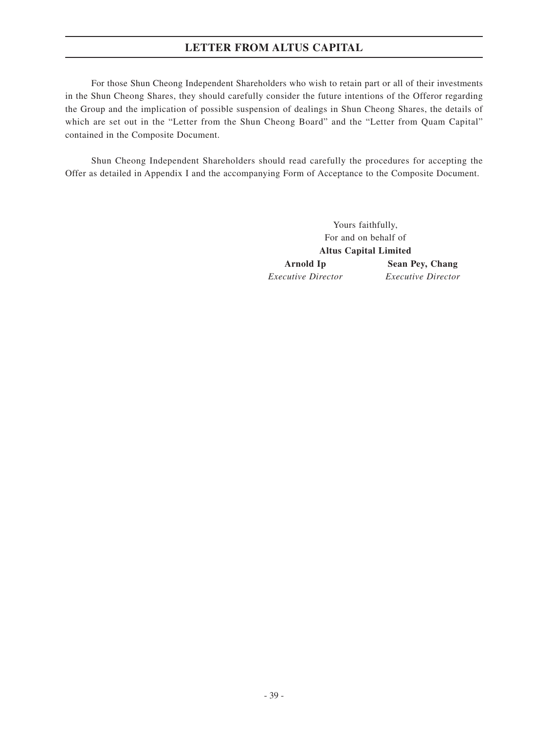For those Shun Cheong Independent Shareholders who wish to retain part or all of their investments in the Shun Cheong Shares, they should carefully consider the future intentions of the Offeror regarding the Group and the implication of possible suspension of dealings in Shun Cheong Shares, the details of which are set out in the "Letter from the Shun Cheong Board" and the "Letter from Quam Capital" contained in the Composite Document.

Shun Cheong Independent Shareholders should read carefully the procedures for accepting the Offer as detailed in Appendix I and the accompanying Form of Acceptance to the Composite Document.

Yours faithfully,
For and on behalf of
**Altus Capital Limited**

**Arnold Ip**
*Executive Director*

**Sean Pey, Chang**
*Executive Director*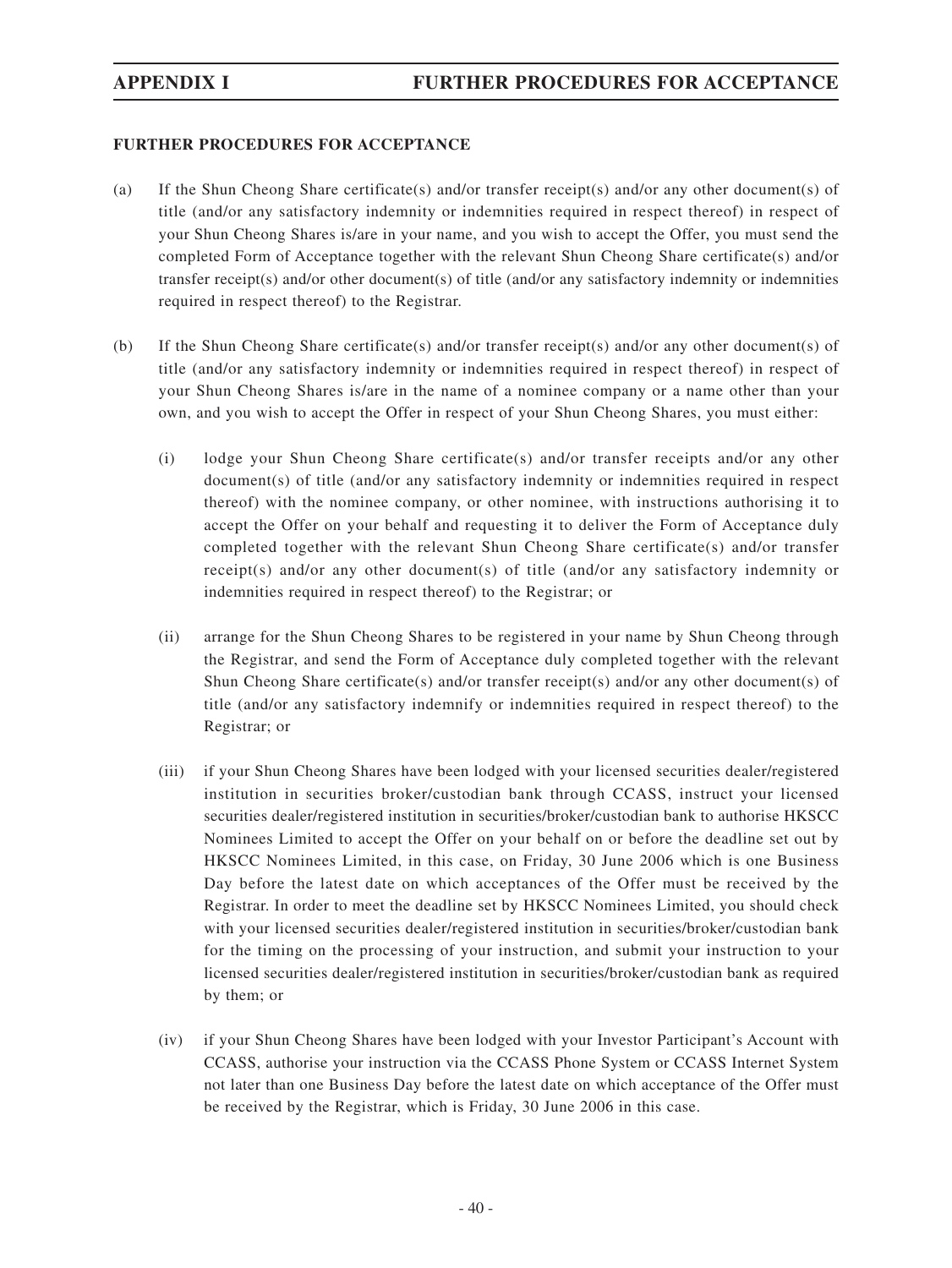## FURTHER PROCEDURES FOR ACCEPTANCE

(a) If the Shun Cheong Share certificate(s) and/or transfer receipt(s) and/or any other document(s) of title (and/or any satisfactory indemnity or indemnities required in respect thereof) in respect of your Shun Cheong Shares is/are in your name, and you wish to accept the Offer, you must send the completed Form of Acceptance together with the relevant Shun Cheong Share certificate(s) and/or transfer receipt(s) and/or other document(s) of title (and/or any satisfactory indemnity or indemnities required in respect thereof) to the Registrar.

(b) If the Shun Cheong Share certificate(s) and/or transfer receipt(s) and/or any other document(s) of title (and/or any satisfactory indemnity or indemnities required in respect thereof) in respect of your Shun Cheong Shares is/are in the name of a nominee company or a name other than your own, and you wish to accept the Offer in respect of your Shun Cheong Shares, you must either:

   (i) lodge your Shun Cheong Share certificate(s) and/or transfer receipts and/or any other document(s) of title (and/or any satisfactory indemnity or indemnities required in respect thereof) with the nominee company, or other nominee, with instructions authorising it to accept the Offer on your behalf and requesting it to deliver the Form of Acceptance duly completed together with the relevant Shun Cheong Share certificate(s) and/or transfer receipt(s) and/or any other document(s) of title (and/or any satisfactory indemnity or indemnities required in respect thereof) to the Registrar; or

   (ii) arrange for the Shun Cheong Shares to be registered in your name by Shun Cheong through the Registrar, and send the Form of Acceptance duly completed together with the relevant Shun Cheong Share certificate(s) and/or transfer receipt(s) and/or any other document(s) of title (and/or any satisfactory indemnify or indemnities required in respect thereof) to the Registrar; or

   (iii) if your Shun Cheong Shares have been lodged with your licensed securities dealer/registered institution in securities broker/custodian bank through CCASS, instruct your licensed securities dealer/registered institution in securities/broker/custodian bank to authorise HKSCC Nominees Limited to accept the Offer on your behalf on or before the deadline set out by HKSCC Nominees Limited, in this case, on Friday, 30 June 2006 which is one Business Day before the latest date on which acceptances of the Offer must be received by the Registrar. In order to meet the deadline set by HKSCC Nominees Limited, you should check with your licensed securities dealer/registered institution in securities/broker/custodian bank for the timing on the processing of your instruction, and submit your instruction to your licensed securities dealer/registered institution in securities/broker/custodian bank as required by them; or

   (iv) if your Shun Cheong Shares have been lodged with your Investor Participant's Account with CCASS, authorise your instruction via the CCASS Phone System or CCASS Internet System not later than one Business Day before the latest date on which acceptance of the Offer must be received by the Registrar, which is Friday, 30 June 2006 in this case.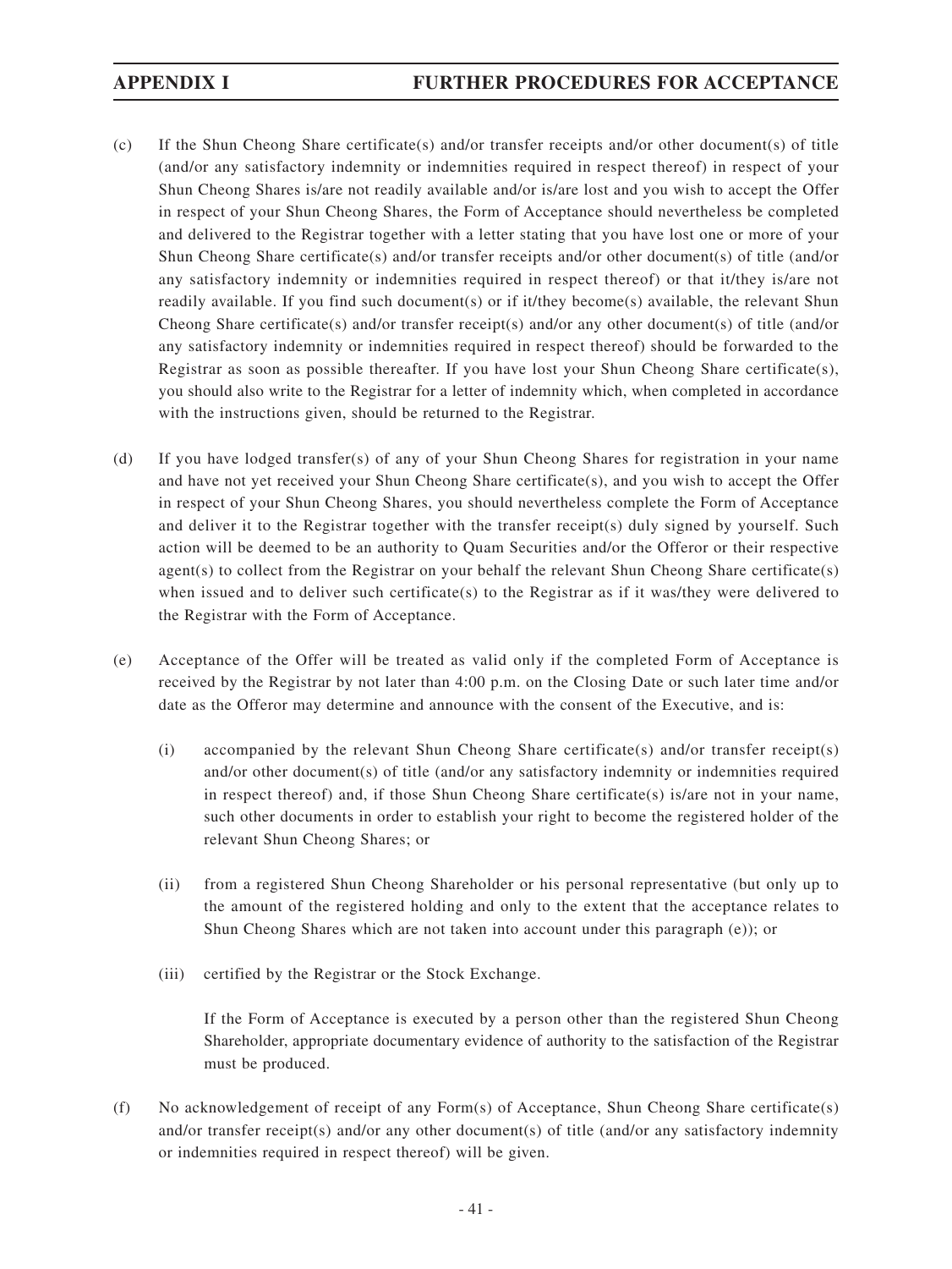# APPENDIX I FURTHER PROCEDURES FOR ACCEPTANCE

(c) If the Shun Cheong Share certificate(s) and/or transfer receipts and/or other document(s) of title (and/or any satisfactory indemnity or indemnities required in respect thereof) in respect of your Shun Cheong Shares is/are not readily available and/or is/are lost and you wish to accept the Offer in respect of your Shun Cheong Shares, the Form of Acceptance should nevertheless be completed and delivered to the Registrar together with a letter stating that you have lost one or more of your Shun Cheong Share certificate(s) and/or transfer receipts and/or other document(s) of title (and/or any satisfactory indemnity or indemnities required in respect thereof) or that it/they is/are not readily available. If you find such document(s) or if it/they become(s) available, the relevant Shun Cheong Share certificate(s) and/or transfer receipt(s) and/or any other document(s) of title (and/or any satisfactory indemnity or indemnities required in respect thereof) should be forwarded to the Registrar as soon as possible thereafter. If you have lost your Shun Cheong Share certificate(s), you should also write to the Registrar for a letter of indemnity which, when completed in accordance with the instructions given, should be returned to the Registrar.

(d) If you have lodged transfer(s) of any of your Shun Cheong Shares for registration in your name and have not yet received your Shun Cheong Share certificate(s), and you wish to accept the Offer in respect of your Shun Cheong Shares, you should nevertheless complete the Form of Acceptance and deliver it to the Registrar together with the transfer receipt(s) duly signed by yourself. Such action will be deemed to be an authority to Quam Securities and/or the Offeror or their respective agent(s) to collect from the Registrar on your behalf the relevant Shun Cheong Share certificate(s) when issued and to deliver such certificate(s) to the Registrar as if it was/they were delivered to the Registrar with the Form of Acceptance.

(e) Acceptance of the Offer will be treated as valid only if the completed Form of Acceptance is received by the Registrar by not later than 4:00 p.m. on the Closing Date or such later time and/or date as the Offeror may determine and announce with the consent of the Executive, and is:

  (i) accompanied by the relevant Shun Cheong Share certificate(s) and/or transfer receipt(s) and/or other document(s) of title (and/or any satisfactory indemnity or indemnities required in respect thereof) and, if those Shun Cheong Share certificate(s) is/are not in your name, such other documents in order to establish your right to become the registered holder of the relevant Shun Cheong Shares; or

  (ii) from a registered Shun Cheong Shareholder or his personal representative (but only up to the amount of the registered holding and only to the extent that the acceptance relates to Shun Cheong Shares which are not taken into account under this paragraph (e)); or

  (iii) certified by the Registrar or the Stock Exchange.

  If the Form of Acceptance is executed by a person other than the registered Shun Cheong Shareholder, appropriate documentary evidence of authority to the satisfaction of the Registrar must be produced.

(f) No acknowledgement of receipt of any Form(s) of Acceptance, Shun Cheong Share certificate(s) and/or transfer receipt(s) and/or any other document(s) of title (and/or any satisfactory indemnity or indemnities required in respect thereof) will be given.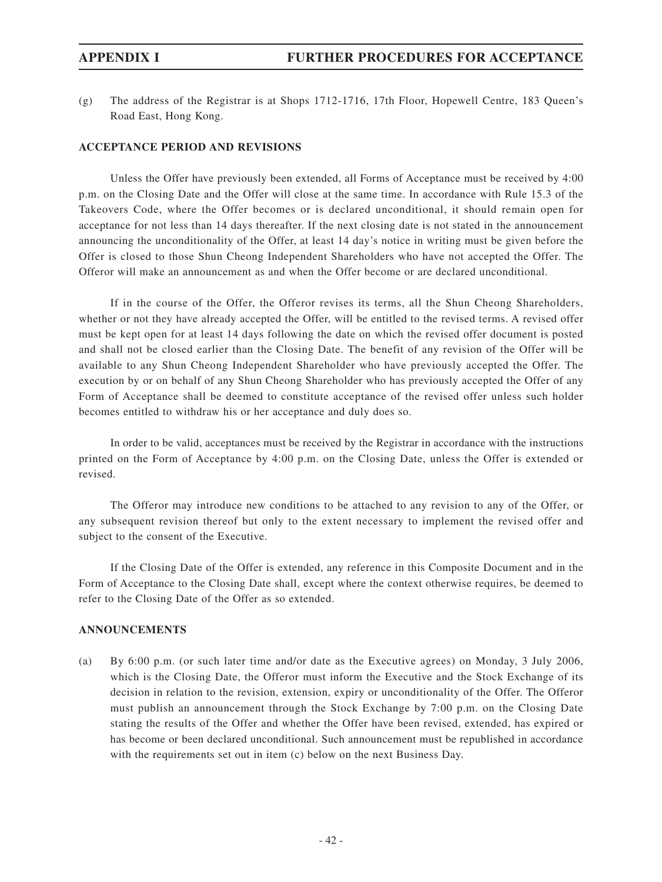(g) The address of the Registrar is at Shops 1712-1716, 17th Floor, Hopewell Centre, 183 Queen's Road East, Hong Kong.

**ACCEPTANCE PERIOD AND REVISIONS**

Unless the Offer have previously been extended, all Forms of Acceptance must be received by 4:00 p.m. on the Closing Date and the Offer will close at the same time. In accordance with Rule 15.3 of the Takeovers Code, where the Offer becomes or is declared unconditional, it should remain open for acceptance for not less than 14 days thereafter. If the next closing date is not stated in the announcement announcing the unconditionality of the Offer, at least 14 day's notice in writing must be given before the Offer is closed to those Shun Cheong Independent Shareholders who have not accepted the Offer. The Offeror will make an announcement as and when the Offer become or are declared unconditional.

If in the course of the Offer, the Offeror revises its terms, all the Shun Cheong Shareholders, whether or not they have already accepted the Offer, will be entitled to the revised terms. A revised offer must be kept open for at least 14 days following the date on which the revised offer document is posted and shall not be closed earlier than the Closing Date. The benefit of any revision of the Offer will be available to any Shun Cheong Independent Shareholder who have previously accepted the Offer. The execution by or on behalf of any Shun Cheong Shareholder who has previously accepted the Offer of any Form of Acceptance shall be deemed to constitute acceptance of the revised offer unless such holder becomes entitled to withdraw his or her acceptance and duly does so.

In order to be valid, acceptances must be received by the Registrar in accordance with the instructions printed on the Form of Acceptance by 4:00 p.m. on the Closing Date, unless the Offer is extended or revised.

The Offeror may introduce new conditions to be attached to any revision to any of the Offer, or any subsequent revision thereof but only to the extent necessary to implement the revised offer and subject to the consent of the Executive.

If the Closing Date of the Offer is extended, any reference in this Composite Document and in the Form of Acceptance to the Closing Date shall, except where the context otherwise requires, be deemed to refer to the Closing Date of the Offer as so extended.

**ANNOUNCEMENTS**

(a) By 6:00 p.m. (or such later time and/or date as the Executive agrees) on Monday, 3 July 2006, which is the Closing Date, the Offeror must inform the Executive and the Stock Exchange of its decision in relation to the revision, extension, expiry or unconditionality of the Offer. The Offeror must publish an announcement through the Stock Exchange by 7:00 p.m. on the Closing Date stating the results of the Offer and whether the Offer have been revised, extended, has expired or has become or been declared unconditional. Such announcement must be republished in accordance with the requirements set out in item (c) below on the next Business Day.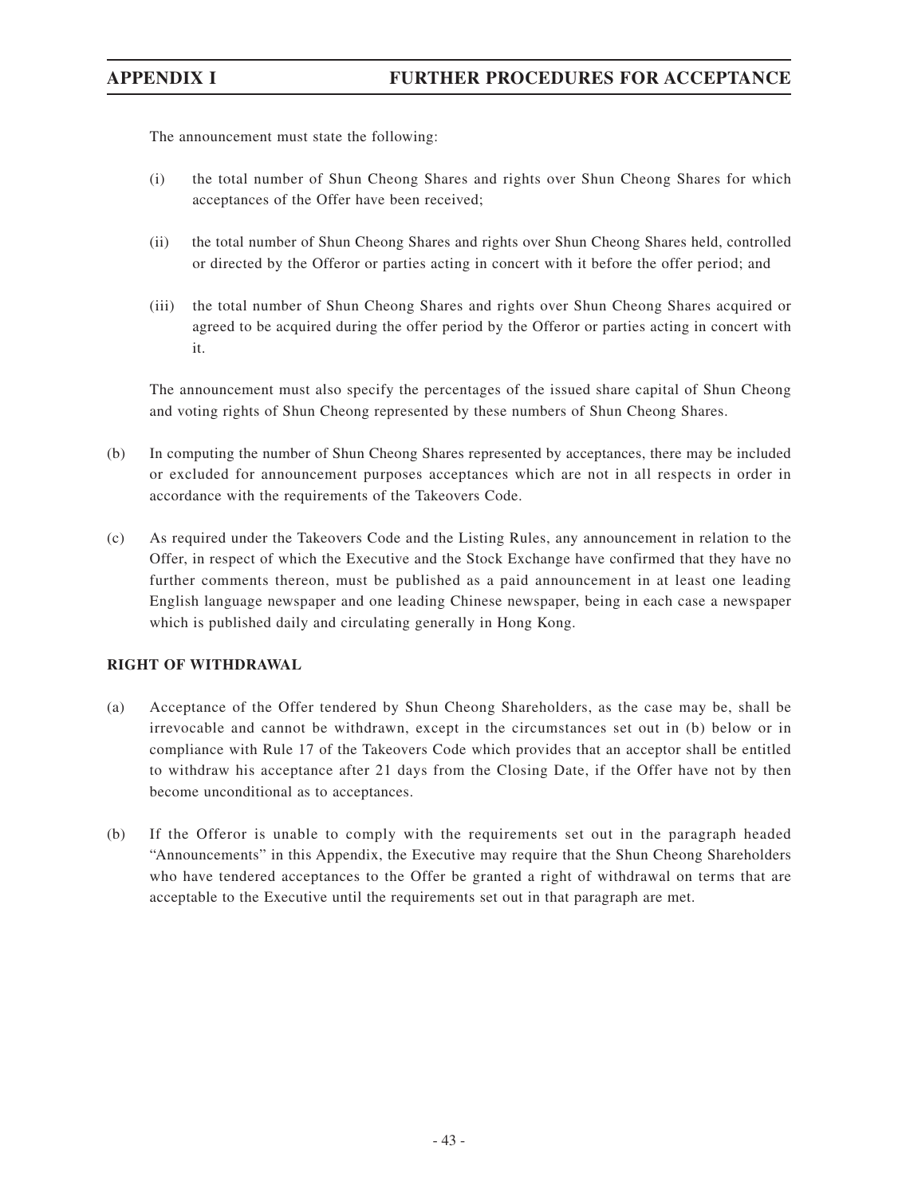The announcement must state the following:

(i) the total number of Shun Cheong Shares and rights over Shun Cheong Shares for which acceptances of the Offer have been received;

(ii) the total number of Shun Cheong Shares and rights over Shun Cheong Shares held, controlled or directed by the Offeror or parties acting in concert with it before the offer period; and

(iii) the total number of Shun Cheong Shares and rights over Shun Cheong Shares acquired or agreed to be acquired during the offer period by the Offeror or parties acting in concert with it.

The announcement must also specify the percentages of the issued share capital of Shun Cheong and voting rights of Shun Cheong represented by these numbers of Shun Cheong Shares.

(b) In computing the number of Shun Cheong Shares represented by acceptances, there may be included or excluded for announcement purposes acceptances which are not in all respects in order in accordance with the requirements of the Takeovers Code.

(c) As required under the Takeovers Code and the Listing Rules, any announcement in relation to the Offer, in respect of which the Executive and the Stock Exchange have confirmed that they have no further comments thereon, must be published as a paid announcement in at least one leading English language newspaper and one leading Chinese newspaper, being in each case a newspaper which is published daily and circulating generally in Hong Kong.

**RIGHT OF WITHDRAWAL**

(a) Acceptance of the Offer tendered by Shun Cheong Shareholders, as the case may be, shall be irrevocable and cannot be withdrawn, except in the circumstances set out in (b) below or in compliance with Rule 17 of the Takeovers Code which provides that an acceptor shall be entitled to withdraw his acceptance after 21 days from the Closing Date, if the Offer have not by then become unconditional as to acceptances.

(b) If the Offeror is unable to comply with the requirements set out in the paragraph headed "Announcements" in this Appendix, the Executive may require that the Shun Cheong Shareholders who have tendered acceptances to the Offer be granted a right of withdrawal on terms that are acceptable to the Executive until the requirements set out in that paragraph are met.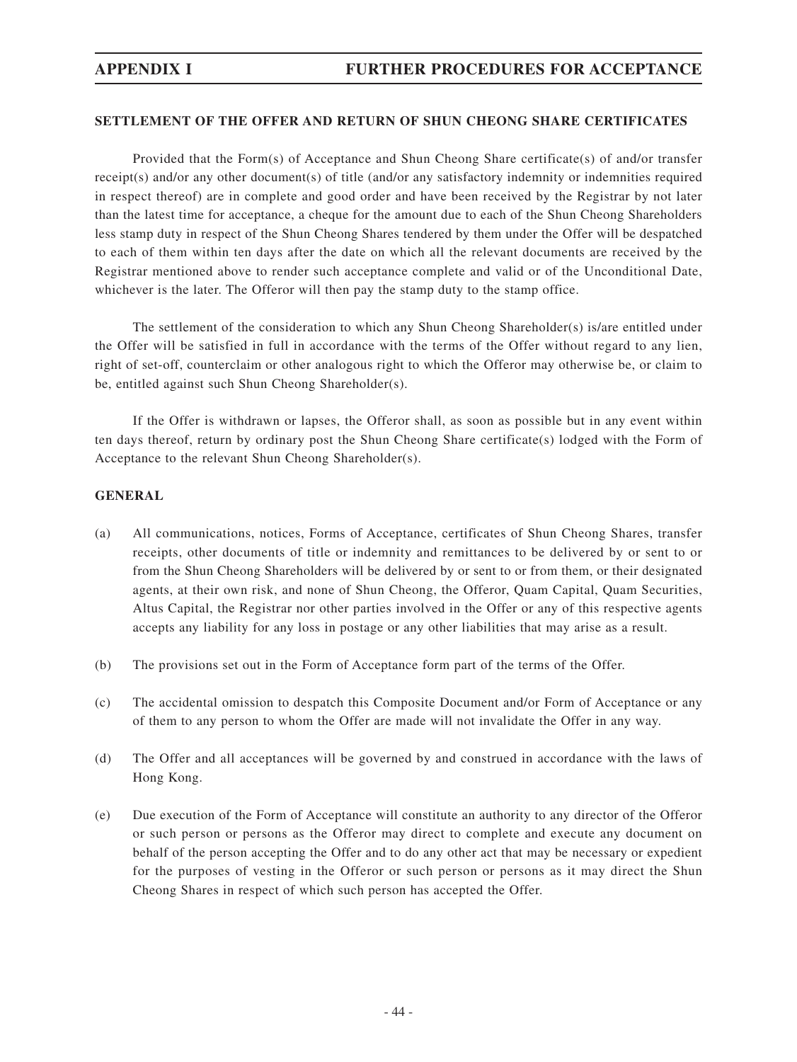## SETTLEMENT OF THE OFFER AND RETURN OF SHUN CHEONG SHARE CERTIFICATES

Provided that the Form(s) of Acceptance and Shun Cheong Share certificate(s) of and/or transfer receipt(s) and/or any other document(s) of title (and/or any satisfactory indemnity or indemnities required in respect thereof) are in complete and good order and have been received by the Registrar by not later than the latest time for acceptance, a cheque for the amount due to each of the Shun Cheong Shareholders less stamp duty in respect of the Shun Cheong Shares tendered by them under the Offer will be despatched to each of them within ten days after the date on which all the relevant documents are received by the Registrar mentioned above to render such acceptance complete and valid or of the Unconditional Date, whichever is the later. The Offeror will then pay the stamp duty to the stamp office.

The settlement of the consideration to which any Shun Cheong Shareholder(s) is/are entitled under the Offer will be satisfied in full in accordance with the terms of the Offer without regard to any lien, right of set-off, counterclaim or other analogous right to which the Offeror may otherwise be, or claim to be, entitled against such Shun Cheong Shareholder(s).

If the Offer is withdrawn or lapses, the Offeror shall, as soon as possible but in any event within ten days thereof, return by ordinary post the Shun Cheong Share certificate(s) lodged with the Form of Acceptance to the relevant Shun Cheong Shareholder(s).

## GENERAL

(a) All communications, notices, Forms of Acceptance, certificates of Shun Cheong Shares, transfer receipts, other documents of title or indemnity and remittances to be delivered by or sent to or from the Shun Cheong Shareholders will be delivered by or sent to or from them, or their designated agents, at their own risk, and none of Shun Cheong, the Offeror, Quam Capital, Quam Securities, Altus Capital, the Registrar nor other parties involved in the Offer or any of this respective agents accepts any liability for any loss in postage or any other liabilities that may arise as a result.

(b) The provisions set out in the Form of Acceptance form part of the terms of the Offer.

(c) The accidental omission to despatch this Composite Document and/or Form of Acceptance or any of them to any person to whom the Offer are made will not invalidate the Offer in any way.

(d) The Offer and all acceptances will be governed by and construed in accordance with the laws of Hong Kong.

(e) Due execution of the Form of Acceptance will constitute an authority to any director of the Offeror or such person or persons as the Offeror may direct to complete and execute any document on behalf of the person accepting the Offer and to do any other act that may be necessary or expedient for the purposes of vesting in the Offeror or such person or persons as it may direct the Shun Cheong Shares in respect of which such person has accepted the Offer.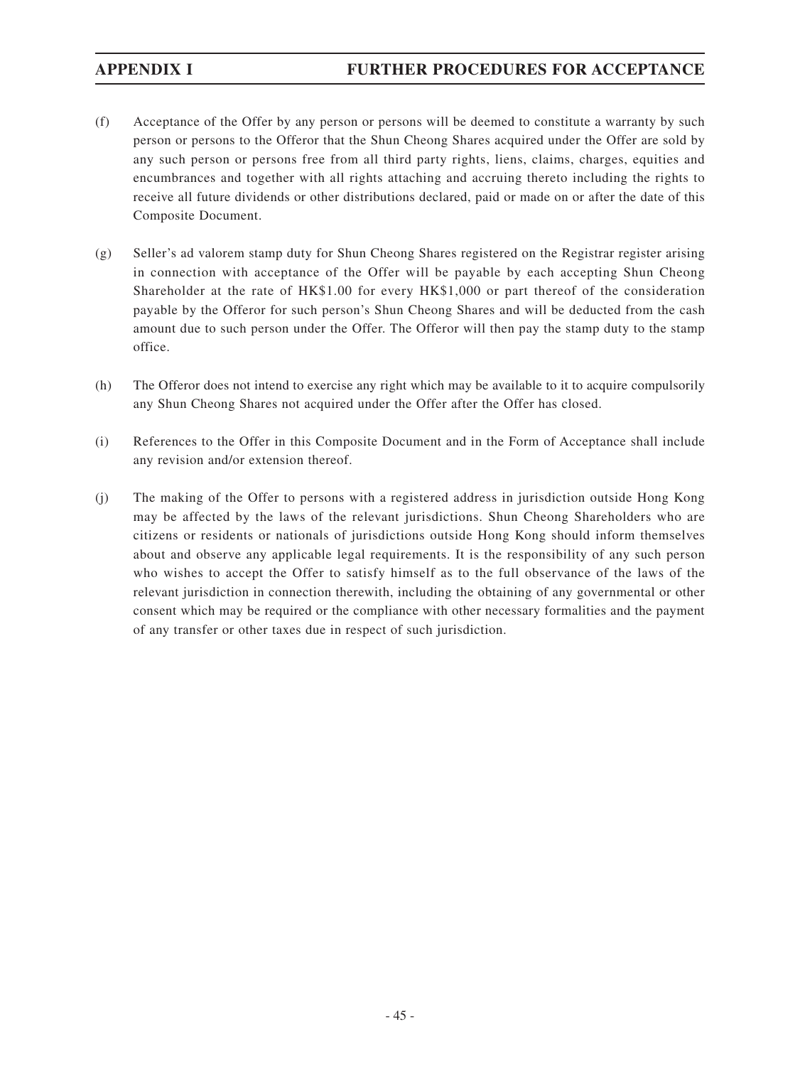(f) Acceptance of the Offer by any person or persons will be deemed to constitute a warranty by such person or persons to the Offeror that the Shun Cheong Shares acquired under the Offer are sold by any such person or persons free from all third party rights, liens, claims, charges, equities and encumbrances and together with all rights attaching and accruing thereto including the rights to receive all future dividends or other distributions declared, paid or made on or after the date of this Composite Document.

(g) Seller's ad valorem stamp duty for Shun Cheong Shares registered on the Registrar register arising in connection with acceptance of the Offer will be payable by each accepting Shun Cheong Shareholder at the rate of HK$1.00 for every HK$1,000 or part thereof of the consideration payable by the Offeror for such person's Shun Cheong Shares and will be deducted from the cash amount due to such person under the Offer. The Offeror will then pay the stamp duty to the stamp office.

(h) The Offeror does not intend to exercise any right which may be available to it to acquire compulsorily any Shun Cheong Shares not acquired under the Offer after the Offer has closed.

(i) References to the Offer in this Composite Document and in the Form of Acceptance shall include any revision and/or extension thereof.

(j) The making of the Offer to persons with a registered address in jurisdiction outside Hong Kong may be affected by the laws of the relevant jurisdictions. Shun Cheong Shareholders who are citizens or residents or nationals of jurisdictions outside Hong Kong should inform themselves about and observe any applicable legal requirements. It is the responsibility of any such person who wishes to accept the Offer to satisfy himself as to the full observance of the laws of the relevant jurisdiction in connection therewith, including the obtaining of any governmental or other consent which may be required or the compliance with other necessary formalities and the payment of any transfer or other taxes due in respect of such jurisdiction.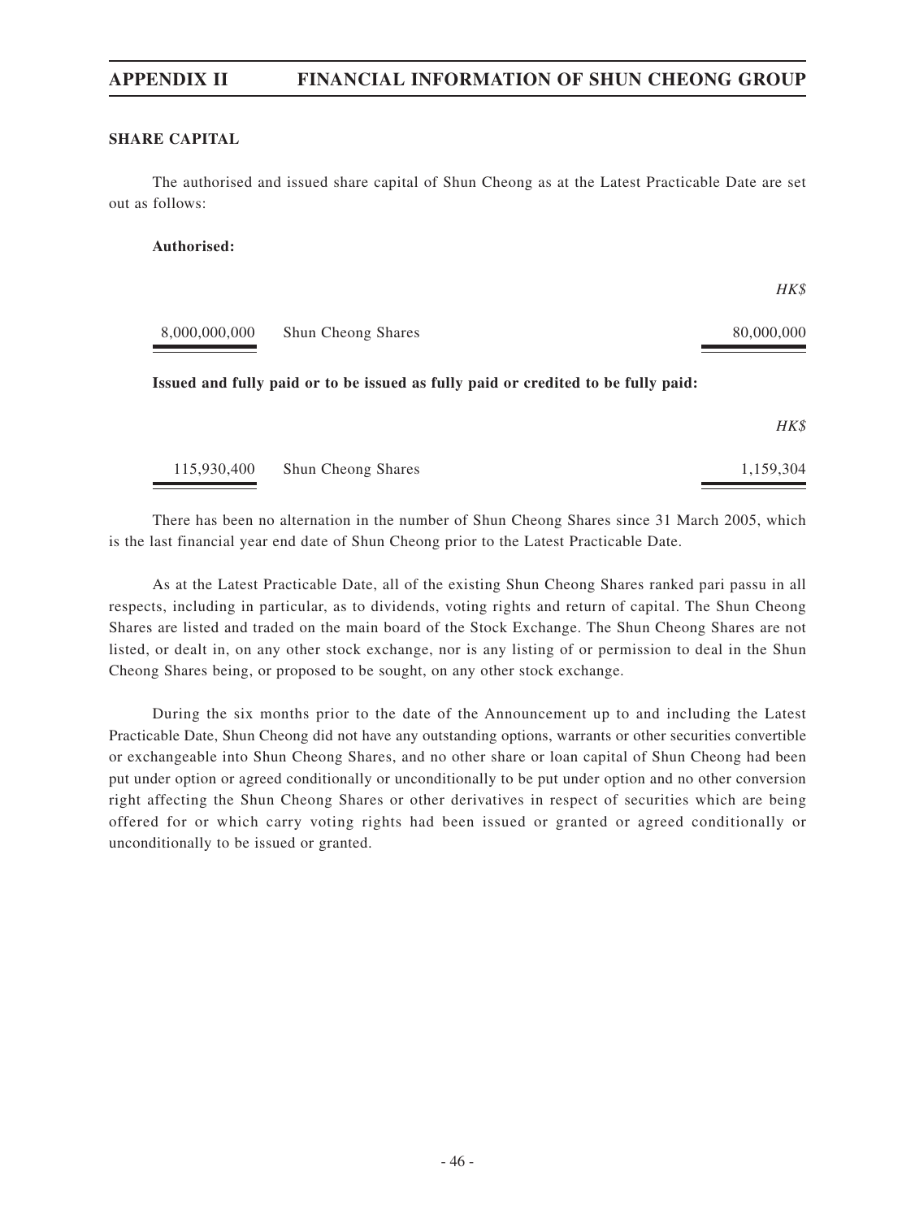## SHARE CAPITAL

The authorised and issued share capital of Shun Cheong as at the Latest Practicable Date are set out as follows:

**Authorised:**

| | | *HK$* |
|---|---|---|
| 8,000,000,000 | Shun Cheong Shares | 80,000,000 |

**Issued and fully paid or to be issued as fully paid or credited to be fully paid:**

| | | *HK$* |
|---|---|---|
| 115,930,400 | Shun Cheong Shares | 1,159,304 |

There has been no alternation in the number of Shun Cheong Shares since 31 March 2005, which is the last financial year end date of Shun Cheong prior to the Latest Practicable Date.

As at the Latest Practicable Date, all of the existing Shun Cheong Shares ranked pari passu in all respects, including in particular, as to dividends, voting rights and return of capital. The Shun Cheong Shares are listed and traded on the main board of the Stock Exchange. The Shun Cheong Shares are not listed, or dealt in, on any other stock exchange, nor is any listing of or permission to deal in the Shun Cheong Shares being, or proposed to be sought, on any other stock exchange.

During the six months prior to the date of the Announcement up to and including the Latest Practicable Date, Shun Cheong did not have any outstanding options, warrants or other securities convertible or exchangeable into Shun Cheong Shares, and no other share or loan capital of Shun Cheong had been put under option or agreed conditionally or unconditionally to be put under option and no other conversion right affecting the Shun Cheong Shares or other derivatives in respect of securities which are being offered for or which carry voting rights had been issued or granted or agreed conditionally or unconditionally to be issued or granted.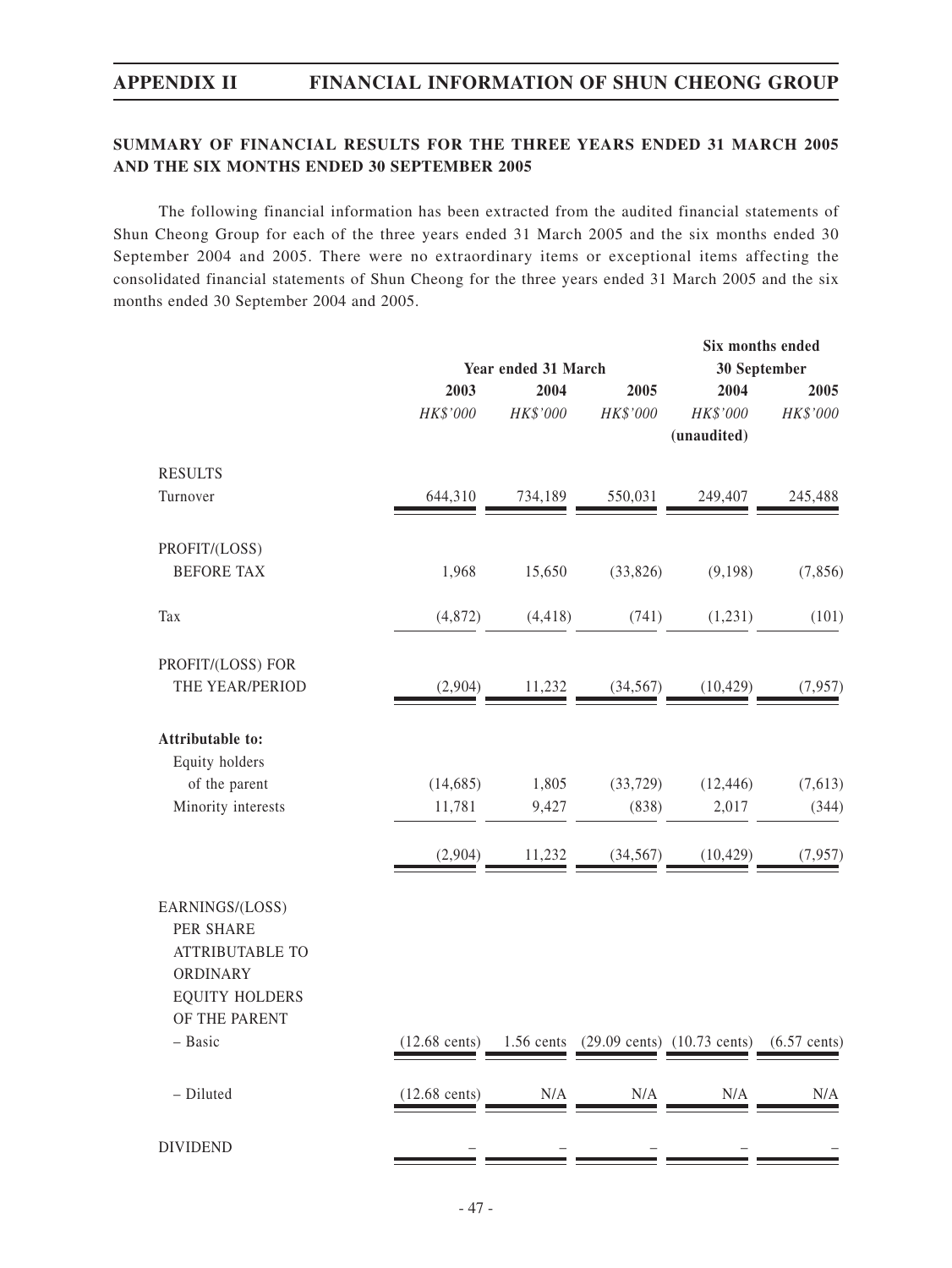## SUMMARY OF FINANCIAL RESULTS FOR THE THREE YEARS ENDED 31 MARCH 2005 AND THE SIX MONTHS ENDED 30 SEPTEMBER 2005

The following financial information has been extracted from the audited financial statements of Shun Cheong Group for each of the three years ended 31 March 2005 and the six months ended 30 September 2004 and 2005. There were no extraordinary items or exceptional items affecting the consolidated financial statements of Shun Cheong for the three years ended 31 March 2005 and the six months ended 30 September 2004 and 2005.

| | Year ended 31 March | | | Six months ended 30 September | |
|---|---|---|---|---|---|
| | 2003 | 2004 | 2005 | 2004 | 2005 |
| | *HK$'000* | *HK$'000* | *HK$'000* | *HK$'000* (unaudited) | *HK$'000* |
| RESULTS | | | | | |
| Turnover | 644,310 | 734,189 | 550,031 | 249,407 | 245,488 |
| PROFIT/(LOSS) BEFORE TAX | 1,968 | 15,650 | (33,826) | (9,198) | (7,856) |
| Tax | (4,872) | (4,418) | (741) | (1,231) | (101) |
| PROFIT/(LOSS) FOR THE YEAR/PERIOD | (2,904) | 11,232 | (34,567) | (10,429) | (7,957) |
| **Attributable to:** | | | | | |
| Equity holders of the parent | (14,685) | 1,805 | (33,729) | (12,446) | (7,613) |
| Minority interests | 11,781 | 9,427 | (838) | 2,017 | (344) |
| | (2,904) | 11,232 | (34,567) | (10,429) | (7,957) |
| EARNINGS/(LOSS) PER SHARE ATTRIBUTABLE TO ORDINARY EQUITY HOLDERS OF THE PARENT | | | | | |
| – Basic | (12.68 cents) | 1.56 cents | (29.09 cents) | (10.73 cents) | (6.57 cents) |
| – Diluted | (12.68 cents) | N/A | N/A | N/A | N/A |
| DIVIDEND | – | – | – | – | – |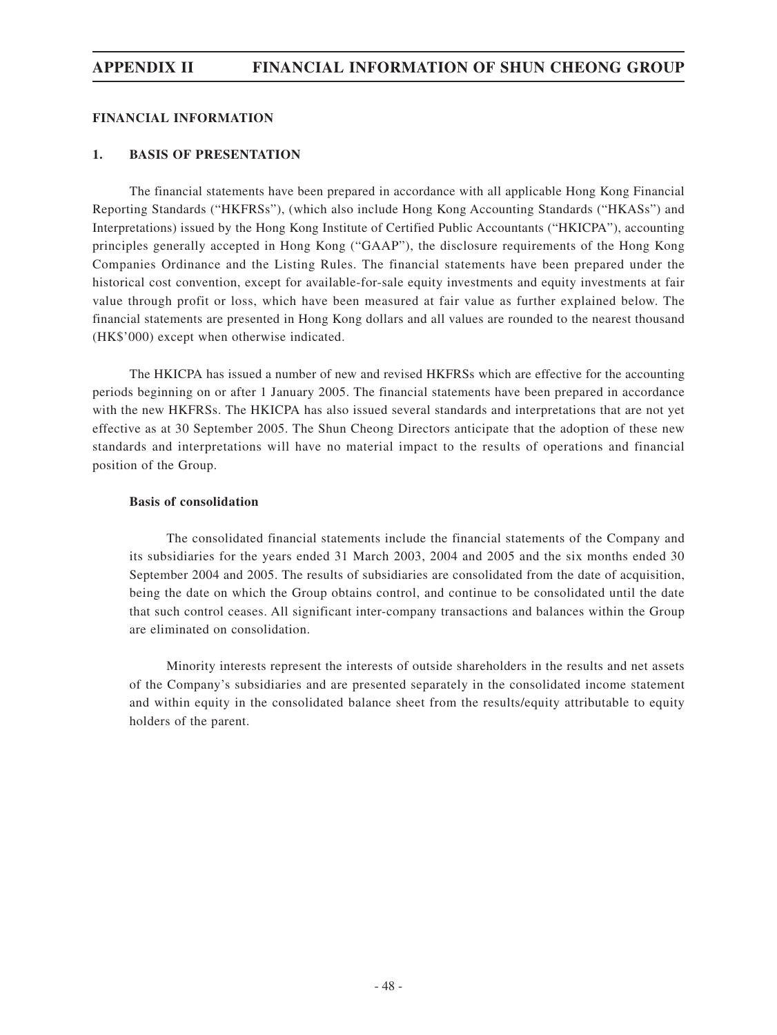## FINANCIAL INFORMATION

### 1. BASIS OF PRESENTATION

The financial statements have been prepared in accordance with all applicable Hong Kong Financial Reporting Standards ("HKFRSs"), (which also include Hong Kong Accounting Standards ("HKASs") and Interpretations) issued by the Hong Kong Institute of Certified Public Accountants ("HKICPA"), accounting principles generally accepted in Hong Kong ("GAAP"), the disclosure requirements of the Hong Kong Companies Ordinance and the Listing Rules. The financial statements have been prepared under the historical cost convention, except for available-for-sale equity investments and equity investments at fair value through profit or loss, which have been measured at fair value as further explained below. The financial statements are presented in Hong Kong dollars and all values are rounded to the nearest thousand (HK$'000) except when otherwise indicated.

The HKICPA has issued a number of new and revised HKFRSs which are effective for the accounting periods beginning on or after 1 January 2005. The financial statements have been prepared in accordance with the new HKFRSs. The HKICPA has also issued several standards and interpretations that are not yet effective as at 30 September 2005. The Shun Cheong Directors anticipate that the adoption of these new standards and interpretations will have no material impact to the results of operations and financial position of the Group.

#### Basis of consolidation

The consolidated financial statements include the financial statements of the Company and its subsidiaries for the years ended 31 March 2003, 2004 and 2005 and the six months ended 30 September 2004 and 2005. The results of subsidiaries are consolidated from the date of acquisition, being the date on which the Group obtains control, and continue to be consolidated until the date that such control ceases. All significant inter-company transactions and balances within the Group are eliminated on consolidation.

Minority interests represent the interests of outside shareholders in the results and net assets of the Company's subsidiaries and are presented separately in the consolidated income statement and within equity in the consolidated balance sheet from the results/equity attributable to equity holders of the parent.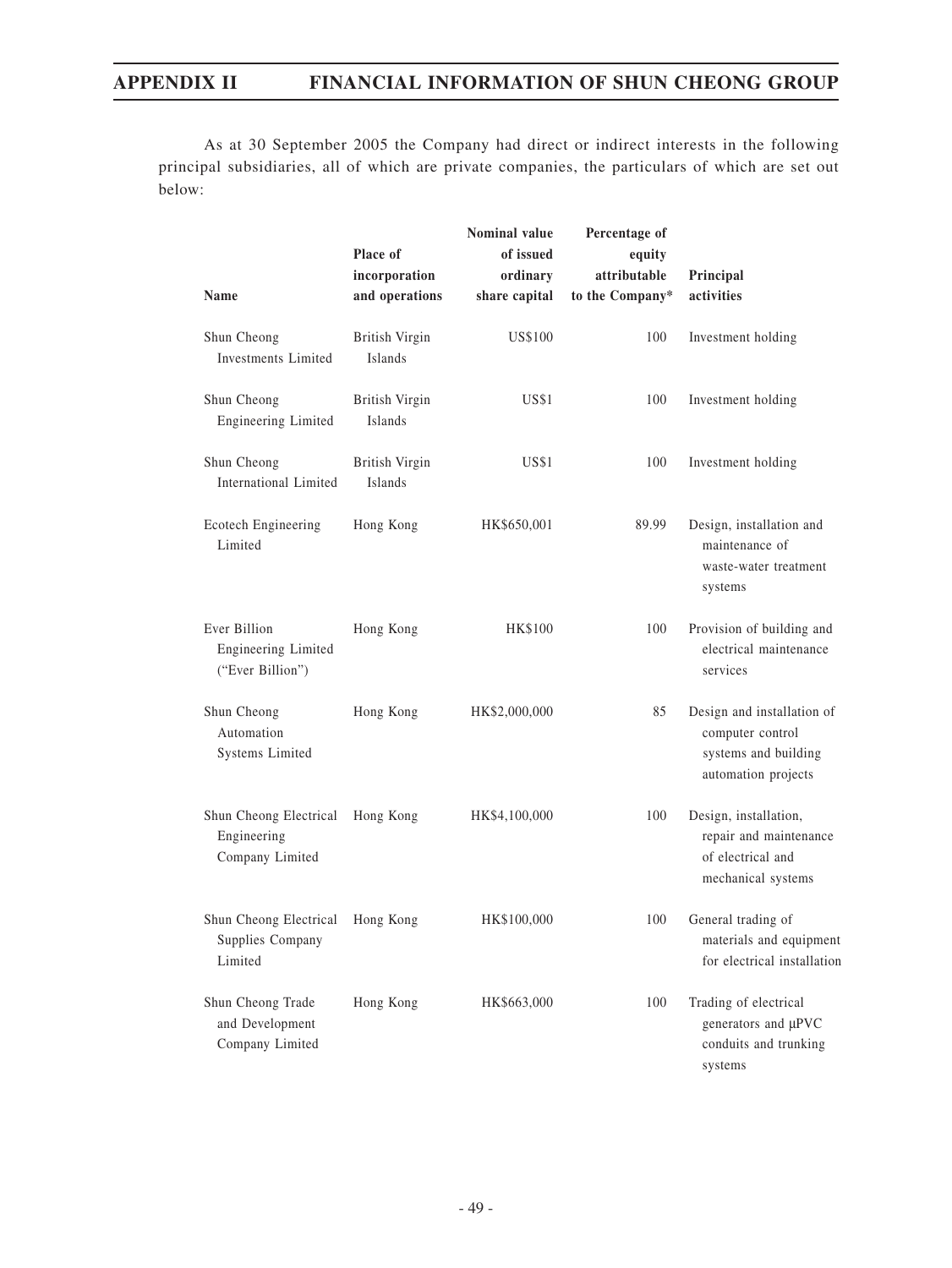As at 30 September 2005 the Company had direct or indirect interests in the following principal subsidiaries, all of which are private companies, the particulars of which are set out below:

| Name | Place of incorporation and operations | Nominal value of issued ordinary share capital | Percentage of equity attributable to the Company* | Principal activities |
|---|---|---|---|---|
| Shun Cheong Investments Limited | British Virgin Islands | US$100 | 100 | Investment holding |
| Shun Cheong Engineering Limited | British Virgin Islands | US$1 | 100 | Investment holding |
| Shun Cheong International Limited | British Virgin Islands | US$1 | 100 | Investment holding |
| Ecotech Engineering Limited | Hong Kong | HK$650,001 | 89.99 | Design, installation and maintenance of waste-water treatment systems |
| Ever Billion Engineering Limited ("Ever Billion") | Hong Kong | HK$100 | 100 | Provision of building and electrical maintenance services |
| Shun Cheong Automation Systems Limited | Hong Kong | HK$2,000,000 | 85 | Design and installation of computer control systems and building automation projects |
| Shun Cheong Electrical Engineering Company Limited | Hong Kong | HK$4,100,000 | 100 | Design, installation, repair and maintenance of electrical and mechanical systems |
| Shun Cheong Electrical Supplies Company Limited | Hong Kong | HK$100,000 | 100 | General trading of materials and equipment for electrical installation |
| Shun Cheong Trade and Development Company Limited | Hong Kong | HK$663,000 | 100 | Trading of electrical generators and µPVC conduits and trunking systems |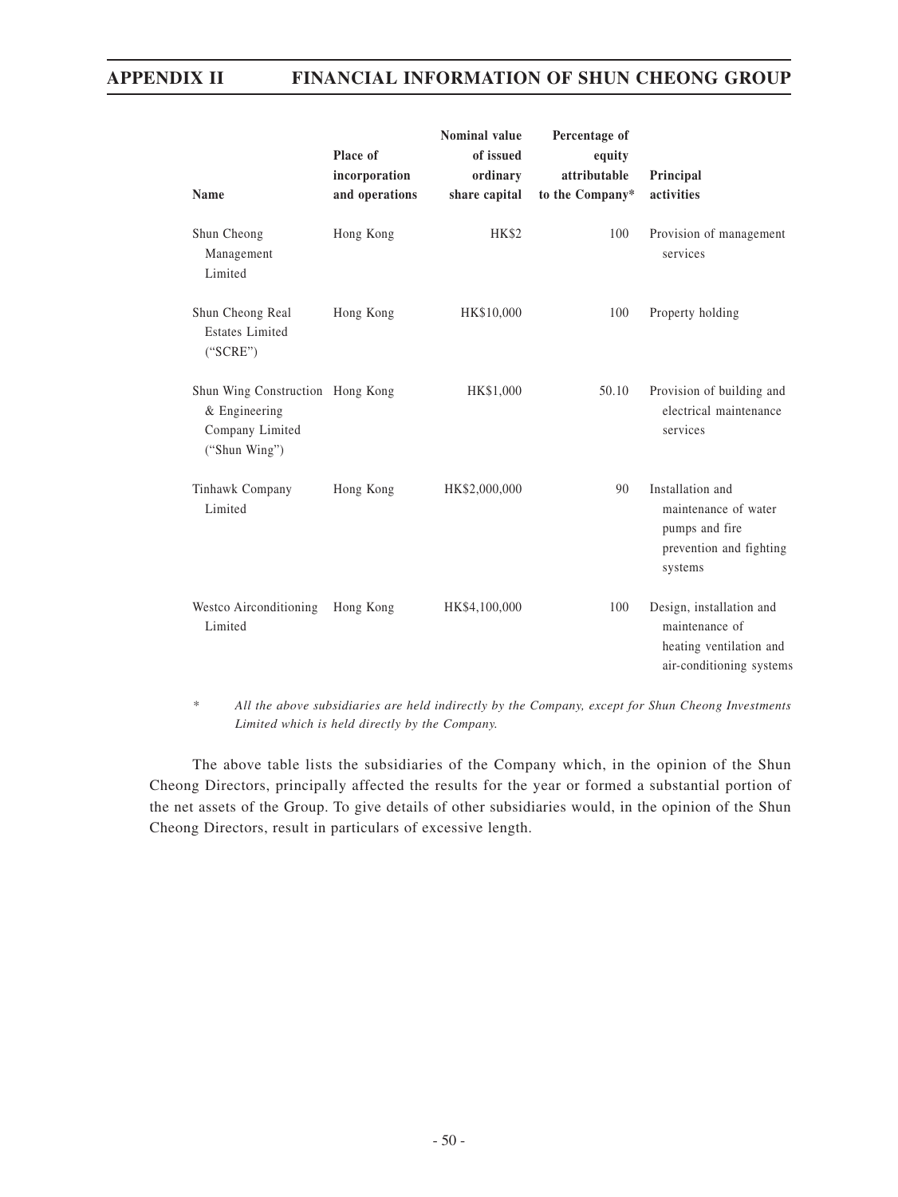| Name | Place of incorporation and operations | Nominal value of issued ordinary share capital | Percentage of equity attributable to the Company* | Principal activities |
|---|---|---|---|---|
| Shun Cheong Management Limited | Hong Kong | HK$2 | 100 | Provision of management services |
| Shun Cheong Real Estates Limited ("SCRE") | Hong Kong | HK$10,000 | 100 | Property holding |
| Shun Wing Construction & Engineering Company Limited ("Shun Wing") | Hong Kong | HK$1,000 | 50.10 | Provision of building and electrical maintenance services |
| Tinhawk Company Limited | Hong Kong | HK$2,000,000 | 90 | Installation and maintenance of water pumps and fire prevention and fighting systems |
| Westco Airconditioning Limited | Hong Kong | HK$4,100,000 | 100 | Design, installation and maintenance of heating ventilation and air-conditioning systems |

\* *All the above subsidiaries are held indirectly by the Company, except for Shun Cheong Investments Limited which is held directly by the Company.*

The above table lists the subsidiaries of the Company which, in the opinion of the Shun Cheong Directors, principally affected the results for the year or formed a substantial portion of the net assets of the Group. To give details of other subsidiaries would, in the opinion of the Shun Cheong Directors, result in particulars of excessive length.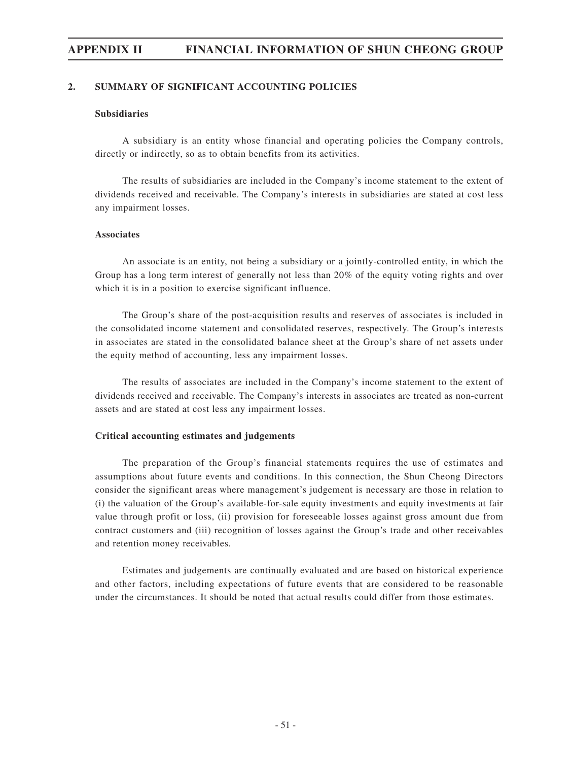## 2. SUMMARY OF SIGNIFICANT ACCOUNTING POLICIES

### Subsidiaries

A subsidiary is an entity whose financial and operating policies the Company controls, directly or indirectly, so as to obtain benefits from its activities.

The results of subsidiaries are included in the Company's income statement to the extent of dividends received and receivable. The Company's interests in subsidiaries are stated at cost less any impairment losses.

### Associates

An associate is an entity, not being a subsidiary or a jointly-controlled entity, in which the Group has a long term interest of generally not less than 20% of the equity voting rights and over which it is in a position to exercise significant influence.

The Group's share of the post-acquisition results and reserves of associates is included in the consolidated income statement and consolidated reserves, respectively. The Group's interests in associates are stated in the consolidated balance sheet at the Group's share of net assets under the equity method of accounting, less any impairment losses.

The results of associates are included in the Company's income statement to the extent of dividends received and receivable. The Company's interests in associates are treated as non-current assets and are stated at cost less any impairment losses.

### Critical accounting estimates and judgements

The preparation of the Group's financial statements requires the use of estimates and assumptions about future events and conditions. In this connection, the Shun Cheong Directors consider the significant areas where management's judgement is necessary are those in relation to (i) the valuation of the Group's available-for-sale equity investments and equity investments at fair value through profit or loss, (ii) provision for foreseeable losses against gross amount due from contract customers and (iii) recognition of losses against the Group's trade and other receivables and retention money receivables.

Estimates and judgements are continually evaluated and are based on historical experience and other factors, including expectations of future events that are considered to be reasonable under the circumstances. It should be noted that actual results could differ from those estimates.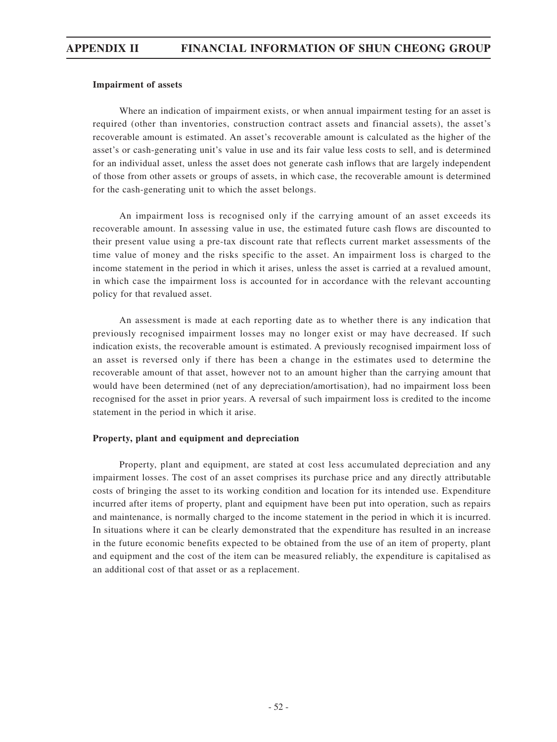**Impairment of assets**

Where an indication of impairment exists, or when annual impairment testing for an asset is required (other than inventories, construction contract assets and financial assets), the asset's recoverable amount is estimated. An asset's recoverable amount is calculated as the higher of the asset's or cash-generating unit's value in use and its fair value less costs to sell, and is determined for an individual asset, unless the asset does not generate cash inflows that are largely independent of those from other assets or groups of assets, in which case, the recoverable amount is determined for the cash-generating unit to which the asset belongs.

An impairment loss is recognised only if the carrying amount of an asset exceeds its recoverable amount. In assessing value in use, the estimated future cash flows are discounted to their present value using a pre-tax discount rate that reflects current market assessments of the time value of money and the risks specific to the asset. An impairment loss is charged to the income statement in the period in which it arises, unless the asset is carried at a revalued amount, in which case the impairment loss is accounted for in accordance with the relevant accounting policy for that revalued asset.

An assessment is made at each reporting date as to whether there is any indication that previously recognised impairment losses may no longer exist or may have decreased. If such indication exists, the recoverable amount is estimated. A previously recognised impairment loss of an asset is reversed only if there has been a change in the estimates used to determine the recoverable amount of that asset, however not to an amount higher than the carrying amount that would have been determined (net of any depreciation/amortisation), had no impairment loss been recognised for the asset in prior years. A reversal of such impairment loss is credited to the income statement in the period in which it arise.

**Property, plant and equipment and depreciation**

Property, plant and equipment, are stated at cost less accumulated depreciation and any impairment losses. The cost of an asset comprises its purchase price and any directly attributable costs of bringing the asset to its working condition and location for its intended use. Expenditure incurred after items of property, plant and equipment have been put into operation, such as repairs and maintenance, is normally charged to the income statement in the period in which it is incurred. In situations where it can be clearly demonstrated that the expenditure has resulted in an increase in the future economic benefits expected to be obtained from the use of an item of property, plant and equipment and the cost of the item can be measured reliably, the expenditure is capitalised as an additional cost of that asset or as a replacement.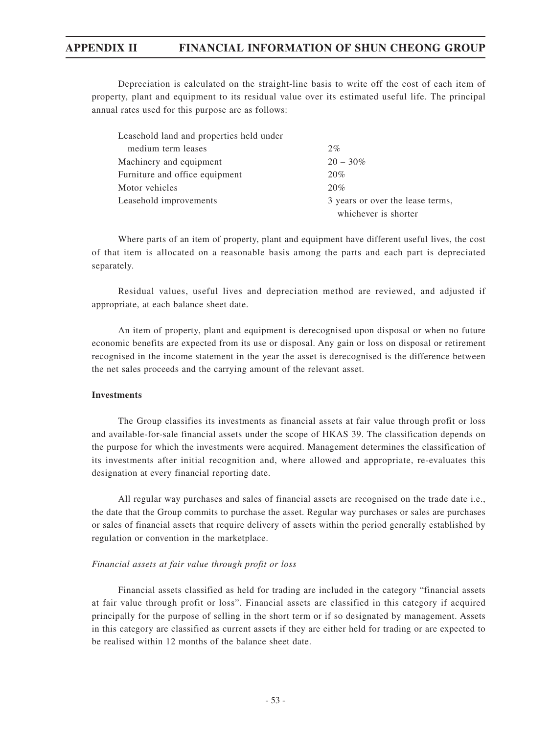Depreciation is calculated on the straight-line basis to write off the cost of each item of property, plant and equipment to its residual value over its estimated useful life. The principal annual rates used for this purpose are as follows:

| | |
|---|---|
| Leasehold land and properties held under medium term leases | 2% |
| Machinery and equipment | 20 – 30% |
| Furniture and office equipment | 20% |
| Motor vehicles | 20% |
| Leasehold improvements | 3 years or over the lease terms, whichever is shorter |

Where parts of an item of property, plant and equipment have different useful lives, the cost of that item is allocated on a reasonable basis among the parts and each part is depreciated separately.

Residual values, useful lives and depreciation method are reviewed, and adjusted if appropriate, at each balance sheet date.

An item of property, plant and equipment is derecognised upon disposal or when no future economic benefits are expected from its use or disposal. Any gain or loss on disposal or retirement recognised in the income statement in the year the asset is derecognised is the difference between the net sales proceeds and the carrying amount of the relevant asset.

**Investments**

The Group classifies its investments as financial assets at fair value through profit or loss and available-for-sale financial assets under the scope of HKAS 39. The classification depends on the purpose for which the investments were acquired. Management determines the classification of its investments after initial recognition and, where allowed and appropriate, re-evaluates this designation at every financial reporting date.

All regular way purchases and sales of financial assets are recognised on the trade date i.e., the date that the Group commits to purchase the asset. Regular way purchases or sales are purchases or sales of financial assets that require delivery of assets within the period generally established by regulation or convention in the marketplace.

*Financial assets at fair value through profit or loss*

Financial assets classified as held for trading are included in the category "financial assets at fair value through profit or loss". Financial assets are classified in this category if acquired principally for the purpose of selling in the short term or if so designated by management. Assets in this category are classified as current assets if they are either held for trading or are expected to be realised within 12 months of the balance sheet date.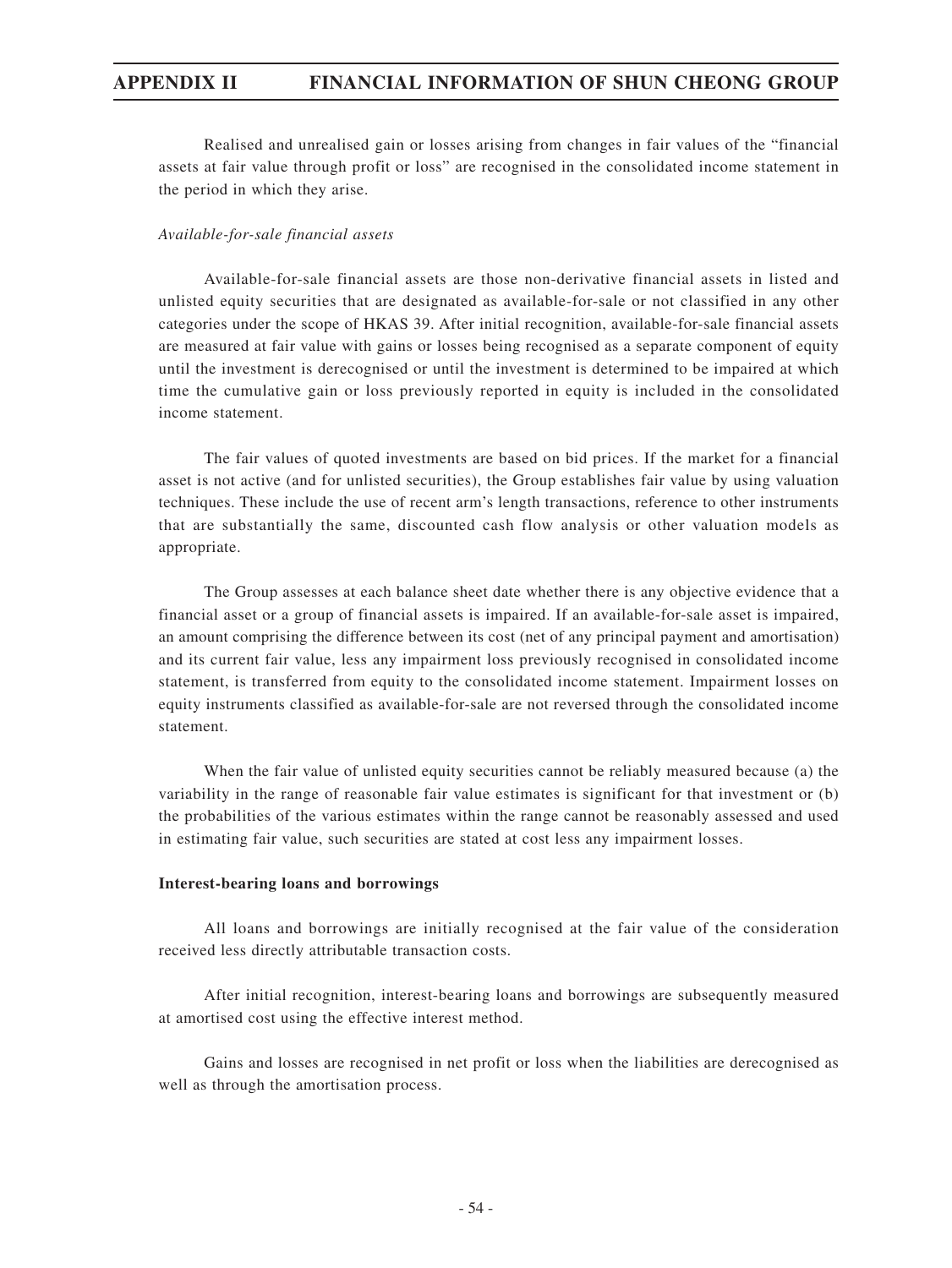Realised and unrealised gain or losses arising from changes in fair values of the "financial assets at fair value through profit or loss" are recognised in the consolidated income statement in the period in which they arise.

*Available-for-sale financial assets*

Available-for-sale financial assets are those non-derivative financial assets in listed and unlisted equity securities that are designated as available-for-sale or not classified in any other categories under the scope of HKAS 39. After initial recognition, available-for-sale financial assets are measured at fair value with gains or losses being recognised as a separate component of equity until the investment is derecognised or until the investment is determined to be impaired at which time the cumulative gain or loss previously reported in equity is included in the consolidated income statement.

The fair values of quoted investments are based on bid prices. If the market for a financial asset is not active (and for unlisted securities), the Group establishes fair value by using valuation techniques. These include the use of recent arm's length transactions, reference to other instruments that are substantially the same, discounted cash flow analysis or other valuation models as appropriate.

The Group assesses at each balance sheet date whether there is any objective evidence that a financial asset or a group of financial assets is impaired. If an available-for-sale asset is impaired, an amount comprising the difference between its cost (net of any principal payment and amortisation) and its current fair value, less any impairment loss previously recognised in consolidated income statement, is transferred from equity to the consolidated income statement. Impairment losses on equity instruments classified as available-for-sale are not reversed through the consolidated income statement.

When the fair value of unlisted equity securities cannot be reliably measured because (a) the variability in the range of reasonable fair value estimates is significant for that investment or (b) the probabilities of the various estimates within the range cannot be reasonably assessed and used in estimating fair value, such securities are stated at cost less any impairment losses.

**Interest-bearing loans and borrowings**

All loans and borrowings are initially recognised at the fair value of the consideration received less directly attributable transaction costs.

After initial recognition, interest-bearing loans and borrowings are subsequently measured at amortised cost using the effective interest method.

Gains and losses are recognised in net profit or loss when the liabilities are derecognised as well as through the amortisation process.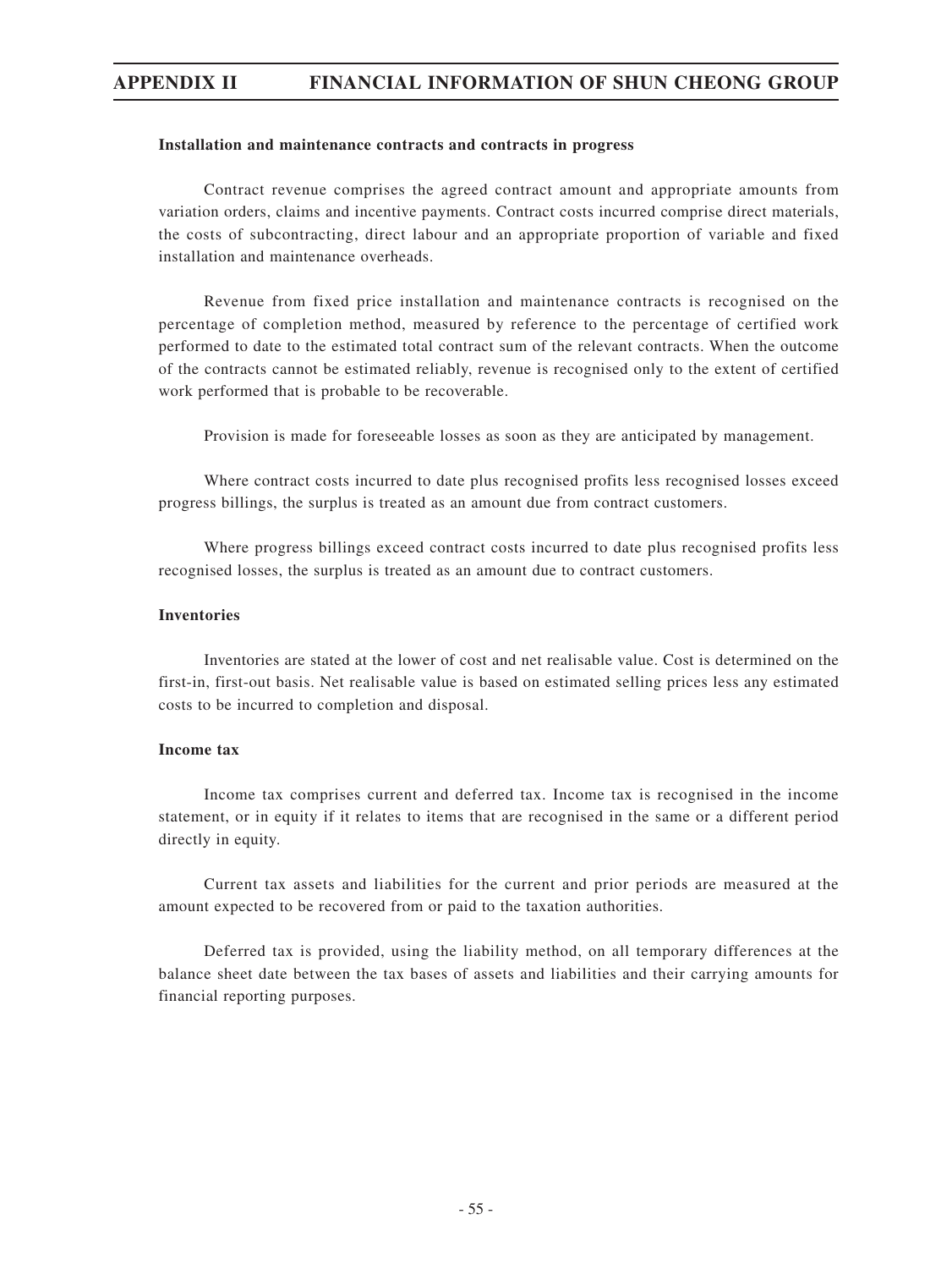**Installation and maintenance contracts and contracts in progress**

Contract revenue comprises the agreed contract amount and appropriate amounts from variation orders, claims and incentive payments. Contract costs incurred comprise direct materials, the costs of subcontracting, direct labour and an appropriate proportion of variable and fixed installation and maintenance overheads.

Revenue from fixed price installation and maintenance contracts is recognised on the percentage of completion method, measured by reference to the percentage of certified work performed to date to the estimated total contract sum of the relevant contracts. When the outcome of the contracts cannot be estimated reliably, revenue is recognised only to the extent of certified work performed that is probable to be recoverable.

Provision is made for foreseeable losses as soon as they are anticipated by management.

Where contract costs incurred to date plus recognised profits less recognised losses exceed progress billings, the surplus is treated as an amount due from contract customers.

Where progress billings exceed contract costs incurred to date plus recognised profits less recognised losses, the surplus is treated as an amount due to contract customers.

**Inventories**

Inventories are stated at the lower of cost and net realisable value. Cost is determined on the first-in, first-out basis. Net realisable value is based on estimated selling prices less any estimated costs to be incurred to completion and disposal.

**Income tax**

Income tax comprises current and deferred tax. Income tax is recognised in the income statement, or in equity if it relates to items that are recognised in the same or a different period directly in equity.

Current tax assets and liabilities for the current and prior periods are measured at the amount expected to be recovered from or paid to the taxation authorities.

Deferred tax is provided, using the liability method, on all temporary differences at the balance sheet date between the tax bases of assets and liabilities and their carrying amounts for financial reporting purposes.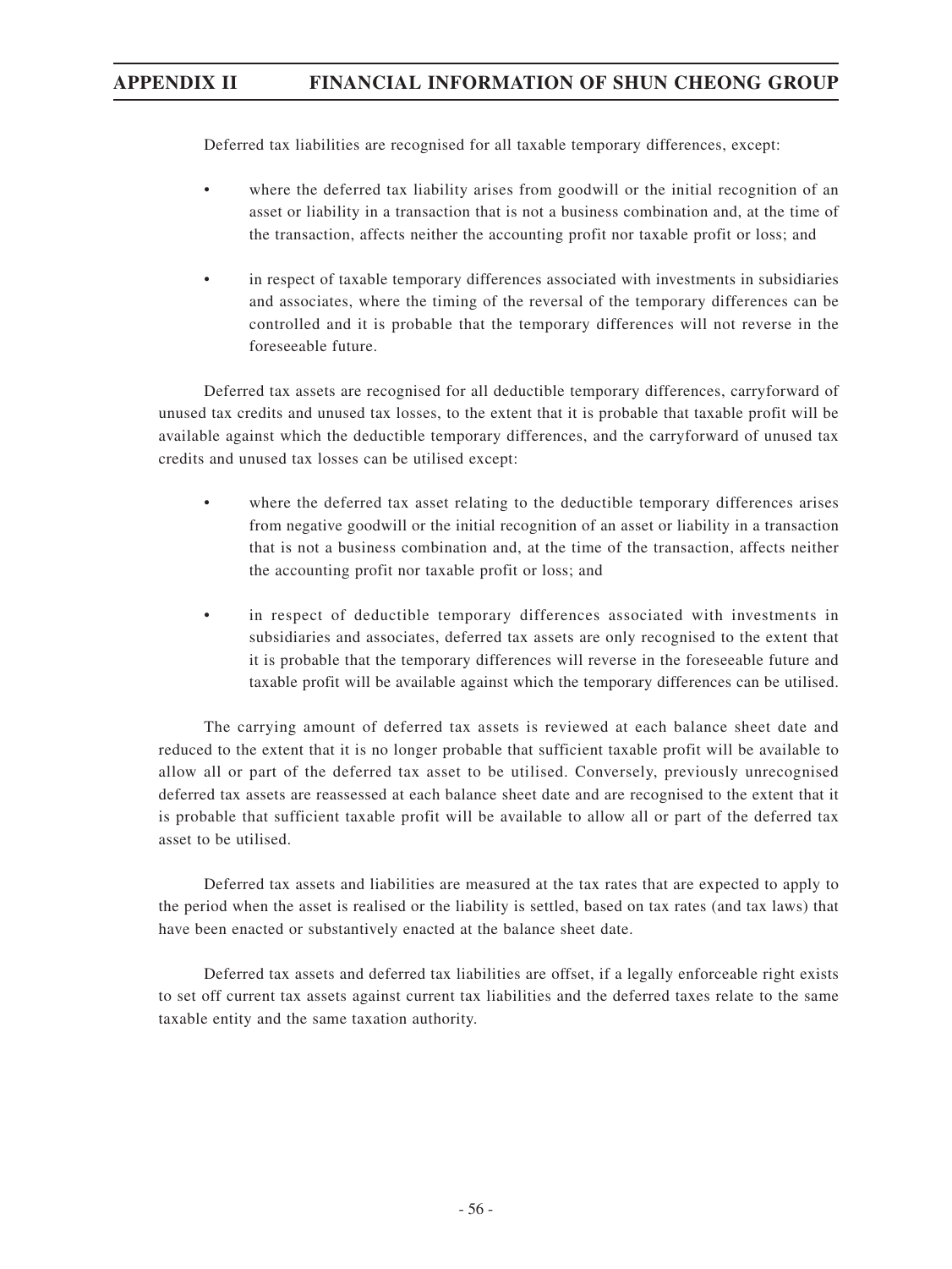Deferred tax liabilities are recognised for all taxable temporary differences, except:

- where the deferred tax liability arises from goodwill or the initial recognition of an asset or liability in a transaction that is not a business combination and, at the time of the transaction, affects neither the accounting profit nor taxable profit or loss; and

- in respect of taxable temporary differences associated with investments in subsidiaries and associates, where the timing of the reversal of the temporary differences can be controlled and it is probable that the temporary differences will not reverse in the foreseeable future.

Deferred tax assets are recognised for all deductible temporary differences, carryforward of unused tax credits and unused tax losses, to the extent that it is probable that taxable profit will be available against which the deductible temporary differences, and the carryforward of unused tax credits and unused tax losses can be utilised except:

- where the deferred tax asset relating to the deductible temporary differences arises from negative goodwill or the initial recognition of an asset or liability in a transaction that is not a business combination and, at the time of the transaction, affects neither the accounting profit nor taxable profit or loss; and

- in respect of deductible temporary differences associated with investments in subsidiaries and associates, deferred tax assets are only recognised to the extent that it is probable that the temporary differences will reverse in the foreseeable future and taxable profit will be available against which the temporary differences can be utilised.

The carrying amount of deferred tax assets is reviewed at each balance sheet date and reduced to the extent that it is no longer probable that sufficient taxable profit will be available to allow all or part of the deferred tax asset to be utilised. Conversely, previously unrecognised deferred tax assets are reassessed at each balance sheet date and are recognised to the extent that it is probable that sufficient taxable profit will be available to allow all or part of the deferred tax asset to be utilised.

Deferred tax assets and liabilities are measured at the tax rates that are expected to apply to the period when the asset is realised or the liability is settled, based on tax rates (and tax laws) that have been enacted or substantively enacted at the balance sheet date.

Deferred tax assets and deferred tax liabilities are offset, if a legally enforceable right exists to set off current tax assets against current tax liabilities and the deferred taxes relate to the same taxable entity and the same taxation authority.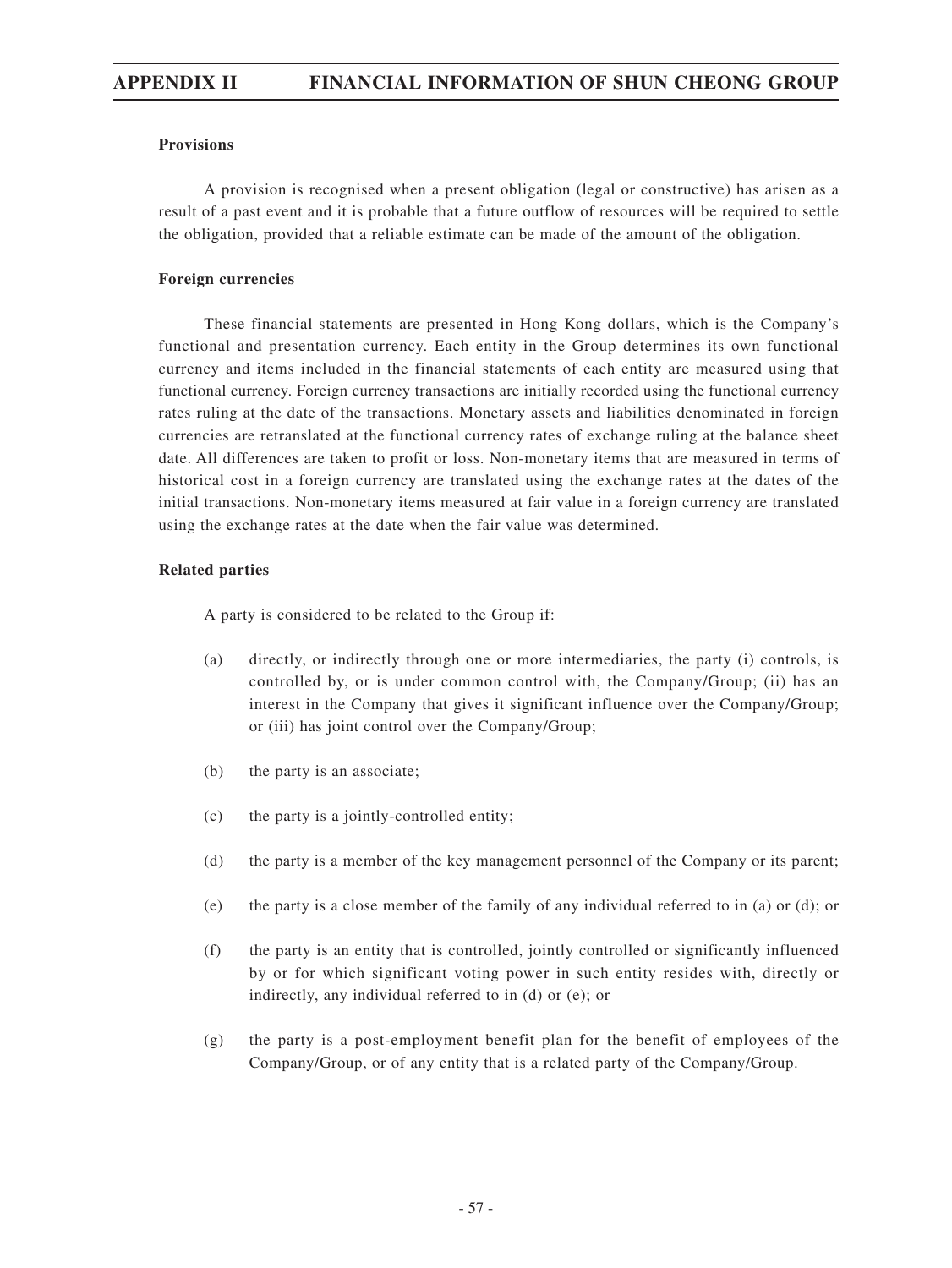**Provisions**

A provision is recognised when a present obligation (legal or constructive) has arisen as a result of a past event and it is probable that a future outflow of resources will be required to settle the obligation, provided that a reliable estimate can be made of the amount of the obligation.

**Foreign currencies**

These financial statements are presented in Hong Kong dollars, which is the Company's functional and presentation currency. Each entity in the Group determines its own functional currency and items included in the financial statements of each entity are measured using that functional currency. Foreign currency transactions are initially recorded using the functional currency rates ruling at the date of the transactions. Monetary assets and liabilities denominated in foreign currencies are retranslated at the functional currency rates of exchange ruling at the balance sheet date. All differences are taken to profit or loss. Non-monetary items that are measured in terms of historical cost in a foreign currency are translated using the exchange rates at the dates of the initial transactions. Non-monetary items measured at fair value in a foreign currency are translated using the exchange rates at the date when the fair value was determined.

**Related parties**

A party is considered to be related to the Group if:

(a) directly, or indirectly through one or more intermediaries, the party (i) controls, is controlled by, or is under common control with, the Company/Group; (ii) has an interest in the Company that gives it significant influence over the Company/Group; or (iii) has joint control over the Company/Group;

(b) the party is an associate;

(c) the party is a jointly-controlled entity;

(d) the party is a member of the key management personnel of the Company or its parent;

(e) the party is a close member of the family of any individual referred to in (a) or (d); or

(f) the party is an entity that is controlled, jointly controlled or significantly influenced by or for which significant voting power in such entity resides with, directly or indirectly, any individual referred to in (d) or (e); or

(g) the party is a post-employment benefit plan for the benefit of employees of the Company/Group, or of any entity that is a related party of the Company/Group.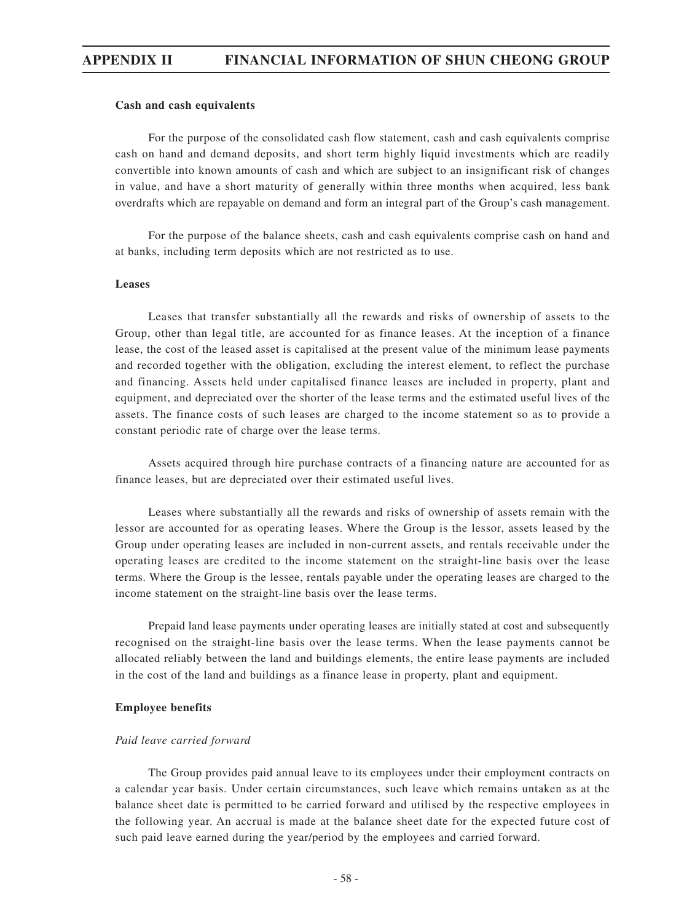**Cash and cash equivalents**

For the purpose of the consolidated cash flow statement, cash and cash equivalents comprise cash on hand and demand deposits, and short term highly liquid investments which are readily convertible into known amounts of cash and which are subject to an insignificant risk of changes in value, and have a short maturity of generally within three months when acquired, less bank overdrafts which are repayable on demand and form an integral part of the Group's cash management.

For the purpose of the balance sheets, cash and cash equivalents comprise cash on hand and at banks, including term deposits which are not restricted as to use.

**Leases**

Leases that transfer substantially all the rewards and risks of ownership of assets to the Group, other than legal title, are accounted for as finance leases. At the inception of a finance lease, the cost of the leased asset is capitalised at the present value of the minimum lease payments and recorded together with the obligation, excluding the interest element, to reflect the purchase and financing. Assets held under capitalised finance leases are included in property, plant and equipment, and depreciated over the shorter of the lease terms and the estimated useful lives of the assets. The finance costs of such leases are charged to the income statement so as to provide a constant periodic rate of charge over the lease terms.

Assets acquired through hire purchase contracts of a financing nature are accounted for as finance leases, but are depreciated over their estimated useful lives.

Leases where substantially all the rewards and risks of ownership of assets remain with the lessor are accounted for as operating leases. Where the Group is the lessor, assets leased by the Group under operating leases are included in non-current assets, and rentals receivable under the operating leases are credited to the income statement on the straight-line basis over the lease terms. Where the Group is the lessee, rentals payable under the operating leases are charged to the income statement on the straight-line basis over the lease terms.

Prepaid land lease payments under operating leases are initially stated at cost and subsequently recognised on the straight-line basis over the lease terms. When the lease payments cannot be allocated reliably between the land and buildings elements, the entire lease payments are included in the cost of the land and buildings as a finance lease in property, plant and equipment.

**Employee benefits**

*Paid leave carried forward*

The Group provides paid annual leave to its employees under their employment contracts on a calendar year basis. Under certain circumstances, such leave which remains untaken as at the balance sheet date is permitted to be carried forward and utilised by the respective employees in the following year. An accrual is made at the balance sheet date for the expected future cost of such paid leave earned during the year/period by the employees and carried forward.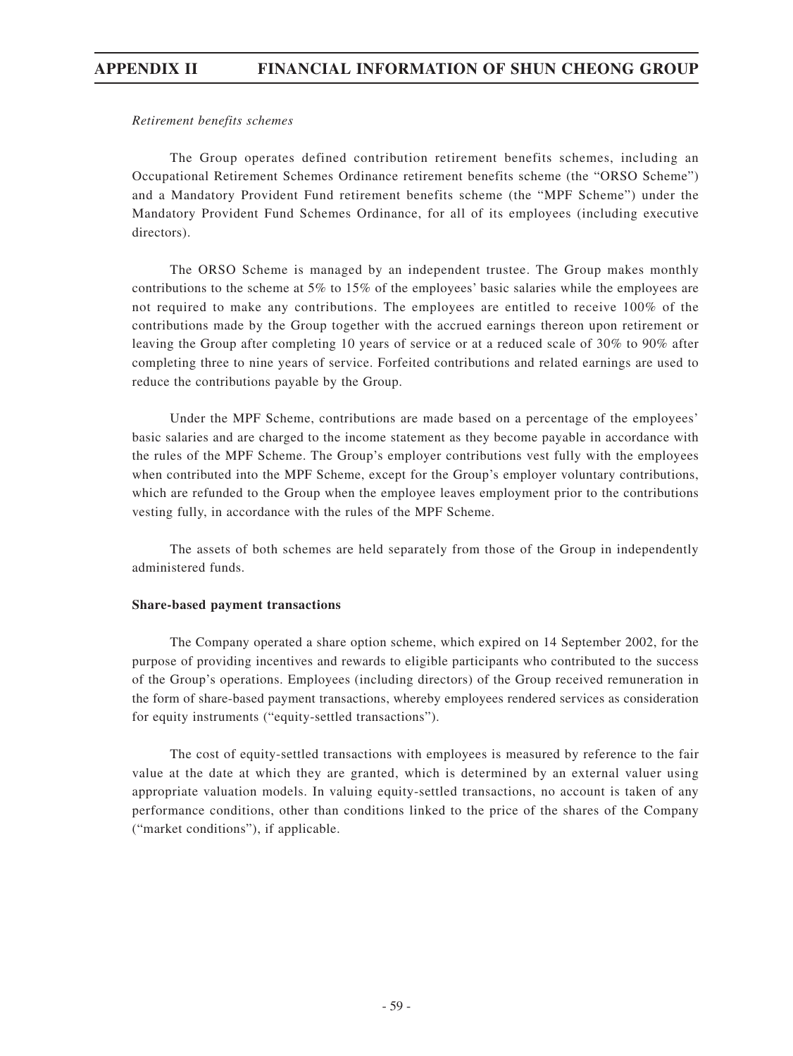*Retirement benefits schemes*

The Group operates defined contribution retirement benefits schemes, including an Occupational Retirement Schemes Ordinance retirement benefits scheme (the "ORSO Scheme") and a Mandatory Provident Fund retirement benefits scheme (the "MPF Scheme") under the Mandatory Provident Fund Schemes Ordinance, for all of its employees (including executive directors).

The ORSO Scheme is managed by an independent trustee. The Group makes monthly contributions to the scheme at 5% to 15% of the employees' basic salaries while the employees are not required to make any contributions. The employees are entitled to receive 100% of the contributions made by the Group together with the accrued earnings thereon upon retirement or leaving the Group after completing 10 years of service or at a reduced scale of 30% to 90% after completing three to nine years of service. Forfeited contributions and related earnings are used to reduce the contributions payable by the Group.

Under the MPF Scheme, contributions are made based on a percentage of the employees' basic salaries and are charged to the income statement as they become payable in accordance with the rules of the MPF Scheme. The Group's employer contributions vest fully with the employees when contributed into the MPF Scheme, except for the Group's employer voluntary contributions, which are refunded to the Group when the employee leaves employment prior to the contributions vesting fully, in accordance with the rules of the MPF Scheme.

The assets of both schemes are held separately from those of the Group in independently administered funds.

**Share-based payment transactions**

The Company operated a share option scheme, which expired on 14 September 2002, for the purpose of providing incentives and rewards to eligible participants who contributed to the success of the Group's operations. Employees (including directors) of the Group received remuneration in the form of share-based payment transactions, whereby employees rendered services as consideration for equity instruments ("equity-settled transactions").

The cost of equity-settled transactions with employees is measured by reference to the fair value at the date at which they are granted, which is determined by an external valuer using appropriate valuation models. In valuing equity-settled transactions, no account is taken of any performance conditions, other than conditions linked to the price of the shares of the Company ("market conditions"), if applicable.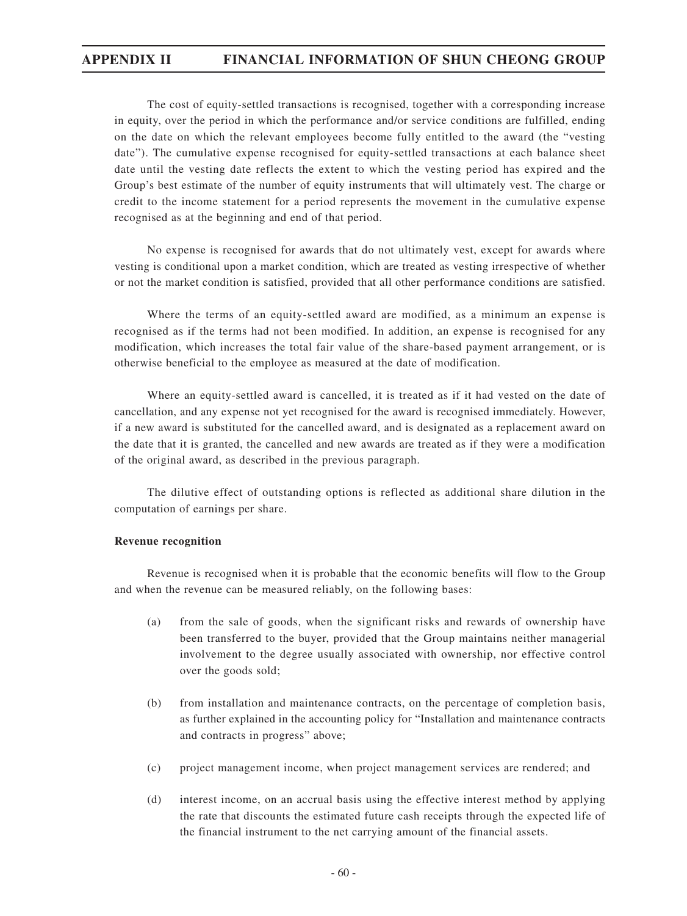The cost of equity-settled transactions is recognised, together with a corresponding increase in equity, over the period in which the performance and/or service conditions are fulfilled, ending on the date on which the relevant employees become fully entitled to the award (the "vesting date"). The cumulative expense recognised for equity-settled transactions at each balance sheet date until the vesting date reflects the extent to which the vesting period has expired and the Group's best estimate of the number of equity instruments that will ultimately vest. The charge or credit to the income statement for a period represents the movement in the cumulative expense recognised as at the beginning and end of that period.

No expense is recognised for awards that do not ultimately vest, except for awards where vesting is conditional upon a market condition, which are treated as vesting irrespective of whether or not the market condition is satisfied, provided that all other performance conditions are satisfied.

Where the terms of an equity-settled award are modified, as a minimum an expense is recognised as if the terms had not been modified. In addition, an expense is recognised for any modification, which increases the total fair value of the share-based payment arrangement, or is otherwise beneficial to the employee as measured at the date of modification.

Where an equity-settled award is cancelled, it is treated as if it had vested on the date of cancellation, and any expense not yet recognised for the award is recognised immediately. However, if a new award is substituted for the cancelled award, and is designated as a replacement award on the date that it is granted, the cancelled and new awards are treated as if they were a modification of the original award, as described in the previous paragraph.

The dilutive effect of outstanding options is reflected as additional share dilution in the computation of earnings per share.

**Revenue recognition**

Revenue is recognised when it is probable that the economic benefits will flow to the Group and when the revenue can be measured reliably, on the following bases:

(a) from the sale of goods, when the significant risks and rewards of ownership have been transferred to the buyer, provided that the Group maintains neither managerial involvement to the degree usually associated with ownership, nor effective control over the goods sold;

(b) from installation and maintenance contracts, on the percentage of completion basis, as further explained in the accounting policy for "Installation and maintenance contracts and contracts in progress" above;

(c) project management income, when project management services are rendered; and

(d) interest income, on an accrual basis using the effective interest method by applying the rate that discounts the estimated future cash receipts through the expected life of the financial instrument to the net carrying amount of the financial assets.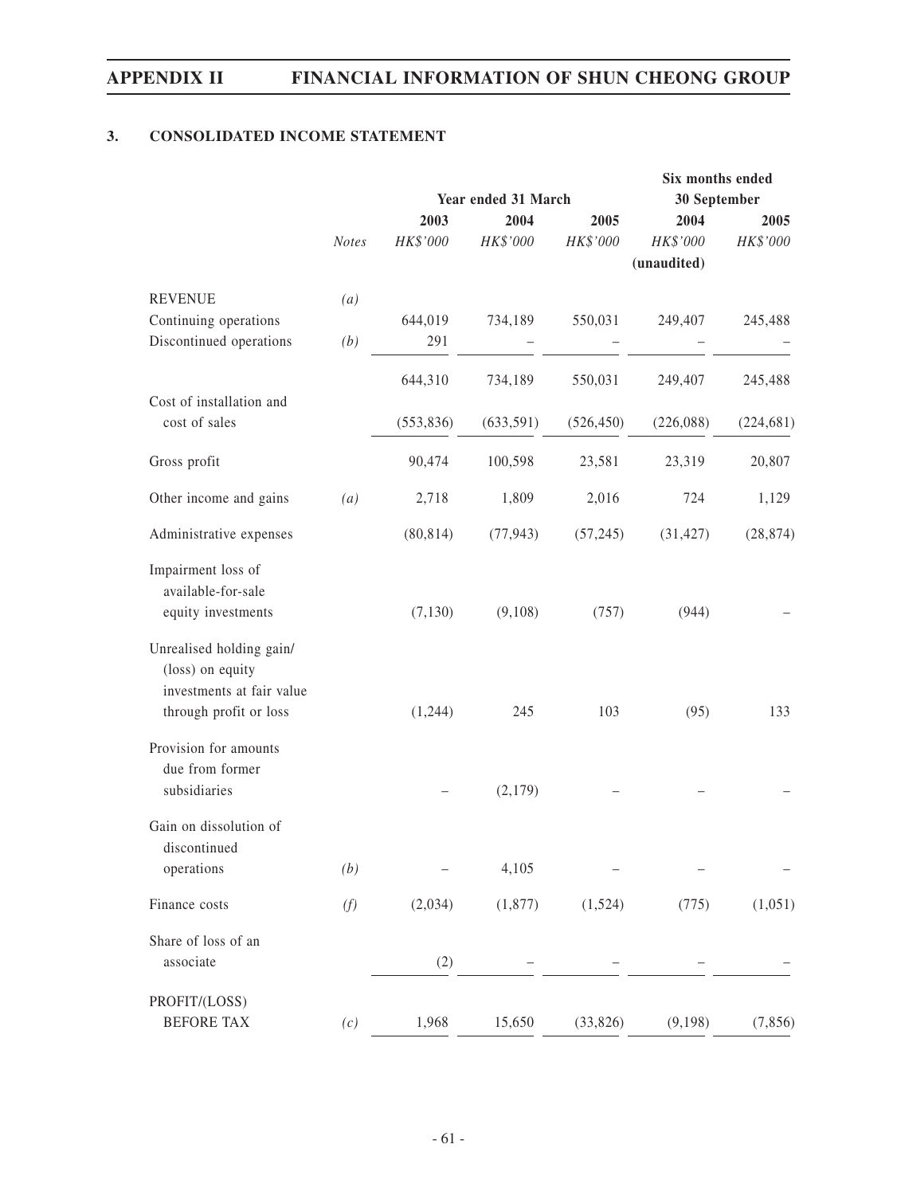### 3. CONSOLIDATED INCOME STATEMENT

| | Notes | Year ended 31 March | | | Six months ended 30 September | |
|---|---|---|---|---|---|---|
| | | 2003 | 2004 | 2005 | 2004 | 2005 |
| | | *HK$'000* | *HK$'000* | *HK$'000* | *HK$'000* | *HK$'000* |
| | | | | | **(unaudited)** | |
| REVENUE | *(a)* | | | | | |
| Continuing operations | | 644,019 | 734,189 | 550,031 | 249,407 | 245,488 |
| Discontinued operations | *(b)* | 291 | – | – | – | – |
| | | 644,310 | 734,189 | 550,031 | 249,407 | 245,488 |
| Cost of installation and cost of sales | | (553,836) | (633,591) | (526,450) | (226,088) | (224,681) |
| Gross profit | | 90,474 | 100,598 | 23,581 | 23,319 | 20,807 |
| Other income and gains | *(a)* | 2,718 | 1,809 | 2,016 | 724 | 1,129 |
| Administrative expenses | | (80,814) | (77,943) | (57,245) | (31,427) | (28,874) |
| Impairment loss of available-for-sale equity investments | | (7,130) | (9,108) | (757) | (944) | – |
| Unrealised holding gain/(loss) on equity investments at fair value through profit or loss | | (1,244) | 245 | 103 | (95) | 133 |
| Provision for amounts due from former subsidiaries | | – | (2,179) | – | – | – |
| Gain on dissolution of discontinued operations | *(b)* | – | 4,105 | – | – | – |
| Finance costs | *(f)* | (2,034) | (1,877) | (1,524) | (775) | (1,051) |
| Share of loss of an associate | | (2) | – | – | – | – |
| PROFIT/(LOSS) BEFORE TAX | *(c)* | 1,968 | 15,650 | (33,826) | (9,198) | (7,856) |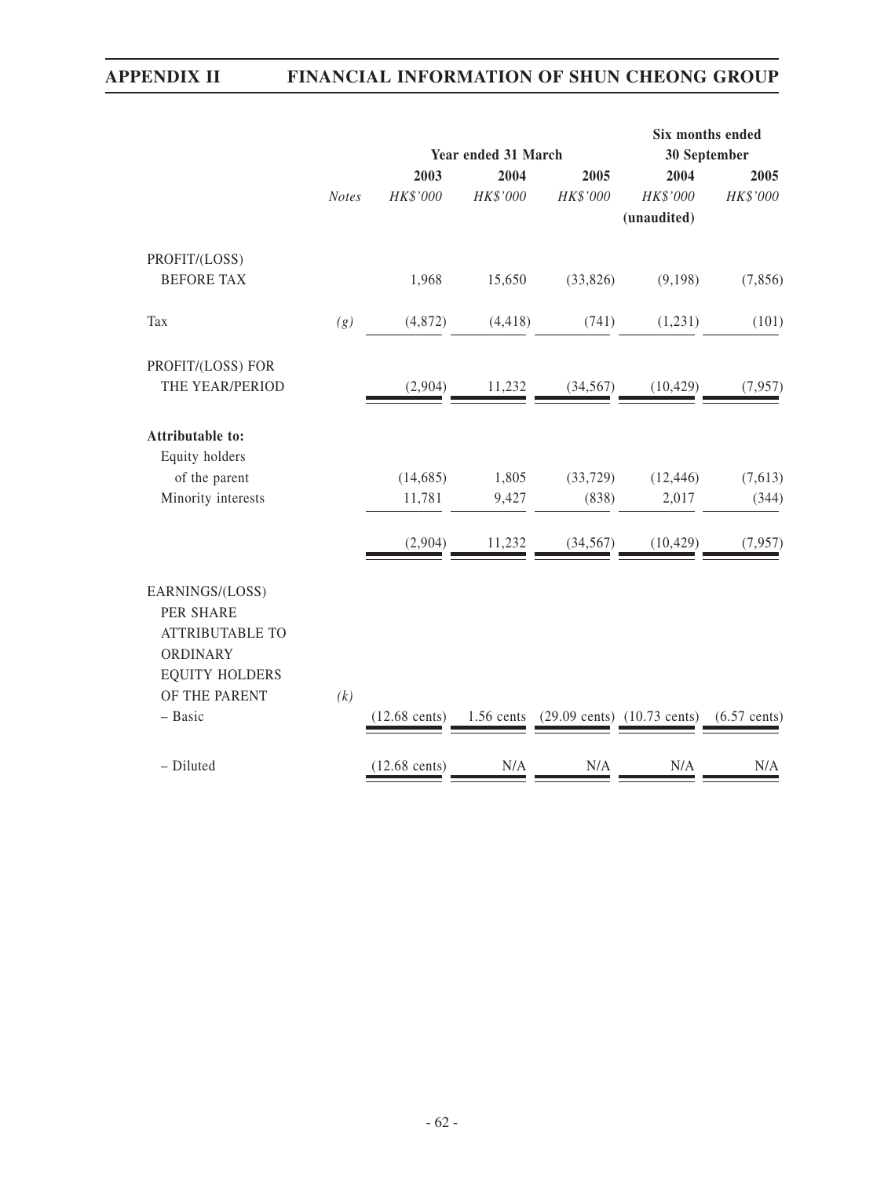| | | Year ended 31 March | | | Six months ended 30 September | |
|---|---|---|---|---|---|---|
| | | 2003 | 2004 | 2005 | 2004 | 2005 |
| | *Notes* | *HK$'000* | *HK$'000* | *HK$'000* | *HK$'000* (unaudited) | *HK$'000* |
| PROFIT/(LOSS) BEFORE TAX | | 1,968 | 15,650 | (33,826) | (9,198) | (7,856) |
| Tax | *(g)* | (4,872) | (4,418) | (741) | (1,231) | (101) |
| PROFIT/(LOSS) FOR THE YEAR/PERIOD | | (2,904) | 11,232 | (34,567) | (10,429) | (7,957) |
| **Attributable to:** | | | | | | |
| Equity holders of the parent | | (14,685) | 1,805 | (33,729) | (12,446) | (7,613) |
| Minority interests | | 11,781 | 9,427 | (838) | 2,017 | (344) |
| | | (2,904) | 11,232 | (34,567) | (10,429) | (7,957) |
| EARNINGS/(LOSS) PER SHARE ATTRIBUTABLE TO ORDINARY EQUITY HOLDERS OF THE PARENT | *(k)* | | | | | |
| – Basic | | (12.68 cents) | 1.56 cents | (29.09 cents) | (10.73 cents) | (6.57 cents) |
| – Diluted | | (12.68 cents) | N/A | N/A | N/A | N/A |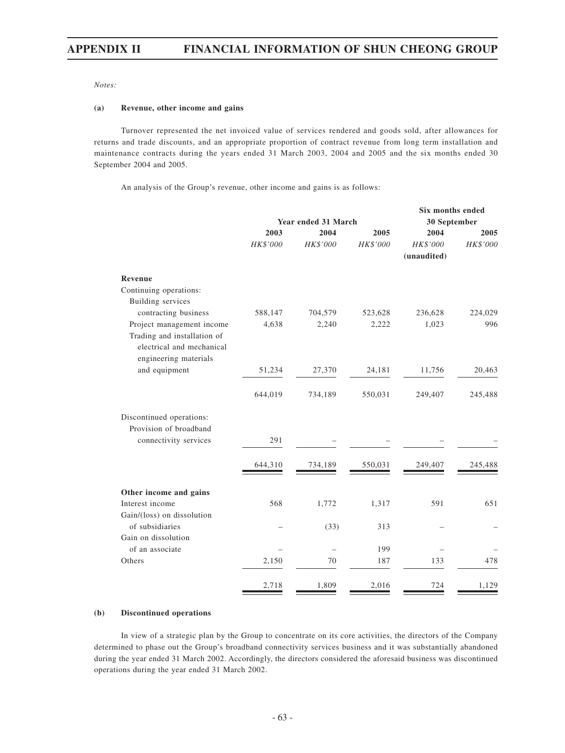*Notes:*

**(a) Revenue, other income and gains**

Turnover represented the net invoiced value of services rendered and goods sold, after allowances for returns and trade discounts, and an appropriate proportion of contract revenue from long term installation and maintenance contracts during the years ended 31 March 2003, 2004 and 2005 and the six months ended 30 September 2004 and 2005.

An analysis of the Group's revenue, other income and gains is as follows:

| | Year ended 31 March | | | Six months ended 30 September | |
|---|---|---|---|---|---|
| | **2003** | **2004** | **2005** | **2004** | **2005** |
| | *HK$'000* | *HK$'000* | *HK$'000* | *HK$'000* (unaudited) | *HK$'000* |
| **Revenue** | | | | | |
| Continuing operations: | | | | | |
| Building services contracting business | 588,147 | 704,579 | 523,628 | 236,628 | 224,029 |
| Project management income | 4,638 | 2,240 | 2,222 | 1,023 | 996 |
| Trading and installation of electrical and mechanical engineering materials and equipment | 51,234 | 27,370 | 24,181 | 11,756 | 20,463 |
| | 644,019 | 734,189 | 550,031 | 249,407 | 245,488 |
| Discontinued operations: | | | | | |
| Provision of broadband connectivity services | 291 | – | – | – | – |
| | 644,310 | 734,189 | 550,031 | 249,407 | 245,488 |
| **Other income and gains** | | | | | |
| Interest income | 568 | 1,772 | 1,317 | 591 | 651 |
| Gain/(loss) on dissolution of subsidiaries | – | (33) | 313 | – | – |
| Gain on dissolution of an associate | – | – | 199 | – | – |
| Others | 2,150 | 70 | 187 | 133 | 478 |
| | 2,718 | 1,809 | 2,016 | 724 | 1,129 |

**(b) Discontinued operations**

In view of a strategic plan by the Group to concentrate on its core activities, the directors of the Company determined to phase out the Group's broadband connectivity services business and it was substantially abandoned during the year ended 31 March 2002. Accordingly, the directors considered the aforesaid business was discontinued operations during the year ended 31 March 2002.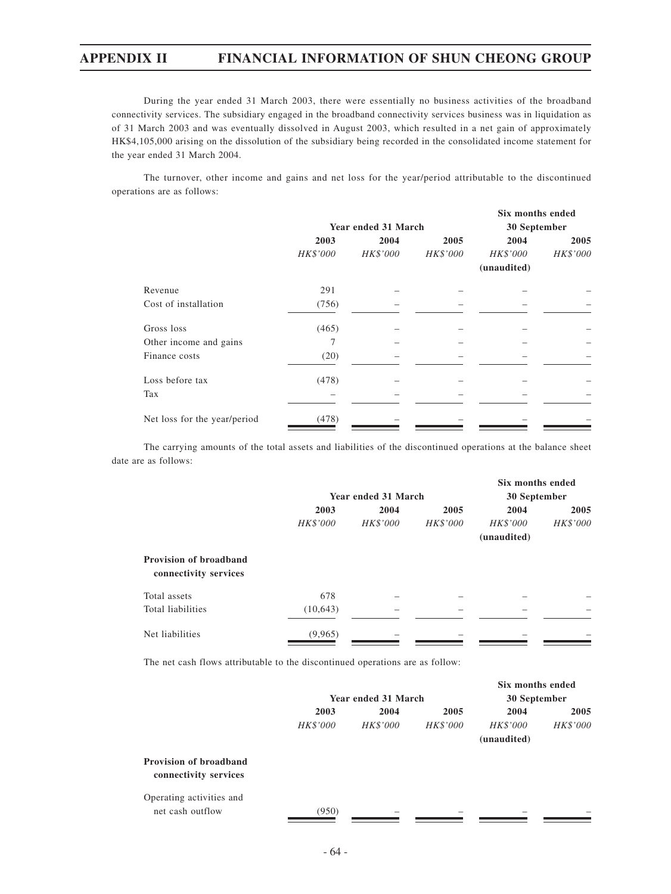During the year ended 31 March 2003, there were essentially no business activities of the broadband connectivity services. The subsidiary engaged in the broadband connectivity services business was in liquidation as of 31 March 2003 and was eventually dissolved in August 2003, which resulted in a net gain of approximately HK$4,105,000 arising on the dissolution of the subsidiary being recorded in the consolidated income statement for the year ended 31 March 2004.

The turnover, other income and gains and net loss for the year/period attributable to the discontinued operations are as follows:

| | Year ended 31 March | | | Six months ended 30 September | |
|---|---|---|---|---|---|
| | 2003 | 2004 | 2005 | 2004 | 2005 |
| | *HK$'000* | *HK$'000* | *HK$'000* | *HK$'000* (unaudited) | *HK$'000* |
| Revenue | 291 | – | – | – | – |
| Cost of installation | (756) | – | – | – | – |
| Gross loss | (465) | – | – | – | – |
| Other income and gains | 7 | – | – | – | – |
| Finance costs | (20) | – | – | – | – |
| Loss before tax | (478) | – | – | – | – |
| Tax | – | – | – | – | – |
| Net loss for the year/period | (478) | – | – | – | – |

The carrying amounts of the total assets and liabilities of the discontinued operations at the balance sheet date are as follows:

| | Year ended 31 March | | | Six months ended 30 September | |
|---|---|---|---|---|---|
| | 2003 | 2004 | 2005 | 2004 | 2005 |
| | *HK$'000* | *HK$'000* | *HK$'000* | *HK$'000* (unaudited) | *HK$'000* |
| **Provision of broadband connectivity services** | | | | | |
| Total assets | 678 | – | – | – | – |
| Total liabilities | (10,643) | – | – | – | – |
| Net liabilities | (9,965) | – | – | – | – |

The net cash flows attributable to the discontinued operations are as follow:

| | Year ended 31 March | | | Six months ended 30 September | |
|---|---|---|---|---|---|
| | 2003 | 2004 | 2005 | 2004 | 2005 |
| | *HK$'000* | *HK$'000* | *HK$'000* | *HK$'000* (unaudited) | *HK$'000* |
| **Provision of broadband connectivity services** | | | | | |
| Operating activities and net cash outflow | (950) | – | – | – | – |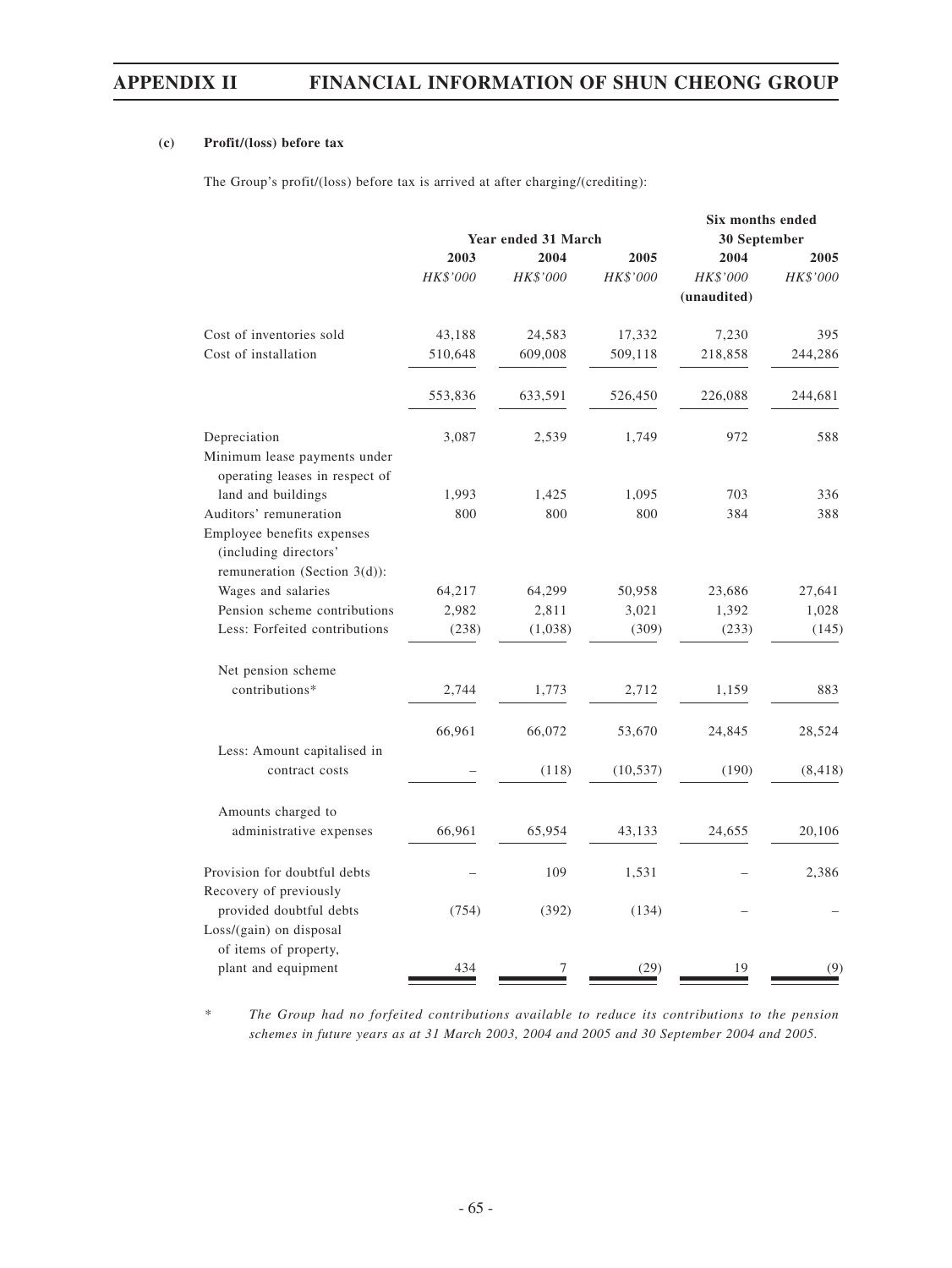**(c) Profit/(loss) before tax**

The Group's profit/(loss) before tax is arrived at after charging/(crediting):

| | Year ended 31 March | | | Six months ended 30 September | |
|---|---|---|---|---|---|
| | 2003 | 2004 | 2005 | 2004 | 2005 |
| | *HK$'000* | *HK$'000* | *HK$'000* | *HK$'000* (unaudited) | *HK$'000* |
| Cost of inventories sold | 43,188 | 24,583 | 17,332 | 7,230 | 395 |
| Cost of installation | 510,648 | 609,008 | 509,118 | 218,858 | 244,286 |
| | 553,836 | 633,591 | 526,450 | 226,088 | 244,681 |
| Depreciation | 3,087 | 2,539 | 1,749 | 972 | 588 |
| Minimum lease payments under operating leases in respect of land and buildings | 1,993 | 1,425 | 1,095 | 703 | 336 |
| Auditors' remuneration | 800 | 800 | 800 | 384 | 388 |
| Employee benefits expenses (including directors' remuneration (Section 3(d)): | | | | | |
| Wages and salaries | 64,217 | 64,299 | 50,958 | 23,686 | 27,641 |
| Pension scheme contributions | 2,982 | 2,811 | 3,021 | 1,392 | 1,028 |
| Less: Forfeited contributions | (238) | (1,038) | (309) | (233) | (145) |
| Net pension scheme contributions* | 2,744 | 1,773 | 2,712 | 1,159 | 883 |
| | 66,961 | 66,072 | 53,670 | 24,845 | 28,524 |
| Less: Amount capitalised in contract costs | – | (118) | (10,537) | (190) | (8,418) |
| Amounts charged to administrative expenses | 66,961 | 65,954 | 43,133 | 24,655 | 20,106 |
| Provision for doubtful debts | – | 109 | 1,531 | – | 2,386 |
| Recovery of previously provided doubtful debts | (754) | (392) | (134) | – | – |
| Loss/(gain) on disposal of items of property, plant and equipment | 434 | 7 | (29) | 19 | (9) |

\* *The Group had no forfeited contributions available to reduce its contributions to the pension schemes in future years as at 31 March 2003, 2004 and 2005 and 30 September 2004 and 2005.*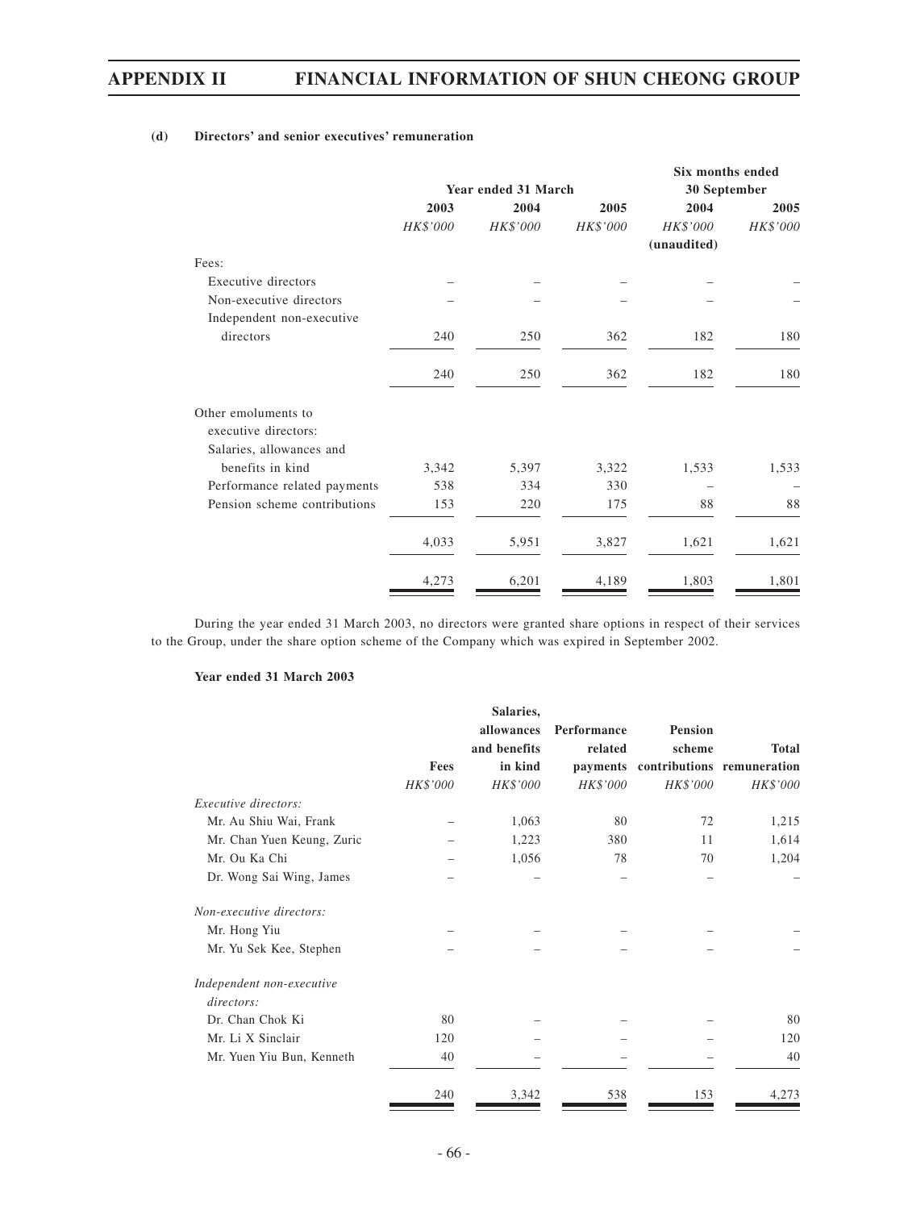**(d) Directors' and senior executives' remuneration**

| | Year ended 31 March | | | Six months ended 30 September | |
|---|---|---|---|---|---|
| | 2003 | 2004 | 2005 | 2004 | 2005 |
| | HK$'000 | HK$'000 | HK$'000 | HK$'000 (unaudited) | HK$'000 |
| Fees: | | | | | |
| Executive directors | – | – | – | – | – |
| Non-executive directors | – | – | – | – | – |
| Independent non-executive directors | 240 | 250 | 362 | 182 | 180 |
| | 240 | 250 | 362 | 182 | 180 |
| Other emoluments to executive directors: | | | | | |
| Salaries, allowances and benefits in kind | 3,342 | 5,397 | 3,322 | 1,533 | 1,533 |
| Performance related payments | 538 | 334 | 330 | – | – |
| Pension scheme contributions | 153 | 220 | 175 | 88 | 88 |
| | 4,033 | 5,951 | 3,827 | 1,621 | 1,621 |
| | 4,273 | 6,201 | 4,189 | 1,803 | 1,801 |

During the year ended 31 March 2003, no directors were granted share options in respect of their services to the Group, under the share option scheme of the Company which was expired in September 2002.

**Year ended 31 March 2003**

| | Fees | Salaries, allowances and benefits in kind | Performance related payments | Pension scheme contributions | Total remuneration |
|---|---|---|---|---|---|
| | HK$'000 | HK$'000 | HK$'000 | HK$'000 | HK$'000 |
| *Executive directors:* | | | | | |
| Mr. Au Shiu Wai, Frank | – | 1,063 | 80 | 72 | 1,215 |
| Mr. Chan Yuen Keung, Zuric | – | 1,223 | 380 | 11 | 1,614 |
| Mr. Ou Ka Chi | – | 1,056 | 78 | 70 | 1,204 |
| Dr. Wong Sai Wing, James | – | – | – | – | – |
| *Non-executive directors:* | | | | | |
| Mr. Hong Yiu | – | – | – | – | – |
| Mr. Yu Sek Kee, Stephen | – | – | – | – | – |
| *Independent non-executive directors:* | | | | | |
| Dr. Chan Chok Ki | 80 | – | – | – | 80 |
| Mr. Li X Sinclair | 120 | – | – | – | 120 |
| Mr. Yuen Yiu Bun, Kenneth | 40 | – | – | – | 40 |
| | 240 | 3,342 | 538 | 153 | 4,273 |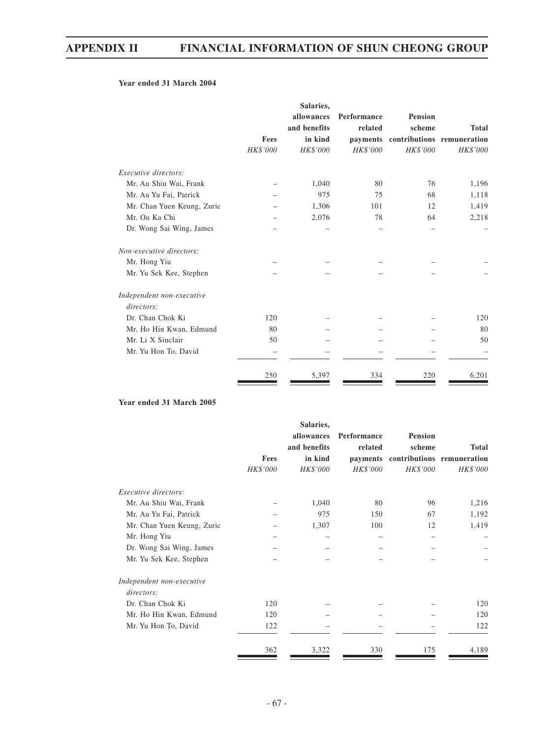**Year ended 31 March 2004**

| | Fees | Salaries, allowances and benefits in kind | Performance related payments | Pension scheme contributions | Total remuneration |
|---|---|---|---|---|---|
| | *HK$'000* | *HK$'000* | *HK$'000* | *HK$'000* | *HK$'000* |
| *Executive directors:* | | | | | |
| Mr. Au Shiu Wai, Frank | – | 1,040 | 80 | 76 | 1,196 |
| Mr. Au Yu Fai, Patrick | – | 975 | 75 | 68 | 1,118 |
| Mr. Chan Yuen Keung, Zuric | – | 1,306 | 101 | 12 | 1,419 |
| Mr. Ou Ka Chi | – | 2,076 | 78 | 64 | 2,218 |
| Dr. Wong Sai Wing, James | – | – | – | – | – |
| *Non-executive directors:* | | | | | |
| Mr. Hong Yiu | – | – | – | – | – |
| Mr. Yu Sek Kee, Stephen | – | – | – | – | – |
| *Independent non-executive directors:* | | | | | |
| Dr. Chan Chok Ki | 120 | – | – | – | 120 |
| Mr. Ho Hin Kwan, Edmund | 80 | – | – | – | 80 |
| Mr. Li X Sinclair | 50 | – | – | – | 50 |
| Mr. Yu Hon To, David | – | – | – | – | – |
| | 250 | 5,397 | 334 | 220 | 6,201 |

**Year ended 31 March 2005**

| | Fees | Salaries, allowances and benefits in kind | Performance related payments | Pension scheme contributions | Total remuneration |
|---|---|---|---|---|---|
| | *HK$'000* | *HK$'000* | *HK$'000* | *HK$'000* | *HK$'000* |
| *Executive directors:* | | | | | |
| Mr. Au Shiu Wai, Frank | – | 1,040 | 80 | 96 | 1,216 |
| Mr. Au Yu Fai, Patrick | – | 975 | 150 | 67 | 1,192 |
| Mr. Chan Yuen Keung, Zuric | – | 1,307 | 100 | 12 | 1,419 |
| Mr. Hong Yiu | – | – | – | – | – |
| Dr. Wong Sai Wing, James | – | – | – | – | – |
| Mr. Yu Sek Kee, Stephen | – | – | – | – | – |
| *Independent non-executive directors:* | | | | | |
| Dr. Chan Chok Ki | 120 | – | – | – | 120 |
| Mr. Ho Hin Kwan, Edmund | 120 | – | – | – | 120 |
| Mr. Yu Hon To, David | 122 | – | – | – | 122 |
| | 362 | 3,322 | 330 | 175 | 4,189 |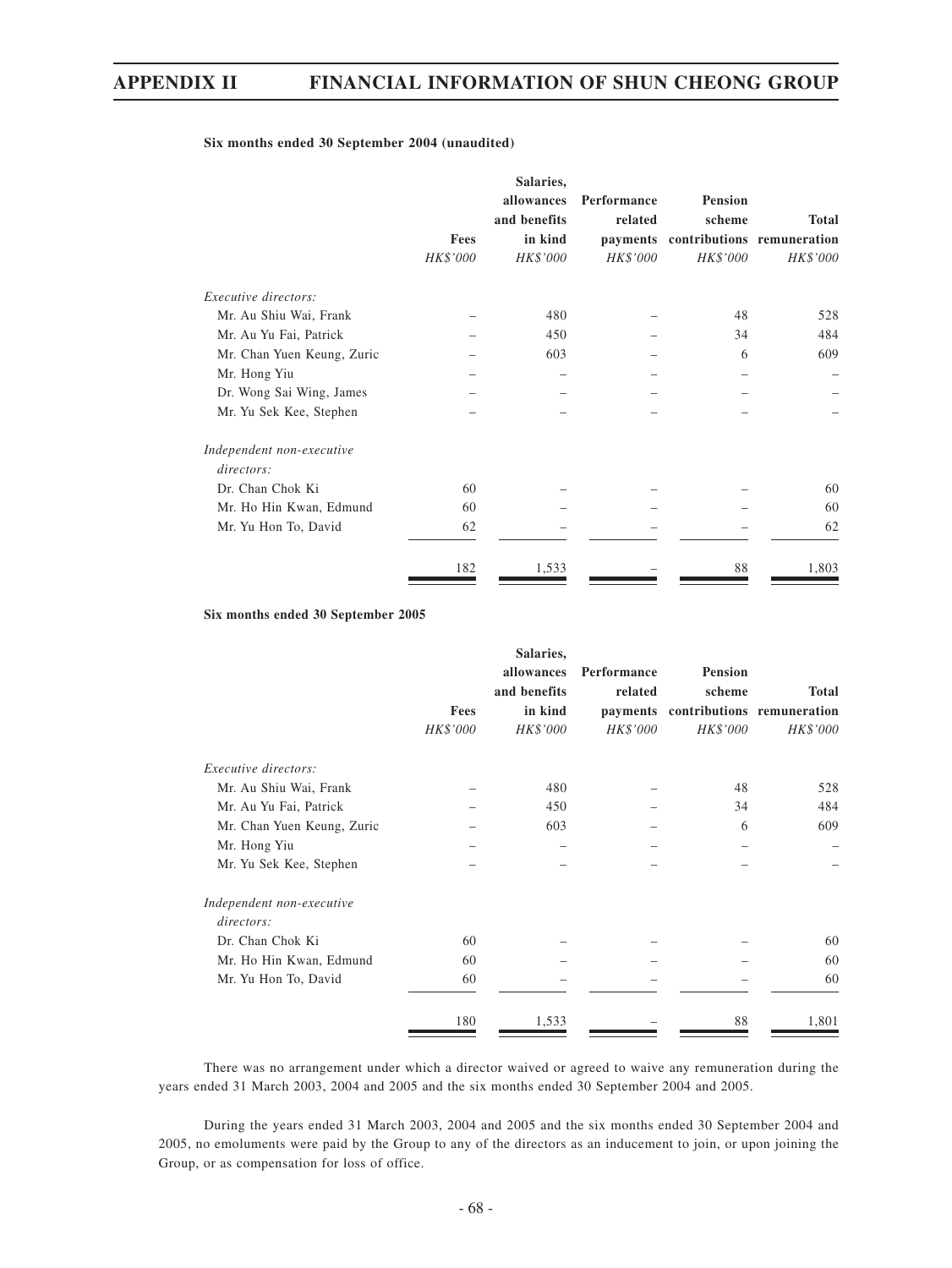**Six months ended 30 September 2004 (unaudited)**

| | Fees | Salaries, allowances and benefits in kind | Performance related payments | Pension scheme contributions | Total remuneration |
|---|---|---|---|---|---|
| | *HK$'000* | *HK$'000* | *HK$'000* | *HK$'000* | *HK$'000* |
| *Executive directors:* | | | | | |
| Mr. Au Shiu Wai, Frank | – | 480 | – | 48 | 528 |
| Mr. Au Yu Fai, Patrick | – | 450 | – | 34 | 484 |
| Mr. Chan Yuen Keung, Zuric | – | 603 | – | 6 | 609 |
| Mr. Hong Yiu | – | – | – | – | – |
| Dr. Wong Sai Wing, James | – | – | – | – | – |
| Mr. Yu Sek Kee, Stephen | – | – | – | – | – |
| *Independent non-executive directors:* | | | | | |
| Dr. Chan Chok Ki | 60 | – | – | – | 60 |
| Mr. Ho Hin Kwan, Edmund | 60 | – | – | – | 60 |
| Mr. Yu Hon To, David | 62 | – | – | – | 62 |
| | 182 | 1,533 | – | 88 | 1,803 |

**Six months ended 30 September 2005**

| | Fees | Salaries, allowances and benefits in kind | Performance related payments | Pension scheme contributions | Total remuneration |
|---|---|---|---|---|---|
| | *HK$'000* | *HK$'000* | *HK$'000* | *HK$'000* | *HK$'000* |
| *Executive directors:* | | | | | |
| Mr. Au Shiu Wai, Frank | – | 480 | – | 48 | 528 |
| Mr. Au Yu Fai, Patrick | – | 450 | – | 34 | 484 |
| Mr. Chan Yuen Keung, Zuric | – | 603 | – | 6 | 609 |
| Mr. Hong Yiu | – | – | – | – | – |
| Mr. Yu Sek Kee, Stephen | – | – | – | – | – |
| *Independent non-executive directors:* | | | | | |
| Dr. Chan Chok Ki | 60 | – | – | – | 60 |
| Mr. Ho Hin Kwan, Edmund | 60 | – | – | – | 60 |
| Mr. Yu Hon To, David | 60 | – | – | – | 60 |
| | 180 | 1,533 | – | 88 | 1,801 |

There was no arrangement under which a director waived or agreed to waive any remuneration during the years ended 31 March 2003, 2004 and 2005 and the six months ended 30 September 2004 and 2005.

During the years ended 31 March 2003, 2004 and 2005 and the six months ended 30 September 2004 and 2005, no emoluments were paid by the Group to any of the directors as an inducement to join, or upon joining the Group, or as compensation for loss of office.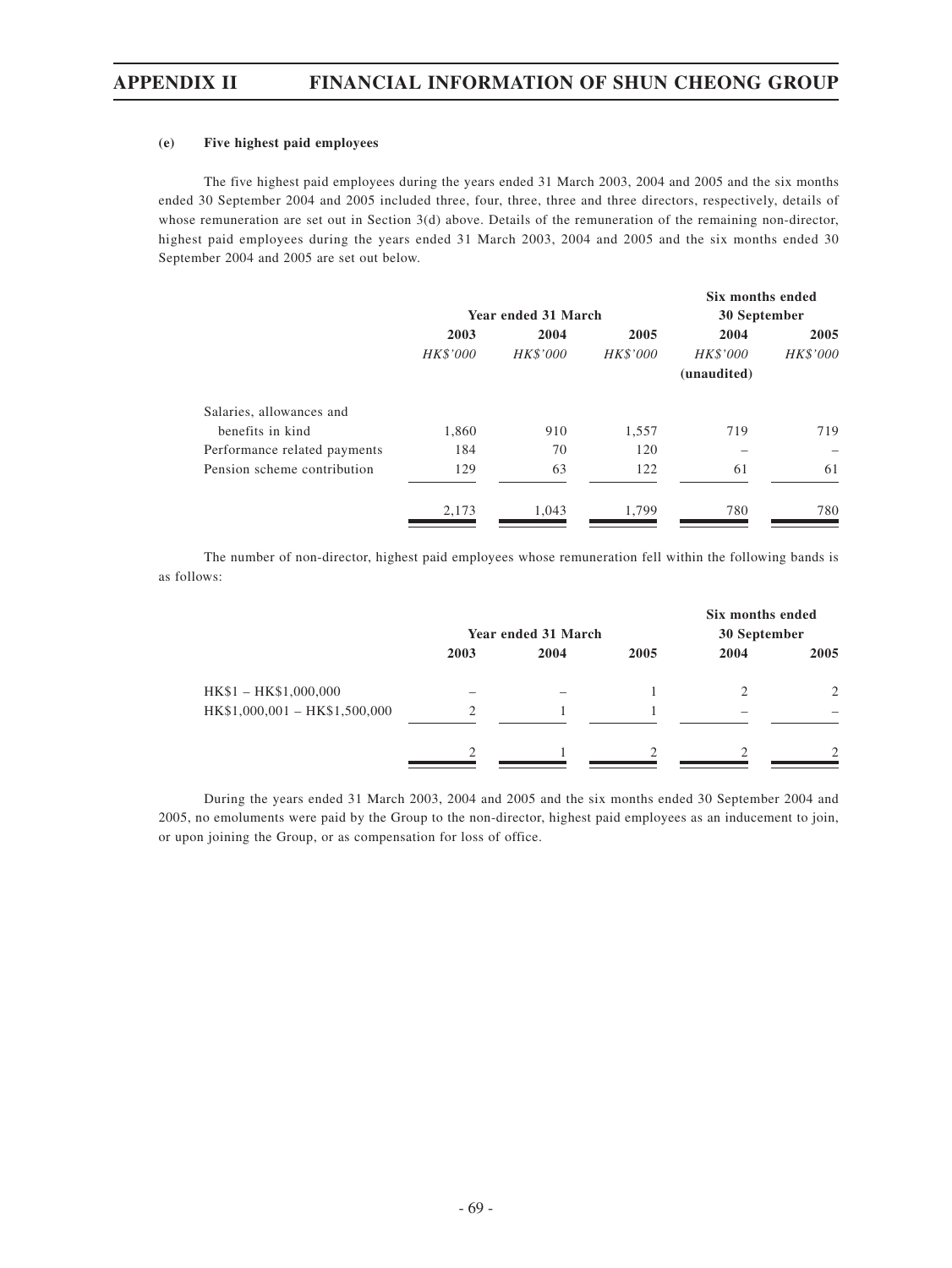**(e) Five highest paid employees**

The five highest paid employees during the years ended 31 March 2003, 2004 and 2005 and the six months ended 30 September 2004 and 2005 included three, four, three, three and three directors, respectively, details of whose remuneration are set out in Section 3(d) above. Details of the remuneration of the remaining non-director, highest paid employees during the years ended 31 March 2003, 2004 and 2005 and the six months ended 30 September 2004 and 2005 are set out below.

| | Year ended 31 March | | | Six months ended 30 September | |
|---|---|---|---|---|---|
| | **2003** | **2004** | **2005** | **2004** | **2005** |
| | *HK$'000* | *HK$'000* | *HK$'000* | *HK$'000* (unaudited) | *HK$'000* |
| Salaries, allowances and benefits in kind | 1,860 | 910 | 1,557 | 719 | 719 |
| Performance related payments | 184 | 70 | 120 | – | – |
| Pension scheme contribution | 129 | 63 | 122 | 61 | 61 |
| | 2,173 | 1,043 | 1,799 | 780 | 780 |

The number of non-director, highest paid employees whose remuneration fell within the following bands is as follows:

| | Year ended 31 March | | | Six months ended 30 September | |
|---|---|---|---|---|---|
| | **2003** | **2004** | **2005** | **2004** | **2005** |
| HK$1 – HK$1,000,000 | – | – | 1 | 2 | 2 |
| HK$1,000,001 – HK$1,500,000 | 2 | 1 | 1 | – | – |
| | 2 | 1 | 2 | 2 | 2 |

During the years ended 31 March 2003, 2004 and 2005 and the six months ended 30 September 2004 and 2005, no emoluments were paid by the Group to the non-director, highest paid employees as an inducement to join, or upon joining the Group, or as compensation for loss of office.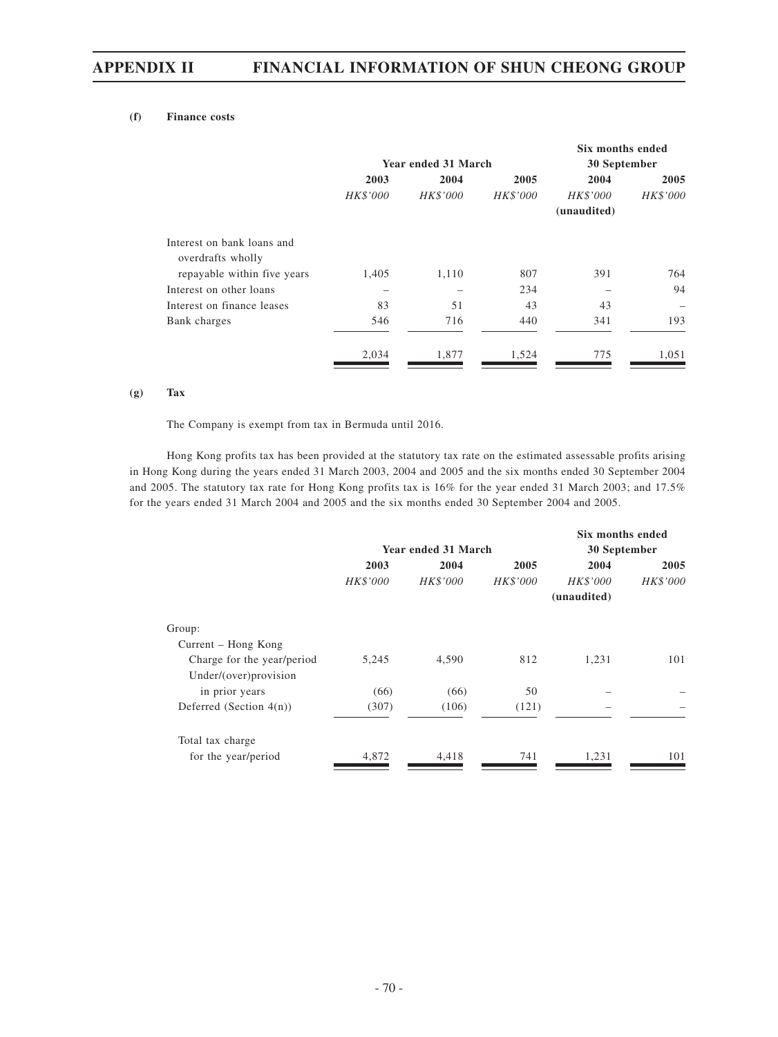#### (f) Finance costs

| | Year ended 31 March | | | Six months ended 30 September | |
|---|---|---|---|---|---|
| | 2003 | 2004 | 2005 | 2004 | 2005 |
| | *HK$'000* | *HK$'000* | *HK$'000* | *HK$'000* (unaudited) | *HK$'000* |
| Interest on bank loans and overdrafts wholly repayable within five years | 1,405 | 1,110 | 807 | 391 | 764 |
| Interest on other loans | – | – | 234 | – | 94 |
| Interest on finance leases | 83 | 51 | 43 | 43 | – |
| Bank charges | 546 | 716 | 440 | 341 | 193 |
| | 2,034 | 1,877 | 1,524 | 775 | 1,051 |

#### (g) Tax

The Company is exempt from tax in Bermuda until 2016.

Hong Kong profits tax has been provided at the statutory tax rate on the estimated assessable profits arising in Hong Kong during the years ended 31 March 2003, 2004 and 2005 and the six months ended 30 September 2004 and 2005. The statutory tax rate for Hong Kong profits tax is 16% for the year ended 31 March 2003; and 17.5% for the years ended 31 March 2004 and 2005 and the six months ended 30 September 2004 and 2005.

| | Year ended 31 March | | | Six months ended 30 September | |
|---|---|---|---|---|---|
| | 2003 | 2004 | 2005 | 2004 | 2005 |
| | *HK$'000* | *HK$'000* | *HK$'000* | *HK$'000* (unaudited) | *HK$'000* |
| Group: | | | | | |
| Current – Hong Kong | | | | | |
| Charge for the year/period | 5,245 | 4,590 | 812 | 1,231 | 101 |
| Under/(over)provision in prior years | (66) | (66) | 50 | – | – |
| Deferred (Section 4(n)) | (307) | (106) | (121) | – | – |
| Total tax charge for the year/period | 4,872 | 4,418 | 741 | 1,231 | 101 |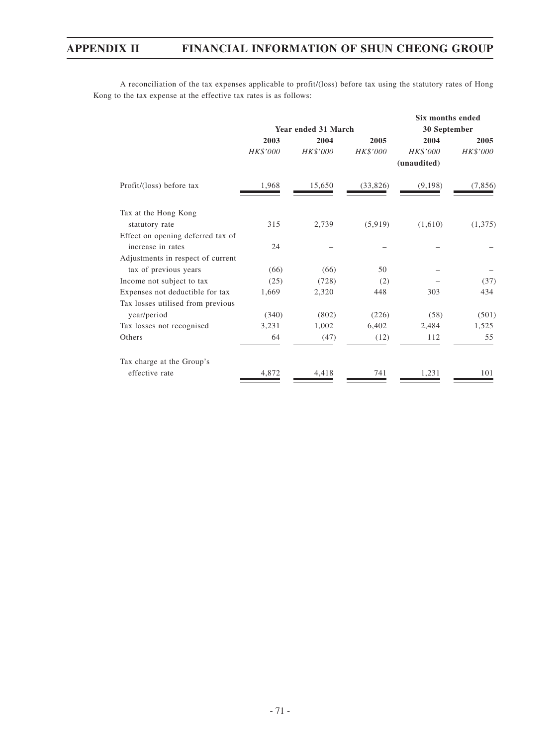A reconciliation of the tax expenses applicable to profit/(loss) before tax using the statutory rates of Hong Kong to the tax expense at the effective tax rates is as follows:

| | Year ended 31 March | | | Six months ended 30 September | |
|---|---|---|---|---|---|
| | 2003 | 2004 | 2005 | 2004 | 2005 |
| | *HK$'000* | *HK$'000* | *HK$'000* | *HK$'000* | *HK$'000* |
| | | | | (unaudited) | |
| Profit/(loss) before tax | 1,968 | 15,650 | (33,826) | (9,198) | (7,856) |
| Tax at the Hong Kong statutory rate | 315 | 2,739 | (5,919) | (1,610) | (1,375) |
| Effect on opening deferred tax of increase in rates | 24 | – | – | – | – |
| Adjustments in respect of current tax of previous years | (66) | (66) | 50 | – | – |
| Income not subject to tax | (25) | (728) | (2) | – | (37) |
| Expenses not deductible for tax | 1,669 | 2,320 | 448 | 303 | 434 |
| Tax losses utilised from previous year/period | (340) | (802) | (226) | (58) | (501) |
| Tax losses not recognised | 3,231 | 1,002 | 6,402 | 2,484 | 1,525 |
| Others | 64 | (47) | (12) | 112 | 55 |
| Tax charge at the Group's effective rate | 4,872 | 4,418 | 741 | 1,231 | 101 |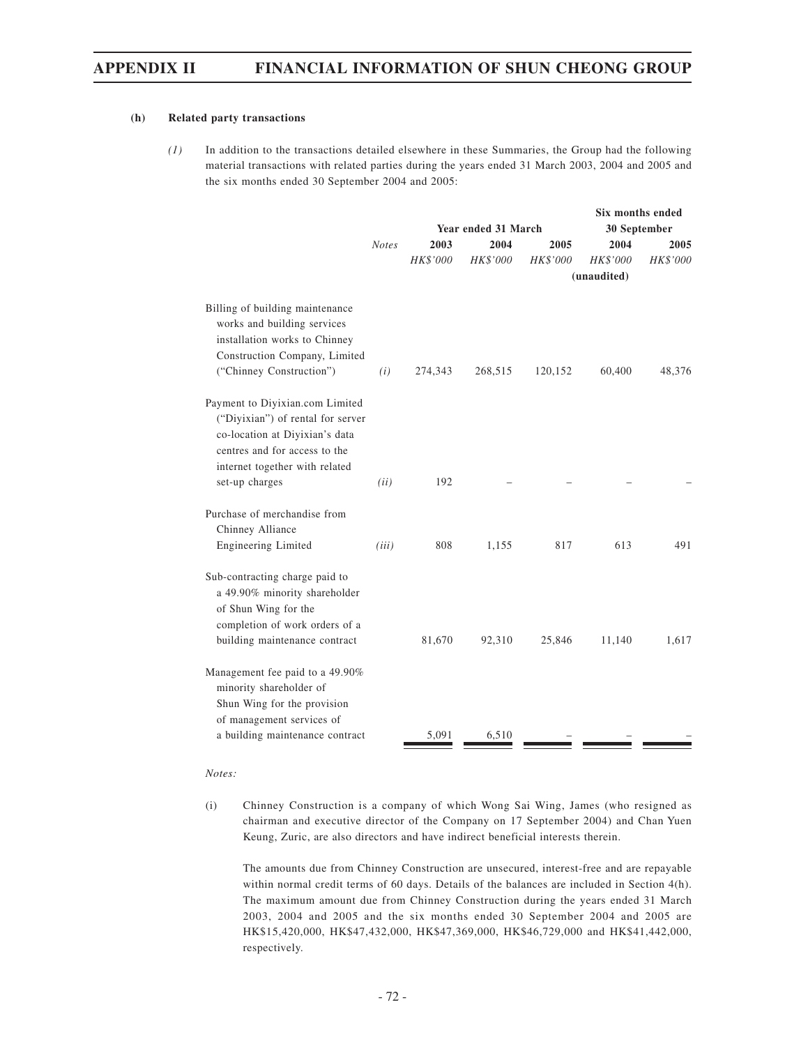**(h) Related party transactions**

*(1)* In addition to the transactions detailed elsewhere in these Summaries, the Group had the following material transactions with related parties during the years ended 31 March 2003, 2004 and 2005 and the six months ended 30 September 2004 and 2005:

| | *Notes* | Year ended 31 March | | | Six months ended 30 September | |
|---|---|---|---|---|---|---|
| | | 2003 | 2004 | 2005 | 2004 | 2005 |
| | | *HK$'000* | *HK$'000* | *HK$'000* | *HK$'000* (unaudited) | *HK$'000* |
| Billing of building maintenance works and building services installation works to Chinney Construction Company, Limited ("Chinney Construction") | *(i)* | 274,343 | 268,515 | 120,152 | 60,400 | 48,376 |
| Payment to Diyixian.com Limited ("Diyixian") of rental for server co-location at Diyixian's data centres and for access to the internet together with related set-up charges | *(ii)* | 192 | – | – | – | – |
| Purchase of merchandise from Chinney Alliance Engineering Limited | *(iii)* | 808 | 1,155 | 817 | 613 | 491 |
| Sub-contracting charge paid to a 49.90% minority shareholder of Shun Wing for the completion of work orders of a building maintenance contract | | 81,670 | 92,310 | 25,846 | 11,140 | 1,617 |
| Management fee paid to a 49.90% minority shareholder of Shun Wing for the provision of management services of a building maintenance contract | | 5,091 | 6,510 | – | – | – |

*Notes:*

(i) Chinney Construction is a company of which Wong Sai Wing, James (who resigned as chairman and executive director of the Company on 17 September 2004) and Chan Yuen Keung, Zuric, are also directors and have indirect beneficial interests therein.

The amounts due from Chinney Construction are unsecured, interest-free and are repayable within normal credit terms of 60 days. Details of the balances are included in Section 4(h). The maximum amount due from Chinney Construction during the years ended 31 March 2003, 2004 and 2005 and the six months ended 30 September 2004 and 2005 are HK$15,420,000, HK$47,432,000, HK$47,369,000, HK$46,729,000 and HK$41,442,000, respectively.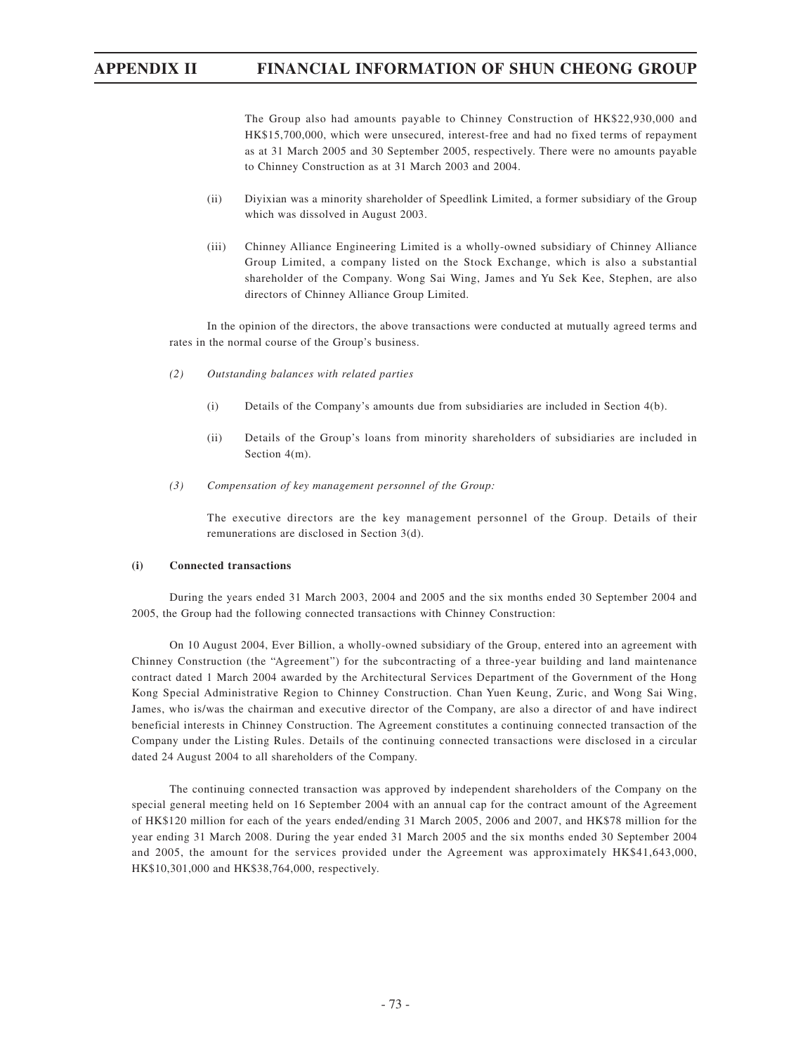The Group also had amounts payable to Chinney Construction of HK$22,930,000 and HK$15,700,000, which were unsecured, interest-free and had no fixed terms of repayment as at 31 March 2005 and 30 September 2005, respectively. There were no amounts payable to Chinney Construction as at 31 March 2003 and 2004.

(ii) Diyixian was a minority shareholder of Speedlink Limited, a former subsidiary of the Group which was dissolved in August 2003.

(iii) Chinney Alliance Engineering Limited is a wholly-owned subsidiary of Chinney Alliance Group Limited, a company listed on the Stock Exchange, which is also a substantial shareholder of the Company. Wong Sai Wing, James and Yu Sek Kee, Stephen, are also directors of Chinney Alliance Group Limited.

In the opinion of the directors, the above transactions were conducted at mutually agreed terms and rates in the normal course of the Group's business.

*(2) Outstanding balances with related parties*

(i) Details of the Company's amounts due from subsidiaries are included in Section 4(b).

(ii) Details of the Group's loans from minority shareholders of subsidiaries are included in Section 4(m).

*(3) Compensation of key management personnel of the Group:*

The executive directors are the key management personnel of the Group. Details of their remunerations are disclosed in Section 3(d).

**(i) Connected transactions**

During the years ended 31 March 2003, 2004 and 2005 and the six months ended 30 September 2004 and 2005, the Group had the following connected transactions with Chinney Construction:

On 10 August 2004, Ever Billion, a wholly-owned subsidiary of the Group, entered into an agreement with Chinney Construction (the "Agreement") for the subcontracting of a three-year building and land maintenance contract dated 1 March 2004 awarded by the Architectural Services Department of the Government of the Hong Kong Special Administrative Region to Chinney Construction. Chan Yuen Keung, Zuric, and Wong Sai Wing, James, who is/was the chairman and executive director of the Company, are also a director of and have indirect beneficial interests in Chinney Construction. The Agreement constitutes a continuing connected transaction of the Company under the Listing Rules. Details of the continuing connected transactions were disclosed in a circular dated 24 August 2004 to all shareholders of the Company.

The continuing connected transaction was approved by independent shareholders of the Company on the special general meeting held on 16 September 2004 with an annual cap for the contract amount of the Agreement of HK$120 million for each of the years ended/ending 31 March 2005, 2006 and 2007, and HK$78 million for the year ending 31 March 2008. During the year ended 31 March 2005 and the six months ended 30 September 2004 and 2005, the amount for the services provided under the Agreement was approximately HK$41,643,000, HK$10,301,000 and HK$38,764,000, respectively.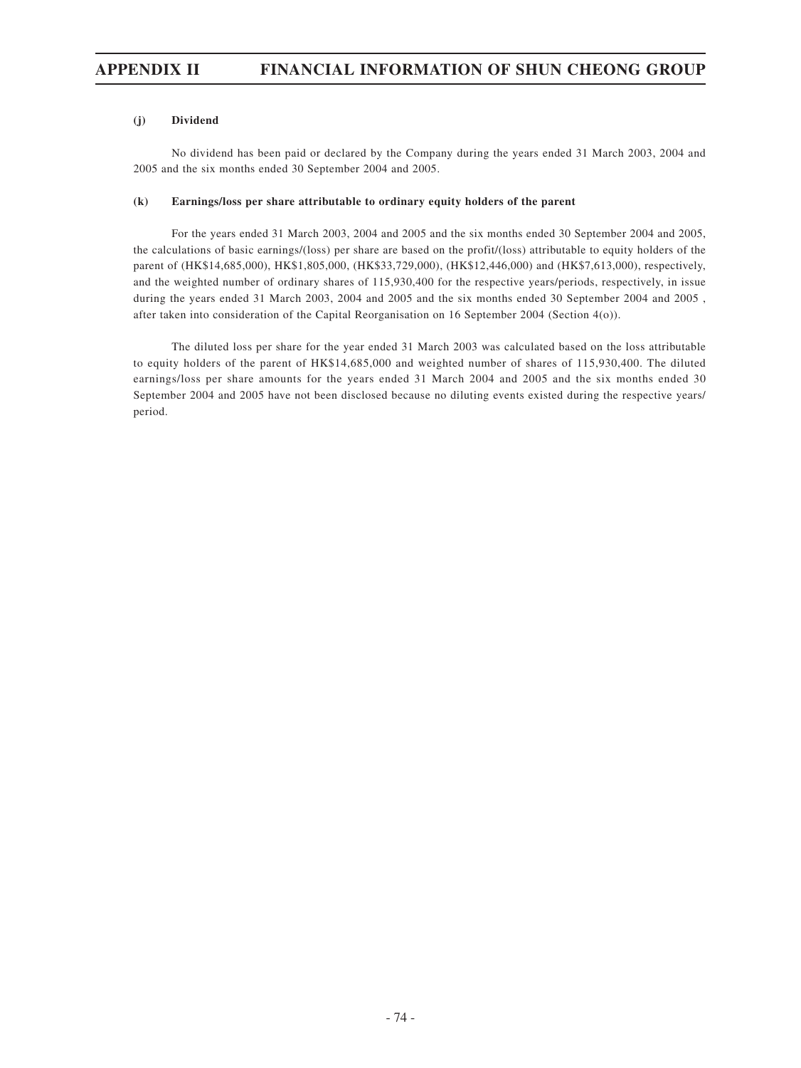**(j) Dividend**

No dividend has been paid or declared by the Company during the years ended 31 March 2003, 2004 and 2005 and the six months ended 30 September 2004 and 2005.

**(k) Earnings/loss per share attributable to ordinary equity holders of the parent**

For the years ended 31 March 2003, 2004 and 2005 and the six months ended 30 September 2004 and 2005, the calculations of basic earnings/(loss) per share are based on the profit/(loss) attributable to equity holders of the parent of (HK$14,685,000), HK$1,805,000, (HK$33,729,000), (HK$12,446,000) and (HK$7,613,000), respectively, and the weighted number of ordinary shares of 115,930,400 for the respective years/periods, respectively, in issue during the years ended 31 March 2003, 2004 and 2005 and the six months ended 30 September 2004 and 2005 , after taken into consideration of the Capital Reorganisation on 16 September 2004 (Section 4(o)).

The diluted loss per share for the year ended 31 March 2003 was calculated based on the loss attributable to equity holders of the parent of HK$14,685,000 and weighted number of shares of 115,930,400. The diluted earnings/loss per share amounts for the years ended 31 March 2004 and 2005 and the six months ended 30 September 2004 and 2005 have not been disclosed because no diluting events existed during the respective years/ period.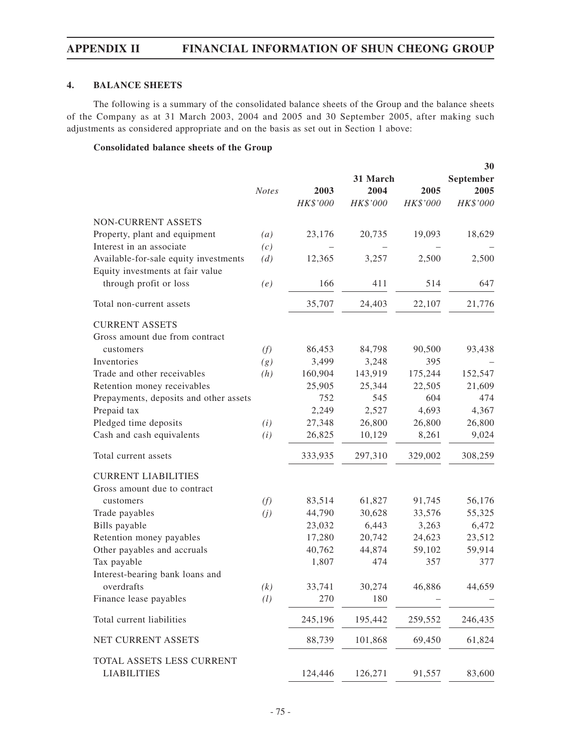## 4. BALANCE SHEETS

The following is a summary of the consolidated balance sheets of the Group and the balance sheets of the Company as at 31 March 2003, 2004 and 2005 and 30 September 2005, after making such adjustments as considered appropriate and on the basis as set out in Section 1 above:

**Consolidated balance sheets of the Group**

| | Notes | 31 March 2003 | 31 March 2004 | 31 March 2005 | 30 September 2005 |
|---|---|---|---|---|---|
| | | HK$'000 | HK$'000 | HK$'000 | HK$'000 |
| NON-CURRENT ASSETS | | | | | |
| Property, plant and equipment | (a) | 23,176 | 20,735 | 19,093 | 18,629 |
| Interest in an associate | (c) | – | – | – | – |
| Available-for-sale equity investments | (d) | 12,365 | 3,257 | 2,500 | 2,500 |
| Equity investments at fair value through profit or loss | (e) | 166 | 411 | 514 | 647 |
| Total non-current assets | | 35,707 | 24,403 | 22,107 | 21,776 |
| CURRENT ASSETS | | | | | |
| Gross amount due from contract customers | (f) | 86,453 | 84,798 | 90,500 | 93,438 |
| Inventories | (g) | 3,499 | 3,248 | 395 | – |
| Trade and other receivables | (h) | 160,904 | 143,919 | 175,244 | 152,547 |
| Retention money receivables | | 25,905 | 25,344 | 22,505 | 21,609 |
| Prepayments, deposits and other assets | | 752 | 545 | 604 | 474 |
| Prepaid tax | | 2,249 | 2,527 | 4,693 | 4,367 |
| Pledged time deposits | (i) | 27,348 | 26,800 | 26,800 | 26,800 |
| Cash and cash equivalents | (i) | 26,825 | 10,129 | 8,261 | 9,024 |
| Total current assets | | 333,935 | 297,310 | 329,002 | 308,259 |
| CURRENT LIABILITIES | | | | | |
| Gross amount due to contract customers | (f) | 83,514 | 61,827 | 91,745 | 56,176 |
| Trade payables | (j) | 44,790 | 30,628 | 33,576 | 55,325 |
| Bills payable | | 23,032 | 6,443 | 3,263 | 6,472 |
| Retention money payables | | 17,280 | 20,742 | 24,623 | 23,512 |
| Other payables and accruals | | 40,762 | 44,874 | 59,102 | 59,914 |
| Tax payable | | 1,807 | 474 | 357 | 377 |
| Interest-bearing bank loans and overdrafts | (k) | 33,741 | 30,274 | 46,886 | 44,659 |
| Finance lease payables | (l) | 270 | 180 | – | – |
| Total current liabilities | | 245,196 | 195,442 | 259,552 | 246,435 |
| NET CURRENT ASSETS | | 88,739 | 101,868 | 69,450 | 61,824 |
| TOTAL ASSETS LESS CURRENT LIABILITIES | | 124,446 | 126,271 | 91,557 | 83,600 |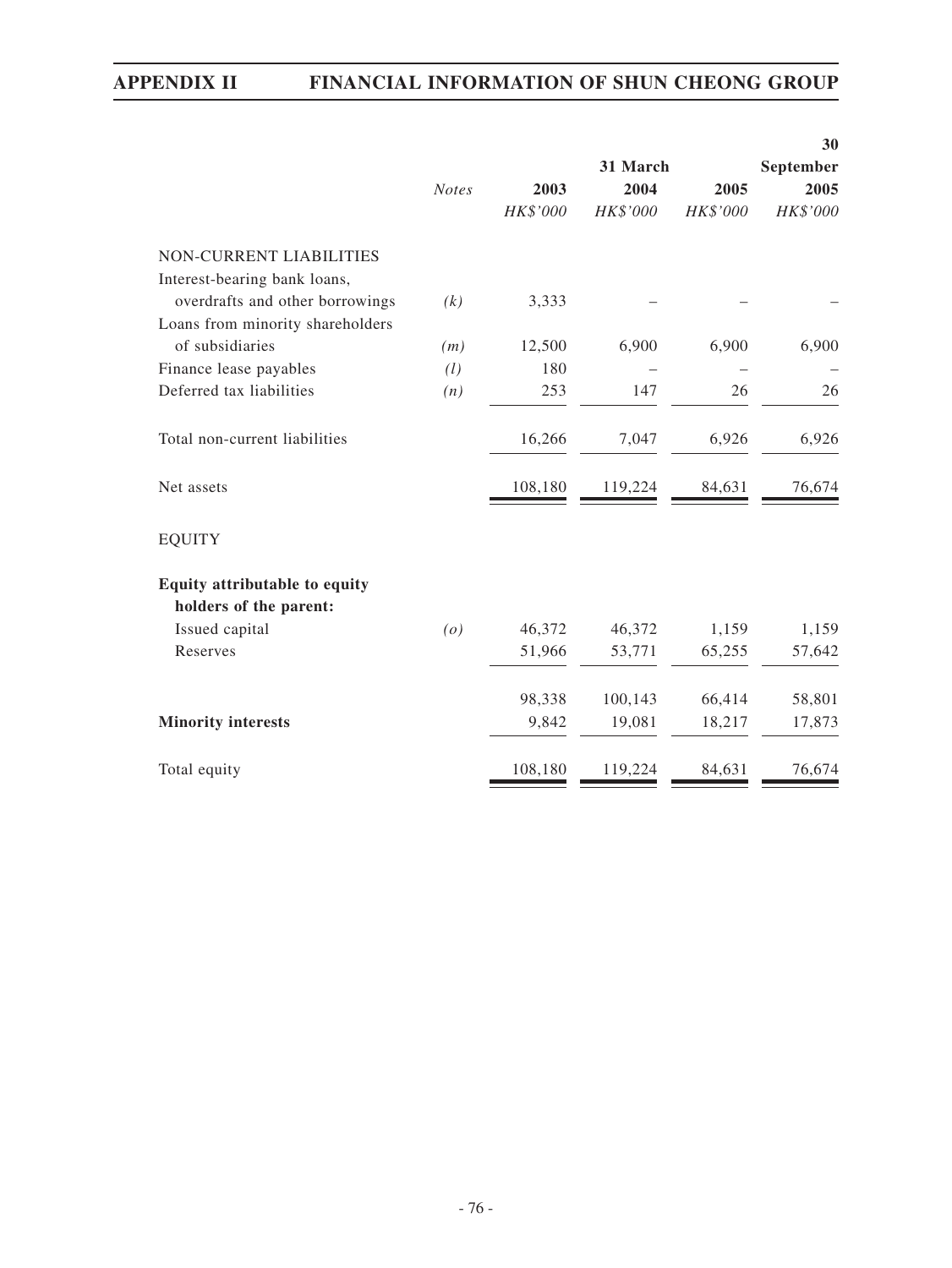| | Notes | 31 March 2003 HK$'000 | 31 March 2004 HK$'000 | 31 March 2005 HK$'000 | 30 September 2005 HK$'000 |
|---|---|---|---|---|---|
| NON-CURRENT LIABILITIES | | | | | |
| Interest-bearing bank loans, overdrafts and other borrowings | (k) | 3,333 | – | – | – |
| Loans from minority shareholders of subsidiaries | (m) | 12,500 | 6,900 | 6,900 | 6,900 |
| Finance lease payables | (l) | 180 | – | – | – |
| Deferred tax liabilities | (n) | 253 | 147 | 26 | 26 |
| Total non-current liabilities | | 16,266 | 7,047 | 6,926 | 6,926 |
| Net assets | | 108,180 | 119,224 | 84,631 | 76,674 |
| EQUITY | | | | | |
| **Equity attributable to equity holders of the parent:** | | | | | |
| Issued capital | (o) | 46,372 | 46,372 | 1,159 | 1,159 |
| Reserves | | 51,966 | 53,771 | 65,255 | 57,642 |
| | | 98,338 | 100,143 | 66,414 | 58,801 |
| **Minority interests** | | 9,842 | 19,081 | 18,217 | 17,873 |
| Total equity | | 108,180 | 119,224 | 84,631 | 76,674 |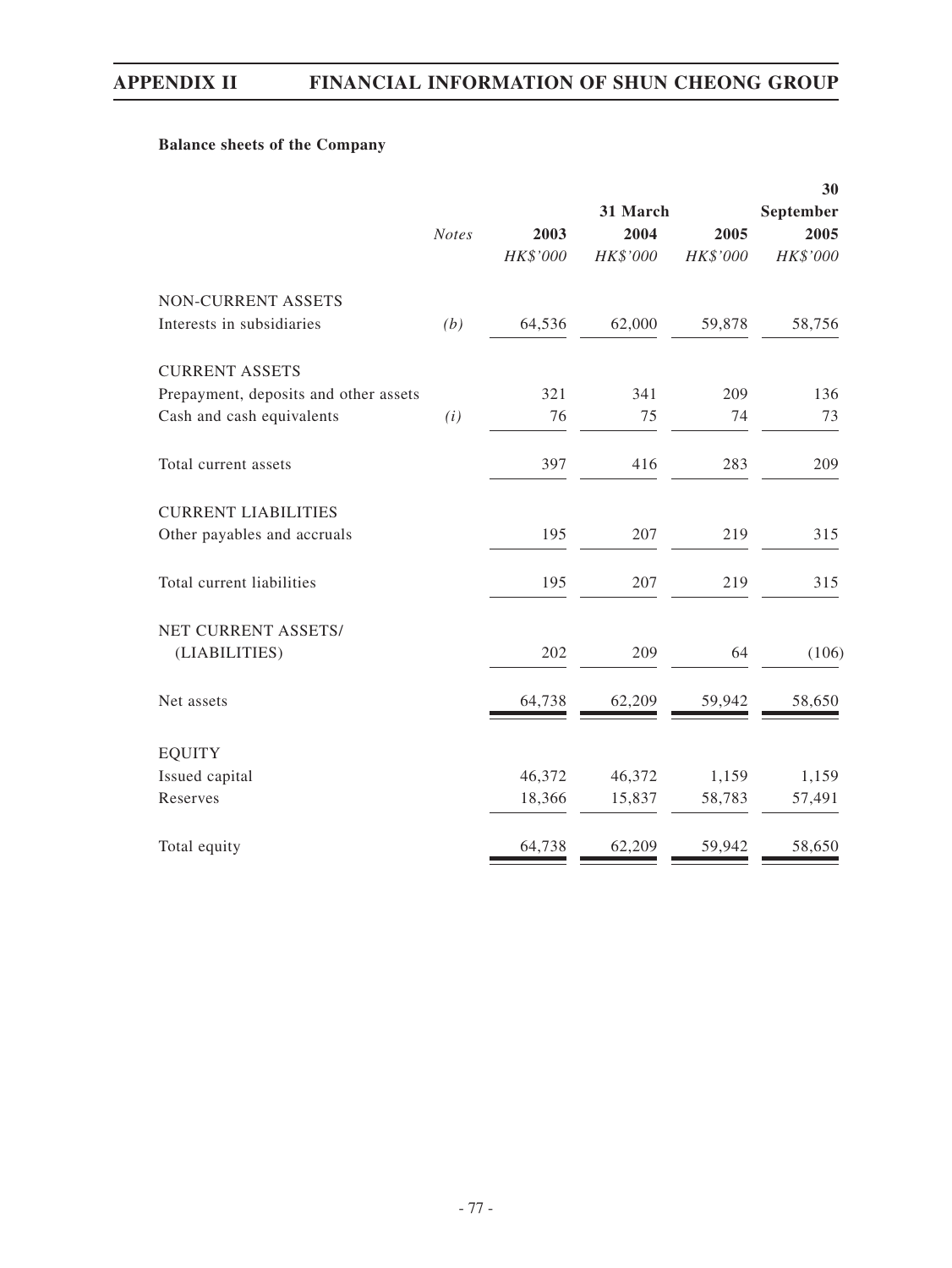**Balance sheets of the Company**

| | Notes | 31 March 2003 | 31 March 2004 | 31 March 2005 | 30 September 2005 |
|---|---|---|---|---|---|
| | | HK$'000 | HK$'000 | HK$'000 | HK$'000 |
| NON-CURRENT ASSETS | | | | | |
| Interests in subsidiaries | (b) | 64,536 | 62,000 | 59,878 | 58,756 |
| CURRENT ASSETS | | | | | |
| Prepayment, deposits and other assets | | 321 | 341 | 209 | 136 |
| Cash and cash equivalents | (i) | 76 | 75 | 74 | 73 |
| Total current assets | | 397 | 416 | 283 | 209 |
| CURRENT LIABILITIES | | | | | |
| Other payables and accruals | | 195 | 207 | 219 | 315 |
| Total current liabilities | | 195 | 207 | 219 | 315 |
| NET CURRENT ASSETS/ (LIABILITIES) | | 202 | 209 | 64 | (106) |
| Net assets | | 64,738 | 62,209 | 59,942 | 58,650 |
| EQUITY | | | | | |
| Issued capital | | 46,372 | 46,372 | 1,159 | 1,159 |
| Reserves | | 18,366 | 15,837 | 58,783 | 57,491 |
| Total equity | | 64,738 | 62,209 | 59,942 | 58,650 |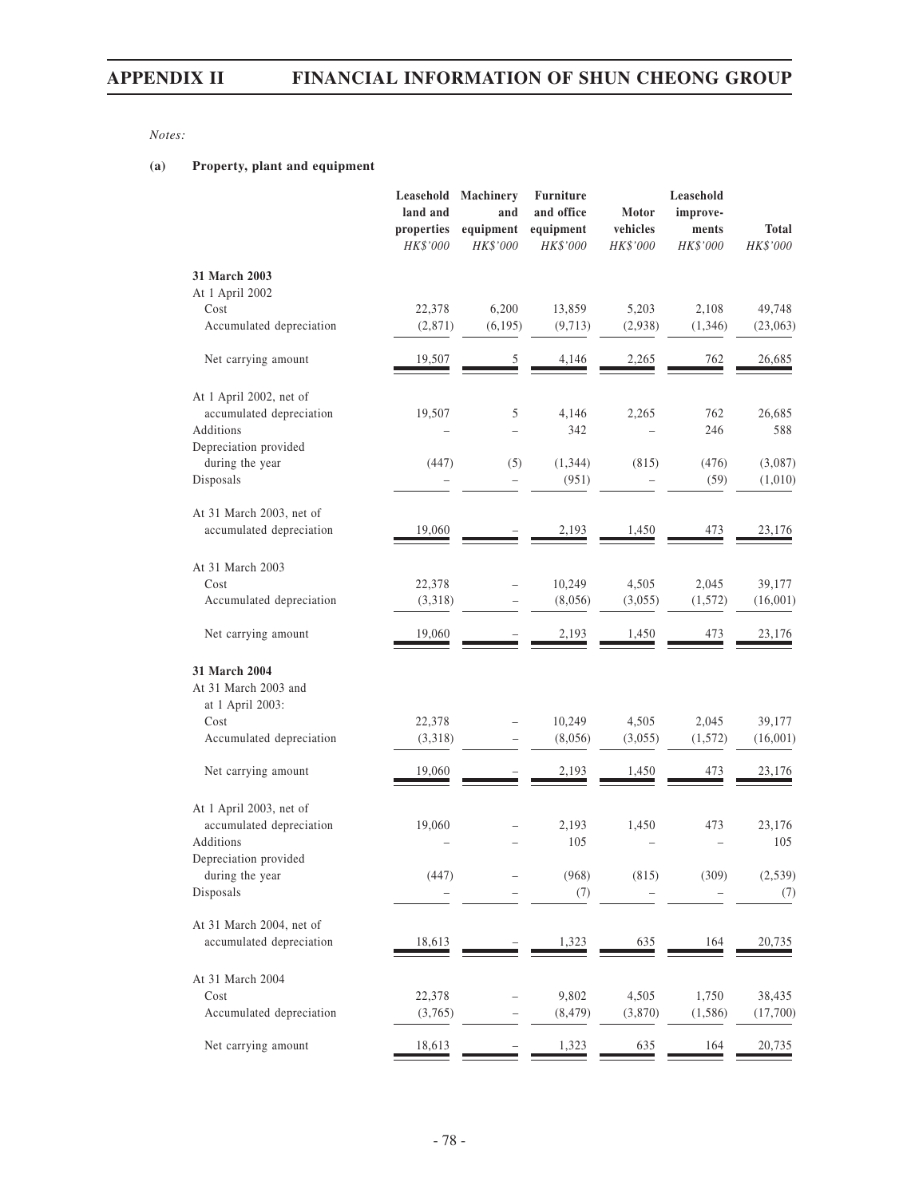*Notes:*

**(a) Property, plant and equipment**

| | Leasehold land and properties HK$'000 | Machinery and equipment HK$'000 | Furniture and office equipment HK$'000 | Motor vehicles HK$'000 | Leasehold improvements HK$'000 | Total HK$'000 |
|---|---|---|---|---|---|---|
| **31 March 2003** | | | | | | |
| At 1 April 2002 | | | | | | |
| Cost | 22,378 | 6,200 | 13,859 | 5,203 | 2,108 | 49,748 |
| Accumulated depreciation | (2,871) | (6,195) | (9,713) | (2,938) | (1,346) | (23,063) |
| Net carrying amount | 19,507 | 5 | 4,146 | 2,265 | 762 | 26,685 |
| At 1 April 2002, net of accumulated depreciation | 19,507 | 5 | 4,146 | 2,265 | 762 | 26,685 |
| Additions | – | – | 342 | – | 246 | 588 |
| Depreciation provided during the year | (447) | (5) | (1,344) | (815) | (476) | (3,087) |
| Disposals | – | – | (951) | – | (59) | (1,010) |
| At 31 March 2003, net of accumulated depreciation | 19,060 | – | 2,193 | 1,450 | 473 | 23,176 |
| At 31 March 2003 | | | | | | |
| Cost | 22,378 | – | 10,249 | 4,505 | 2,045 | 39,177 |
| Accumulated depreciation | (3,318) | – | (8,056) | (3,055) | (1,572) | (16,001) |
| Net carrying amount | 19,060 | – | 2,193 | 1,450 | 473 | 23,176 |
| **31 March 2004** | | | | | | |
| At 31 March 2003 and at 1 April 2003: | | | | | | |
| Cost | 22,378 | – | 10,249 | 4,505 | 2,045 | 39,177 |
| Accumulated depreciation | (3,318) | – | (8,056) | (3,055) | (1,572) | (16,001) |
| Net carrying amount | 19,060 | – | 2,193 | 1,450 | 473 | 23,176 |
| At 1 April 2003, net of accumulated depreciation | 19,060 | – | 2,193 | 1,450 | 473 | 23,176 |
| Additions | – | – | 105 | – | – | 105 |
| Depreciation provided during the year | (447) | – | (968) | (815) | (309) | (2,539) |
| Disposals | – | – | (7) | – | – | (7) |
| At 31 March 2004, net of accumulated depreciation | 18,613 | – | 1,323 | 635 | 164 | 20,735 |
| At 31 March 2004 | | | | | | |
| Cost | 22,378 | – | 9,802 | 4,505 | 1,750 | 38,435 |
| Accumulated depreciation | (3,765) | – | (8,479) | (3,870) | (1,586) | (17,700) |
| Net carrying amount | 18,613 | – | 1,323 | 635 | 164 | 20,735 |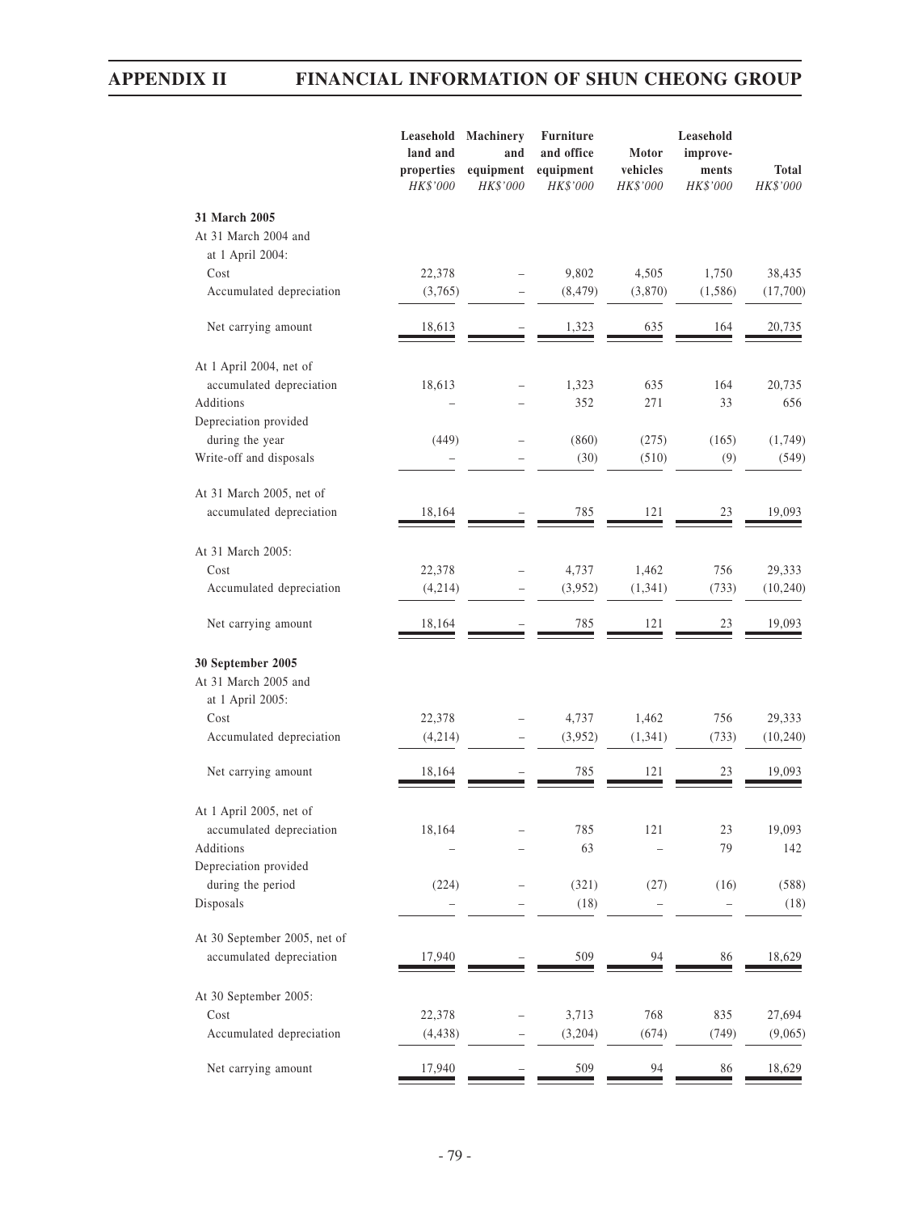| | Leasehold land and properties HK$'000 | Machinery and equipment HK$'000 | Furniture and office equipment HK$'000 | Motor vehicles HK$'000 | Leasehold improve-ments HK$'000 | Total HK$'000 |
|---|---|---|---|---|---|---|
| **31 March 2005** | | | | | | |
| At 31 March 2004 and at 1 April 2004: | | | | | | |
| Cost | 22,378 | – | 9,802 | 4,505 | 1,750 | 38,435 |
| Accumulated depreciation | (3,765) | – | (8,479) | (3,870) | (1,586) | (17,700) |
| Net carrying amount | 18,613 | – | 1,323 | 635 | 164 | 20,735 |
| At 1 April 2004, net of accumulated depreciation | 18,613 | – | 1,323 | 635 | 164 | 20,735 |
| Additions | – | – | 352 | 271 | 33 | 656 |
| Depreciation provided during the year | (449) | – | (860) | (275) | (165) | (1,749) |
| Write-off and disposals | – | – | (30) | (510) | (9) | (549) |
| At 31 March 2005, net of accumulated depreciation | 18,164 | – | 785 | 121 | 23 | 19,093 |
| At 31 March 2005: | | | | | | |
| Cost | 22,378 | – | 4,737 | 1,462 | 756 | 29,333 |
| Accumulated depreciation | (4,214) | – | (3,952) | (1,341) | (733) | (10,240) |
| Net carrying amount | 18,164 | – | 785 | 121 | 23 | 19,093 |
| **30 September 2005** | | | | | | |
| At 31 March 2005 and at 1 April 2005: | | | | | | |
| Cost | 22,378 | – | 4,737 | 1,462 | 756 | 29,333 |
| Accumulated depreciation | (4,214) | – | (3,952) | (1,341) | (733) | (10,240) |
| Net carrying amount | 18,164 | – | 785 | 121 | 23 | 19,093 |
| At 1 April 2005, net of accumulated depreciation | 18,164 | – | 785 | 121 | 23 | 19,093 |
| Additions | – | – | 63 | – | 79 | 142 |
| Depreciation provided during the period | (224) | – | (321) | (27) | (16) | (588) |
| Disposals | – | – | (18) | – | – | (18) |
| At 30 September 2005, net of accumulated depreciation | 17,940 | – | 509 | 94 | 86 | 18,629 |
| At 30 September 2005: | | | | | | |
| Cost | 22,378 | – | 3,713 | 768 | 835 | 27,694 |
| Accumulated depreciation | (4,438) | – | (3,204) | (674) | (749) | (9,065) |
| Net carrying amount | 17,940 | – | 509 | 94 | 86 | 18,629 |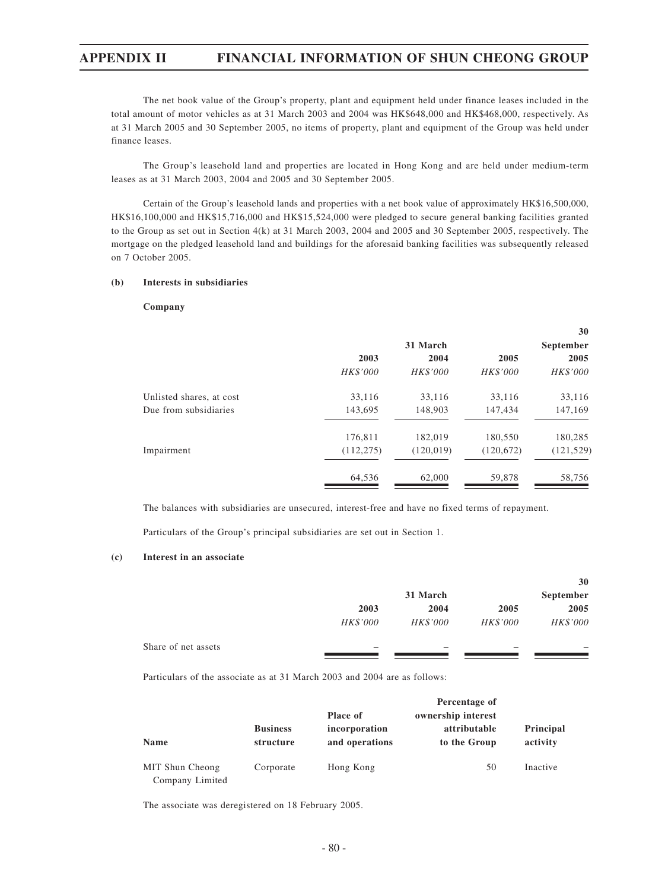The net book value of the Group's property, plant and equipment held under finance leases included in the total amount of motor vehicles as at 31 March 2003 and 2004 was HK$648,000 and HK$468,000, respectively. As at 31 March 2005 and 30 September 2005, no items of property, plant and equipment of the Group was held under finance leases.

The Group's leasehold land and properties are located in Hong Kong and are held under medium-term leases as at 31 March 2003, 2004 and 2005 and 30 September 2005.

Certain of the Group's leasehold lands and properties with a net book value of approximately HK$16,500,000, HK$16,100,000 and HK$15,716,000 and HK$15,524,000 were pledged to secure general banking facilities granted to the Group as set out in Section 4(k) at 31 March 2003, 2004 and 2005 and 30 September 2005, respectively. The mortgage on the pledged leasehold land and buildings for the aforesaid banking facilities was subsequently released on 7 October 2005.

**(b) Interests in subsidiaries**

**Company**

| | 31 March | | | 30 September |
|---|---|---|---|---|
| | **2003** | **2004** | **2005** | **2005** |
| | *HK$'000* | *HK$'000* | *HK$'000* | *HK$'000* |
| Unlisted shares, at cost | 33,116 | 33,116 | 33,116 | 33,116 |
| Due from subsidiaries | 143,695 | 148,903 | 147,434 | 147,169 |
| | 176,811 | 182,019 | 180,550 | 180,285 |
| Impairment | (112,275) | (120,019) | (120,672) | (121,529) |
| | 64,536 | 62,000 | 59,878 | 58,756 |

The balances with subsidiaries are unsecured, interest-free and have no fixed terms of repayment.

Particulars of the Group's principal subsidiaries are set out in Section 1.

**(c) Interest in an associate**

| | 31 March | | | 30 September |
|---|---|---|---|---|
| | **2003** | **2004** | **2005** | **2005** |
| | *HK$'000* | *HK$'000* | *HK$'000* | *HK$'000* |
| Share of net assets | – | – | – | – |

Particulars of the associate as at 31 March 2003 and 2004 are as follows:

| Name | Business structure | Place of incorporation and operations | Percentage of ownership interest attributable to the Group | Principal activity |
|---|---|---|---|---|
| MIT Shun Cheong Company Limited | Corporate | Hong Kong | 50 | Inactive |

The associate was deregistered on 18 February 2005.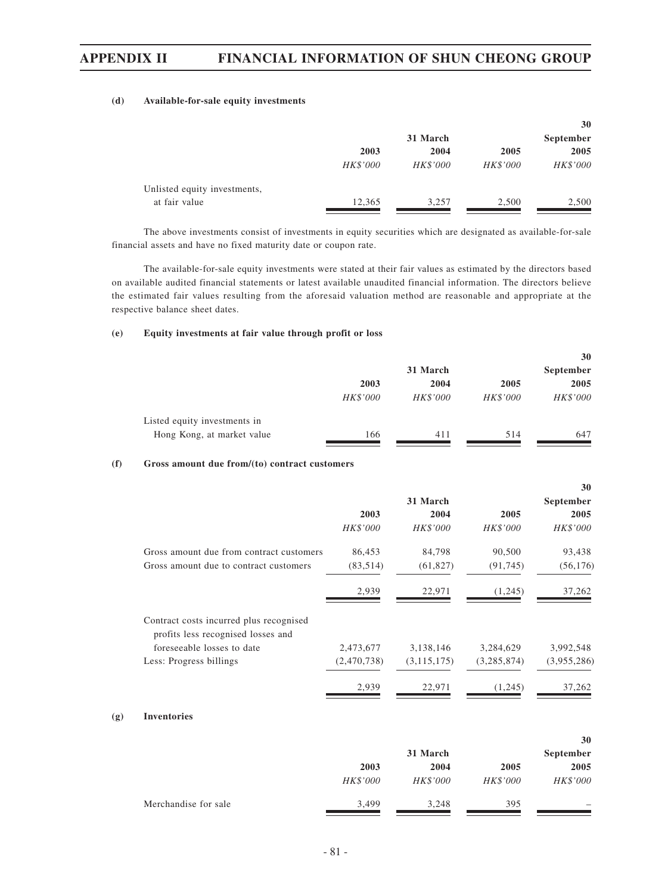**(d) Available-for-sale equity investments**

| | 31 March | | | 30 September |
|---|---|---|---|---|
| | 2003 | 2004 | 2005 | 2005 |
| | *HK$'000* | *HK$'000* | *HK$'000* | *HK$'000* |
| Unlisted equity investments, at fair value | 12,365 | 3,257 | 2,500 | 2,500 |

The above investments consist of investments in equity securities which are designated as available-for-sale financial assets and have no fixed maturity date or coupon rate.

The available-for-sale equity investments were stated at their fair values as estimated by the directors based on available audited financial statements or latest available unaudited financial information. The directors believe the estimated fair values resulting from the aforesaid valuation method are reasonable and appropriate at the respective balance sheet dates.

**(e) Equity investments at fair value through profit or loss**

| | 31 March | | | 30 September |
|---|---|---|---|---|
| | 2003 | 2004 | 2005 | 2005 |
| | *HK$'000* | *HK$'000* | *HK$'000* | *HK$'000* |
| Listed equity investments in Hong Kong, at market value | 166 | 411 | 514 | 647 |

**(f) Gross amount due from/(to) contract customers**

| | 31 March | | | 30 September |
|---|---|---|---|---|
| | 2003 | 2004 | 2005 | 2005 |
| | *HK$'000* | *HK$'000* | *HK$'000* | *HK$'000* |
| Gross amount due from contract customers | 86,453 | 84,798 | 90,500 | 93,438 |
| Gross amount due to contract customers | (83,514) | (61,827) | (91,745) | (56,176) |
| | 2,939 | 22,971 | (1,245) | 37,262 |
| Contract costs incurred plus recognised profits less recognised losses and foreseeable losses to date | 2,473,677 | 3,138,146 | 3,284,629 | 3,992,548 |
| Less: Progress billings | (2,470,738) | (3,115,175) | (3,285,874) | (3,955,286) |
| | 2,939 | 22,971 | (1,245) | 37,262 |

**(g) Inventories**

| | 31 March | | | 30 September |
|---|---|---|---|---|
| | 2003 | 2004 | 2005 | 2005 |
| | *HK$'000* | *HK$'000* | *HK$'000* | *HK$'000* |
| Merchandise for sale | 3,499 | 3,248 | 395 | – |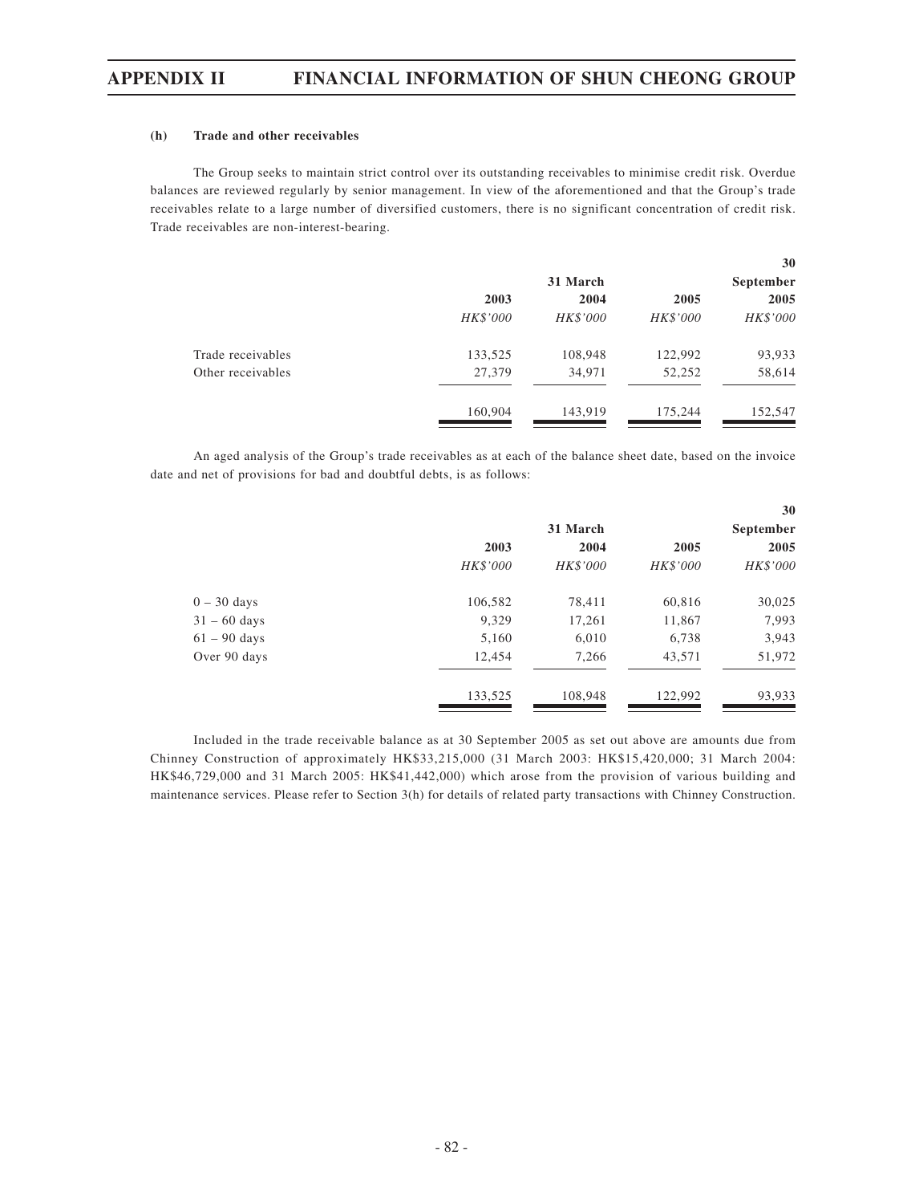#### (h) Trade and other receivables

The Group seeks to maintain strict control over its outstanding receivables to minimise credit risk. Overdue balances are reviewed regularly by senior management. In view of the aforementioned and that the Group's trade receivables relate to a large number of diversified customers, there is no significant concentration of credit risk. Trade receivables are non-interest-bearing.

| | | 31 March | | 30 September |
|---|---|---|---|---|
| | **2003** | **2004** | **2005** | **2005** |
| | *HK$'000* | *HK$'000* | *HK$'000* | *HK$'000* |
| Trade receivables | 133,525 | 108,948 | 122,992 | 93,933 |
| Other receivables | 27,379 | 34,971 | 52,252 | 58,614 |
| | 160,904 | 143,919 | 175,244 | 152,547 |

An aged analysis of the Group's trade receivables as at each of the balance sheet date, based on the invoice date and net of provisions for bad and doubtful debts, is as follows:

| | | 31 March | | 30 September |
|---|---|---|---|---|
| | **2003** | **2004** | **2005** | **2005** |
| | *HK$'000* | *HK$'000* | *HK$'000* | *HK$'000* |
| 0 – 30 days | 106,582 | 78,411 | 60,816 | 30,025 |
| 31 – 60 days | 9,329 | 17,261 | 11,867 | 7,993 |
| 61 – 90 days | 5,160 | 6,010 | 6,738 | 3,943 |
| Over 90 days | 12,454 | 7,266 | 43,571 | 51,972 |
| | 133,525 | 108,948 | 122,992 | 93,933 |

Included in the trade receivable balance as at 30 September 2005 as set out above are amounts due from Chinney Construction of approximately HK$33,215,000 (31 March 2003: HK$15,420,000; 31 March 2004: HK$46,729,000 and 31 March 2005: HK$41,442,000) which arose from the provision of various building and maintenance services. Please refer to Section 3(h) for details of related party transactions with Chinney Construction.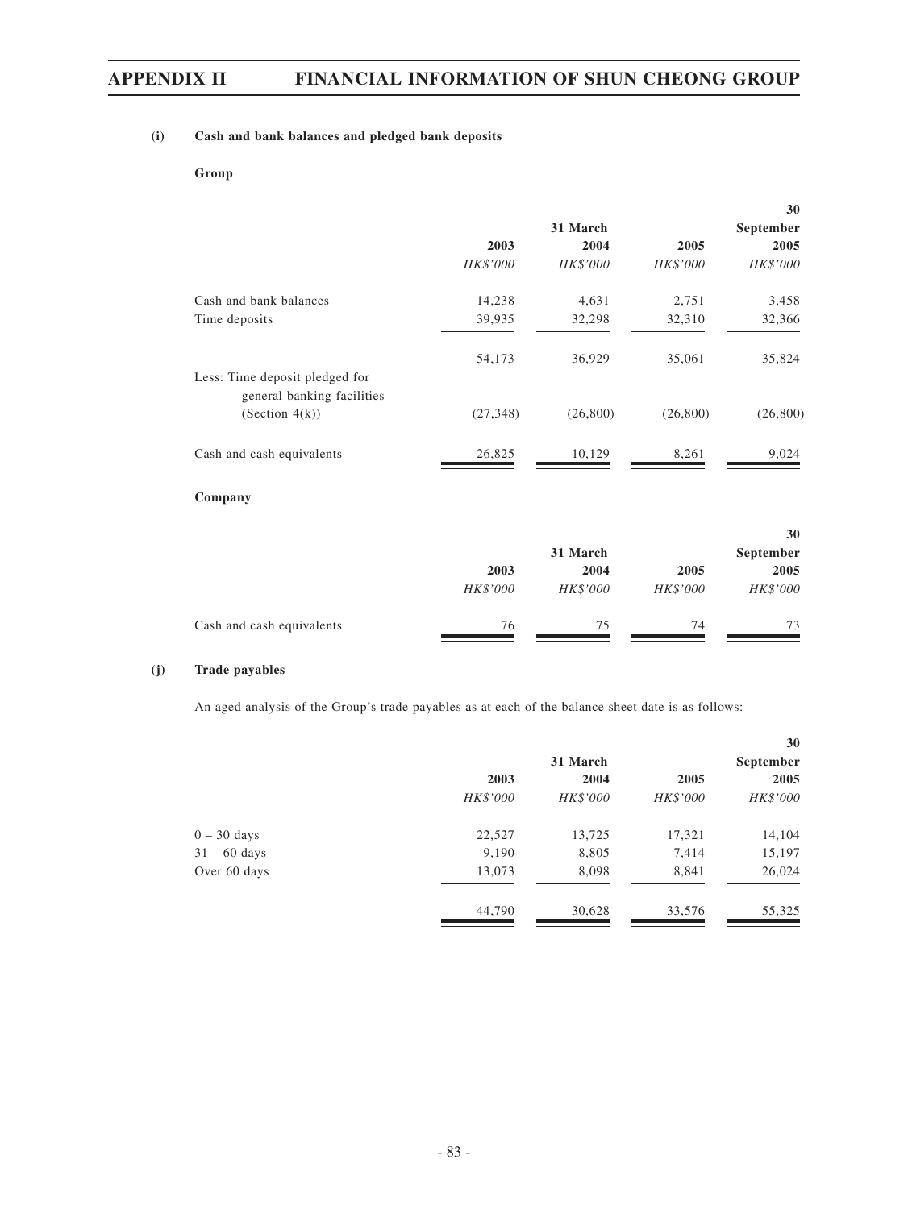**(i) Cash and bank balances and pledged bank deposits**

**Group**

| | 31 March | | | 30 September |
|---|---|---|---|---|
| | **2003** | **2004** | **2005** | **2005** |
| | *HK$'000* | *HK$'000* | *HK$'000* | *HK$'000* |
| Cash and bank balances | 14,238 | 4,631 | 2,751 | 3,458 |
| Time deposits | 39,935 | 32,298 | 32,310 | 32,366 |
| | 54,173 | 36,929 | 35,061 | 35,824 |
| Less: Time deposit pledged for general banking facilities (Section 4(k)) | (27,348) | (26,800) | (26,800) | (26,800) |
| Cash and cash equivalents | 26,825 | 10,129 | 8,261 | 9,024 |

**Company**

| | 31 March | | | 30 September |
|---|---|---|---|---|
| | **2003** | **2004** | **2005** | **2005** |
| | *HK$'000* | *HK$'000* | *HK$'000* | *HK$'000* |
| Cash and cash equivalents | 76 | 75 | 74 | 73 |

**(j) Trade payables**

An aged analysis of the Group's trade payables as at each of the balance sheet date is as follows:

| | 31 March | | | 30 September |
|---|---|---|---|---|
| | **2003** | **2004** | **2005** | **2005** |
| | *HK$'000* | *HK$'000* | *HK$'000* | *HK$'000* |
| 0 – 30 days | 22,527 | 13,725 | 17,321 | 14,104 |
| 31 – 60 days | 9,190 | 8,805 | 7,414 | 15,197 |
| Over 60 days | 13,073 | 8,098 | 8,841 | 26,024 |
| | 44,790 | 30,628 | 33,576 | 55,325 |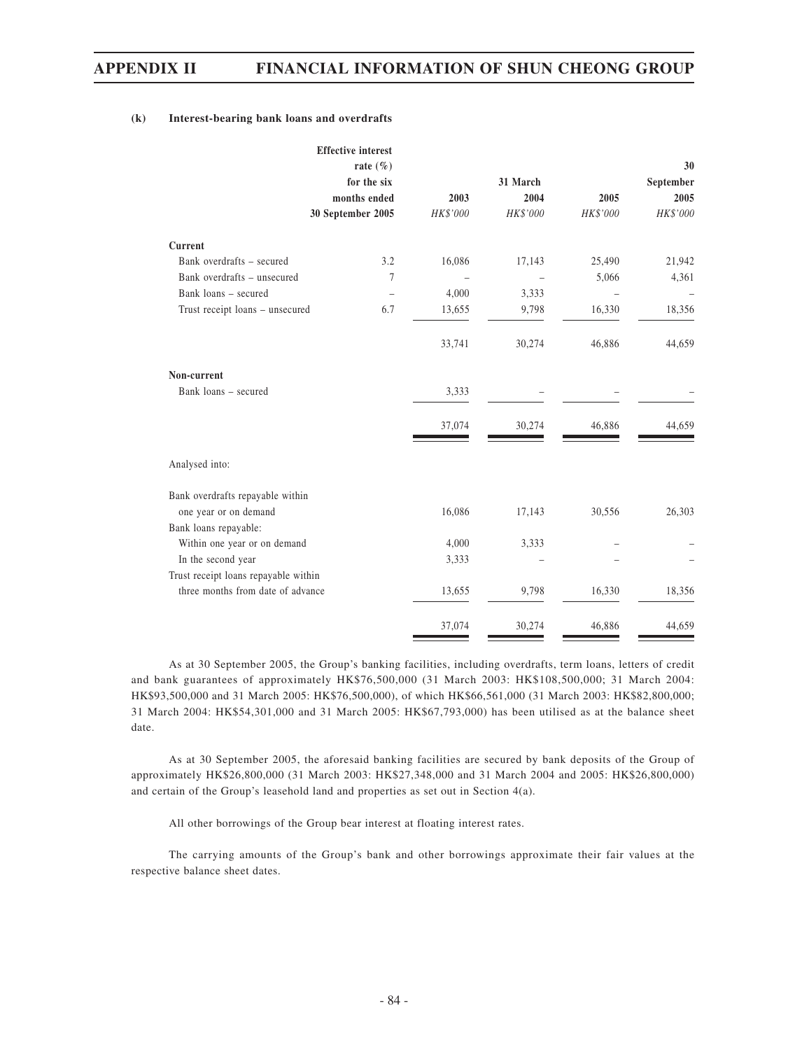**(k) Interest-bearing bank loans and overdrafts**

| | Effective interest rate (%) for the six months ended 30 September 2005 | 31 March 2003 HK$'000 | 31 March 2004 HK$'000 | 31 March 2005 HK$'000 | 30 September 2005 HK$'000 |
|---|---|---|---|---|---|
| **Current** | | | | | |
| Bank overdrafts – secured | 3.2 | 16,086 | 17,143 | 25,490 | 21,942 |
| Bank overdrafts – unsecured | 7 | – | – | 5,066 | 4,361 |
| Bank loans – secured | – | 4,000 | 3,333 | – | – |
| Trust receipt loans – unsecured | 6.7 | 13,655 | 9,798 | 16,330 | 18,356 |
| | | 33,741 | 30,274 | 46,886 | 44,659 |
| **Non-current** | | | | | |
| Bank loans – secured | | 3,333 | – | – | – |
| | | 37,074 | 30,274 | 46,886 | 44,659 |
| Analysed into: | | | | | |
| Bank overdrafts repayable within one year or on demand | | 16,086 | 17,143 | 30,556 | 26,303 |
| Bank loans repayable: | | | | | |
| Within one year or on demand | | 4,000 | 3,333 | – | – |
| In the second year | | 3,333 | – | – | – |
| Trust receipt loans repayable within three months from date of advance | | 13,655 | 9,798 | 16,330 | 18,356 |
| | | 37,074 | 30,274 | 46,886 | 44,659 |

As at 30 September 2005, the Group's banking facilities, including overdrafts, term loans, letters of credit and bank guarantees of approximately HK$76,500,000 (31 March 2003: HK$108,500,000; 31 March 2004: HK$93,500,000 and 31 March 2005: HK$76,500,000), of which HK$66,561,000 (31 March 2003: HK$82,800,000; 31 March 2004: HK$54,301,000 and 31 March 2005: HK$67,793,000) has been utilised as at the balance sheet date.

As at 30 September 2005, the aforesaid banking facilities are secured by bank deposits of the Group of approximately HK$26,800,000 (31 March 2003: HK$27,348,000 and 31 March 2004 and 2005: HK$26,800,000) and certain of the Group's leasehold land and properties as set out in Section 4(a).

All other borrowings of the Group bear interest at floating interest rates.

The carrying amounts of the Group's bank and other borrowings approximate their fair values at the respective balance sheet dates.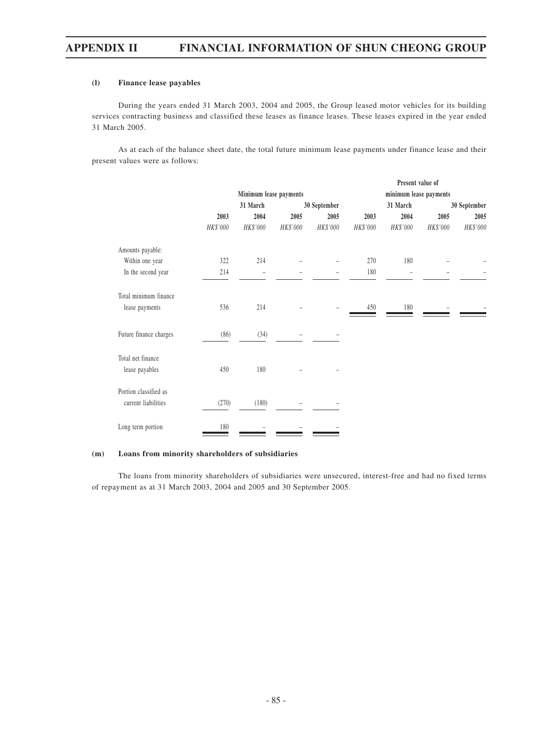#### (l) Finance lease payables

During the years ended 31 March 2003, 2004 and 2005, the Group leased motor vehicles for its building services contracting business and classified these leases as finance leases. These leases expired in the year ended 31 March 2005.

As at each of the balance sheet date, the total future minimum lease payments under finance lease and their present values were as follows:

| | Minimum lease payments | | | | Present value of minimum lease payments | | | |
|---|---|---|---|---|---|---|---|---|
| | 31 March | | | 30 September | 31 March | | | 30 September |
| | 2003 | 2004 | 2005 | 2005 | 2003 | 2004 | 2005 | 2005 |
| | HK$'000 | HK$'000 | HK$'000 | HK$'000 | HK$'000 | HK$'000 | HK$'000 | HK$'000 |
| Amounts payable: | | | | | | | | |
| Within one year | 322 | 214 | – | – | 270 | 180 | – | – |
| In the second year | 214 | – | – | – | 180 | – | – | – |
| Total minimum finance lease payments | 536 | 214 | – | – | 450 | 180 | – | – |
| Future finance charges | (86) | (34) | – | – | | | | |
| Total net finance lease payables | 450 | 180 | – | – | | | | |
| Portion classified as current liabilities | (270) | (180) | – | – | | | | |
| Long term portion | 180 | – | – | – | | | | |

#### (m) Loans from minority shareholders of subsidiaries

The loans from minority shareholders of subsidiaries were unsecured, interest-free and had no fixed terms of repayment as at 31 March 2003, 2004 and 2005 and 30 September 2005.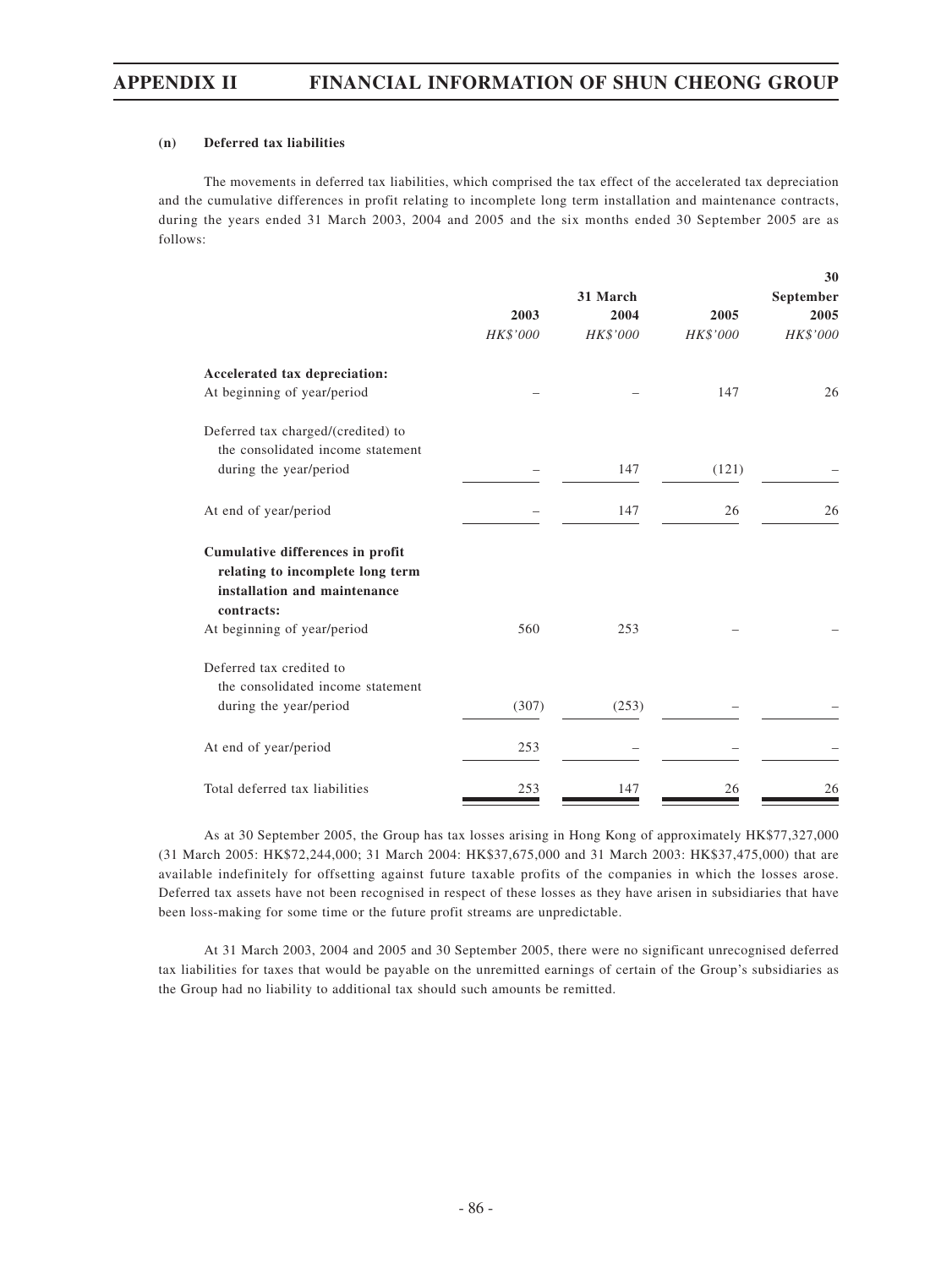#### (n) Deferred tax liabilities

The movements in deferred tax liabilities, which comprised the tax effect of the accelerated tax depreciation and the cumulative differences in profit relating to incomplete long term installation and maintenance contracts, during the years ended 31 March 2003, 2004 and 2005 and the six months ended 30 September 2005 are as follows:

| | | 31 March | | 30 September |
|---|---|---|---|---|
| | 2003 | 2004 | 2005 | 2005 |
| | *HK$'000* | *HK$'000* | *HK$'000* | *HK$'000* |
| **Accelerated tax depreciation:** | | | | |
| At beginning of year/period | – | – | 147 | 26 |
| Deferred tax charged/(credited) to the consolidated income statement during the year/period | – | 147 | (121) | – |
| At end of year/period | – | 147 | 26 | 26 |
| **Cumulative differences in profit relating to incomplete long term installation and maintenance contracts:** | | | | |
| At beginning of year/period | 560 | 253 | – | – |
| Deferred tax credited to the consolidated income statement during the year/period | (307) | (253) | – | – |
| At end of year/period | 253 | – | – | – |
| Total deferred tax liabilities | 253 | 147 | 26 | 26 |

As at 30 September 2005, the Group has tax losses arising in Hong Kong of approximately HK$77,327,000 (31 March 2005: HK$72,244,000; 31 March 2004: HK$37,675,000 and 31 March 2003: HK$37,475,000) that are available indefinitely for offsetting against future taxable profits of the companies in which the losses arose. Deferred tax assets have not been recognised in respect of these losses as they have arisen in subsidiaries that have been loss-making for some time or the future profit streams are unpredictable.

At 31 March 2003, 2004 and 2005 and 30 September 2005, there were no significant unrecognised deferred tax liabilities for taxes that would be payable on the unremitted earnings of certain of the Group's subsidiaries as the Group had no liability to additional tax should such amounts be remitted.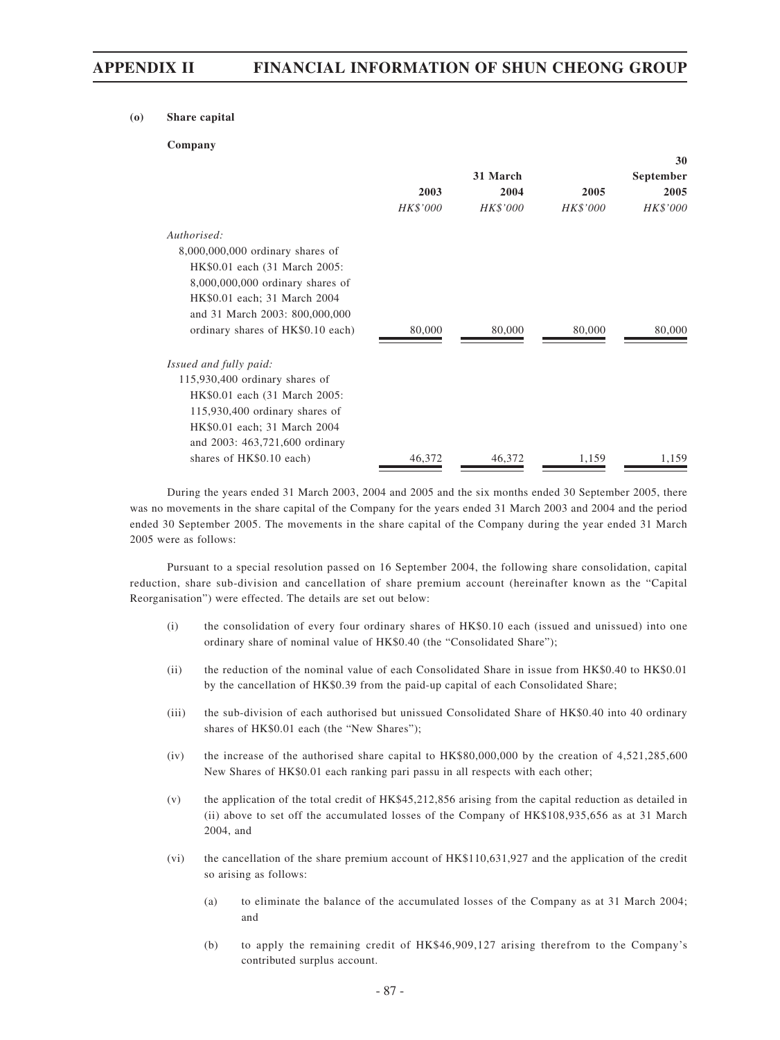**(o) Share capital**

**Company**

| | 31 March | | | 30 September |
|---|---|---|---|---|
| | **2003** | **2004** | **2005** | **2005** |
| | *HK$'000* | *HK$'000* | *HK$'000* | *HK$'000* |
| *Authorised:* | | | | |
| 8,000,000,000 ordinary shares of HK$0.01 each (31 March 2005: 8,000,000,000 ordinary shares of HK$0.01 each; 31 March 2004 and 31 March 2003: 800,000,000 ordinary shares of HK$0.10 each) | 80,000 | 80,000 | 80,000 | 80,000 |
| *Issued and fully paid:* | | | | |
| 115,930,400 ordinary shares of HK$0.01 each (31 March 2005: 115,930,400 ordinary shares of HK$0.01 each; 31 March 2004 and 2003: 463,721,600 ordinary shares of HK$0.10 each) | 46,372 | 46,372 | 1,159 | 1,159 |

During the years ended 31 March 2003, 2004 and 2005 and the six months ended 30 September 2005, there was no movements in the share capital of the Company for the years ended 31 March 2003 and 2004 and the period ended 30 September 2005. The movements in the share capital of the Company during the year ended 31 March 2005 were as follows:

Pursuant to a special resolution passed on 16 September 2004, the following share consolidation, capital reduction, share sub-division and cancellation of share premium account (hereinafter known as the "Capital Reorganisation") were effected. The details are set out below:

(i) the consolidation of every four ordinary shares of HK$0.10 each (issued and unissued) into one ordinary share of nominal value of HK$0.40 (the "Consolidated Share");

(ii) the reduction of the nominal value of each Consolidated Share in issue from HK$0.40 to HK$0.01 by the cancellation of HK$0.39 from the paid-up capital of each Consolidated Share;

(iii) the sub-division of each authorised but unissued Consolidated Share of HK$0.40 into 40 ordinary shares of HK$0.01 each (the "New Shares");

(iv) the increase of the authorised share capital to HK$80,000,000 by the creation of 4,521,285,600 New Shares of HK$0.01 each ranking pari passu in all respects with each other;

(v) the application of the total credit of HK$45,212,856 arising from the capital reduction as detailed in (ii) above to set off the accumulated losses of the Company of HK$108,935,656 as at 31 March 2004, and

(vi) the cancellation of the share premium account of HK$110,631,927 and the application of the credit so arising as follows:

(a) to eliminate the balance of the accumulated losses of the Company as at 31 March 2004; and

(b) to apply the remaining credit of HK$46,909,127 arising therefrom to the Company's contributed surplus account.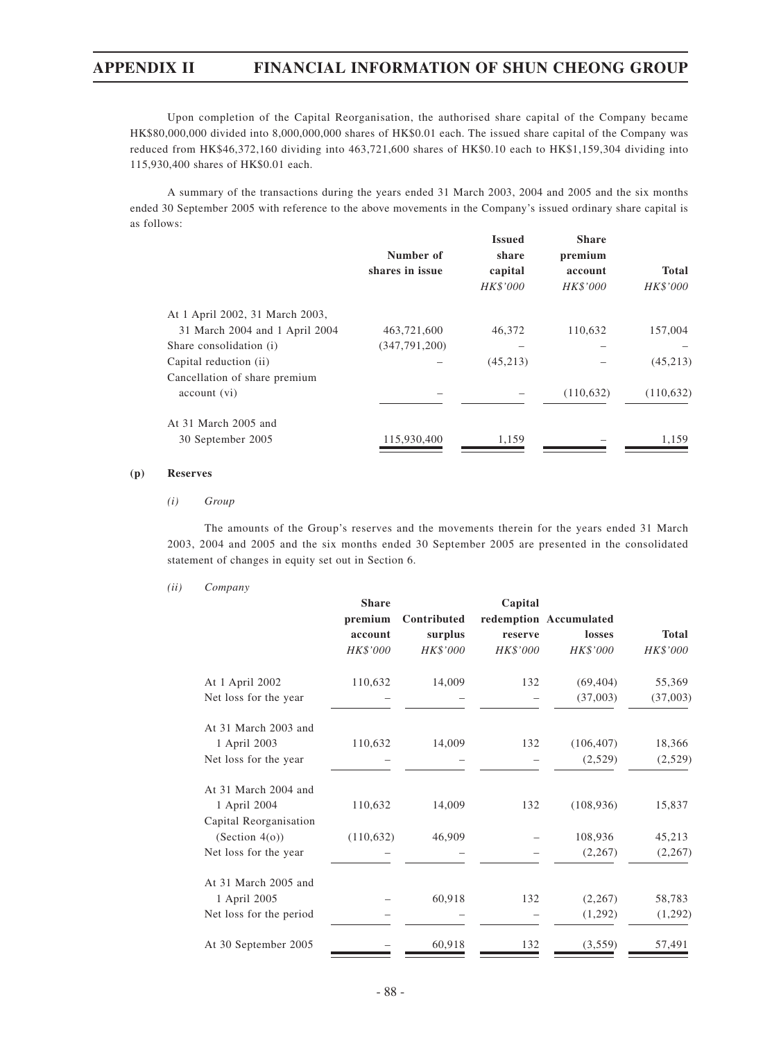Upon completion of the Capital Reorganisation, the authorised share capital of the Company became HK$80,000,000 divided into 8,000,000,000 shares of HK$0.01 each. The issued share capital of the Company was reduced from HK$46,372,160 dividing into 463,721,600 shares of HK$0.10 each to HK$1,159,304 dividing into 115,930,400 shares of HK$0.01 each.

A summary of the transactions during the years ended 31 March 2003, 2004 and 2005 and the six months ended 30 September 2005 with reference to the above movements in the Company's issued ordinary share capital is as follows:

| | Number of shares in issue | Issued share capital | Share premium account | Total |
|---|---|---|---|---|
| | | *HK$'000* | *HK$'000* | *HK$'000* |
| At 1 April 2002, 31 March 2003, 31 March 2004 and 1 April 2004 | 463,721,600 | 46,372 | 110,632 | 157,004 |
| Share consolidation (i) | (347,791,200) | – | – | – |
| Capital reduction (ii) | – | (45,213) | – | (45,213) |
| Cancellation of share premium account (vi) | – | – | (110,632) | (110,632) |
| At 31 March 2005 and 30 September 2005 | 115,930,400 | 1,159 | – | 1,159 |

**(p) Reserves**

*(i) Group*

The amounts of the Group's reserves and the movements therein for the years ended 31 March 2003, 2004 and 2005 and the six months ended 30 September 2005 are presented in the consolidated statement of changes in equity set out in Section 6.

*(ii) Company*

| | Share premium account | Contributed surplus | Capital redemption reserve | Accumulated losses | Total |
|---|---|---|---|---|---|
| | *HK$'000* | *HK$'000* | *HK$'000* | *HK$'000* | *HK$'000* |
| At 1 April 2002 | 110,632 | 14,009 | 132 | (69,404) | 55,369 |
| Net loss for the year | – | – | – | (37,003) | (37,003) |
| At 31 March 2003 and 1 April 2003 | 110,632 | 14,009 | 132 | (106,407) | 18,366 |
| Net loss for the year | – | – | – | (2,529) | (2,529) |
| At 31 March 2004 and 1 April 2004 | 110,632 | 14,009 | 132 | (108,936) | 15,837 |
| Capital Reorganisation (Section 4(o)) | (110,632) | 46,909 | – | 108,936 | 45,213 |
| Net loss for the year | – | – | – | (2,267) | (2,267) |
| At 31 March 2005 and 1 April 2005 | – | 60,918 | 132 | (2,267) | 58,783 |
| Net loss for the period | – | – | – | (1,292) | (1,292) |
| At 30 September 2005 | – | 60,918 | 132 | (3,559) | 57,491 |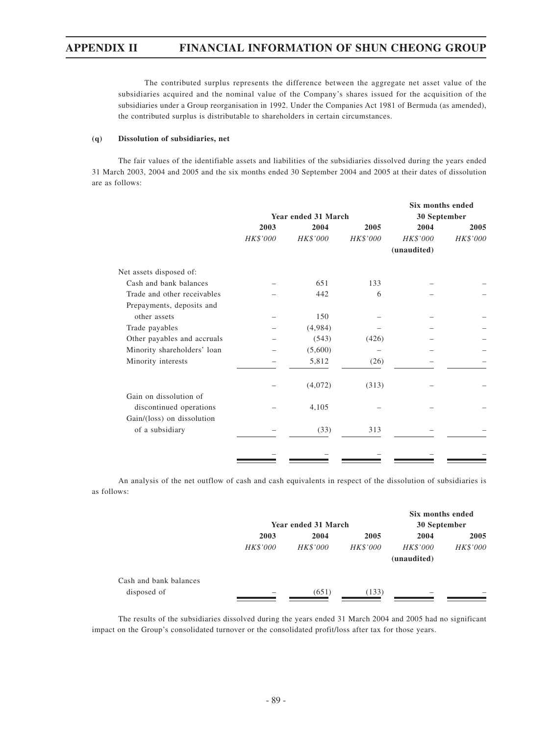The contributed surplus represents the difference between the aggregate net asset value of the subsidiaries acquired and the nominal value of the Company's shares issued for the acquisition of the subsidiaries under a Group reorganisation in 1992. Under the Companies Act 1981 of Bermuda (as amended), the contributed surplus is distributable to shareholders in certain circumstances.

**(q) Dissolution of subsidiaries, net**

The fair values of the identifiable assets and liabilities of the subsidiaries dissolved during the years ended 31 March 2003, 2004 and 2005 and the six months ended 30 September 2004 and 2005 at their dates of dissolution are as follows:

| | Year ended 31 March | | | Six months ended 30 September | |
|---|---|---|---|---|---|
| | 2003 | 2004 | 2005 | 2004 | 2005 |
| | *HK$'000* | *HK$'000* | *HK$'000* | *HK$'000* (unaudited) | *HK$'000* |
| Net assets disposed of: | | | | | |
| Cash and bank balances | – | 651 | 133 | – | – |
| Trade and other receivables | – | 442 | 6 | – | – |
| Prepayments, deposits and other assets | – | 150 | – | – | – |
| Trade payables | – | (4,984) | – | – | – |
| Other payables and accruals | – | (543) | (426) | – | – |
| Minority shareholders' loan | – | (5,600) | – | – | – |
| Minority interests | – | 5,812 | (26) | – | – |
| | – | (4,072) | (313) | – | – |
| Gain on dissolution of discontinued operations | – | 4,105 | – | – | – |
| Gain/(loss) on dissolution of a subsidiary | – | (33) | 313 | – | – |
| | – | – | – | – | – |

An analysis of the net outflow of cash and cash equivalents in respect of the dissolution of subsidiaries is as follows:

| | Year ended 31 March | | | Six months ended 30 September | |
|---|---|---|---|---|---|
| | 2003 | 2004 | 2005 | 2004 | 2005 |
| | *HK$'000* | *HK$'000* | *HK$'000* | *HK$'000* (unaudited) | *HK$'000* |
| Cash and bank balances disposed of | – | (651) | (133) | – | – |

The results of the subsidiaries dissolved during the years ended 31 March 2004 and 2005 had no significant impact on the Group's consolidated turnover or the consolidated profit/loss after tax for those years.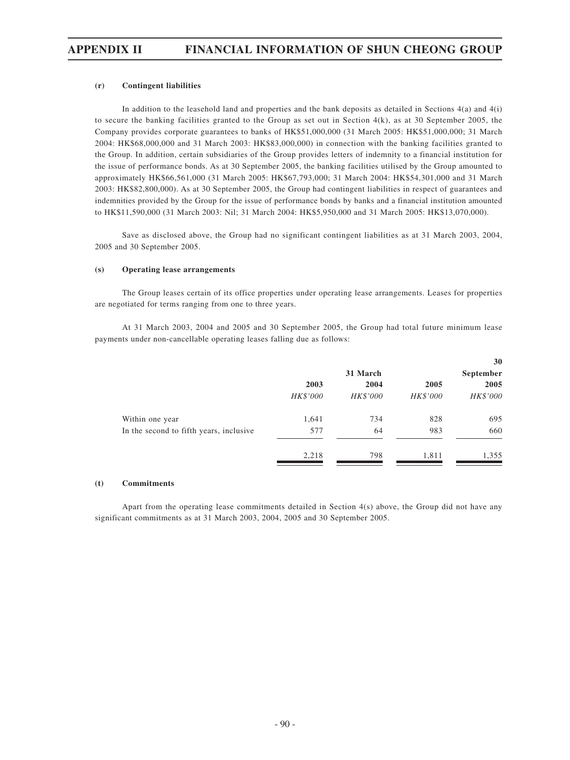#### (r) Contingent liabilities

In addition to the leasehold land and properties and the bank deposits as detailed in Sections 4(a) and 4(i) to secure the banking facilities granted to the Group as set out in Section 4(k), as at 30 September 2005, the Company provides corporate guarantees to banks of HK$51,000,000 (31 March 2005: HK$51,000,000; 31 March 2004: HK$68,000,000 and 31 March 2003: HK$83,000,000) in connection with the banking facilities granted to the Group. In addition, certain subsidiaries of the Group provides letters of indemnity to a financial institution for the issue of performance bonds. As at 30 September 2005, the banking facilities utilised by the Group amounted to approximately HK$66,561,000 (31 March 2005: HK$67,793,000; 31 March 2004: HK$54,301,000 and 31 March 2003: HK$82,800,000). As at 30 September 2005, the Group had contingent liabilities in respect of guarantees and indemnities provided by the Group for the issue of performance bonds by banks and a financial institution amounted to HK$11,590,000 (31 March 2003: Nil; 31 March 2004: HK$5,950,000 and 31 March 2005: HK$13,070,000).

Save as disclosed above, the Group had no significant contingent liabilities as at 31 March 2003, 2004, 2005 and 30 September 2005.

#### (s) Operating lease arrangements

The Group leases certain of its office properties under operating lease arrangements. Leases for properties are negotiated for terms ranging from one to three years.

At 31 March 2003, 2004 and 2005 and 30 September 2005, the Group had total future minimum lease payments under non-cancellable operating leases falling due as follows:

| | 31 March | | | 30 September |
|---|---|---|---|---|
| | 2003 | 2004 | 2005 | 2005 |
| | *HK$'000* | *HK$'000* | *HK$'000* | *HK$'000* |
| Within one year | 1,641 | 734 | 828 | 695 |
| In the second to fifth years, inclusive | 577 | 64 | 983 | 660 |
| | 2,218 | 798 | 1,811 | 1,355 |

#### (t) Commitments

Apart from the operating lease commitments detailed in Section 4(s) above, the Group did not have any significant commitments as at 31 March 2003, 2004, 2005 and 30 September 2005.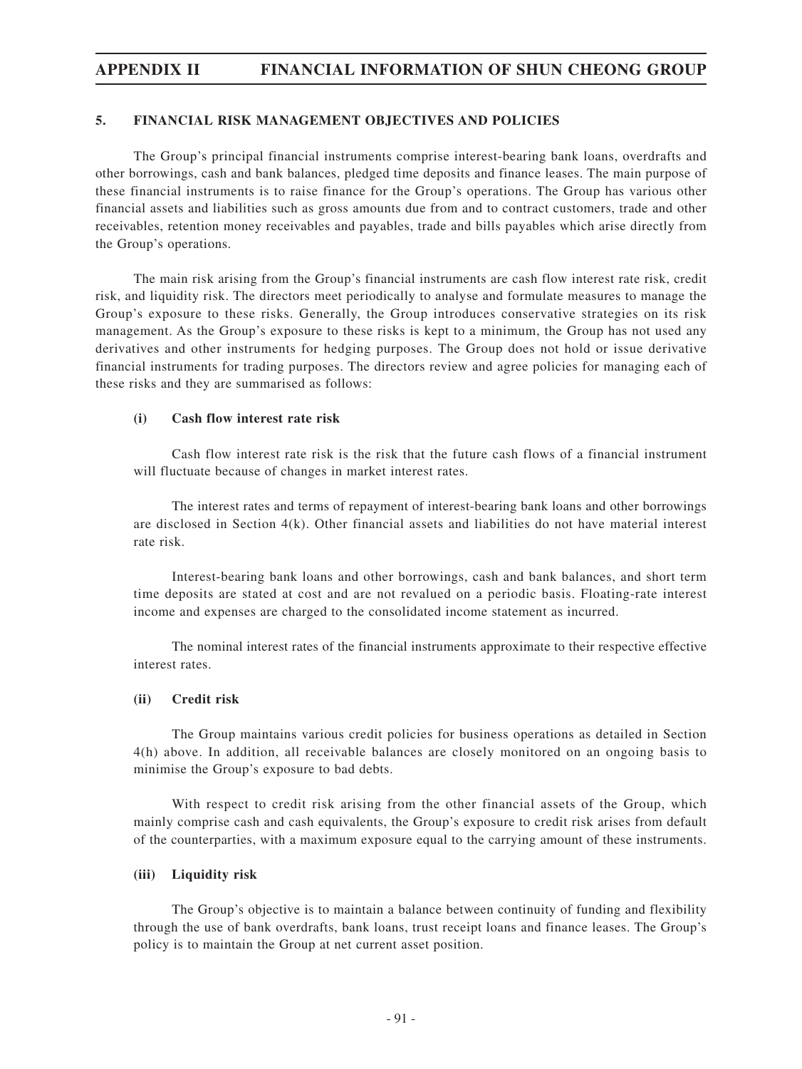## 5. FINANCIAL RISK MANAGEMENT OBJECTIVES AND POLICIES

The Group's principal financial instruments comprise interest-bearing bank loans, overdrafts and other borrowings, cash and bank balances, pledged time deposits and finance leases. The main purpose of these financial instruments is to raise finance for the Group's operations. The Group has various other financial assets and liabilities such as gross amounts due from and to contract customers, trade and other receivables, retention money receivables and payables, trade and bills payables which arise directly from the Group's operations.

The main risk arising from the Group's financial instruments are cash flow interest rate risk, credit risk, and liquidity risk. The directors meet periodically to analyse and formulate measures to manage the Group's exposure to these risks. Generally, the Group introduces conservative strategies on its risk management. As the Group's exposure to these risks is kept to a minimum, the Group has not used any derivatives and other instruments for hedging purposes. The Group does not hold or issue derivative financial instruments for trading purposes. The directors review and agree policies for managing each of these risks and they are summarised as follows:

### (i) Cash flow interest rate risk

Cash flow interest rate risk is the risk that the future cash flows of a financial instrument will fluctuate because of changes in market interest rates.

The interest rates and terms of repayment of interest-bearing bank loans and other borrowings are disclosed in Section 4(k). Other financial assets and liabilities do not have material interest rate risk.

Interest-bearing bank loans and other borrowings, cash and bank balances, and short term time deposits are stated at cost and are not revalued on a periodic basis. Floating-rate interest income and expenses are charged to the consolidated income statement as incurred.

The nominal interest rates of the financial instruments approximate to their respective effective interest rates.

### (ii) Credit risk

The Group maintains various credit policies for business operations as detailed in Section 4(h) above. In addition, all receivable balances are closely monitored on an ongoing basis to minimise the Group's exposure to bad debts.

With respect to credit risk arising from the other financial assets of the Group, which mainly comprise cash and cash equivalents, the Group's exposure to credit risk arises from default of the counterparties, with a maximum exposure equal to the carrying amount of these instruments.

### (iii) Liquidity risk

The Group's objective is to maintain a balance between continuity of funding and flexibility through the use of bank overdrafts, bank loans, trust receipt loans and finance leases. The Group's policy is to maintain the Group at net current asset position.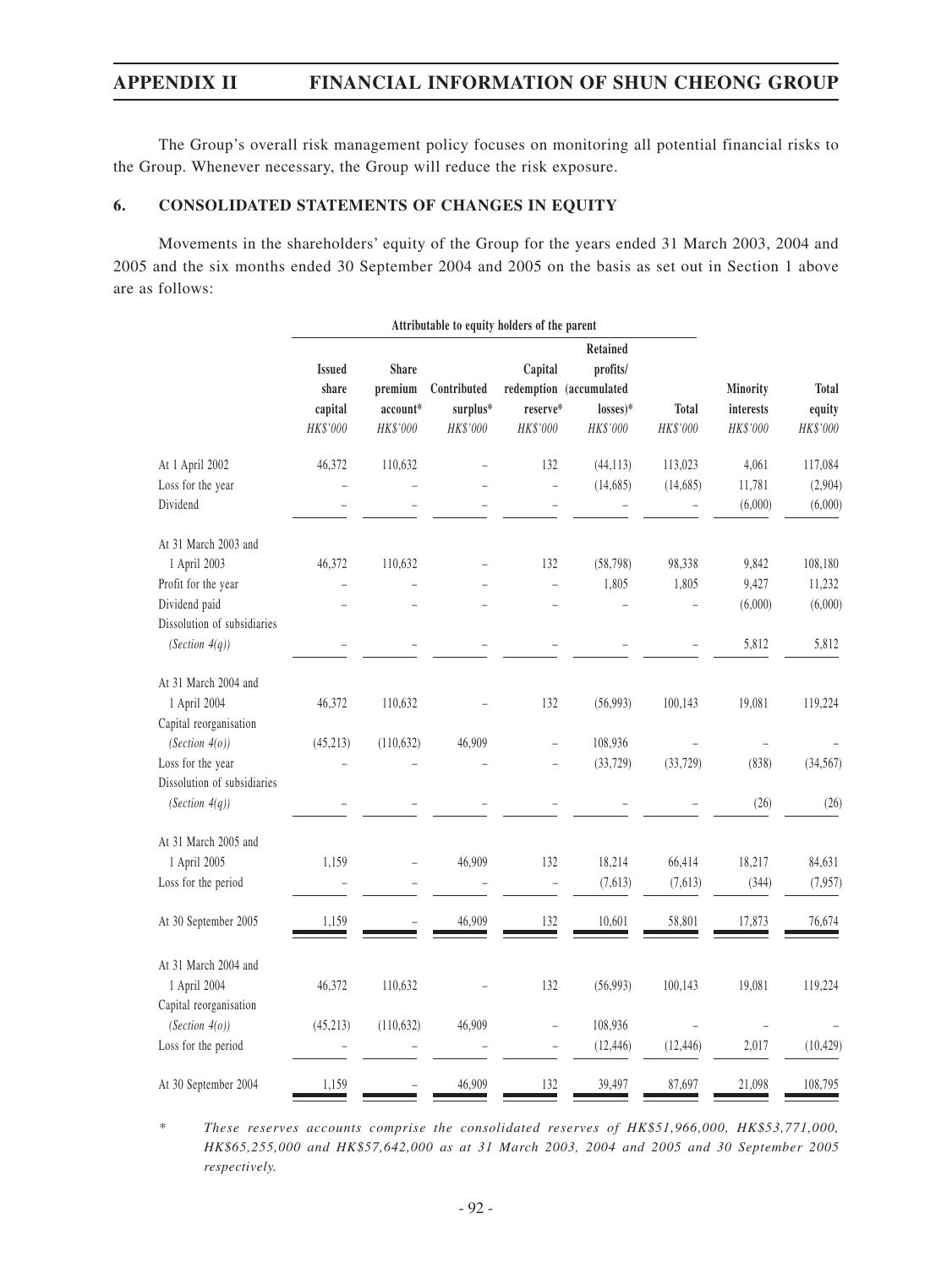The Group's overall risk management policy focuses on monitoring all potential financial risks to the Group. Whenever necessary, the Group will reduce the risk exposure.

## 6. CONSOLIDATED STATEMENTS OF CHANGES IN EQUITY

Movements in the shareholders' equity of the Group for the years ended 31 March 2003, 2004 and 2005 and the six months ended 30 September 2004 and 2005 on the basis as set out in Section 1 above are as follows:

| | Attributable to equity holders of the parent | | | | | | | |
|---|---|---|---|---|---|---|---|---|
| | Issued share capital | Share premium account* | Contributed surplus* | Capital redemption reserve* | Retained profits/ (accumulated losses)* | Total | Minority interests | Total equity |
| | HK$'000 | HK$'000 | HK$'000 | HK$'000 | HK$'000 | HK$'000 | HK$'000 | HK$'000 |
| At 1 April 2002 | 46,372 | 110,632 | – | 132 | (44,113) | 113,023 | 4,061 | 117,084 |
| Loss for the year | – | – | – | – | (14,685) | (14,685) | 11,781 | (2,904) |
| Dividend | – | – | – | – | – | – | (6,000) | (6,000) |
| At 31 March 2003 and 1 April 2003 | 46,372 | 110,632 | – | 132 | (58,798) | 98,338 | 9,842 | 108,180 |
| Profit for the year | – | – | – | – | 1,805 | 1,805 | 9,427 | 11,232 |
| Dividend paid | – | – | – | – | – | – | (6,000) | (6,000) |
| Dissolution of subsidiaries *(Section 4(q))* | – | – | – | – | – | – | 5,812 | 5,812 |
| At 31 March 2004 and 1 April 2004 | 46,372 | 110,632 | – | 132 | (56,993) | 100,143 | 19,081 | 119,224 |
| Capital reorganisation *(Section 4(o))* | (45,213) | (110,632) | 46,909 | – | 108,936 | – | – | – |
| Loss for the year | – | – | – | – | (33,729) | (33,729) | (838) | (34,567) |
| Dissolution of subsidiaries *(Section 4(q))* | – | – | – | – | – | – | (26) | (26) |
| At 31 March 2005 and 1 April 2005 | 1,159 | – | 46,909 | 132 | 18,214 | 66,414 | 18,217 | 84,631 |
| Loss for the period | – | – | – | – | (7,613) | (7,613) | (344) | (7,957) |
| At 30 September 2005 | 1,159 | – | 46,909 | 132 | 10,601 | 58,801 | 17,873 | 76,674 |
| At 31 March 2004 and 1 April 2004 | 46,372 | 110,632 | – | 132 | (56,993) | 100,143 | 19,081 | 119,224 |
| Capital reorganisation *(Section 4(o))* | (45,213) | (110,632) | 46,909 | – | 108,936 | – | – | – |
| Loss for the period | – | – | – | – | (12,446) | (12,446) | 2,017 | (10,429) |
| At 30 September 2004 | 1,159 | – | 46,909 | 132 | 39,497 | 87,697 | 21,098 | 108,795 |

\* *These reserves accounts comprise the consolidated reserves of HK$51,966,000, HK$53,771,000, HK$65,255,000 and HK$57,642,000 as at 31 March 2003, 2004 and 2005 and 30 September 2005 respectively.*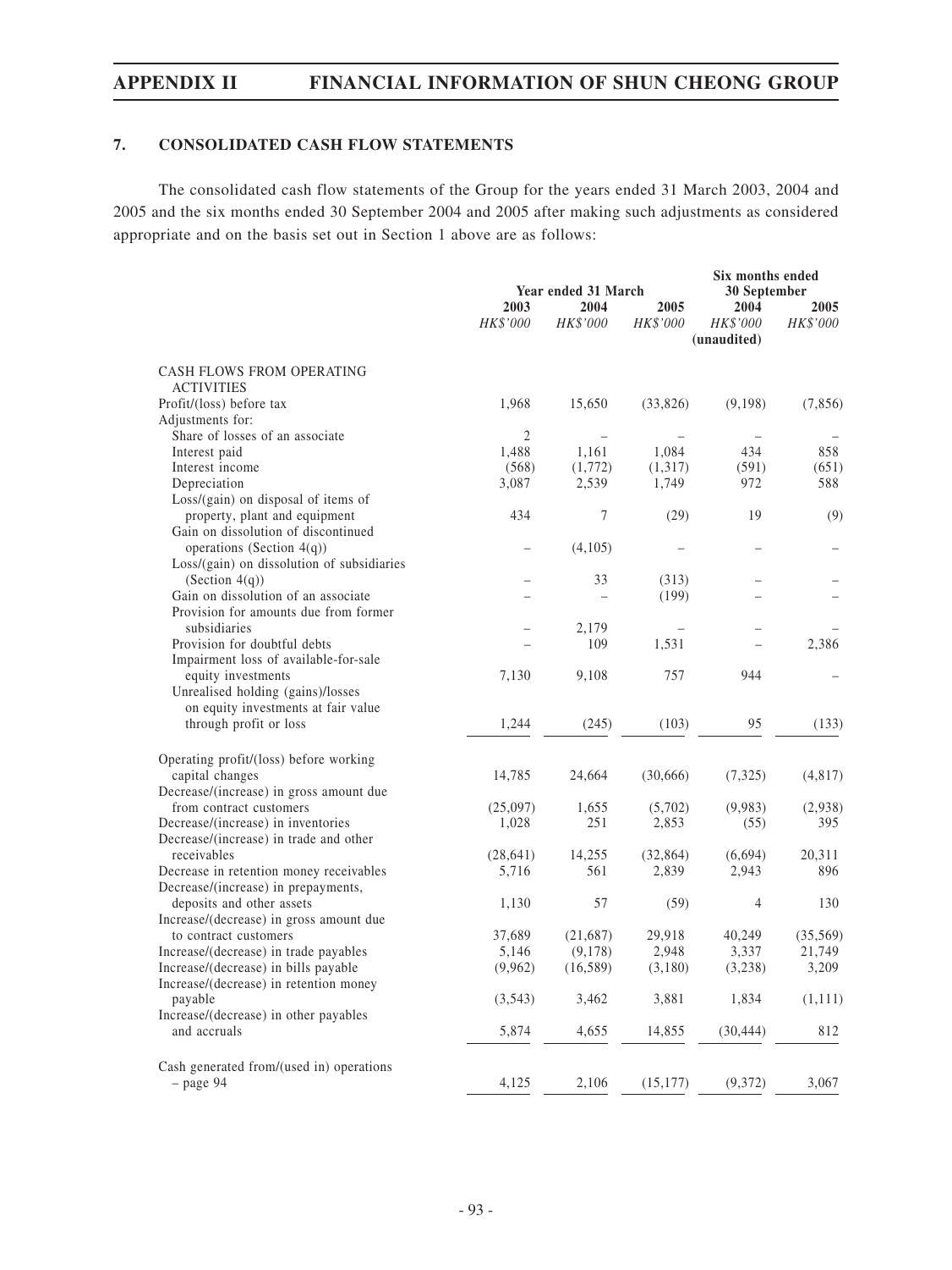## 7. CONSOLIDATED CASH FLOW STATEMENTS

The consolidated cash flow statements of the Group for the years ended 31 March 2003, 2004 and 2005 and the six months ended 30 September 2004 and 2005 after making such adjustments as considered appropriate and on the basis set out in Section 1 above are as follows:

| | Year ended 31 March | | | Six months ended 30 September | |
|---|---|---|---|---|---|
| | 2003 | 2004 | 2005 | 2004 | 2005 |
| | *HK$'000* | *HK$'000* | *HK$'000* | *HK$'000* (unaudited) | *HK$'000* |
| CASH FLOWS FROM OPERATING ACTIVITIES | | | | | |
| Profit/(loss) before tax | 1,968 | 15,650 | (33,826) | (9,198) | (7,856) |
| Adjustments for: | | | | | |
| Share of losses of an associate | 2 | – | – | – | – |
| Interest paid | 1,488 | 1,161 | 1,084 | 434 | 858 |
| Interest income | (568) | (1,772) | (1,317) | (591) | (651) |
| Depreciation | 3,087 | 2,539 | 1,749 | 972 | 588 |
| Loss/(gain) on disposal of items of property, plant and equipment | 434 | 7 | (29) | 19 | (9) |
| Gain on dissolution of discontinued operations (Section 4(q)) | – | (4,105) | – | – | – |
| Loss/(gain) on dissolution of subsidiaries (Section 4(q)) | – | 33 | (313) | – | – |
| Gain on dissolution of an associate | – | – | (199) | – | – |
| Provision for amounts due from former subsidiaries | – | 2,179 | – | – | – |
| Provision for doubtful debts | – | 109 | 1,531 | – | 2,386 |
| Impairment loss of available-for-sale equity investments | 7,130 | 9,108 | 757 | 944 | – |
| Unrealised holding (gains)/losses on equity investments at fair value through profit or loss | 1,244 | (245) | (103) | 95 | (133) |
| Operating profit/(loss) before working capital changes | 14,785 | 24,664 | (30,666) | (7,325) | (4,817) |
| Decrease/(increase) in gross amount due from contract customers | (25,097) | 1,655 | (5,702) | (9,983) | (2,938) |
| Decrease/(increase) in inventories | 1,028 | 251 | 2,853 | (55) | 395 |
| Decrease/(increase) in trade and other receivables | (28,641) | 14,255 | (32,864) | (6,694) | 20,311 |
| Decrease in retention money receivables | 5,716 | 561 | 2,839 | 2,943 | 896 |
| Decrease/(increase) in prepayments, deposits and other assets | 1,130 | 57 | (59) | 4 | 130 |
| Increase/(decrease) in gross amount due to contract customers | 37,689 | (21,687) | 29,918 | 40,249 | (35,569) |
| Increase/(decrease) in trade payables | 5,146 | (9,178) | 2,948 | 3,337 | 21,749 |
| Increase/(decrease) in bills payable | (9,962) | (16,589) | (3,180) | (3,238) | 3,209 |
| Increase/(decrease) in retention money payable | (3,543) | 3,462 | 3,881 | 1,834 | (1,111) |
| Increase/(decrease) in other payables and accruals | 5,874 | 4,655 | 14,855 | (30,444) | 812 |
| Cash generated from/(used in) operations – page 94 | 4,125 | 2,106 | (15,177) | (9,372) | 3,067 |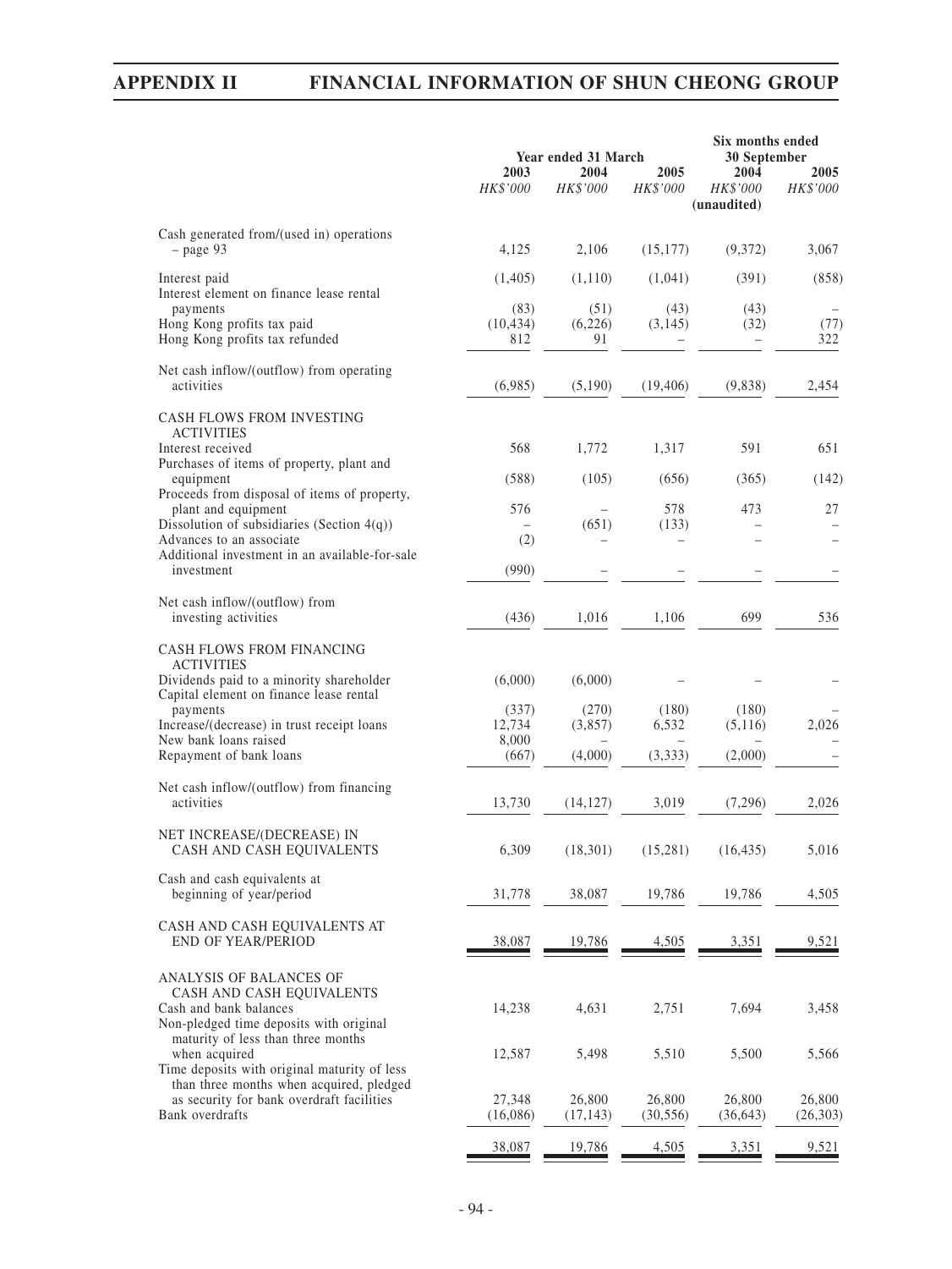| | Year ended 31 March | | | Six months ended 30 September | |
|---|---|---|---|---|---|
| | 2003 | 2004 | 2005 | 2004 | 2005 |
| | *HK$'000* | *HK$'000* | *HK$'000* | *HK$'000* (unaudited) | *HK$'000* |
| Cash generated from/(used in) operations – page 93 | 4,125 | 2,106 | (15,177) | (9,372) | 3,067 |
| Interest paid | (1,405) | (1,110) | (1,041) | (391) | (858) |
| Interest element on finance lease rental payments | (83) | (51) | (43) | (43) | – |
| Hong Kong profits tax paid | (10,434) | (6,226) | (3,145) | (32) | (77) |
| Hong Kong profits tax refunded | 812 | 91 | – | – | 322 |
| Net cash inflow/(outflow) from operating activities | (6,985) | (5,190) | (19,406) | (9,838) | 2,454 |
| CASH FLOWS FROM INVESTING ACTIVITIES | | | | | |
| Interest received | 568 | 1,772 | 1,317 | 591 | 651 |
| Purchases of items of property, plant and equipment | (588) | (105) | (656) | (365) | (142) |
| Proceeds from disposal of items of property, plant and equipment | 576 | – | 578 | 473 | 27 |
| Dissolution of subsidiaries (Section 4(q)) | – | (651) | (133) | – | – |
| Advances to an associate | (2) | – | – | – | – |
| Additional investment in an available-for-sale investment | (990) | – | – | – | – |
| Net cash inflow/(outflow) from investing activities | (436) | 1,016 | 1,106 | 699 | 536 |
| CASH FLOWS FROM FINANCING ACTIVITIES | | | | | |
| Dividends paid to a minority shareholder | (6,000) | (6,000) | – | – | – |
| Capital element on finance lease rental payments | (337) | (270) | (180) | (180) | – |
| Increase/(decrease) in trust receipt loans | 12,734 | (3,857) | 6,532 | (5,116) | 2,026 |
| New bank loans raised | 8,000 | – | – | – | – |
| Repayment of bank loans | (667) | (4,000) | (3,333) | (2,000) | – |
| Net cash inflow/(outflow) from financing activities | 13,730 | (14,127) | 3,019 | (7,296) | 2,026 |
| NET INCREASE/(DECREASE) IN CASH AND CASH EQUIVALENTS | 6,309 | (18,301) | (15,281) | (16,435) | 5,016 |
| Cash and cash equivalents at beginning of year/period | 31,778 | 38,087 | 19,786 | 19,786 | 4,505 |
| CASH AND CASH EQUIVALENTS AT END OF YEAR/PERIOD | 38,087 | 19,786 | 4,505 | 3,351 | 9,521 |
| ANALYSIS OF BALANCES OF CASH AND CASH EQUIVALENTS | | | | | |
| Cash and bank balances | 14,238 | 4,631 | 2,751 | 7,694 | 3,458 |
| Non-pledged time deposits with original maturity of less than three months when acquired | 12,587 | 5,498 | 5,510 | 5,500 | 5,566 |
| Time deposits with original maturity of less than three months when acquired, pledged as security for bank overdraft facilities | 27,348 | 26,800 | 26,800 | 26,800 | 26,800 |
| Bank overdrafts | (16,086) | (17,143) | (30,556) | (36,643) | (26,303) |
| | 38,087 | 19,786 | 4,505 | 3,351 | 9,521 |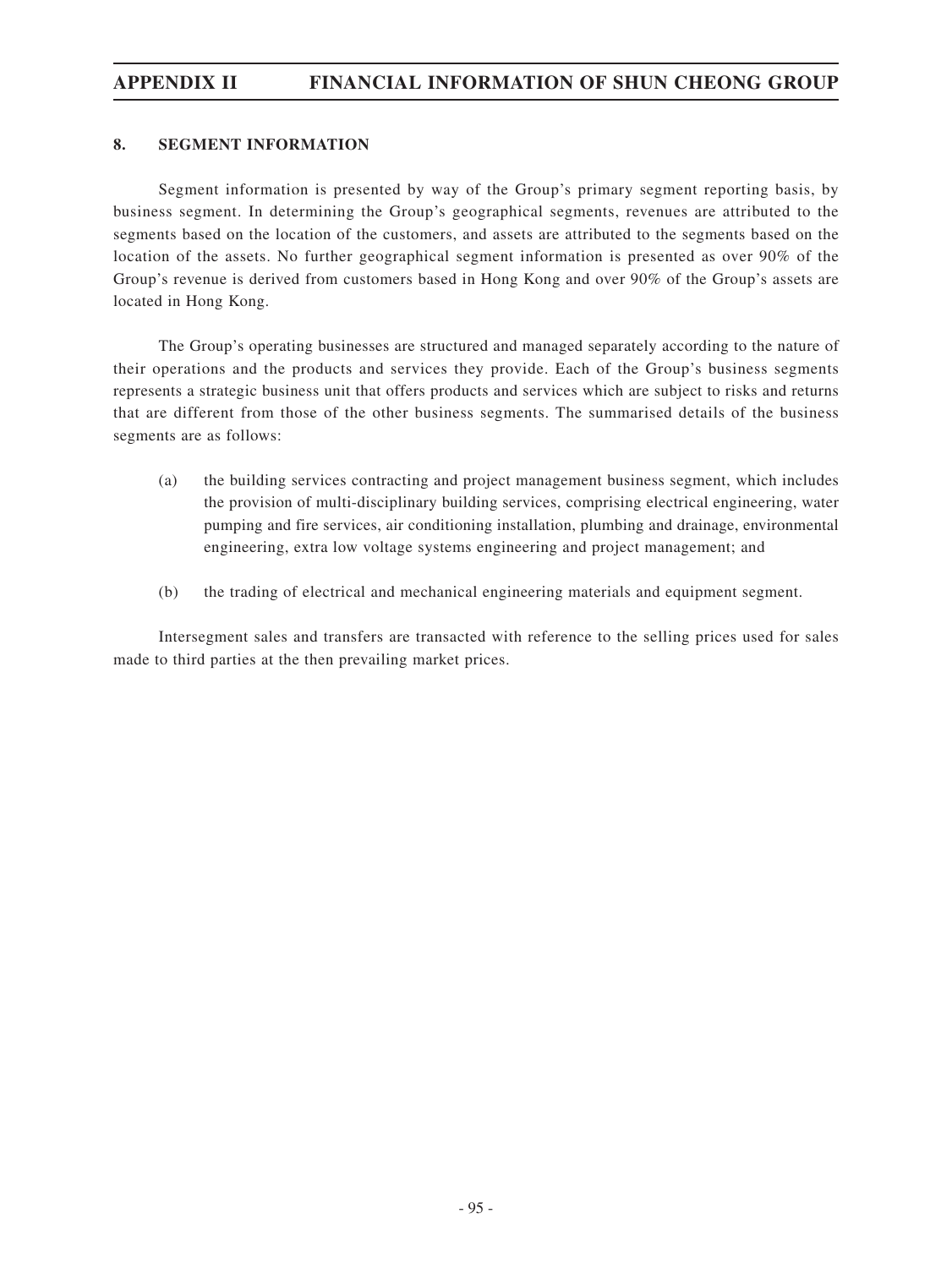## 8. SEGMENT INFORMATION

Segment information is presented by way of the Group's primary segment reporting basis, by business segment. In determining the Group's geographical segments, revenues are attributed to the segments based on the location of the customers, and assets are attributed to the segments based on the location of the assets. No further geographical segment information is presented as over 90% of the Group's revenue is derived from customers based in Hong Kong and over 90% of the Group's assets are located in Hong Kong.

The Group's operating businesses are structured and managed separately according to the nature of their operations and the products and services they provide. Each of the Group's business segments represents a strategic business unit that offers products and services which are subject to risks and returns that are different from those of the other business segments. The summarised details of the business segments are as follows:

(a) the building services contracting and project management business segment, which includes the provision of multi-disciplinary building services, comprising electrical engineering, water pumping and fire services, air conditioning installation, plumbing and drainage, environmental engineering, extra low voltage systems engineering and project management; and

(b) the trading of electrical and mechanical engineering materials and equipment segment.

Intersegment sales and transfers are transacted with reference to the selling prices used for sales made to third parties at the then prevailing market prices.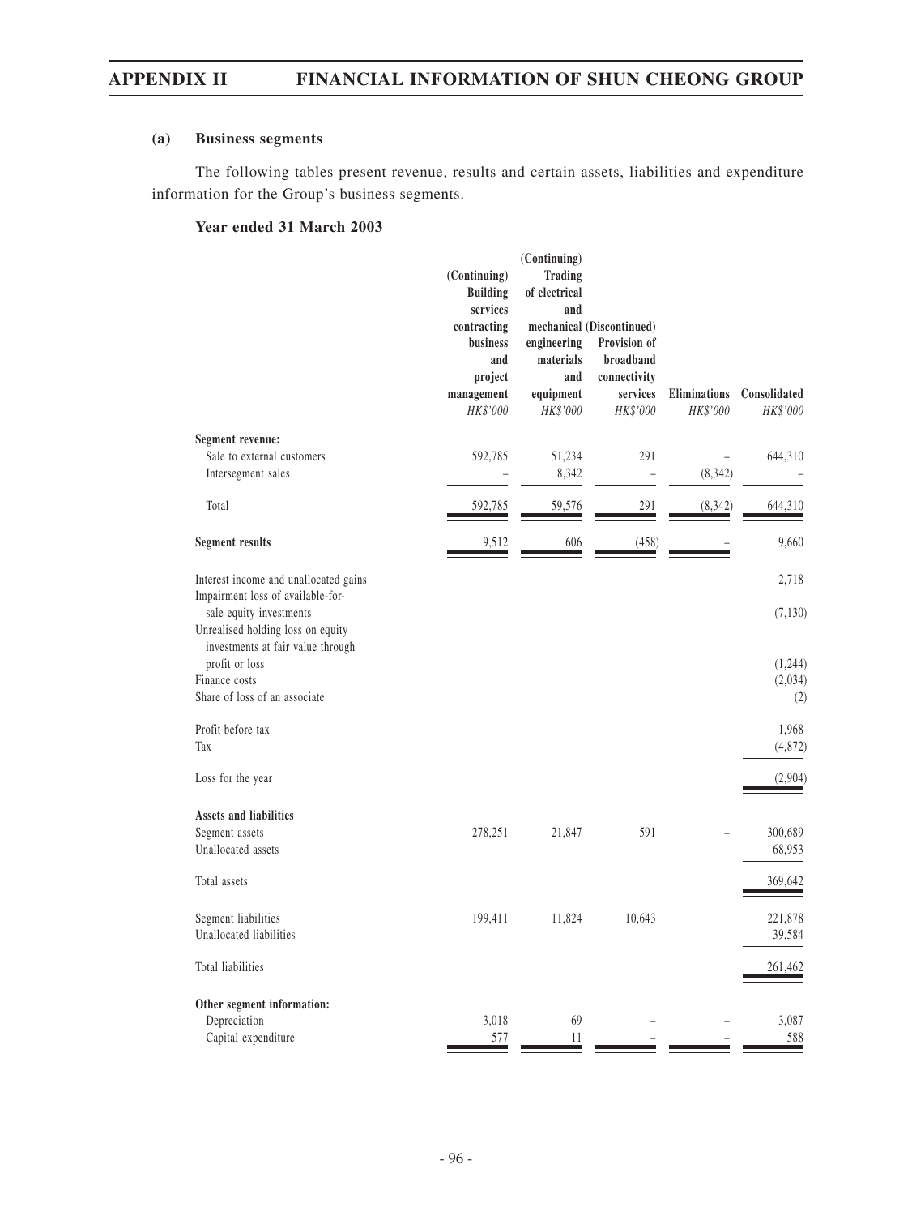### (a) Business segments

The following tables present revenue, results and certain assets, liabilities and expenditure information for the Group's business segments.

#### Year ended 31 March 2003

| | (Continuing) Building services contracting business and project management HK$'000 | (Continuing) Trading of electrical and mechanical engineering materials and equipment HK$'000 | (Discontinued) Provision of broadband connectivity services HK$'000 | Eliminations HK$'000 | Consolidated HK$'000 |
|---|---|---|---|---|---|
| **Segment revenue:** | | | | | |
| Sale to external customers | 592,785 | 51,234 | 291 | – | 644,310 |
| Intersegment sales | – | 8,342 | – | (8,342) | – |
| Total | 592,785 | 59,576 | 291 | (8,342) | 644,310 |
| **Segment results** | 9,512 | 606 | (458) | – | 9,660 |
| Interest income and unallocated gains | | | | | 2,718 |
| Impairment loss of available-for-sale equity investments | | | | | (7,130) |
| Unrealised holding loss on equity investments at fair value through profit or loss | | | | | (1,244) |
| Finance costs | | | | | (2,034) |
| Share of loss of an associate | | | | | (2) |
| Profit before tax | | | | | 1,968 |
| Tax | | | | | (4,872) |
| Loss for the year | | | | | (2,904) |
| **Assets and liabilities** | | | | | |
| Segment assets | 278,251 | 21,847 | 591 | – | 300,689 |
| Unallocated assets | | | | | 68,953 |
| Total assets | | | | | 369,642 |
| Segment liabilities | 199,411 | 11,824 | 10,643 | | 221,878 |
| Unallocated liabilities | | | | | 39,584 |
| Total liabilities | | | | | 261,462 |
| **Other segment information:** | | | | | |
| Depreciation | 3,018 | 69 | – | – | 3,087 |
| Capital expenditure | 577 | 11 | – | – | 588 |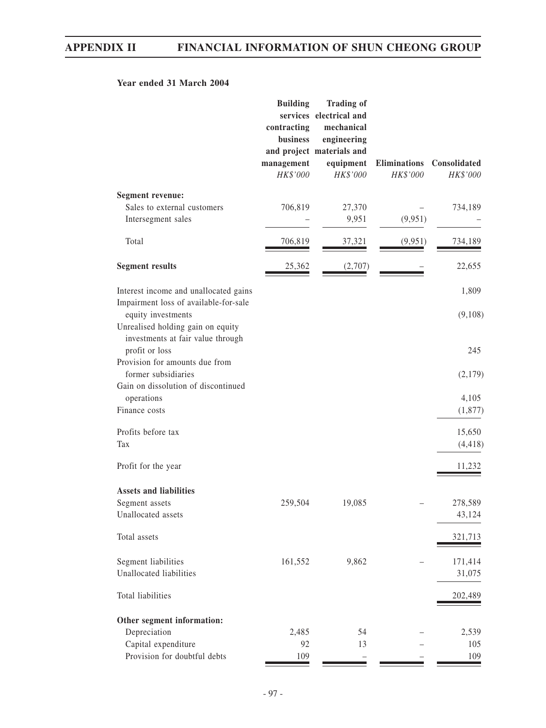**Year ended 31 March 2004**

| | Building services contracting business and project management | Trading of electrical and mechanical engineering materials and equipment | Eliminations | Consolidated |
|---|---|---|---|---|
| | *HK$'000* | *HK$'000* | *HK$'000* | *HK$'000* |
| **Segment revenue:** | | | | |
| Sales to external customers | 706,819 | 27,370 | – | 734,189 |
| Intersegment sales | – | 9,951 | (9,951) | – |
| Total | 706,819 | 37,321 | (9,951) | 734,189 |
| **Segment results** | 25,362 | (2,707) | – | 22,655 |
| Interest income and unallocated gains | | | | 1,809 |
| Impairment loss of available-for-sale equity investments | | | | (9,108) |
| Unrealised holding gain on equity investments at fair value through profit or loss | | | | 245 |
| Provision for amounts due from former subsidiaries | | | | (2,179) |
| Gain on dissolution of discontinued operations | | | | 4,105 |
| Finance costs | | | | (1,877) |
| Profits before tax | | | | 15,650 |
| Tax | | | | (4,418) |
| Profit for the year | | | | 11,232 |
| **Assets and liabilities** | | | | |
| Segment assets | 259,504 | 19,085 | – | 278,589 |
| Unallocated assets | | | | 43,124 |
| Total assets | | | | 321,713 |
| Segment liabilities | 161,552 | 9,862 | – | 171,414 |
| Unallocated liabilities | | | | 31,075 |
| Total liabilities | | | | 202,489 |
| **Other segment information:** | | | | |
| Depreciation | 2,485 | 54 | – | 2,539 |
| Capital expenditure | 92 | 13 | – | 105 |
| Provision for doubtful debts | 109 | – | – | 109 |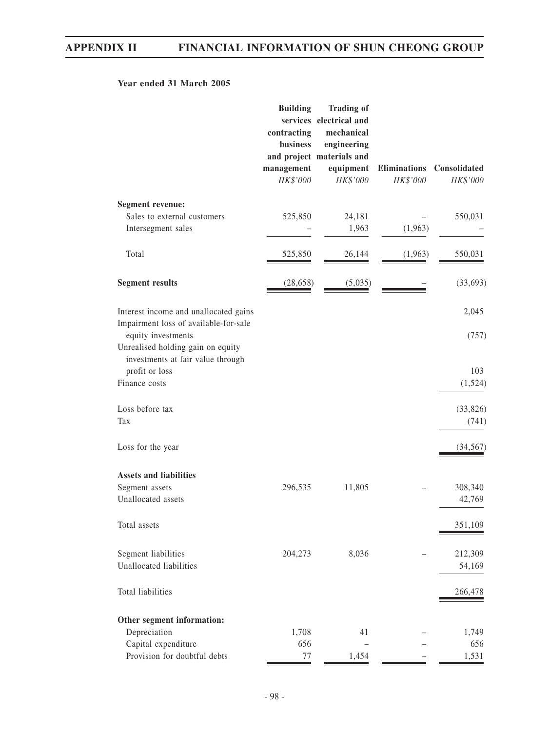**Year ended 31 March 2005**

| | Building services contracting business and project management | Trading of electrical and mechanical engineering materials and equipment | Eliminations | Consolidated |
|---|---|---|---|---|
| | *HK$'000* | *HK$'000* | *HK$'000* | *HK$'000* |
| **Segment revenue:** | | | | |
| Sales to external customers | 525,850 | 24,181 | – | 550,031 |
| Intersegment sales | – | 1,963 | (1,963) | – |
| Total | 525,850 | 26,144 | (1,963) | 550,031 |
| **Segment results** | (28,658) | (5,035) | – | (33,693) |
| Interest income and unallocated gains | | | | 2,045 |
| Impairment loss of available-for-sale equity investments | | | | (757) |
| Unrealised holding gain on equity investments at fair value through profit or loss | | | | 103 |
| Finance costs | | | | (1,524) |
| Loss before tax | | | | (33,826) |
| Tax | | | | (741) |
| Loss for the year | | | | (34,567) |
| **Assets and liabilities** | | | | |
| Segment assets | 296,535 | 11,805 | – | 308,340 |
| Unallocated assets | | | | 42,769 |
| Total assets | | | | 351,109 |
| Segment liabilities | 204,273 | 8,036 | – | 212,309 |
| Unallocated liabilities | | | | 54,169 |
| Total liabilities | | | | 266,478 |
| **Other segment information:** | | | | |
| Depreciation | 1,708 | 41 | – | 1,749 |
| Capital expenditure | 656 | – | – | 656 |
| Provision for doubtful debts | 77 | 1,454 | – | 1,531 |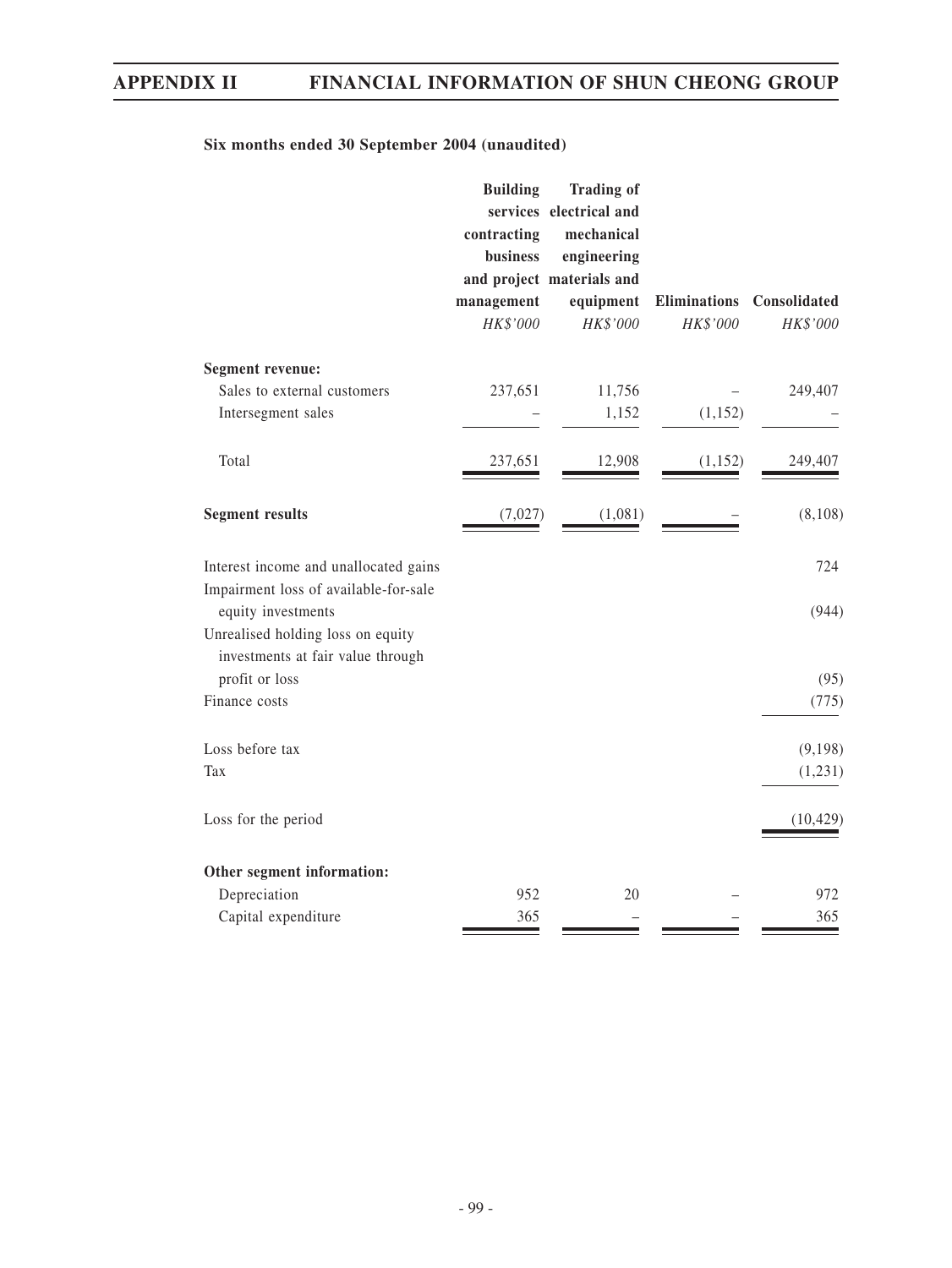**Six months ended 30 September 2004 (unaudited)**

| | Building services contracting business and project management | Trading of electrical and mechanical engineering materials and equipment | Eliminations | Consolidated |
|---|---|---|---|---|
| | *HK$'000* | *HK$'000* | *HK$'000* | *HK$'000* |
| **Segment revenue:** | | | | |
| Sales to external customers | 237,651 | 11,756 | – | 249,407 |
| Intersegment sales | – | 1,152 | (1,152) | – |
| Total | 237,651 | 12,908 | (1,152) | 249,407 |
| **Segment results** | (7,027) | (1,081) | – | (8,108) |
| Interest income and unallocated gains | | | | 724 |
| Impairment loss of available-for-sale equity investments | | | | (944) |
| Unrealised holding loss on equity investments at fair value through profit or loss | | | | (95) |
| Finance costs | | | | (775) |
| Loss before tax | | | | (9,198) |
| Tax | | | | (1,231) |
| Loss for the period | | | | (10,429) |
| **Other segment information:** | | | | |
| Depreciation | 952 | 20 | – | 972 |
| Capital expenditure | 365 | – | – | 365 |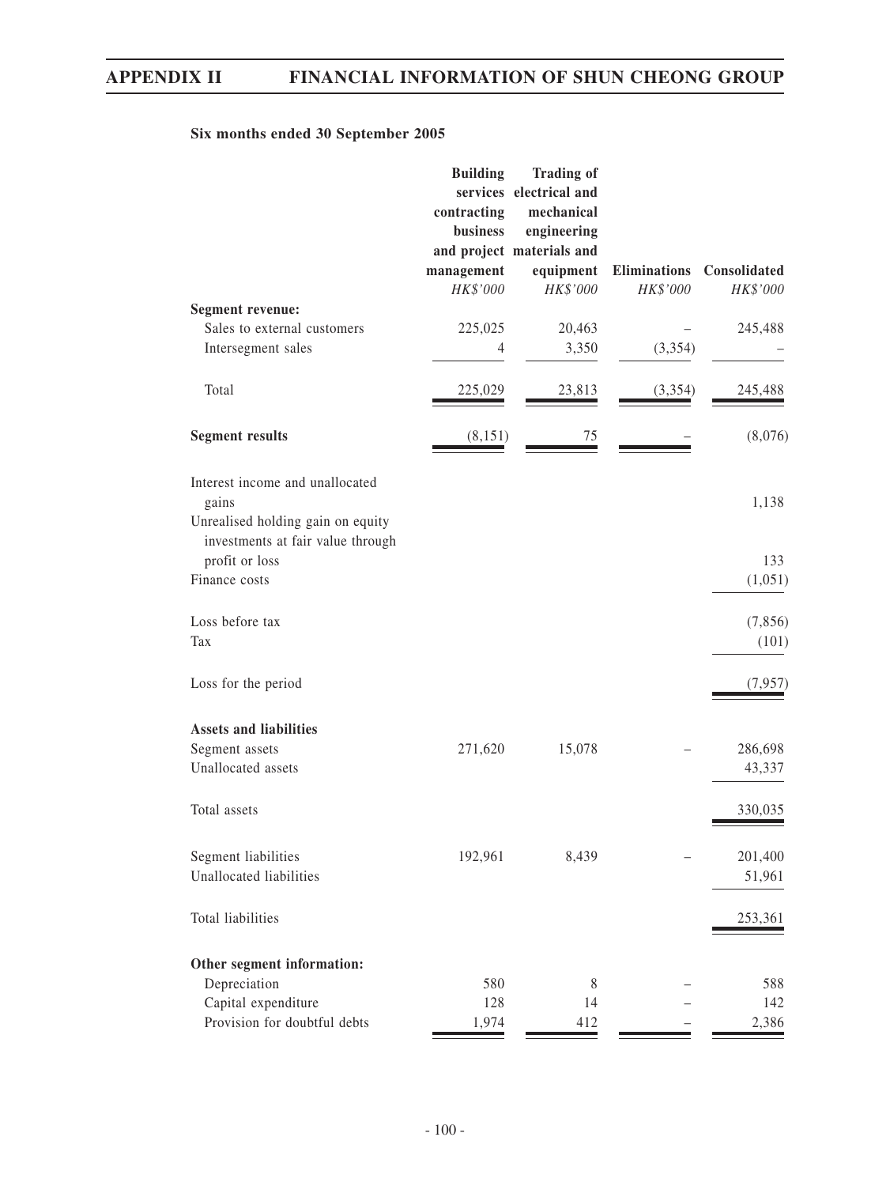**Six months ended 30 September 2005**

| | Building services contracting business and project management | Trading of electrical and mechanical engineering materials and equipment | Eliminations | Consolidated |
|---|---|---|---|---|
| | *HK$'000* | *HK$'000* | *HK$'000* | *HK$'000* |
| **Segment revenue:** | | | | |
| Sales to external customers | 225,025 | 20,463 | – | 245,488 |
| Intersegment sales | 4 | 3,350 | (3,354) | – |
| Total | 225,029 | 23,813 | (3,354) | 245,488 |
| **Segment results** | (8,151) | 75 | – | (8,076) |
| Interest income and unallocated gains | | | | 1,138 |
| Unrealised holding gain on equity investments at fair value through profit or loss | | | | 133 |
| Finance costs | | | | (1,051) |
| Loss before tax | | | | (7,856) |
| Tax | | | | (101) |
| Loss for the period | | | | (7,957) |
| **Assets and liabilities** | | | | |
| Segment assets | 271,620 | 15,078 | – | 286,698 |
| Unallocated assets | | | | 43,337 |
| Total assets | | | | 330,035 |
| Segment liabilities | 192,961 | 8,439 | – | 201,400 |
| Unallocated liabilities | | | | 51,961 |
| Total liabilities | | | | 253,361 |
| **Other segment information:** | | | | |
| Depreciation | 580 | 8 | – | 588 |
| Capital expenditure | 128 | 14 | – | 142 |
| Provision for doubtful debts | 1,974 | 412 | – | 2,386 |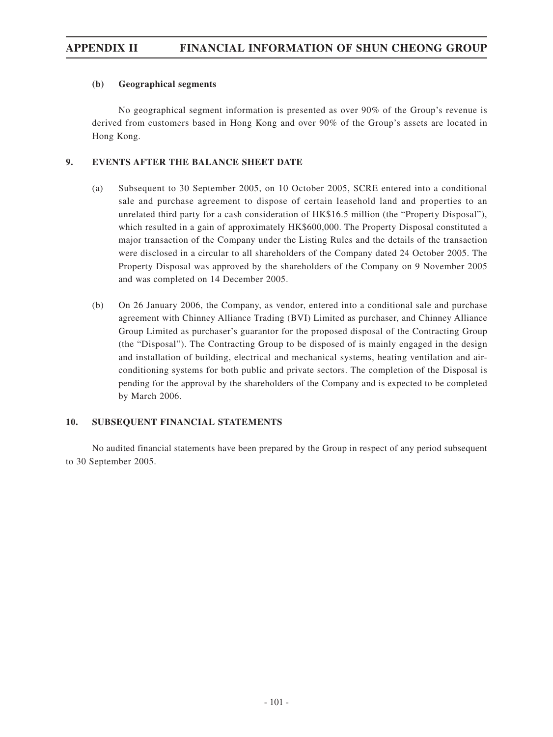**(b) Geographical segments**

No geographical segment information is presented as over 90% of the Group's revenue is derived from customers based in Hong Kong and over 90% of the Group's assets are located in Hong Kong.

## 9. EVENTS AFTER THE BALANCE SHEET DATE

(a) Subsequent to 30 September 2005, on 10 October 2005, SCRE entered into a conditional sale and purchase agreement to dispose of certain leasehold land and properties to an unrelated third party for a cash consideration of HK$16.5 million (the "Property Disposal"), which resulted in a gain of approximately HK$600,000. The Property Disposal constituted a major transaction of the Company under the Listing Rules and the details of the transaction were disclosed in a circular to all shareholders of the Company dated 24 October 2005. The Property Disposal was approved by the shareholders of the Company on 9 November 2005 and was completed on 14 December 2005.

(b) On 26 January 2006, the Company, as vendor, entered into a conditional sale and purchase agreement with Chinney Alliance Trading (BVI) Limited as purchaser, and Chinney Alliance Group Limited as purchaser's guarantor for the proposed disposal of the Contracting Group (the "Disposal"). The Contracting Group to be disposed of is mainly engaged in the design and installation of building, electrical and mechanical systems, heating ventilation and air-conditioning systems for both public and private sectors. The completion of the Disposal is pending for the approval by the shareholders of the Company and is expected to be completed by March 2006.

## 10. SUBSEQUENT FINANCIAL STATEMENTS

No audited financial statements have been prepared by the Group in respect of any period subsequent to 30 September 2005.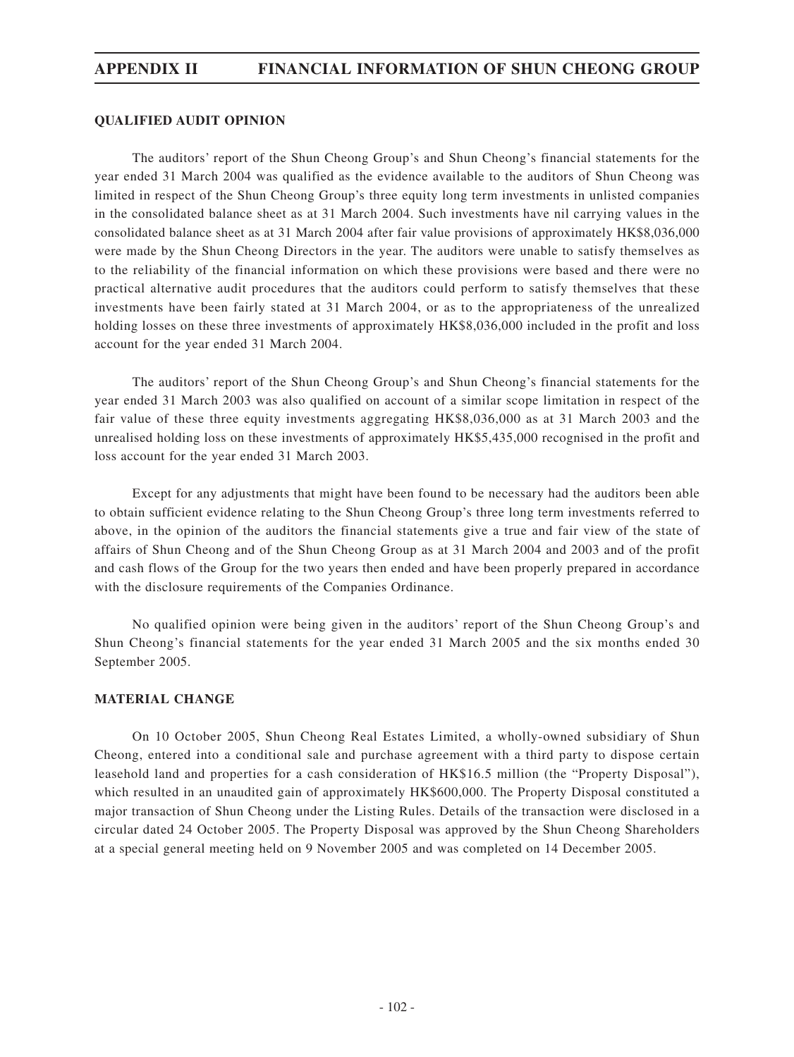## QUALIFIED AUDIT OPINION

The auditors' report of the Shun Cheong Group's and Shun Cheong's financial statements for the year ended 31 March 2004 was qualified as the evidence available to the auditors of Shun Cheong was limited in respect of the Shun Cheong Group's three equity long term investments in unlisted companies in the consolidated balance sheet as at 31 March 2004. Such investments have nil carrying values in the consolidated balance sheet as at 31 March 2004 after fair value provisions of approximately HK$8,036,000 were made by the Shun Cheong Directors in the year. The auditors were unable to satisfy themselves as to the reliability of the financial information on which these provisions were based and there were no practical alternative audit procedures that the auditors could perform to satisfy themselves that these investments have been fairly stated at 31 March 2004, or as to the appropriateness of the unrealized holding losses on these three investments of approximately HK$8,036,000 included in the profit and loss account for the year ended 31 March 2004.

The auditors' report of the Shun Cheong Group's and Shun Cheong's financial statements for the year ended 31 March 2003 was also qualified on account of a similar scope limitation in respect of the fair value of these three equity investments aggregating HK$8,036,000 as at 31 March 2003 and the unrealised holding loss on these investments of approximately HK$5,435,000 recognised in the profit and loss account for the year ended 31 March 2003.

Except for any adjustments that might have been found to be necessary had the auditors been able to obtain sufficient evidence relating to the Shun Cheong Group's three long term investments referred to above, in the opinion of the auditors the financial statements give a true and fair view of the state of affairs of Shun Cheong and of the Shun Cheong Group as at 31 March 2004 and 2003 and of the profit and cash flows of the Group for the two years then ended and have been properly prepared in accordance with the disclosure requirements of the Companies Ordinance.

No qualified opinion were being given in the auditors' report of the Shun Cheong Group's and Shun Cheong's financial statements for the year ended 31 March 2005 and the six months ended 30 September 2005.

## MATERIAL CHANGE

On 10 October 2005, Shun Cheong Real Estates Limited, a wholly-owned subsidiary of Shun Cheong, entered into a conditional sale and purchase agreement with a third party to dispose certain leasehold land and properties for a cash consideration of HK$16.5 million (the "Property Disposal"), which resulted in an unaudited gain of approximately HK$600,000. The Property Disposal constituted a major transaction of Shun Cheong under the Listing Rules. Details of the transaction were disclosed in a circular dated 24 October 2005. The Property Disposal was approved by the Shun Cheong Shareholders at a special general meeting held on 9 November 2005 and was completed on 14 December 2005.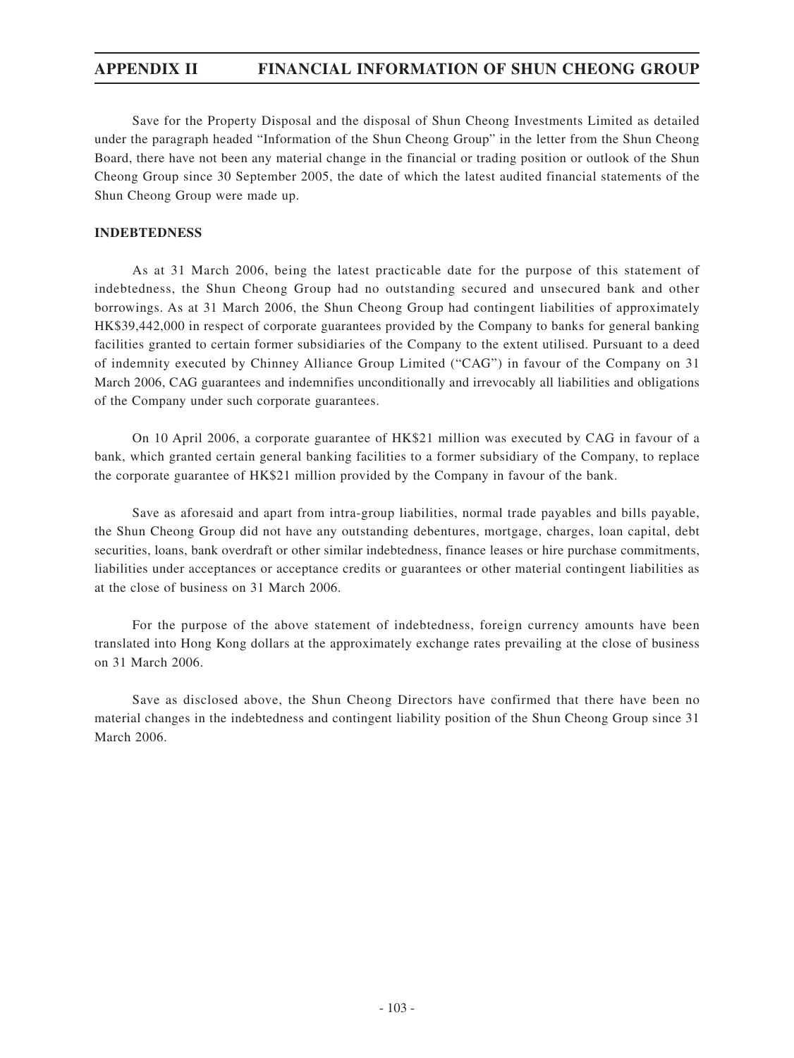Save for the Property Disposal and the disposal of Shun Cheong Investments Limited as detailed under the paragraph headed "Information of the Shun Cheong Group" in the letter from the Shun Cheong Board, there have not been any material change in the financial or trading position or outlook of the Shun Cheong Group since 30 September 2005, the date of which the latest audited financial statements of the Shun Cheong Group were made up.

**INDEBTEDNESS**

As at 31 March 2006, being the latest practicable date for the purpose of this statement of indebtedness, the Shun Cheong Group had no outstanding secured and unsecured bank and other borrowings. As at 31 March 2006, the Shun Cheong Group had contingent liabilities of approximately HK$39,442,000 in respect of corporate guarantees provided by the Company to banks for general banking facilities granted to certain former subsidiaries of the Company to the extent utilised. Pursuant to a deed of indemnity executed by Chinney Alliance Group Limited ("CAG") in favour of the Company on 31 March 2006, CAG guarantees and indemnifies unconditionally and irrevocably all liabilities and obligations of the Company under such corporate guarantees.

On 10 April 2006, a corporate guarantee of HK$21 million was executed by CAG in favour of a bank, which granted certain general banking facilities to a former subsidiary of the Company, to replace the corporate guarantee of HK$21 million provided by the Company in favour of the bank.

Save as aforesaid and apart from intra-group liabilities, normal trade payables and bills payable, the Shun Cheong Group did not have any outstanding debentures, mortgage, charges, loan capital, debt securities, loans, bank overdraft or other similar indebtedness, finance leases or hire purchase commitments, liabilities under acceptances or acceptance credits or guarantees or other material contingent liabilities as at the close of business on 31 March 2006.

For the purpose of the above statement of indebtedness, foreign currency amounts have been translated into Hong Kong dollars at the approximately exchange rates prevailing at the close of business on 31 March 2006.

Save as disclosed above, the Shun Cheong Directors have confirmed that there have been no material changes in the indebtedness and contingent liability position of the Shun Cheong Group since 31 March 2006.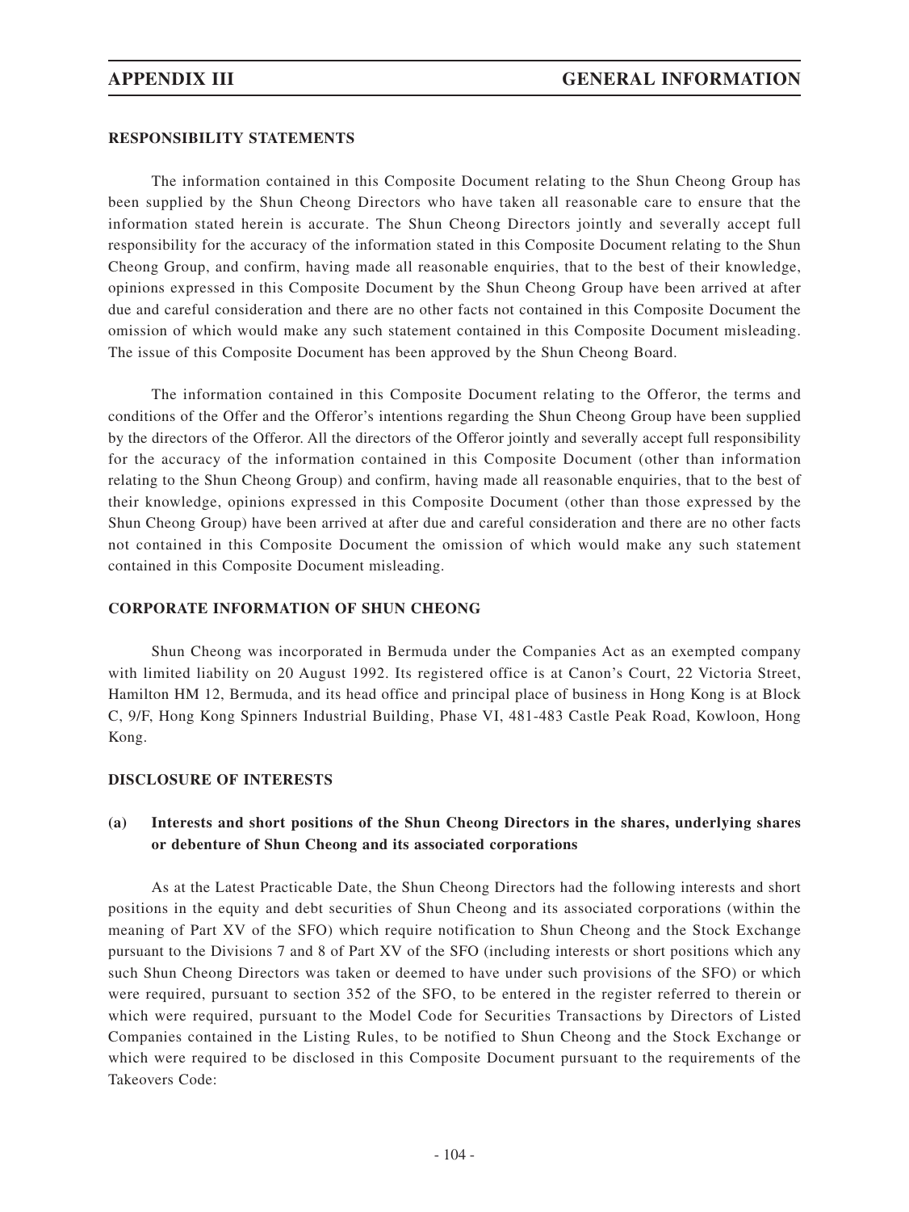## RESPONSIBILITY STATEMENTS

The information contained in this Composite Document relating to the Shun Cheong Group has been supplied by the Shun Cheong Directors who have taken all reasonable care to ensure that the information stated herein is accurate. The Shun Cheong Directors jointly and severally accept full responsibility for the accuracy of the information stated in this Composite Document relating to the Shun Cheong Group, and confirm, having made all reasonable enquiries, that to the best of their knowledge, opinions expressed in this Composite Document by the Shun Cheong Group have been arrived at after due and careful consideration and there are no other facts not contained in this Composite Document the omission of which would make any such statement contained in this Composite Document misleading. The issue of this Composite Document has been approved by the Shun Cheong Board.

The information contained in this Composite Document relating to the Offeror, the terms and conditions of the Offer and the Offeror's intentions regarding the Shun Cheong Group have been supplied by the directors of the Offeror. All the directors of the Offeror jointly and severally accept full responsibility for the accuracy of the information contained in this Composite Document (other than information relating to the Shun Cheong Group) and confirm, having made all reasonable enquiries, that to the best of their knowledge, opinions expressed in this Composite Document (other than those expressed by the Shun Cheong Group) have been arrived at after due and careful consideration and there are no other facts not contained in this Composite Document the omission of which would make any such statement contained in this Composite Document misleading.

## CORPORATE INFORMATION OF SHUN CHEONG

Shun Cheong was incorporated in Bermuda under the Companies Act as an exempted company with limited liability on 20 August 1992. Its registered office is at Canon's Court, 22 Victoria Street, Hamilton HM 12, Bermuda, and its head office and principal place of business in Hong Kong is at Block C, 9/F, Hong Kong Spinners Industrial Building, Phase VI, 481-483 Castle Peak Road, Kowloon, Hong Kong.

## DISCLOSURE OF INTERESTS

### (a) Interests and short positions of the Shun Cheong Directors in the shares, underlying shares or debenture of Shun Cheong and its associated corporations

As at the Latest Practicable Date, the Shun Cheong Directors had the following interests and short positions in the equity and debt securities of Shun Cheong and its associated corporations (within the meaning of Part XV of the SFO) which require notification to Shun Cheong and the Stock Exchange pursuant to the Divisions 7 and 8 of Part XV of the SFO (including interests or short positions which any such Shun Cheong Directors was taken or deemed to have under such provisions of the SFO) or which were required, pursuant to section 352 of the SFO, to be entered in the register referred to therein or which were required, pursuant to the Model Code for Securities Transactions by Directors of Listed Companies contained in the Listing Rules, to be notified to Shun Cheong and the Stock Exchange or which were required to be disclosed in this Composite Document pursuant to the requirements of the Takeovers Code: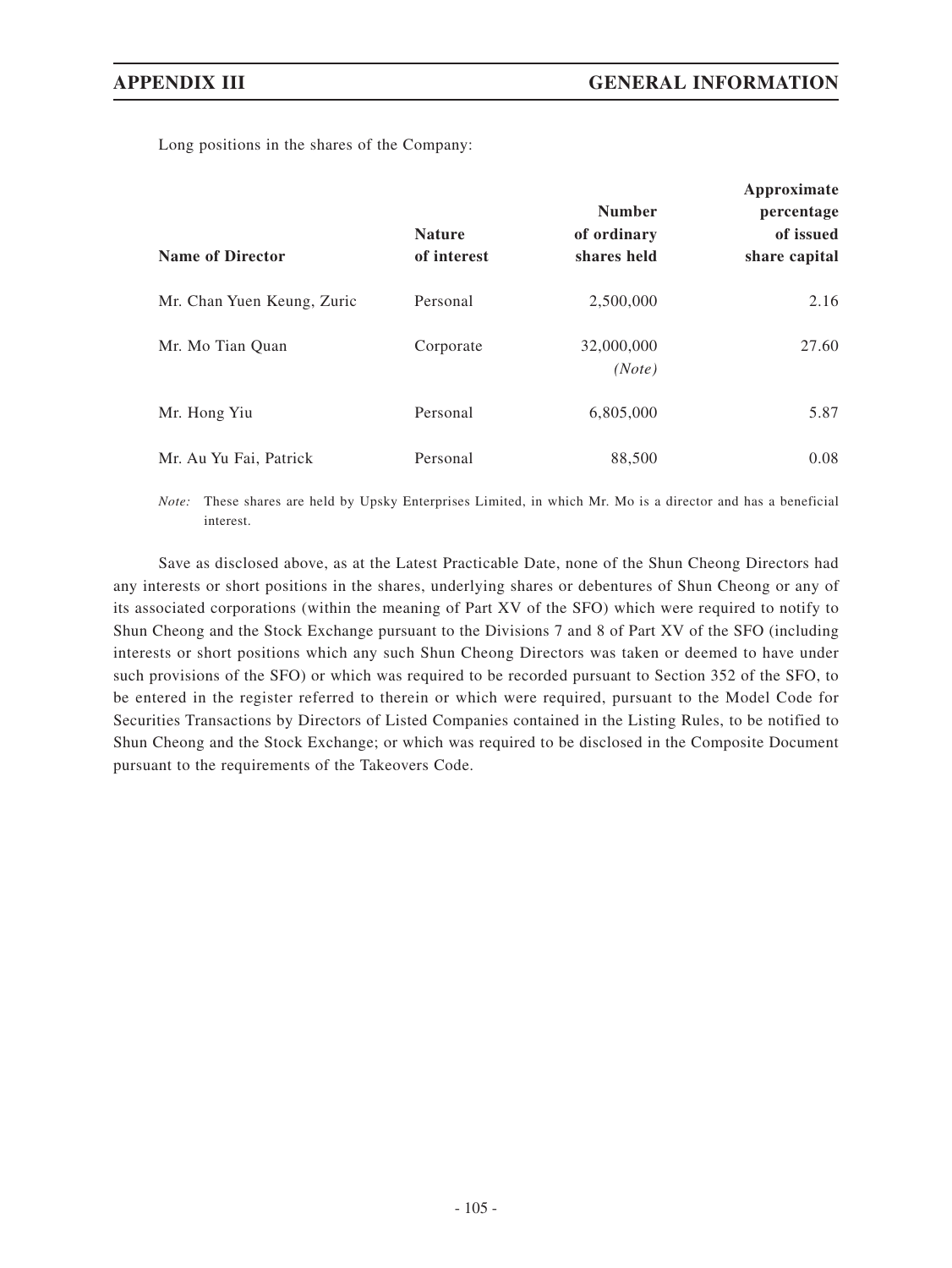Long positions in the shares of the Company:

| Name of Director | Nature of interest | Number of ordinary shares held | Approximate percentage of issued share capital |
|---|---|---|---|
| Mr. Chan Yuen Keung, Zuric | Personal | 2,500,000 | 2.16 |
| Mr. Mo Tian Quan | Corporate | 32,000,000 *(Note)* | 27.60 |
| Mr. Hong Yiu | Personal | 6,805,000 | 5.87 |
| Mr. Au Yu Fai, Patrick | Personal | 88,500 | 0.08 |

*Note:* These shares are held by Upsky Enterprises Limited, in which Mr. Mo is a director and has a beneficial interest.

Save as disclosed above, as at the Latest Practicable Date, none of the Shun Cheong Directors had any interests or short positions in the shares, underlying shares or debentures of Shun Cheong or any of its associated corporations (within the meaning of Part XV of the SFO) which were required to notify to Shun Cheong and the Stock Exchange pursuant to the Divisions 7 and 8 of Part XV of the SFO (including interests or short positions which any such Shun Cheong Directors was taken or deemed to have under such provisions of the SFO) or which was required to be recorded pursuant to Section 352 of the SFO, to be entered in the register referred to therein or which were required, pursuant to the Model Code for Securities Transactions by Directors of Listed Companies contained in the Listing Rules, to be notified to Shun Cheong and the Stock Exchange; or which was required to be disclosed in the Composite Document pursuant to the requirements of the Takeovers Code.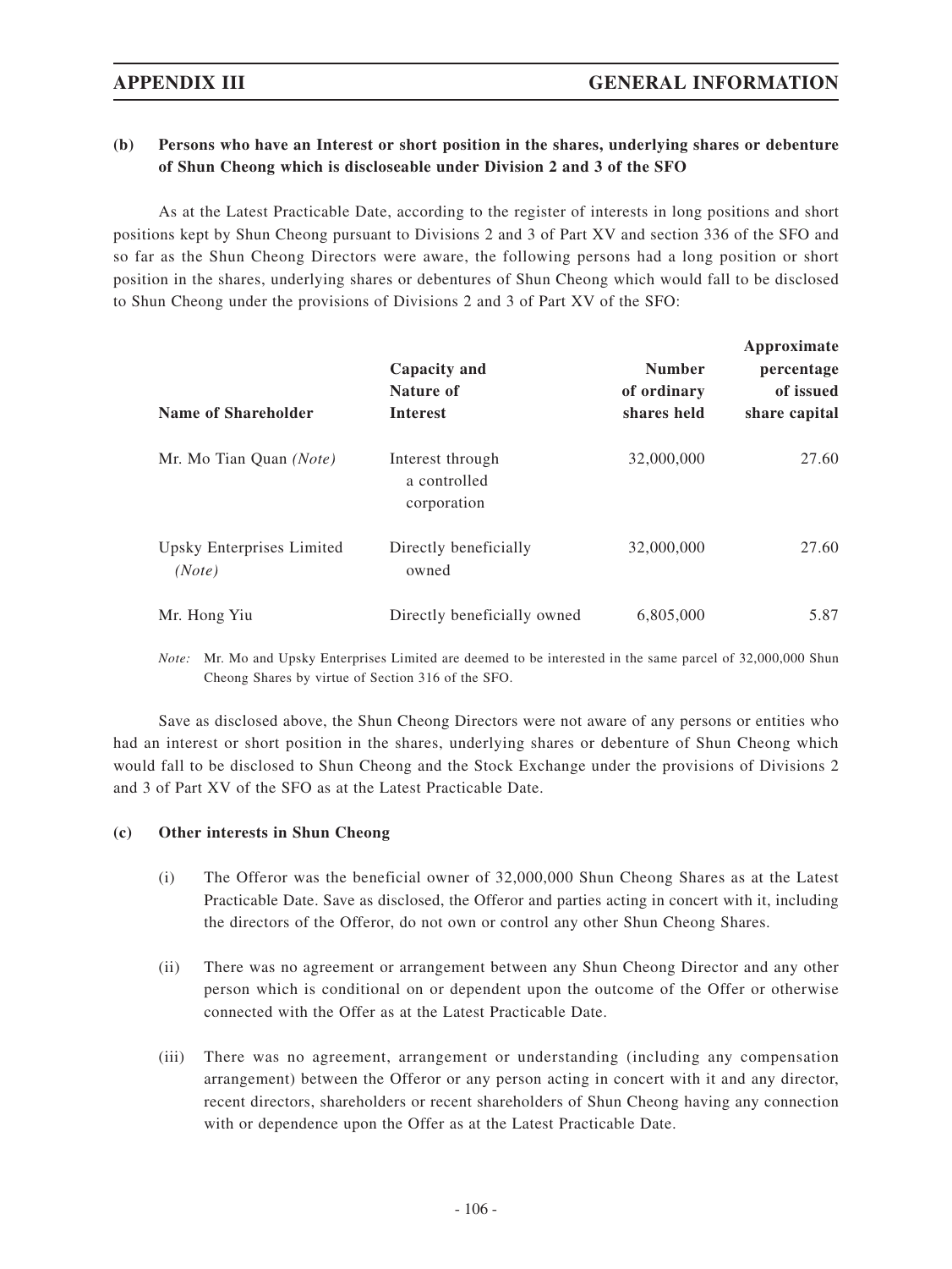### (b) Persons who have an Interest or short position in the shares, underlying shares or debenture of Shun Cheong which is discloseable under Division 2 and 3 of the SFO

As at the Latest Practicable Date, according to the register of interests in long positions and short positions kept by Shun Cheong pursuant to Divisions 2 and 3 of Part XV and section 336 of the SFO and so far as the Shun Cheong Directors were aware, the following persons had a long position or short position in the shares, underlying shares or debentures of Shun Cheong which would fall to be disclosed to Shun Cheong under the provisions of Divisions 2 and 3 of Part XV of the SFO:

| Name of Shareholder | Capacity and Nature of Interest | Number of ordinary shares held | Approximate percentage of issued share capital |
|---|---|---|---|
| Mr. Mo Tian Quan *(Note)* | Interest through a controlled corporation | 32,000,000 | 27.60 |
| Upsky Enterprises Limited *(Note)* | Directly beneficially owned | 32,000,000 | 27.60 |
| Mr. Hong Yiu | Directly beneficially owned | 6,805,000 | 5.87 |

*Note:* Mr. Mo and Upsky Enterprises Limited are deemed to be interested in the same parcel of 32,000,000 Shun Cheong Shares by virtue of Section 316 of the SFO.

Save as disclosed above, the Shun Cheong Directors were not aware of any persons or entities who had an interest or short position in the shares, underlying shares or debenture of Shun Cheong which would fall to be disclosed to Shun Cheong and the Stock Exchange under the provisions of Divisions 2 and 3 of Part XV of the SFO as at the Latest Practicable Date.

### (c) Other interests in Shun Cheong

(i) The Offeror was the beneficial owner of 32,000,000 Shun Cheong Shares as at the Latest Practicable Date. Save as disclosed, the Offeror and parties acting in concert with it, including the directors of the Offeror, do not own or control any other Shun Cheong Shares.

(ii) There was no agreement or arrangement between any Shun Cheong Director and any other person which is conditional on or dependent upon the outcome of the Offer or otherwise connected with the Offer as at the Latest Practicable Date.

(iii) There was no agreement, arrangement or understanding (including any compensation arrangement) between the Offeror or any person acting in concert with it and any director, recent directors, shareholders or recent shareholders of Shun Cheong having any connection with or dependence upon the Offer as at the Latest Practicable Date.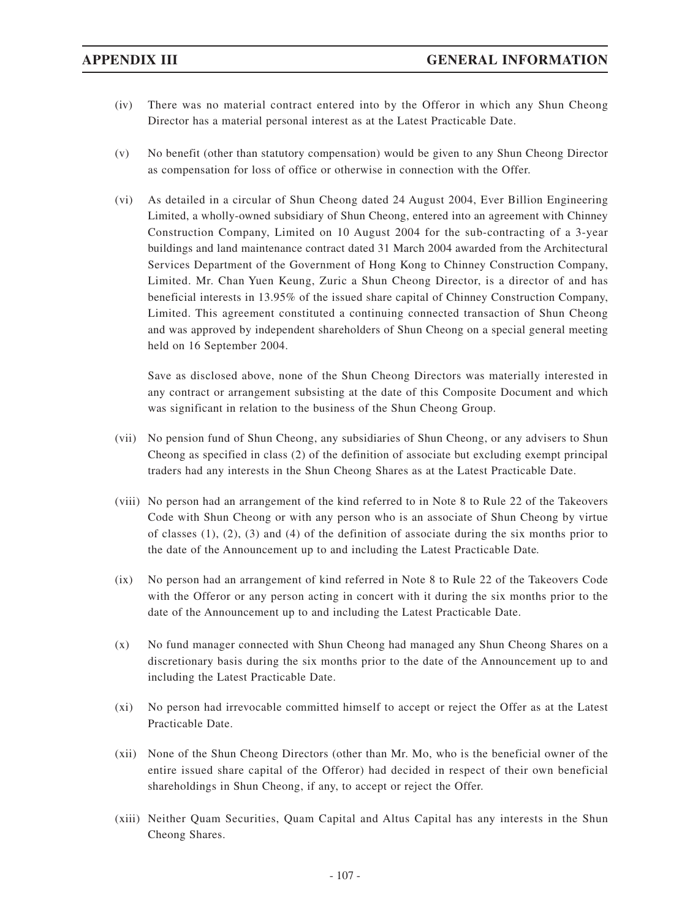(iv) There was no material contract entered into by the Offeror in which any Shun Cheong Director has a material personal interest as at the Latest Practicable Date.

(v) No benefit (other than statutory compensation) would be given to any Shun Cheong Director as compensation for loss of office or otherwise in connection with the Offer.

(vi) As detailed in a circular of Shun Cheong dated 24 August 2004, Ever Billion Engineering Limited, a wholly-owned subsidiary of Shun Cheong, entered into an agreement with Chinney Construction Company, Limited on 10 August 2004 for the sub-contracting of a 3-year buildings and land maintenance contract dated 31 March 2004 awarded from the Architectural Services Department of the Government of Hong Kong to Chinney Construction Company, Limited. Mr. Chan Yuen Keung, Zuric a Shun Cheong Director, is a director of and has beneficial interests in 13.95% of the issued share capital of Chinney Construction Company, Limited. This agreement constituted a continuing connected transaction of Shun Cheong and was approved by independent shareholders of Shun Cheong on a special general meeting held on 16 September 2004.

Save as disclosed above, none of the Shun Cheong Directors was materially interested in any contract or arrangement subsisting at the date of this Composite Document and which was significant in relation to the business of the Shun Cheong Group.

(vii) No pension fund of Shun Cheong, any subsidiaries of Shun Cheong, or any advisers to Shun Cheong as specified in class (2) of the definition of associate but excluding exempt principal traders had any interests in the Shun Cheong Shares as at the Latest Practicable Date.

(viii) No person had an arrangement of the kind referred to in Note 8 to Rule 22 of the Takeovers Code with Shun Cheong or with any person who is an associate of Shun Cheong by virtue of classes (1), (2), (3) and (4) of the definition of associate during the six months prior to the date of the Announcement up to and including the Latest Practicable Date.

(ix) No person had an arrangement of kind referred in Note 8 to Rule 22 of the Takeovers Code with the Offeror or any person acting in concert with it during the six months prior to the date of the Announcement up to and including the Latest Practicable Date.

(x) No fund manager connected with Shun Cheong had managed any Shun Cheong Shares on a discretionary basis during the six months prior to the date of the Announcement up to and including the Latest Practicable Date.

(xi) No person had irrevocable committed himself to accept or reject the Offer as at the Latest Practicable Date.

(xii) None of the Shun Cheong Directors (other than Mr. Mo, who is the beneficial owner of the entire issued share capital of the Offeror) had decided in respect of their own beneficial shareholdings in Shun Cheong, if any, to accept or reject the Offer.

(xiii) Neither Quam Securities, Quam Capital and Altus Capital has any interests in the Shun Cheong Shares.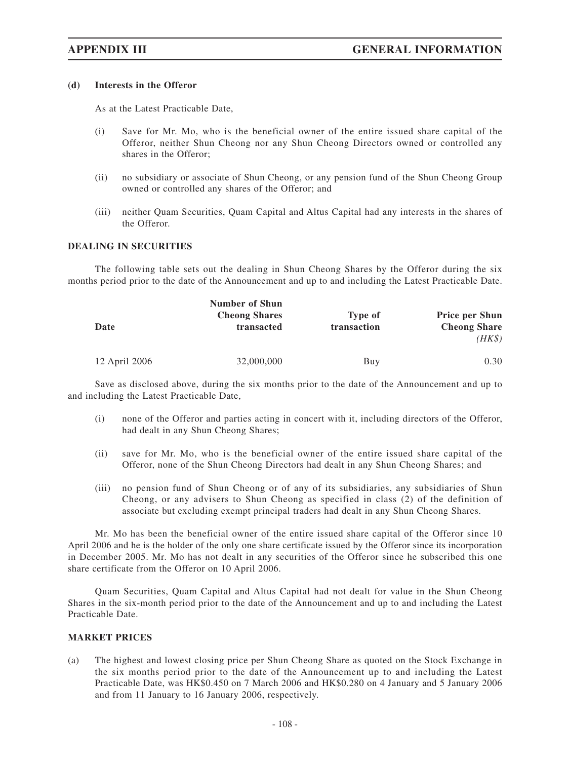**(d) Interests in the Offeror**

As at the Latest Practicable Date,

(i) Save for Mr. Mo, who is the beneficial owner of the entire issued share capital of the Offeror, neither Shun Cheong nor any Shun Cheong Directors owned or controlled any shares in the Offeror;

(ii) no subsidiary or associate of Shun Cheong, or any pension fund of the Shun Cheong Group owned or controlled any shares of the Offeror; and

(iii) neither Quam Securities, Quam Capital and Altus Capital had any interests in the shares of the Offeror.

**DEALING IN SECURITIES**

The following table sets out the dealing in Shun Cheong Shares by the Offeror during the six months period prior to the date of the Announcement and up to and including the Latest Practicable Date.

| Date | Number of Shun Cheong Shares transacted | Type of transaction | Price per Shun Cheong Share *(HK$)* |
|---|---|---|---|
| 12 April 2006 | 32,000,000 | Buy | 0.30 |

Save as disclosed above, during the six months prior to the date of the Announcement and up to and including the Latest Practicable Date,

(i) none of the Offeror and parties acting in concert with it, including directors of the Offeror, had dealt in any Shun Cheong Shares;

(ii) save for Mr. Mo, who is the beneficial owner of the entire issued share capital of the Offeror, none of the Shun Cheong Directors had dealt in any Shun Cheong Shares; and

(iii) no pension fund of Shun Cheong or of any of its subsidiaries, any subsidiaries of Shun Cheong, or any advisers to Shun Cheong as specified in class (2) of the definition of associate but excluding exempt principal traders had dealt in any Shun Cheong Shares.

Mr. Mo has been the beneficial owner of the entire issued share capital of the Offeror since 10 April 2006 and he is the holder of the only one share certificate issued by the Offeror since its incorporation in December 2005. Mr. Mo has not dealt in any securities of the Offeror since he subscribed this one share certificate from the Offeror on 10 April 2006.

Quam Securities, Quam Capital and Altus Capital had not dealt for value in the Shun Cheong Shares in the six-month period prior to the date of the Announcement and up to and including the Latest Practicable Date.

**MARKET PRICES**

(a) The highest and lowest closing price per Shun Cheong Share as quoted on the Stock Exchange in the six months period prior to the date of the Announcement up to and including the Latest Practicable Date, was HK$0.450 on 7 March 2006 and HK$0.280 on 4 January and 5 January 2006 and from 11 January to 16 January 2006, respectively.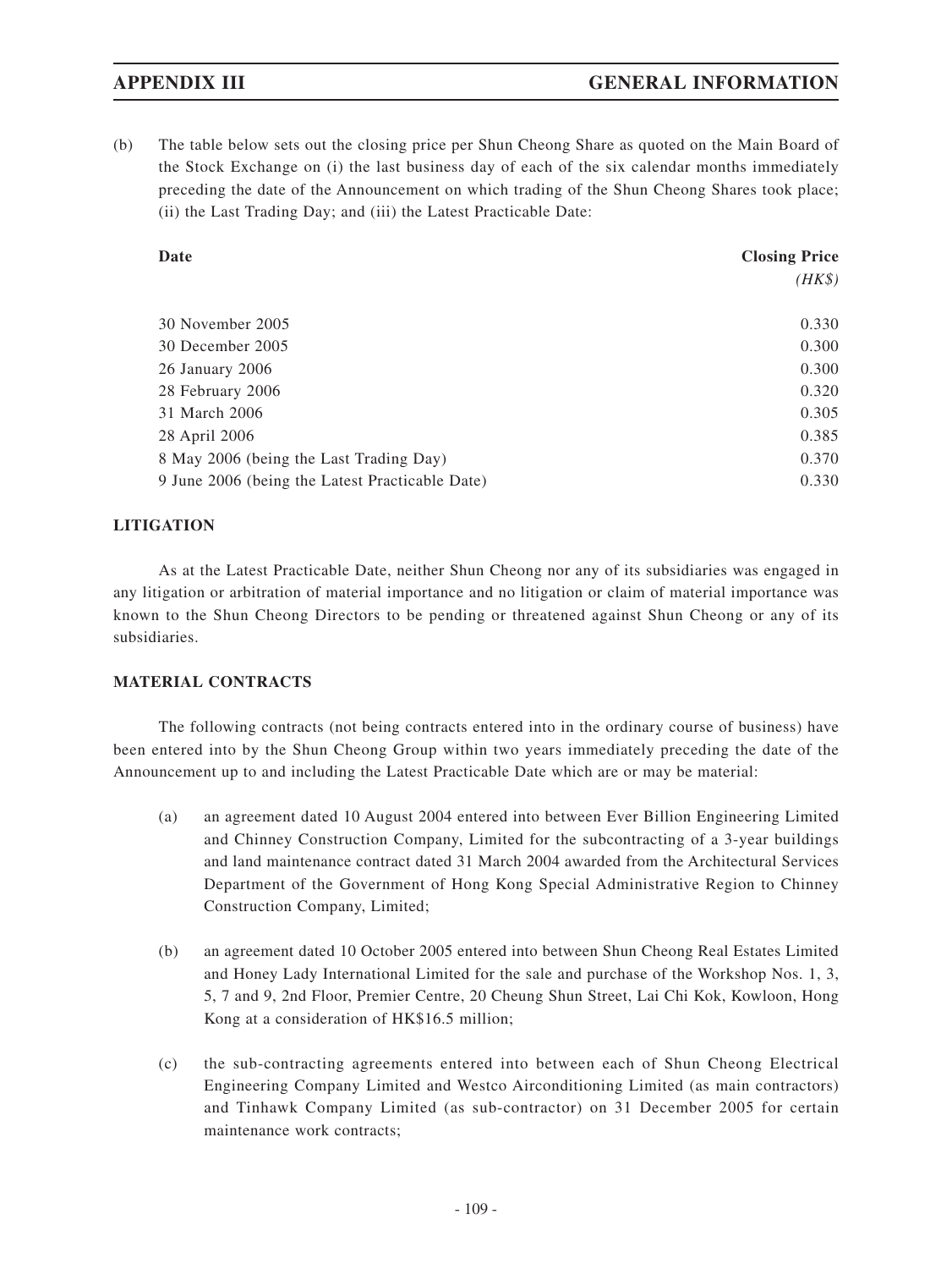(b) The table below sets out the closing price per Shun Cheong Share as quoted on the Main Board of the Stock Exchange on (i) the last business day of each of the six calendar months immediately preceding the date of the Announcement on which trading of the Shun Cheong Shares took place; (ii) the Last Trading Day; and (iii) the Latest Practicable Date:

| Date | Closing Price *(HK$)* |
|---|---|
| 30 November 2005 | 0.330 |
| 30 December 2005 | 0.300 |
| 26 January 2006 | 0.300 |
| 28 February 2006 | 0.320 |
| 31 March 2006 | 0.305 |
| 28 April 2006 | 0.385 |
| 8 May 2006 (being the Last Trading Day) | 0.370 |
| 9 June 2006 (being the Latest Practicable Date) | 0.330 |

## LITIGATION

As at the Latest Practicable Date, neither Shun Cheong nor any of its subsidiaries was engaged in any litigation or arbitration of material importance and no litigation or claim of material importance was known to the Shun Cheong Directors to be pending or threatened against Shun Cheong or any of its subsidiaries.

## MATERIAL CONTRACTS

The following contracts (not being contracts entered into in the ordinary course of business) have been entered into by the Shun Cheong Group within two years immediately preceding the date of the Announcement up to and including the Latest Practicable Date which are or may be material:

(a) an agreement dated 10 August 2004 entered into between Ever Billion Engineering Limited and Chinney Construction Company, Limited for the subcontracting of a 3-year buildings and land maintenance contract dated 31 March 2004 awarded from the Architectural Services Department of the Government of Hong Kong Special Administrative Region to Chinney Construction Company, Limited;

(b) an agreement dated 10 October 2005 entered into between Shun Cheong Real Estates Limited and Honey Lady International Limited for the sale and purchase of the Workshop Nos. 1, 3, 5, 7 and 9, 2nd Floor, Premier Centre, 20 Cheung Shun Street, Lai Chi Kok, Kowloon, Hong Kong at a consideration of HK$16.5 million;

(c) the sub-contracting agreements entered into between each of Shun Cheong Electrical Engineering Company Limited and Westco Airconditioning Limited (as main contractors) and Tinhawk Company Limited (as sub-contractor) on 31 December 2005 for certain maintenance work contracts;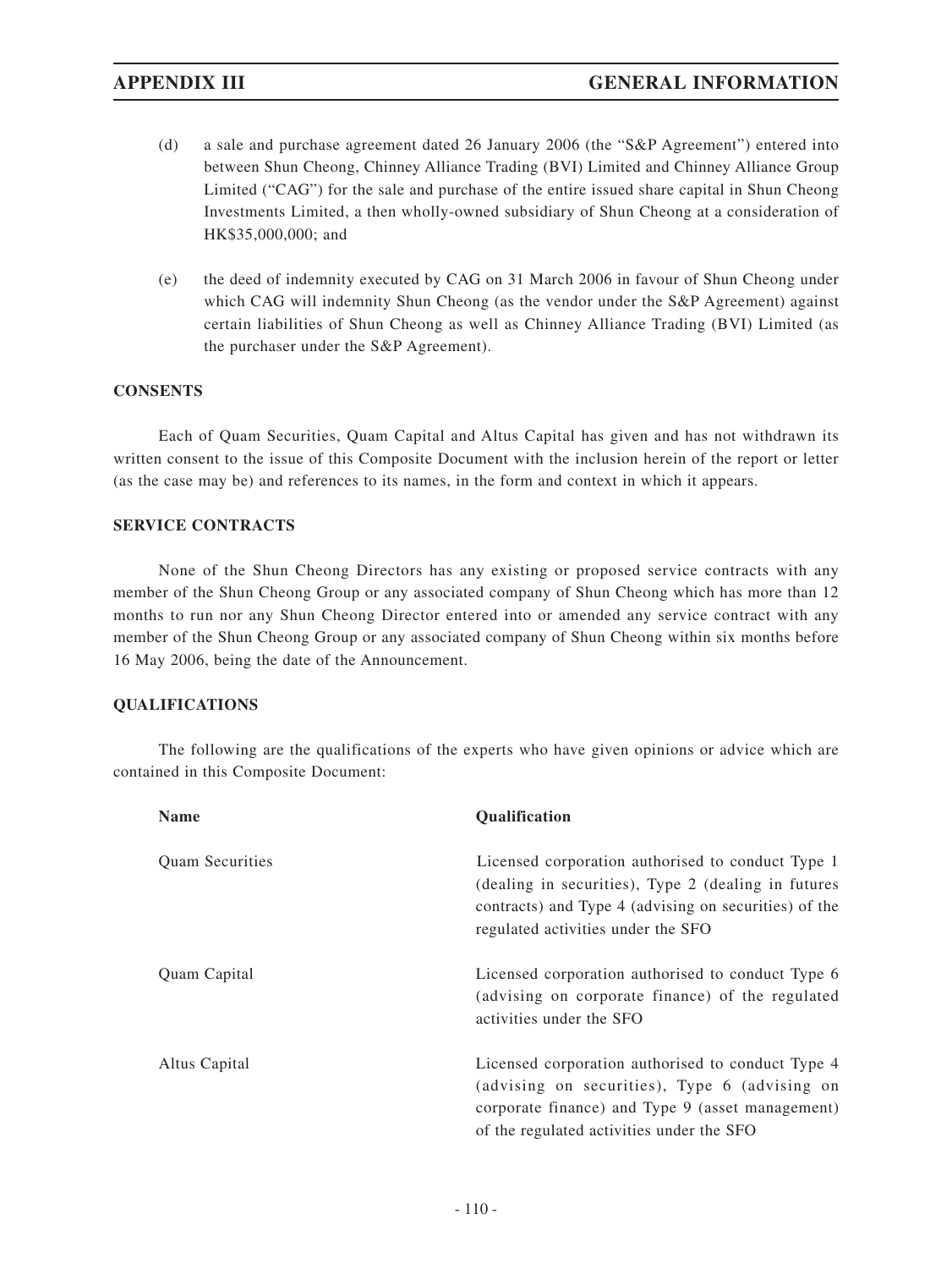(d) a sale and purchase agreement dated 26 January 2006 (the "S&P Agreement") entered into between Shun Cheong, Chinney Alliance Trading (BVI) Limited and Chinney Alliance Group Limited ("CAG") for the sale and purchase of the entire issued share capital in Shun Cheong Investments Limited, a then wholly-owned subsidiary of Shun Cheong at a consideration of HK$35,000,000; and

(e) the deed of indemnity executed by CAG on 31 March 2006 in favour of Shun Cheong under which CAG will indemnity Shun Cheong (as the vendor under the S&P Agreement) against certain liabilities of Shun Cheong as well as Chinney Alliance Trading (BVI) Limited (as the purchaser under the S&P Agreement).

## CONSENTS

Each of Quam Securities, Quam Capital and Altus Capital has given and has not withdrawn its written consent to the issue of this Composite Document with the inclusion herein of the report or letter (as the case may be) and references to its names, in the form and context in which it appears.

## SERVICE CONTRACTS

None of the Shun Cheong Directors has any existing or proposed service contracts with any member of the Shun Cheong Group or any associated company of Shun Cheong which has more than 12 months to run nor any Shun Cheong Director entered into or amended any service contract with any member of the Shun Cheong Group or any associated company of Shun Cheong within six months before 16 May 2006, being the date of the Announcement.

## QUALIFICATIONS

The following are the qualifications of the experts who have given opinions or advice which are contained in this Composite Document:

| Name | Qualification |
|---|---|
| Quam Securities | Licensed corporation authorised to conduct Type 1 (dealing in securities), Type 2 (dealing in futures contracts) and Type 4 (advising on securities) of the regulated activities under the SFO |
| Quam Capital | Licensed corporation authorised to conduct Type 6 (advising on corporate finance) of the regulated activities under the SFO |
| Altus Capital | Licensed corporation authorised to conduct Type 4 (advising on securities), Type 6 (advising on corporate finance) and Type 9 (asset management) of the regulated activities under the SFO |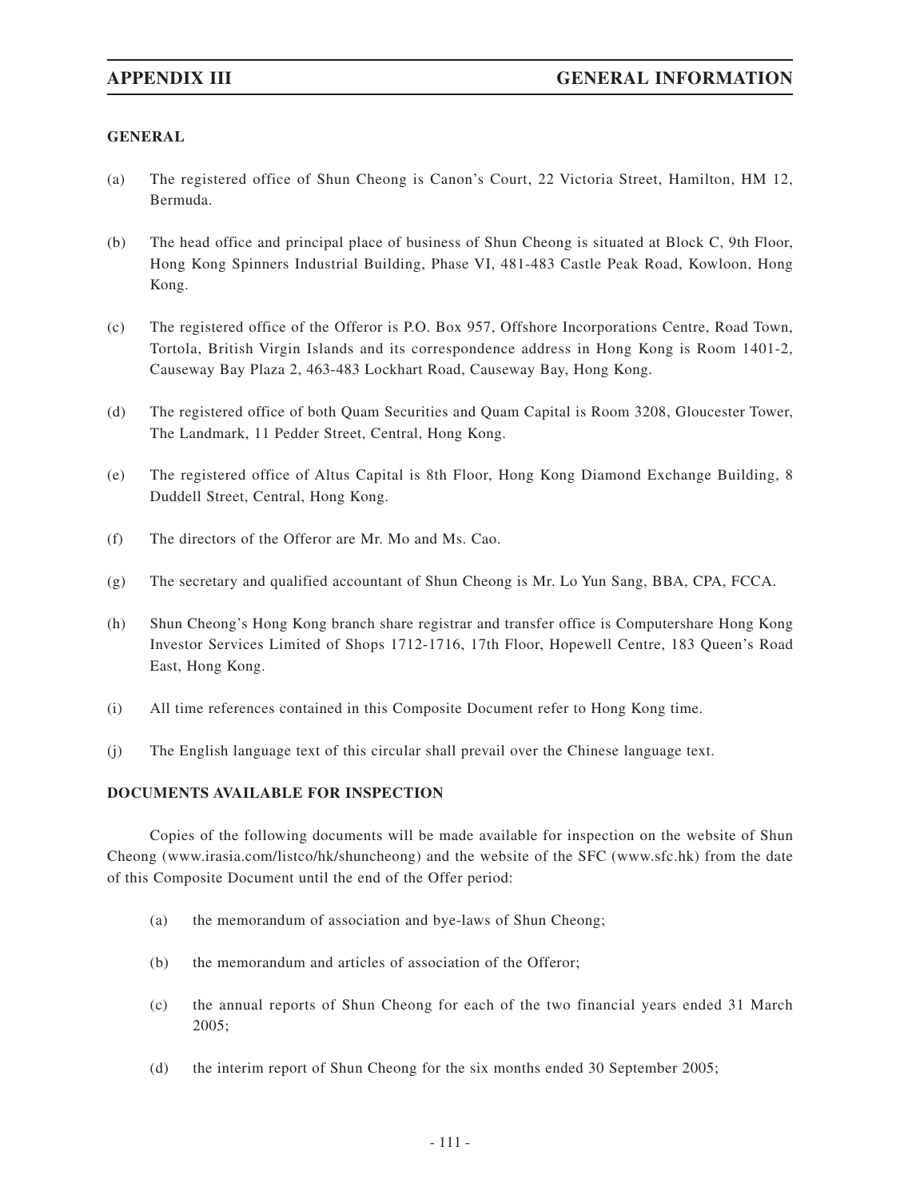## GENERAL

(a) The registered office of Shun Cheong is Canon's Court, 22 Victoria Street, Hamilton, HM 12, Bermuda.

(b) The head office and principal place of business of Shun Cheong is situated at Block C, 9th Floor, Hong Kong Spinners Industrial Building, Phase VI, 481-483 Castle Peak Road, Kowloon, Hong Kong.

(c) The registered office of the Offeror is P.O. Box 957, Offshore Incorporations Centre, Road Town, Tortola, British Virgin Islands and its correspondence address in Hong Kong is Room 1401-2, Causeway Bay Plaza 2, 463-483 Lockhart Road, Causeway Bay, Hong Kong.

(d) The registered office of both Quam Securities and Quam Capital is Room 3208, Gloucester Tower, The Landmark, 11 Pedder Street, Central, Hong Kong.

(e) The registered office of Altus Capital is 8th Floor, Hong Kong Diamond Exchange Building, 8 Duddell Street, Central, Hong Kong.

(f) The directors of the Offeror are Mr. Mo and Ms. Cao.

(g) The secretary and qualified accountant of Shun Cheong is Mr. Lo Yun Sang, BBA, CPA, FCCA.

(h) Shun Cheong's Hong Kong branch share registrar and transfer office is Computershare Hong Kong Investor Services Limited of Shops 1712-1716, 17th Floor, Hopewell Centre, 183 Queen's Road East, Hong Kong.

(i) All time references contained in this Composite Document refer to Hong Kong time.

(j) The English language text of this circular shall prevail over the Chinese language text.

## DOCUMENTS AVAILABLE FOR INSPECTION

Copies of the following documents will be made available for inspection on the website of Shun Cheong (www.irasia.com/listco/hk/shuncheong) and the website of the SFC (www.sfc.hk) from the date of this Composite Document until the end of the Offer period:

(a) the memorandum of association and bye-laws of Shun Cheong;

(b) the memorandum and articles of association of the Offeror;

(c) the annual reports of Shun Cheong for each of the two financial years ended 31 March 2005;

(d) the interim report of Shun Cheong for the six months ended 30 September 2005;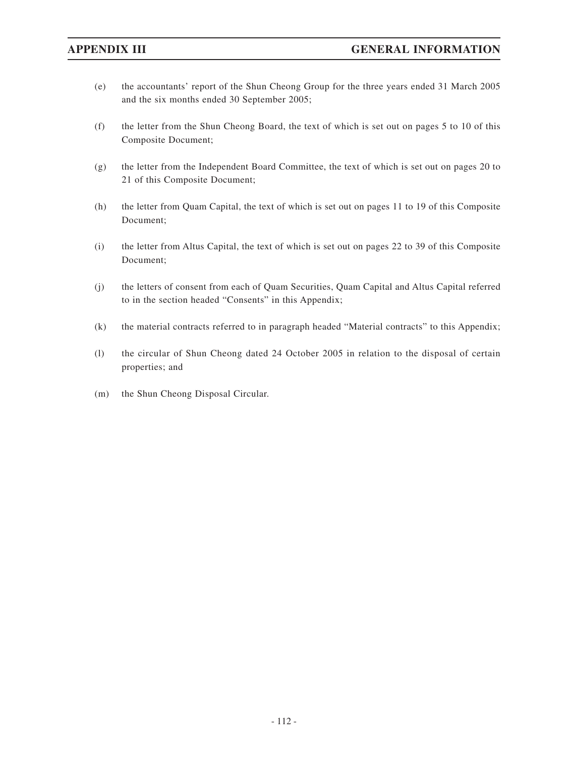(e) the accountants' report of the Shun Cheong Group for the three years ended 31 March 2005 and the six months ended 30 September 2005;

(f) the letter from the Shun Cheong Board, the text of which is set out on pages 5 to 10 of this Composite Document;

(g) the letter from the Independent Board Committee, the text of which is set out on pages 20 to 21 of this Composite Document;

(h) the letter from Quam Capital, the text of which is set out on pages 11 to 19 of this Composite Document;

(i) the letter from Altus Capital, the text of which is set out on pages 22 to 39 of this Composite Document;

(j) the letters of consent from each of Quam Securities, Quam Capital and Altus Capital referred to in the section headed "Consents" in this Appendix;

(k) the material contracts referred to in paragraph headed "Material contracts" to this Appendix;

(l) the circular of Shun Cheong dated 24 October 2005 in relation to the disposal of certain properties; and

(m) the Shun Cheong Disposal Circular.